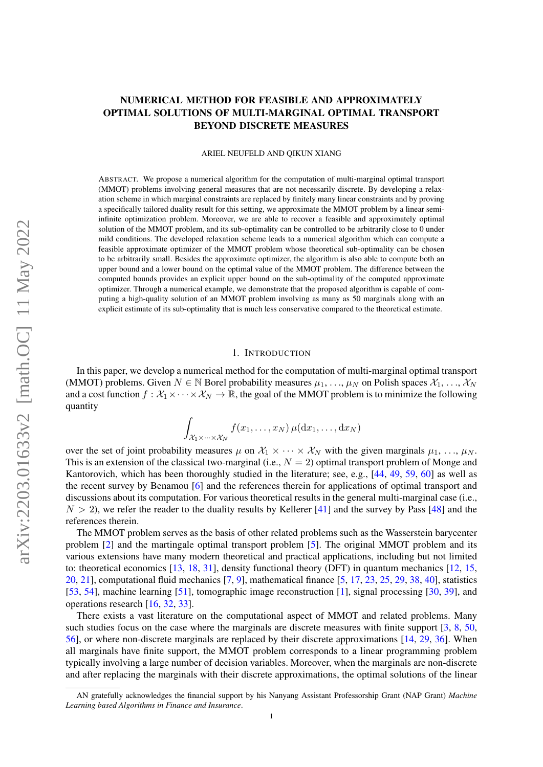# NUMERICAL METHOD FOR FEASIBLE AND APPROXIMATELY OPTIMAL SOLUTIONS OF MULTI-MARGINAL OPTIMAL TRANSPORT BEYOND DISCRETE MEASURES

ARIEL NEUFELD AND QIKUN XIANG

ABSTRACT. We propose a numerical algorithm for the computation of multi-marginal optimal transport (MMOT) problems involving general measures that are not necessarily discrete. By developing a relaxation scheme in which marginal constraints are replaced by finitely many linear constraints and by proving a specifically tailored duality result for this setting, we approximate the MMOT problem by a linear semi-infinite optimization problem. Moreover, we are able to recover a feasible and approximately optimal solution of the MMOT problem, and its sub-optimality can be controlled to be arbitrarily close to 0 under mild conditions. The developed relaxation scheme leads to a numerical algorithm which can compute a feasible approximate optimizer of the MMOT problem whose theoretical sub-optimality can be chosen to be arbitrarily small. Besides the approximate optimizer, the algorithm is also able to compute both an upper bound and a lower bound on the optimal value of the MMOT problem. The difference between the computed bounds provides an explicit upper bound on the sub-optimality of the computed approximate optimizer. Through a numerical example, we demonstrate that the proposed algorithm is capable of computing a high-quality solution of an MMOT problem involving as many as 50 marginals along with an explicit estimate of its sub-optimality that is much less conservative compared to the theoretical estimate.

## 1. INTRODUCTION

In this paper, we develop a numerical method for the computation of multi-marginal optimal transport (MMOT) problems. Given $N \in \mathbb{N}$ Borel probability measures $\mu_1, \ldots, \mu_N$ on Polish spaces $\mathcal{X}_1, \ldots, \mathcal{X}_N$ and a cost function $f : \mathcal{X}_1 \times \cdots \times \mathcal{X}_N \to \mathbb{R}$, the goal of the MMOT problem is to minimize the following quantity

$$\int_{\mathcal{X}_1 \times \cdots \times \mathcal{X}_N} f(x_1, \ldots, x_N)\, \mu(\mathrm{d}x_1, \ldots, \mathrm{d}x_N)$$

over the set of joint probability measures $\mu$ on $\mathcal{X}_1 \times \cdots \times \mathcal{X}_N$ with the given marginals $\mu_1, \ldots, \mu_N$. This is an extension of the classical two-marginal (i.e., $N = 2$) optimal transport problem of Monge and Kantorovich, which has been thoroughly studied in the literature; see, e.g., [44, 49, 59, 60] as well as the recent survey by Benamou [6] and the references therein for applications of optimal transport and discussions about its computation. For various theoretical results in the general multi-marginal case (i.e., $N > 2$), we refer the reader to the duality results by Kellerer [41] and the survey by Pass [48] and the references therein.

The MMOT problem serves as the basis of other related problems such as the Wasserstein barycenter problem [2] and the martingale optimal transport problem [5]. The original MMOT problem and its various extensions have many modern theoretical and practical applications, including but not limited to: theoretical economics [13, 18, 31], density functional theory (DFT) in quantum mechanics [12, 15, 20, 21], computational fluid mechanics [7, 9], mathematical finance [5, 17, 23, 25, 29, 38, 40], statistics [53, 54], machine learning [51], tomographic image reconstruction [1], signal processing [30, 39], and operations research [16, 32, 33].

There exists a vast literature on the computational aspect of MMOT and related problems. Many such studies focus on the case where the marginals are discrete measures with finite support [3, 8, 50, 56], or where non-discrete marginals are replaced by their discrete approximations [14, 29, 36]. When all marginals have finite support, the MMOT problem corresponds to a linear programming problem typically involving a large number of decision variables. Moreover, when the marginals are non-discrete and after replacing the marginals with their discrete approximations, the optimal solutions of the linear

AN gratefully acknowledges the financial support by his Nanyang Assistant Professorship Grant (NAP Grant) *Machine Learning based Algorithms in Finance and Insurance*.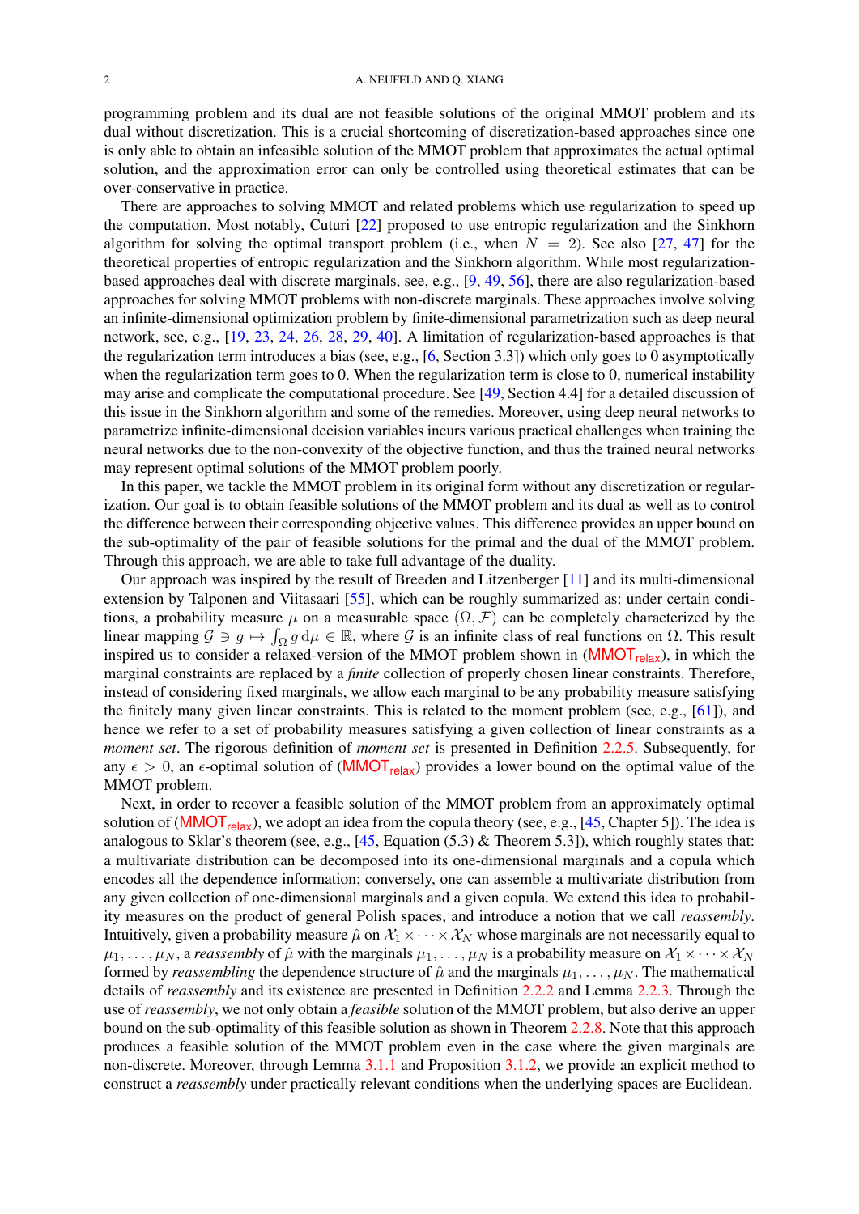programming problem and its dual are not feasible solutions of the original MMOT problem and its dual without discretization. This is a crucial shortcoming of discretization-based approaches since one is only able to obtain an infeasible solution of the MMOT problem that approximates the actual optimal solution, and the approximation error can only be controlled using theoretical estimates that can be over-conservative in practice.

There are approaches to solving MMOT and related problems which use regularization to speed up the computation. Most notably, Cuturi [22] proposed to use entropic regularization and the Sinkhorn algorithm for solving the optimal transport problem (i.e., when $N = 2$). See also [27, 47] for the theoretical properties of entropic regularization and the Sinkhorn algorithm. While most regularization-based approaches deal with discrete marginals, see, e.g., [9, 49, 56], there are also regularization-based approaches for solving MMOT problems with non-discrete marginals. These approaches involve solving an infinite-dimensional optimization problem by finite-dimensional parametrization such as deep neural network, see, e.g., [19, 23, 24, 26, 28, 29, 40]. A limitation of regularization-based approaches is that the regularization term introduces a bias (see, e.g., [6, Section 3.3]) which only goes to 0 asymptotically when the regularization term goes to 0. When the regularization term is close to 0, numerical instability may arise and complicate the computational procedure. See [49, Section 4.4] for a detailed discussion of this issue in the Sinkhorn algorithm and some of the remedies. Moreover, using deep neural networks to parametrize infinite-dimensional decision variables incurs various practical challenges when training the neural networks due to the non-convexity of the objective function, and thus the trained neural networks may represent optimal solutions of the MMOT problem poorly.

In this paper, we tackle the MMOT problem in its original form without any discretization or regularization. Our goal is to obtain feasible solutions of the MMOT problem and its dual as well as to control the difference between their corresponding objective values. This difference provides an upper bound on the sub-optimality of the pair of feasible solutions for the primal and the dual of the MMOT problem. Through this approach, we are able to take full advantage of the duality.

Our approach was inspired by the result of Breeden and Litzenberger [11] and its multi-dimensional extension by Talponen and Viitasaari [55], which can be roughly summarized as: under certain conditions, a probability measure $\mu$ on a measurable space $(\Omega, \mathcal{F})$ can be completely characterized by the linear mapping $\mathcal{G} \ni g \mapsto \int_\Omega g \, \mathrm{d}\mu \in \mathbb{R}$, where $\mathcal{G}$ is an infinite class of real functions on $\Omega$. This result inspired us to consider a relaxed-version of the MMOT problem shown in ($\mathsf{MMOT}_{\mathsf{relax}}$), in which the marginal constraints are replaced by a *finite* collection of properly chosen linear constraints. Therefore, instead of considering fixed marginals, we allow each marginal to be any probability measure satisfying the finitely many given linear constraints. This is related to the moment problem (see, e.g., [61]), and hence we refer to a set of probability measures satisfying a given collection of linear constraints as a *moment set*. The rigorous definition of *moment set* is presented in Definition 2.2.5. Subsequently, for any $\epsilon > 0$, an $\epsilon$-optimal solution of ($\mathsf{MMOT}_{\mathsf{relax}}$) provides a lower bound on the optimal value of the MMOT problem.

Next, in order to recover a feasible solution of the MMOT problem from an approximately optimal solution of ($\mathsf{MMOT}_{\mathsf{relax}}$), we adopt an idea from the copula theory (see, e.g., [45, Chapter 5]). The idea is analogous to Sklar's theorem (see, e.g., [45, Equation (5.3) & Theorem 5.3]), which roughly states that: a multivariate distribution can be decomposed into its one-dimensional marginals and a copula which encodes all the dependence information; conversely, one can assemble a multivariate distribution from any given collection of one-dimensional marginals and a given copula. We extend this idea to probability measures on the product of general Polish spaces, and introduce a notion that we call *reassembly*. Intuitively, given a probability measure $\hat{\mu}$ on $\mathcal{X}_1 \times \cdots \times \mathcal{X}_N$ whose marginals are not necessarily equal to $\mu_1, \ldots, \mu_N$, a *reassembly* of $\hat{\mu}$ with the marginals $\mu_1, \ldots, \mu_N$ is a probability measure on $\mathcal{X}_1 \times \cdots \times \mathcal{X}_N$ formed by *reassembling* the dependence structure of $\hat{\mu}$ and the marginals $\mu_1, \ldots, \mu_N$. The mathematical details of *reassembly* and its existence are presented in Definition 2.2.2 and Lemma 2.2.3. Through the use of *reassembly*, we not only obtain a *feasible* solution of the MMOT problem, but also derive an upper bound on the sub-optimality of this feasible solution as shown in Theorem 2.2.8. Note that this approach produces a feasible solution of the MMOT problem even in the case where the given marginals are non-discrete. Moreover, through Lemma 3.1.1 and Proposition 3.1.2, we provide an explicit method to construct a *reassembly* under practically relevant conditions when the underlying spaces are Euclidean.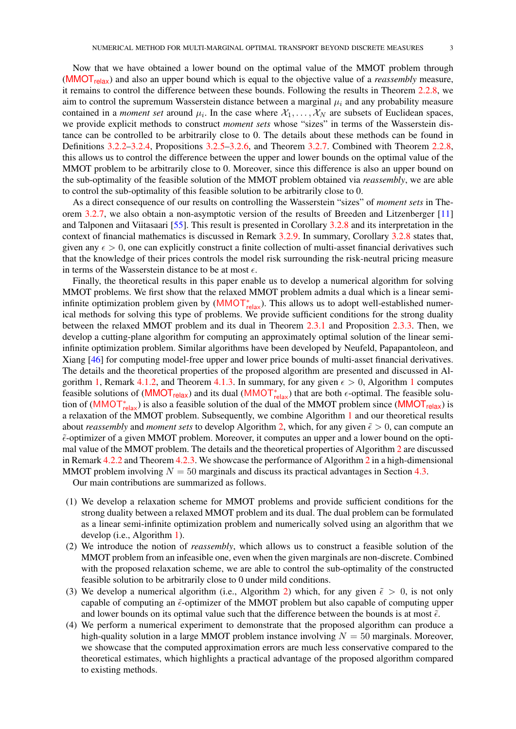Now that we have obtained a lower bound on the optimal value of the MMOT problem through ($\mathsf{MMOT}_{\mathsf{relax}}$) and also an upper bound which is equal to the objective value of a *reassembly* measure, it remains to control the difference between these bounds. Following the results in Theorem 2.2.8, we aim to control the supremum Wasserstein distance between a marginal $\mu_i$ and any probability measure contained in a *moment set* around $\mu_i$. In the case where $\mathcal{X}_1, \ldots, \mathcal{X}_N$ are subsets of Euclidean spaces, we provide explicit methods to construct *moment sets* whose "sizes" in terms of the Wasserstein distance can be controlled to be arbitrarily close to 0. The details about these methods can be found in Definitions 3.2.2–3.2.4, Propositions 3.2.5–3.2.6, and Theorem 3.2.7. Combined with Theorem 2.2.8, this allows us to control the difference between the upper and lower bounds on the optimal value of the MMOT problem to be arbitrarily close to 0. Moreover, since this difference is also an upper bound on the sub-optimality of the feasible solution of the MMOT problem obtained via *reassembly*, we are able to control the sub-optimality of this feasible solution to be arbitrarily close to 0.

As a direct consequence of our results on controlling the Wasserstein "sizes" of *moment sets* in Theorem 3.2.7, we also obtain a non-asymptotic version of the results of Breeden and Litzenberger [11] and Talponen and Viitasaari [55]. This result is presented in Corollary 3.2.8 and its interpretation in the context of financial mathematics is discussed in Remark 3.2.9. In summary, Corollary 3.2.8 states that, given any $\epsilon > 0$, one can explicitly construct a finite collection of multi-asset financial derivatives such that the knowledge of their prices controls the model risk surrounding the risk-neutral pricing measure in terms of the Wasserstein distance to be at most $\epsilon$.

Finally, the theoretical results in this paper enable us to develop a numerical algorithm for solving MMOT problems. We first show that the relaxed MMOT problem admits a dual which is a linear semi-infinite optimization problem given by ($\mathsf{MMOT}^*_{\mathsf{relax}}$). This allows us to adopt well-established numerical methods for solving this type of problems. We provide sufficient conditions for the strong duality between the relaxed MMOT problem and its dual in Theorem 2.3.1 and Proposition 2.3.3. Then, we develop a cutting-plane algorithm for computing an approximately optimal solution of the linear semi-infinite optimization problem. Similar algorithms have been developed by Neufeld, Papapantoleon, and Xiang [46] for computing model-free upper and lower price bounds of multi-asset financial derivatives. The details and the theoretical properties of the proposed algorithm are presented and discussed in Algorithm 1, Remark 4.1.2, and Theorem 4.1.3. In summary, for any given $\epsilon > 0$, Algorithm 1 computes feasible solutions of ($\mathsf{MMOT}_{\mathsf{relax}}$) and its dual ($\mathsf{MMOT}^*_{\mathsf{relax}}$) that are both $\epsilon$-optimal. The feasible solution of ($\mathsf{MMOT}^*_{\mathsf{relax}}$) is also a feasible solution of the dual of the MMOT problem since ($\mathsf{MMOT}_{\mathsf{relax}}$) is a relaxation of the MMOT problem. Subsequently, we combine Algorithm 1 and our theoretical results about *reassembly* and *moment sets* to develop Algorithm 2, which, for any given $\tilde{\epsilon} > 0$, can compute an $\tilde{\epsilon}$-optimizer of a given MMOT problem. Moreover, it computes an upper and a lower bound on the optimal value of the MMOT problem. The details and the theoretical properties of Algorithm 2 are discussed in Remark 4.2.2 and Theorem 4.2.3. We showcase the performance of Algorithm 2 in a high-dimensional MMOT problem involving $N = 50$ marginals and discuss its practical advantages in Section 4.3.

Our main contributions are summarized as follows.

(1) We develop a relaxation scheme for MMOT problems and provide sufficient conditions for the strong duality between a relaxed MMOT problem and its dual. The dual problem can be formulated as a linear semi-infinite optimization problem and numerically solved using an algorithm that we develop (i.e., Algorithm 1).
(2) We introduce the notion of *reassembly*, which allows us to construct a feasible solution of the MMOT problem from an infeasible one, even when the given marginals are non-discrete. Combined with the proposed relaxation scheme, we are able to control the sub-optimality of the constructed feasible solution to be arbitrarily close to 0 under mild conditions.
(3) We develop a numerical algorithm (i.e., Algorithm 2) which, for any given $\tilde{\epsilon} > 0$, is not only capable of computing an $\tilde{\epsilon}$-optimizer of the MMOT problem but also capable of computing upper and lower bounds on its optimal value such that the difference between the bounds is at most $\tilde{\epsilon}$.
(4) We perform a numerical experiment to demonstrate that the proposed algorithm can produce a high-quality solution in a large MMOT problem instance involving $N = 50$ marginals. Moreover, we showcase that the computed approximation errors are much less conservative compared to the theoretical estimates, which highlights a practical advantage of the proposed algorithm compared to existing methods.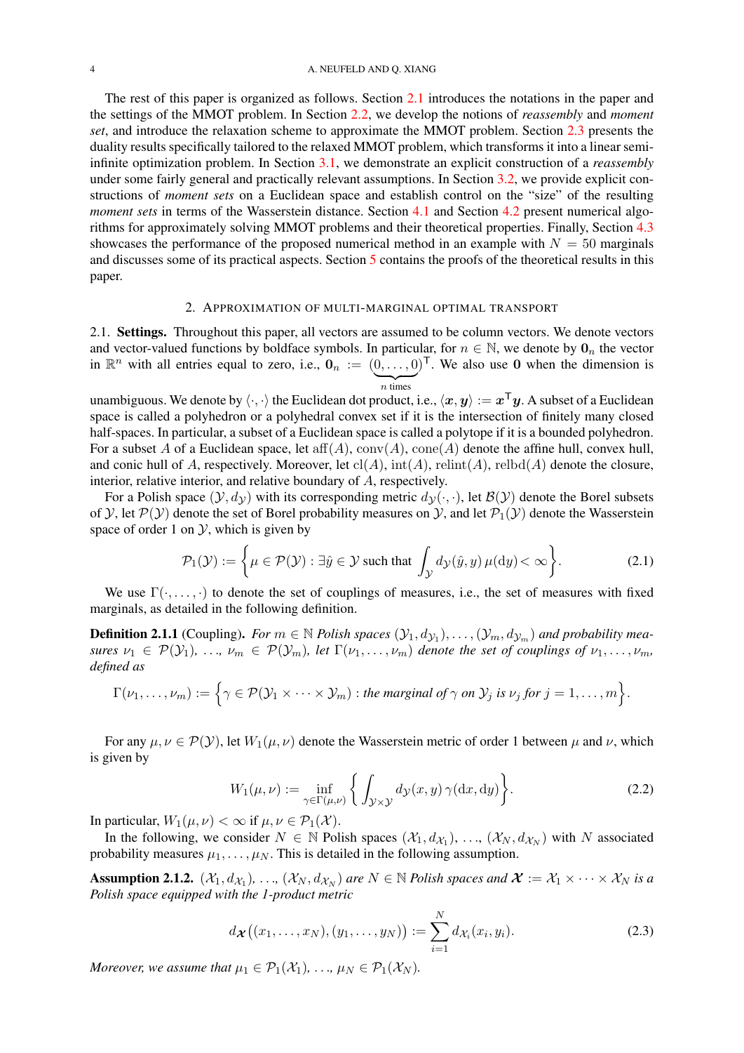The rest of this paper is organized as follows. Section 2.1 introduces the notations in the paper and the settings of the MMOT problem. In Section 2.2, we develop the notions of *reassembly* and *moment set*, and introduce the relaxation scheme to approximate the MMOT problem. Section 2.3 presents the duality results specifically tailored to the relaxed MMOT problem, which transforms it into a linear semi-infinite optimization problem. In Section 3.1, we demonstrate an explicit construction of a *reassembly* under some fairly general and practically relevant assumptions. In Section 3.2, we provide explicit constructions of *moment sets* on a Euclidean space and establish control on the "size" of the resulting *moment sets* in terms of the Wasserstein distance. Section 4.1 and Section 4.2 present numerical algorithms for approximately solving MMOT problems and their theoretical properties. Finally, Section 4.3 showcases the performance of the proposed numerical method in an example with $N = 50$ marginals and discusses some of its practical aspects. Section 5 contains the proofs of the theoretical results in this paper.

## 2. Approximation of multi-marginal optimal transport

2.1. **Settings.** Throughout this paper, all vectors are assumed to be column vectors. We denote vectors and vector-valued functions by boldface symbols. In particular, for $n \in \mathbb{N}$, we denote by $\mathbf{0}_n$ the vector in $\mathbb{R}^n$ with all entries equal to zero, i.e., $\mathbf{0}_n := (\underbrace{0, \ldots, 0}_{n \text{ times}})^\mathsf{T}$. We also use $\mathbf{0}$ when the dimension is unambiguous. We denote by $\langle \cdot, \cdot \rangle$ the Euclidean dot product, i.e., $\langle \boldsymbol{x}, \boldsymbol{y} \rangle := \boldsymbol{x}^\mathsf{T}\boldsymbol{y}$. A subset of a Euclidean space is called a polyhedron or a polyhedral convex set if it is the intersection of finitely many closed half-spaces. In particular, a subset of a Euclidean space is called a polytope if it is a bounded polyhedron. For a subset $A$ of a Euclidean space, let $\mathrm{aff}(A)$, $\mathrm{conv}(A)$, $\mathrm{cone}(A)$ denote the affine hull, convex hull, and conic hull of $A$, respectively. Moreover, let $\mathrm{cl}(A)$, $\mathrm{int}(A)$, $\mathrm{relint}(A)$, $\mathrm{relbd}(A)$ denote the closure, interior, relative interior, and relative boundary of $A$, respectively.

For a Polish space $(\mathcal{Y}, d_\mathcal{Y})$ with its corresponding metric $d_\mathcal{Y}(\cdot,\cdot)$, let $\mathcal{B}(\mathcal{Y})$ denote the Borel subsets of $\mathcal{Y}$, let $\mathcal{P}(\mathcal{Y})$ denote the set of Borel probability measures on $\mathcal{Y}$, and let $\mathcal{P}_1(\mathcal{Y})$ denote the Wasserstein space of order 1 on $\mathcal{Y}$, which is given by

$$\mathcal{P}_1(\mathcal{Y}) := \left\{\mu \in \mathcal{P}(\mathcal{Y}) : \exists \hat{y} \in \mathcal{Y} \text{ such that } \int_\mathcal{Y} d_\mathcal{Y}(\hat{y}, y)\,\mu(\mathrm{d}y) < \infty\right\}. \tag{2.1}$$

We use $\Gamma(\cdot, \ldots, \cdot)$ to denote the set of couplings of measures, i.e., the set of measures with fixed marginals, as detailed in the following definition.

**Definition 2.1.1** (Coupling). *For $m \in \mathbb{N}$ Polish spaces $(\mathcal{Y}_1, d_{\mathcal{Y}_1}), \ldots, (\mathcal{Y}_m, d_{\mathcal{Y}_m})$ and probability measures $\nu_1 \in \mathcal{P}(\mathcal{Y}_1)$, ..., $\nu_m \in \mathcal{P}(\mathcal{Y}_m)$, let $\Gamma(\nu_1, \ldots, \nu_m)$ denote the set of couplings of $\nu_1, \ldots, \nu_m$, defined as*

$$\Gamma(\nu_1, \ldots, \nu_m) := \Big\{\gamma \in \mathcal{P}(\mathcal{Y}_1 \times \cdots \times \mathcal{Y}_m) : \text{the marginal of } \gamma \text{ on } \mathcal{Y}_j \text{ is } \nu_j \text{ for } j = 1, \ldots, m\Big\}.$$

For any $\mu, \nu \in \mathcal{P}(\mathcal{Y})$, let $W_1(\mu, \nu)$ denote the Wasserstein metric of order 1 between $\mu$ and $\nu$, which is given by

$$W_1(\mu, \nu) := \inf_{\gamma \in \Gamma(\mu,\nu)} \left\{\int_{\mathcal{Y}\times\mathcal{Y}} d_\mathcal{Y}(x, y)\,\gamma(\mathrm{d}x, \mathrm{d}y)\right\}. \tag{2.2}$$

In particular, $W_1(\mu, \nu) < \infty$ if $\mu, \nu \in \mathcal{P}_1(\mathcal{X})$.

In the following, we consider $N \in \mathbb{N}$ Polish spaces $(\mathcal{X}_1, d_{\mathcal{X}_1})$, ..., $(\mathcal{X}_N, d_{\mathcal{X}_N})$ with $N$ associated probability measures $\mu_1, \ldots, \mu_N$. This is detailed in the following assumption.

**Assumption 2.1.2.** *$(\mathcal{X}_1, d_{\mathcal{X}_1})$, ..., $(\mathcal{X}_N, d_{\mathcal{X}_N})$ are $N \in \mathbb{N}$ Polish spaces and $\boldsymbol{\mathcal{X}} := \mathcal{X}_1 \times \cdots \times \mathcal{X}_N$ is a Polish space equipped with the 1-product metric*

$$d_{\boldsymbol{\mathcal{X}}}\big((x_1, \ldots, x_N), (y_1, \ldots, y_N)\big) := \sum_{i=1}^N d_{\mathcal{X}_i}(x_i, y_i). \tag{2.3}$$

*Moreover, we assume that $\mu_1 \in \mathcal{P}_1(\mathcal{X}_1)$, ..., $\mu_N \in \mathcal{P}_1(\mathcal{X}_N)$.*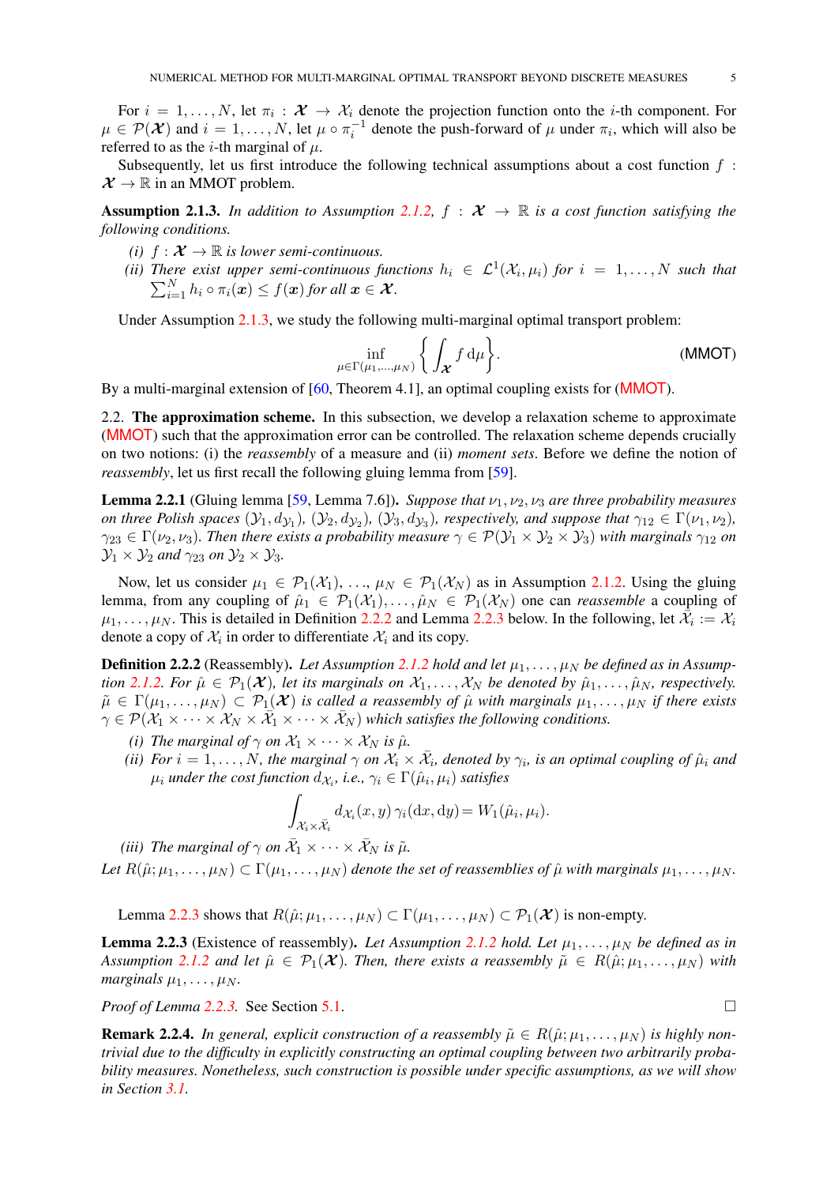For $i = 1, \ldots, N$, let $\pi_i : \boldsymbol{\mathcal{X}} \to \mathcal{X}_i$ denote the projection function onto the $i$-th component. For $\mu \in \mathcal{P}(\boldsymbol{\mathcal{X}})$ and $i = 1, \ldots, N$, let $\mu \circ \pi_i^{-1}$ denote the push-forward of $\mu$ under $\pi_i$, which will also be referred to as the $i$-th marginal of $\mu$.

Subsequently, let us first introduce the following technical assumptions about a cost function $f : \boldsymbol{\mathcal{X}} \to \mathbb{R}$ in an MMOT problem.

**Assumption 2.1.3.** *In addition to Assumption 2.1.2, $f : \boldsymbol{\mathcal{X}} \to \mathbb{R}$ is a cost function satisfying the following conditions.*

- *(i) $f : \boldsymbol{\mathcal{X}} \to \mathbb{R}$ is lower semi-continuous.*
- *(ii) There exist upper semi-continuous functions $h_i \in \mathcal{L}^1(\mathcal{X}_i, \mu_i)$ for $i = 1, \ldots, N$ such that $\sum_{i=1}^N h_i \circ \pi_i(\boldsymbol{x}) \le f(\boldsymbol{x})$ for all $\boldsymbol{x} \in \boldsymbol{\mathcal{X}}$.*

Under Assumption 2.1.3, we study the following multi-marginal optimal transport problem:

$$\inf_{\mu \in \Gamma(\mu_1, \ldots, \mu_N)} \left\{ \int_{\boldsymbol{\mathcal{X}}} f \, \mathrm{d}\mu \right\}. \tag{MMOT}$$

By a multi-marginal extension of [60, Theorem 4.1], an optimal coupling exists for (MMOT).

## 2.2. The approximation scheme.

In this subsection, we develop a relaxation scheme to approximate (MMOT) such that the approximation error can be controlled. The relaxation scheme depends crucially on two notions: (i) the *reassembly* of a measure and (ii) *moment sets*. Before we define the notion of *reassembly*, let us first recall the following gluing lemma from [59].

**Lemma 2.2.1** (Gluing lemma [59, Lemma 7.6]). *Suppose that $\nu_1, \nu_2, \nu_3$ are three probability measures on three Polish spaces $(\mathcal{Y}_1, d_{\mathcal{Y}_1})$, $(\mathcal{Y}_2, d_{\mathcal{Y}_2})$, $(\mathcal{Y}_3, d_{\mathcal{Y}_3})$, respectively, and suppose that $\gamma_{12} \in \Gamma(\nu_1, \nu_2)$, $\gamma_{23} \in \Gamma(\nu_2, \nu_3)$. Then there exists a probability measure $\gamma \in \mathcal{P}(\mathcal{Y}_1 \times \mathcal{Y}_2 \times \mathcal{Y}_3)$ with marginals $\gamma_{12}$ on $\mathcal{Y}_1 \times \mathcal{Y}_2$ and $\gamma_{23}$ on $\mathcal{Y}_2 \times \mathcal{Y}_3$.*

Now, let us consider $\mu_1 \in \mathcal{P}_1(\mathcal{X}_1), \ldots, \mu_N \in \mathcal{P}_1(\mathcal{X}_N)$ as in Assumption 2.1.2. Using the gluing lemma, from any coupling of $\hat{\mu}_1 \in \mathcal{P}_1(\mathcal{X}_1), \ldots, \hat{\mu}_N \in \mathcal{P}_1(\mathcal{X}_N)$ one can *reassemble* a coupling of $\mu_1, \ldots, \mu_N$. This is detailed in Definition 2.2.2 and Lemma 2.2.3 below. In the following, let $\bar{\mathcal{X}}_i := \mathcal{X}_i$ denote a copy of $\mathcal{X}_i$ in order to differentiate $\mathcal{X}_i$ and its copy.

**Definition 2.2.2** (Reassembly). *Let Assumption 2.1.2 hold and let $\mu_1, \ldots, \mu_N$ be defined as in Assumption 2.1.2. For $\hat{\mu} \in \mathcal{P}_1(\boldsymbol{\mathcal{X}})$, let its marginals on $\mathcal{X}_1, \ldots, \mathcal{X}_N$ be denoted by $\hat{\mu}_1, \ldots, \hat{\mu}_N$, respectively. $\tilde{\mu} \in \Gamma(\mu_1, \ldots, \mu_N) \subset \mathcal{P}_1(\boldsymbol{\mathcal{X}})$ is called a reassembly of $\hat{\mu}$ with marginals $\mu_1, \ldots, \mu_N$ if there exists $\gamma \in \mathcal{P}(\mathcal{X}_1 \times \cdots \times \mathcal{X}_N \times \bar{\mathcal{X}}_1 \times \cdots \times \bar{\mathcal{X}}_N)$ which satisfies the following conditions.*

- *(i) The marginal of $\gamma$ on $\mathcal{X}_1 \times \cdots \times \mathcal{X}_N$ is $\hat{\mu}$.*
- *(ii) For $i = 1, \ldots, N$, the marginal $\gamma$ on $\mathcal{X}_i \times \bar{\mathcal{X}}_i$, denoted by $\gamma_i$, is an optimal coupling of $\hat{\mu}_i$ and $\mu_i$ under the cost function $d_{\mathcal{X}_i}$, i.e., $\gamma_i \in \Gamma(\hat{\mu}_i, \mu_i)$ satisfies*

$$\int_{\mathcal{X}_i \times \bar{\mathcal{X}}_i} d_{\mathcal{X}_i}(x, y) \, \gamma_i(\mathrm{d}x, \mathrm{d}y) = W_1(\hat{\mu}_i, \mu_i).$$

- *(iii) The marginal of $\gamma$ on $\bar{\mathcal{X}}_1 \times \cdots \times \bar{\mathcal{X}}_N$ is $\tilde{\mu}$.*

*Let $R(\hat{\mu}; \mu_1, \ldots, \mu_N) \subset \Gamma(\mu_1, \ldots, \mu_N)$ denote the set of reassemblies of $\hat{\mu}$ with marginals $\mu_1, \ldots, \mu_N$.*

Lemma 2.2.3 shows that $R(\hat{\mu}; \mu_1, \ldots, \mu_N) \subset \Gamma(\mu_1, \ldots, \mu_N) \subset \mathcal{P}_1(\boldsymbol{\mathcal{X}})$ is non-empty.

**Lemma 2.2.3** (Existence of reassembly). *Let Assumption 2.1.2 hold. Let $\mu_1, \ldots, \mu_N$ be defined as in Assumption 2.1.2 and let $\hat{\mu} \in \mathcal{P}_1(\boldsymbol{\mathcal{X}})$. Then, there exists a reassembly $\tilde{\mu} \in R(\hat{\mu}; \mu_1, \ldots, \mu_N)$ with marginals $\mu_1, \ldots, \mu_N$.*

*Proof of Lemma 2.2.3.* See Section 5.1. □

**Remark 2.2.4.** *In general, explicit construction of a reassembly $\tilde{\mu} \in R(\hat{\mu}; \mu_1, \ldots, \mu_N)$ is highly non-trivial due to the difficulty in explicitly constructing an optimal coupling between two arbitrarily probability measures. Nonetheless, such construction is possible under specific assumptions, as we will show in Section 3.1.*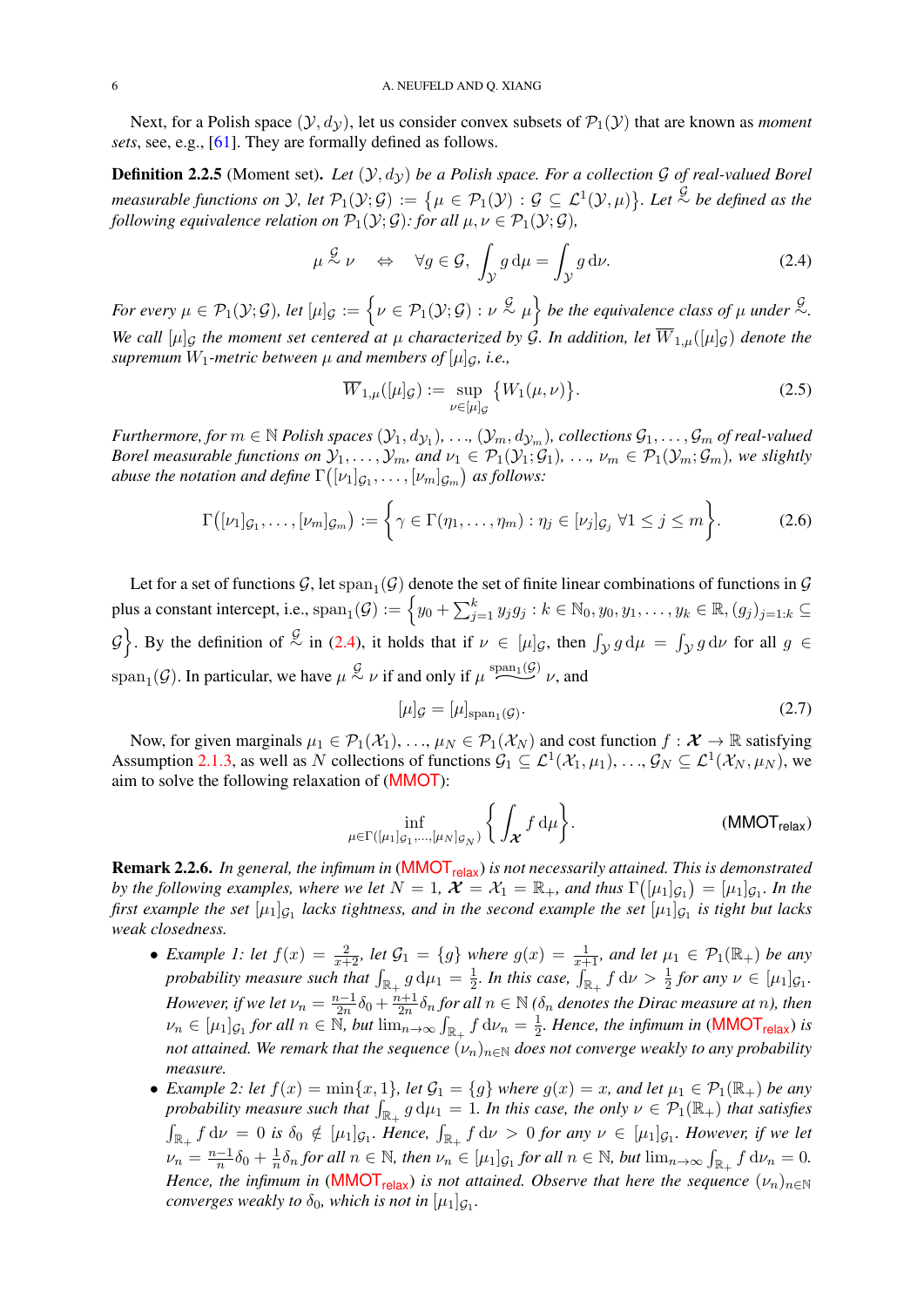Next, for a Polish space $(\mathcal{Y}, d_\mathcal{Y})$, let us consider convex subsets of $\mathcal{P}_1(\mathcal{Y})$ that are known as *moment sets*, see, e.g., [61]. They are formally defined as follows.

**Definition 2.2.5** (Moment set)**.** *Let $(\mathcal{Y}, d_\mathcal{Y})$ be a Polish space. For a collection $\mathcal{G}$ of real-valued Borel measurable functions on $\mathcal{Y}$, let $\mathcal{P}_1(\mathcal{Y};\mathcal{G}) := \big\{\mu \in \mathcal{P}_1(\mathcal{Y}) : \mathcal{G} \subseteq \mathcal{L}^1(\mathcal{Y},\mu)\big\}$. Let $\overset{\mathcal{G}}{\sim}$ be defined as the following equivalence relation on $\mathcal{P}_1(\mathcal{Y};\mathcal{G})$: for all $\mu,\nu \in \mathcal{P}_1(\mathcal{Y};\mathcal{G})$,*

$$\mu \overset{\mathcal{G}}{\sim} \nu \quad \Leftrightarrow \quad \forall g \in \mathcal{G}, \; \int_\mathcal{Y} g \,\mathrm{d}\mu = \int_\mathcal{Y} g \,\mathrm{d}\nu. \tag{2.4}$$

*For every $\mu \in \mathcal{P}_1(\mathcal{Y};\mathcal{G})$, let $[\mu]_\mathcal{G} := \Big\{\nu \in \mathcal{P}_1(\mathcal{Y};\mathcal{G}) : \nu \overset{\mathcal{G}}{\sim} \mu\Big\}$ be the equivalence class of $\mu$ under $\overset{\mathcal{G}}{\sim}$. We call $[\mu]_\mathcal{G}$ the moment set centered at $\mu$ characterized by $\mathcal{G}$. In addition, let $\overline{W}_{1,\mu}([\mu]_\mathcal{G})$ denote the supremum $W_1$-metric between $\mu$ and members of $[\mu]_\mathcal{G}$, i.e.,*

$$\overline{W}_{1,\mu}([\mu]_\mathcal{G}) := \sup_{\nu \in [\mu]_\mathcal{G}} \big\{W_1(\mu,\nu)\big\}. \tag{2.5}$$

*Furthermore, for $m \in \mathbb{N}$ Polish spaces $(\mathcal{Y}_1, d_{\mathcal{Y}_1}), \ldots, (\mathcal{Y}_m, d_{\mathcal{Y}_m})$, collections $\mathcal{G}_1,\ldots,\mathcal{G}_m$ of real-valued Borel measurable functions on $\mathcal{Y}_1,\ldots,\mathcal{Y}_m$, and $\nu_1 \in \mathcal{P}_1(\mathcal{Y}_1;\mathcal{G}_1)$, $\ldots$, $\nu_m \in \mathcal{P}_1(\mathcal{Y}_m;\mathcal{G}_m)$, we slightly abuse the notation and define $\Gamma\big([\nu_1]_{\mathcal{G}_1},\ldots,[\nu_m]_{\mathcal{G}_m}\big)$ as follows:*

$$\Gamma\big([\nu_1]_{\mathcal{G}_1},\ldots,[\nu_m]_{\mathcal{G}_m}\big) := \bigg\{\gamma \in \Gamma(\eta_1,\ldots,\eta_m) : \eta_j \in [\nu_j]_{\mathcal{G}_j} \; \forall 1 \le j \le m\bigg\}. \tag{2.6}$$

Let for a set of functions $\mathcal{G}$, let $\mathrm{span}_1(\mathcal{G})$ denote the set of finite linear combinations of functions in $\mathcal{G}$ plus a constant intercept, i.e., $\mathrm{span}_1(\mathcal{G}) := \Big\{y_0 + \sum_{j=1}^k y_j g_j : k \in \mathbb{N}_0, y_0, y_1, \ldots, y_k \in \mathbb{R}, (g_j)_{j=1:k} \subseteq \mathcal{G}\Big\}$. By the definition of $\overset{\mathcal{G}}{\sim}$ in (2.4), it holds that if $\nu \in [\mu]_\mathcal{G}$, then $\int_\mathcal{Y} g \,\mathrm{d}\mu = \int_\mathcal{Y} g\,\mathrm{d}\nu$ for all $g \in \mathrm{span}_1(\mathcal{G})$. In particular, we have $\mu \overset{\mathcal{G}}{\sim} \nu$ if and only if $\mu \overset{\mathrm{span}_1(\mathcal{G})}{\sim} \nu$, and

$$[\mu]_\mathcal{G} = [\mu]_{\mathrm{span}_1(\mathcal{G})}. \tag{2.7}$$

Now, for given marginals $\mu_1 \in \mathcal{P}_1(\mathcal{X}_1), \ldots, \mu_N \in \mathcal{P}_1(\mathcal{X}_N)$ and cost function $f : \boldsymbol{\mathcal{X}} \to \mathbb{R}$ satisfying Assumption 2.1.3, as well as $N$ collections of functions $\mathcal{G}_1 \subseteq \mathcal{L}^1(\mathcal{X}_1,\mu_1)$, $\ldots$, $\mathcal{G}_N \subseteq \mathcal{L}^1(\mathcal{X}_N,\mu_N)$, we aim to solve the following relaxation of (MMOT):

$$\inf_{\mu \in \Gamma([\mu_1]_{\mathcal{G}_1},\ldots,[\mu_N]_{\mathcal{G}_N})} \bigg\{\int_{\boldsymbol{\mathcal{X}}} f \,\mathrm{d}\mu\bigg\}. \tag{$\mathsf{MMOT}_{\mathsf{relax}}$}$$

**Remark 2.2.6.** *In general, the infimum in ($\mathsf{MMOT}_{\mathsf{relax}}$) is not necessarily attained. This is demonstrated by the following examples, where we let $N = 1$, $\boldsymbol{\mathcal{X}} = \mathcal{X}_1 = \mathbb{R}_+$, and thus $\Gamma\big([\mu_1]_{\mathcal{G}_1}\big) = [\mu_1]_{\mathcal{G}_1}$. In the first example the set $[\mu_1]_{\mathcal{G}_1}$ lacks tightness, and in the second example the set $[\mu_1]_{\mathcal{G}_1}$ is tight but lacks weak closedness.*

- *Example 1: let $f(x) = \frac{2}{x+2}$, let $\mathcal{G}_1 = \{g\}$ where $g(x) = \frac{1}{x+1}$, and let $\mu_1 \in \mathcal{P}_1(\mathbb{R}_+)$ be any probability measure such that $\int_{\mathbb{R}_+} g \,\mathrm{d}\mu_1 = \frac{1}{2}$. In this case, $\int_{\mathbb{R}_+} f \,\mathrm{d}\nu > \frac{1}{2}$ for any $\nu \in [\mu_1]_{\mathcal{G}_1}$. However, if we let $\nu_n = \frac{n-1}{2n}\delta_0 + \frac{n+1}{2n}\delta_n$ for all $n \in \mathbb{N}$ ($\delta_n$ denotes the Dirac measure at $n$), then $\nu_n \in [\mu_1]_{\mathcal{G}_1}$ for all $n \in \mathbb{N}$, but $\lim_{n\to\infty} \int_{\mathbb{R}_+} f \,\mathrm{d}\nu_n = \frac{1}{2}$. Hence, the infimum in ($\mathsf{MMOT}_{\mathsf{relax}}$) is not attained. We remark that the sequence $(\nu_n)_{n\in\mathbb{N}}$ does not converge weakly to any probability measure.*
- *Example 2: let $f(x) = \min\{x, 1\}$, let $\mathcal{G}_1 = \{g\}$ where $g(x) = x$, and let $\mu_1 \in \mathcal{P}_1(\mathbb{R}_+)$ be any probability measure such that $\int_{\mathbb{R}_+} g \,\mathrm{d}\mu_1 = 1$. In this case, the only $\nu \in \mathcal{P}_1(\mathbb{R}_+)$ that satisfies $\int_{\mathbb{R}_+} f \,\mathrm{d}\nu = 0$ is $\delta_0 \notin [\mu_1]_{\mathcal{G}_1}$. Hence, $\int_{\mathbb{R}_+} f \,\mathrm{d}\nu > 0$ for any $\nu \in [\mu_1]_{\mathcal{G}_1}$. However, if we let $\nu_n = \frac{n-1}{n}\delta_0 + \frac{1}{n}\delta_n$ for all $n \in \mathbb{N}$, then $\nu_n \in [\mu_1]_{\mathcal{G}_1}$ for all $n \in \mathbb{N}$, but $\lim_{n\to\infty} \int_{\mathbb{R}_+} f \,\mathrm{d}\nu_n = 0$. Hence, the infimum in ($\mathsf{MMOT}_{\mathsf{relax}}$) is not attained. Observe that here the sequence $(\nu_n)_{n\in\mathbb{N}}$ converges weakly to $\delta_0$, which is not in $[\mu_1]_{\mathcal{G}_1}$.*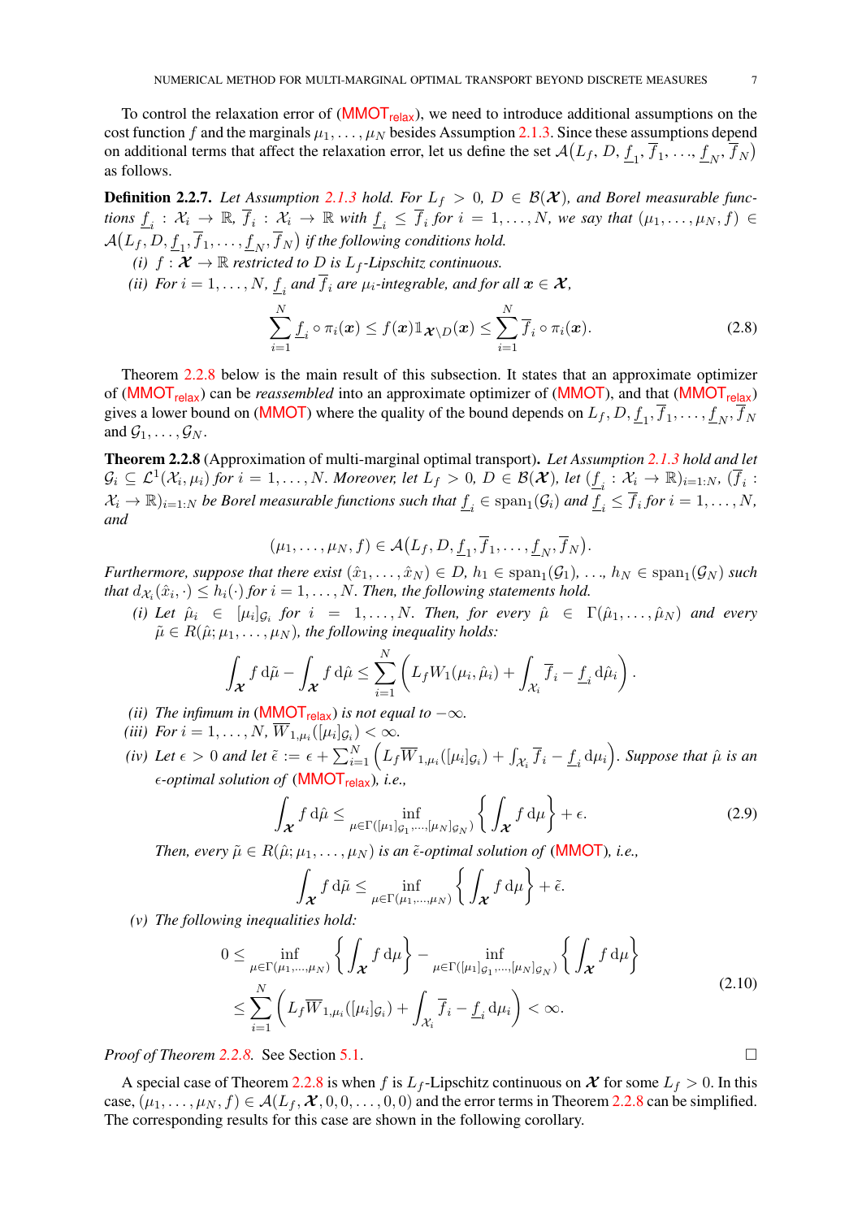To control the relaxation error of (MMOT$_{\text{relax}}$), we need to introduce additional assumptions on the cost function $f$ and the marginals $\mu_1, \ldots, \mu_N$ besides Assumption 2.1.3. Since these assumptions depend on additional terms that affect the relaxation error, let us define the set $\mathcal{A}\big(L_f, D, \underline{f}_1, \overline{f}_1, \ldots, \underline{f}_N, \overline{f}_N\big)$ as follows.

**Definition 2.2.7.** *Let Assumption 2.1.3 hold. For $L_f > 0$, $D \in \mathcal{B}(\boldsymbol{\mathcal{X}})$, and Borel measurable functions $\underline{f}_i : \mathcal{X}_i \to \mathbb{R}$, $\overline{f}_i : \mathcal{X}_i \to \mathbb{R}$ with $\underline{f}_i \leq \overline{f}_i$ for $i = 1, \ldots, N$, we say that $(\mu_1, \ldots, \mu_N, f) \in \mathcal{A}\big(L_f, D, \underline{f}_1, \overline{f}_1, \ldots, \underline{f}_N, \overline{f}_N\big)$ if the following conditions hold.*

*(i) $f : \boldsymbol{\mathcal{X}} \to \mathbb{R}$ restricted to $D$ is $L_f$-Lipschitz continuous.*

*(ii) For $i = 1, \ldots, N$, $\underline{f}_i$ and $\overline{f}_i$ are $\mu_i$-integrable, and for all $\boldsymbol{x} \in \boldsymbol{\mathcal{X}}$,*

$$\sum_{i=1}^{N} \underline{f}_i \circ \pi_i(\boldsymbol{x}) \leq f(\boldsymbol{x}) \mathbb{1}_{\boldsymbol{\mathcal{X}} \setminus D}(\boldsymbol{x}) \leq \sum_{i=1}^{N} \overline{f}_i \circ \pi_i(\boldsymbol{x}). \tag{2.8}$$

Theorem 2.2.8 below is the main result of this subsection. It states that an approximate optimizer of (MMOT$_{\text{relax}}$) can be *reassembled* into an approximate optimizer of (MMOT), and that (MMOT$_{\text{relax}}$) gives a lower bound on (MMOT) where the quality of the bound depends on $L_f, D, \underline{f}_1, \overline{f}_1, \ldots, \underline{f}_N, \overline{f}_N$ and $\mathcal{G}_1, \ldots, \mathcal{G}_N$.

**Theorem 2.2.8** (Approximation of multi-marginal optimal transport)**.** *Let Assumption 2.1.3 hold and let $\mathcal{G}_i \subseteq \mathcal{L}^1(\mathcal{X}_i, \mu_i)$ for $i = 1, \ldots, N$. Moreover, let $L_f > 0$, $D \in \mathcal{B}(\boldsymbol{\mathcal{X}})$, let $(\underline{f}_i : \mathcal{X}_i \to \mathbb{R})_{i=1:N}$, $(\overline{f}_i : \mathcal{X}_i \to \mathbb{R})_{i=1:N}$ be Borel measurable functions such that $\underline{f}_i \in \operatorname{span}_1(\mathcal{G}_i)$ and $\underline{f}_i \leq \overline{f}_i$ for $i = 1, \ldots, N$, and*

$$(\mu_1, \ldots, \mu_N, f) \in \mathcal{A}\big(L_f, D, \underline{f}_1, \overline{f}_1, \ldots, \underline{f}_N, \overline{f}_N\big).$$

*Furthermore, suppose that there exist $(\hat{x}_1, \ldots, \hat{x}_N) \in D$, $h_1 \in \operatorname{span}_1(\mathcal{G}_1), \ldots, h_N \in \operatorname{span}_1(\mathcal{G}_N)$ such that $d_{\mathcal{X}_i}(\hat{x}_i, \cdot) \leq h_i(\cdot)$ for $i = 1, \ldots, N$. Then, the following statements hold.*

*(i) Let $\hat{\mu}_i \in [\mu_i]_{\mathcal{G}_i}$ for $i = 1, \ldots, N$. Then, for every $\hat{\mu} \in \Gamma(\hat{\mu}_1, \ldots, \hat{\mu}_N)$ and every $\tilde{\mu} \in R(\hat{\mu}; \mu_1, \ldots, \mu_N)$, the following inequality holds:*

$$\int_{\boldsymbol{\mathcal{X}}} f \, \mathrm{d}\tilde{\mu} - \int_{\boldsymbol{\mathcal{X}}} f \, \mathrm{d}\hat{\mu} \leq \sum_{i=1}^{N} \left( L_f W_1(\mu_i, \hat{\mu}_i) + \int_{\mathcal{X}_i} \overline{f}_i - \underline{f}_i \, \mathrm{d}\hat{\mu}_i \right).$$

*(ii) The infimum in (MMOT$_{\text{relax}}$) is not equal to $-\infty$.*

*(iii) For $i = 1, \ldots, N$, $\overline{W}_{1,\mu_i}([\mu_i]_{\mathcal{G}_i}) < \infty$.*

*(iv) Let $\epsilon > 0$ and let $\tilde{\epsilon} := \epsilon + \sum_{i=1}^{N} \Big( L_f \overline{W}_{1,\mu_i}([\mu_i]_{\mathcal{G}_i}) + \int_{\mathcal{X}_i} \overline{f}_i - \underline{f}_i \, \mathrm{d}\mu_i \Big)$. Suppose that $\hat{\mu}$ is an $\epsilon$-optimal solution of (MMOT$_{\text{relax}}$), i.e.,*

$$\int_{\boldsymbol{\mathcal{X}}} f \, \mathrm{d}\hat{\mu} \leq \inf_{\mu \in \Gamma([\mu_1]_{\mathcal{G}_1}, \ldots, [\mu_N]_{\mathcal{G}_N})} \left\{ \int_{\boldsymbol{\mathcal{X}}} f \, \mathrm{d}\mu \right\} + \epsilon. \tag{2.9}$$

*Then, every $\tilde{\mu} \in R(\hat{\mu}; \mu_1, \ldots, \mu_N)$ is an $\tilde{\epsilon}$-optimal solution of (MMOT), i.e.,*

$$\int_{\boldsymbol{\mathcal{X}}} f \, \mathrm{d}\tilde{\mu} \leq \inf_{\mu \in \Gamma(\mu_1, \ldots, \mu_N)} \left\{ \int_{\boldsymbol{\mathcal{X}}} f \, \mathrm{d}\mu \right\} + \tilde{\epsilon}.$$

*(v) The following inequalities hold:*

$$\begin{aligned} 0 &\leq \inf_{\mu \in \Gamma(\mu_1, \ldots, \mu_N)} \left\{ \int_{\boldsymbol{\mathcal{X}}} f \, \mathrm{d}\mu \right\} - \inf_{\mu \in \Gamma([\mu_1]_{\mathcal{G}_1}, \ldots, [\mu_N]_{\mathcal{G}_N})} \left\{ \int_{\boldsymbol{\mathcal{X}}} f \, \mathrm{d}\mu \right\} \\ &\leq \sum_{i=1}^{N} \left( L_f \overline{W}_{1,\mu_i}([\mu_i]_{\mathcal{G}_i}) + \int_{\mathcal{X}_i} \overline{f}_i - \underline{f}_i \, \mathrm{d}\mu_i \right) < \infty. \end{aligned} \tag{2.10}$$

*Proof of Theorem 2.2.8.* See Section 5.1. □

A special case of Theorem 2.2.8 is when $f$ is $L_f$-Lipschitz continuous on $\boldsymbol{\mathcal{X}}$ for some $L_f > 0$. In this case, $(\mu_1, \ldots, \mu_N, f) \in \mathcal{A}(L_f, \boldsymbol{\mathcal{X}}, 0, 0, \ldots, 0, 0)$ and the error terms in Theorem 2.2.8 can be simplified. The corresponding results for this case are shown in the following corollary.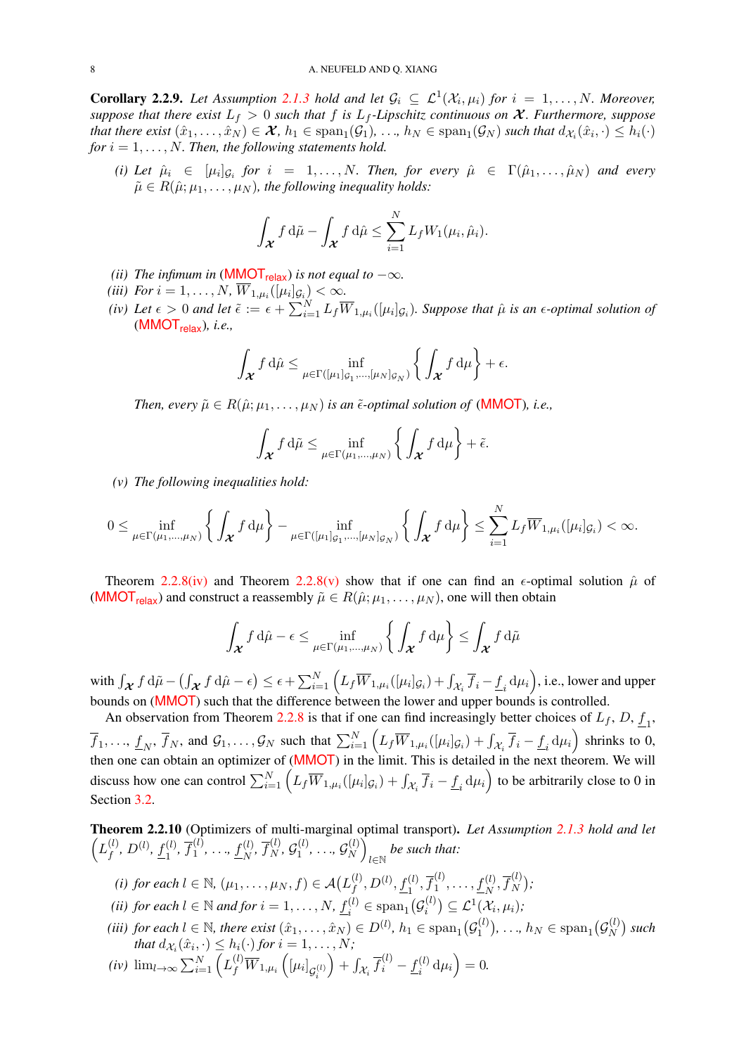**Corollary 2.2.9.** *Let Assumption 2.1.3 hold and let $\mathcal{G}_i \subseteq \mathcal{L}^1(\mathcal{X}_i, \mu_i)$ for $i = 1, \ldots, N$. Moreover, suppose that there exist $L_f > 0$ such that $f$ is $L_f$-Lipschitz continuous on $\boldsymbol{\mathcal{X}}$. Furthermore, suppose that there exist $(\hat{x}_1, \ldots, \hat{x}_N) \in \boldsymbol{\mathcal{X}}$, $h_1 \in \mathrm{span}_1(\mathcal{G}_1)$, …, $h_N \in \mathrm{span}_1(\mathcal{G}_N)$ such that $d_{\mathcal{X}_i}(\hat{x}_i, \cdot) \le h_i(\cdot)$ for $i = 1, \ldots, N$. Then, the following statements hold.*

*(i) Let $\hat{\mu}_i \in [\mu_i]_{\mathcal{G}_i}$ for $i = 1, \ldots, N$. Then, for every $\hat{\mu} \in \Gamma(\hat{\mu}_1, \ldots, \hat{\mu}_N)$ and every $\tilde{\mu} \in R(\hat{\mu}; \mu_1, \ldots, \mu_N)$, the following inequality holds:*

$$\int_{\boldsymbol{\mathcal{X}}} f \,\mathrm{d}\tilde{\mu} - \int_{\boldsymbol{\mathcal{X}}} f \,\mathrm{d}\hat{\mu} \le \sum_{i=1}^{N} L_f W_1(\mu_i, \hat{\mu}_i).$$

*(ii) The infimum in (MMOT$_{\mathsf{relax}}$) is not equal to $-\infty$.*

*(iii) For $i = 1, \ldots, N$, $\overline{W}_{1,\mu_i}([\mu_i]_{\mathcal{G}_i}) < \infty$.*

*(iv) Let $\epsilon > 0$ and let $\tilde{\epsilon} := \epsilon + \sum_{i=1}^{N} L_f \overline{W}_{1,\mu_i}([\mu_i]_{\mathcal{G}_i})$. Suppose that $\hat{\mu}$ is an $\epsilon$-optimal solution of (MMOT$_{\mathsf{relax}}$), i.e.,*

$$\int_{\boldsymbol{\mathcal{X}}} f \,\mathrm{d}\hat{\mu} \le \inf_{\mu \in \Gamma([\mu_1]_{\mathcal{G}_1}, \ldots, [\mu_N]_{\mathcal{G}_N})} \left\{ \int_{\boldsymbol{\mathcal{X}}} f \,\mathrm{d}\mu \right\} + \epsilon.$$

*Then, every $\tilde{\mu} \in R(\hat{\mu}; \mu_1, \ldots, \mu_N)$ is an $\tilde{\epsilon}$-optimal solution of (MMOT), i.e.,*

$$\int_{\boldsymbol{\mathcal{X}}} f \,\mathrm{d}\tilde{\mu} \le \inf_{\mu \in \Gamma(\mu_1, \ldots, \mu_N)} \left\{ \int_{\boldsymbol{\mathcal{X}}} f \,\mathrm{d}\mu \right\} + \tilde{\epsilon}.$$

*(v) The following inequalities hold:*

$$0 \le \inf_{\mu \in \Gamma(\mu_1, \ldots, \mu_N)} \left\{ \int_{\boldsymbol{\mathcal{X}}} f \,\mathrm{d}\mu \right\} - \inf_{\mu \in \Gamma([\mu_1]_{\mathcal{G}_1}, \ldots, [\mu_N]_{\mathcal{G}_N})} \left\{ \int_{\boldsymbol{\mathcal{X}}} f \,\mathrm{d}\mu \right\} \le \sum_{i=1}^{N} L_f \overline{W}_{1,\mu_i}([\mu_i]_{\mathcal{G}_i}) < \infty.$$

Theorem 2.2.8(iv) and Theorem 2.2.8(v) show that if one can find an $\epsilon$-optimal solution $\hat{\mu}$ of (MMOT$_{\mathsf{relax}}$) and construct a reassembly $\tilde{\mu} \in R(\hat{\mu}; \mu_1, \ldots, \mu_N)$, one will then obtain

$$\int_{\boldsymbol{\mathcal{X}}} f \,\mathrm{d}\hat{\mu} - \epsilon \le \inf_{\mu \in \Gamma(\mu_1, \ldots, \mu_N)} \left\{ \int_{\boldsymbol{\mathcal{X}}} f \,\mathrm{d}\mu \right\} \le \int_{\boldsymbol{\mathcal{X}}} f \,\mathrm{d}\tilde{\mu}$$

with $\int_{\boldsymbol{\mathcal{X}}} f \,\mathrm{d}\tilde{\mu} - \left( \int_{\boldsymbol{\mathcal{X}}} f \,\mathrm{d}\hat{\mu} - \epsilon \right) \le \epsilon + \sum_{i=1}^{N} \left( L_f \overline{W}_{1,\mu_i}([\mu_i]_{\mathcal{G}_i}) + \int_{\mathcal{X}_i} \overline{f}_i - \underline{f}_i \,\mathrm{d}\mu_i \right)$, i.e., lower and upper bounds on (MMOT) such that the difference between the lower and upper bounds is controlled.

An observation from Theorem 2.2.8 is that if one can find increasingly better choices of $L_f$, $D$, $\underline{f}_1$, $\overline{f}_1, \ldots, \underline{f}_N$, $\overline{f}_N$, and $\mathcal{G}_1, \ldots, \mathcal{G}_N$ such that $\sum_{i=1}^{N} \left( L_f \overline{W}_{1,\mu_i}([\mu_i]_{\mathcal{G}_i}) + \int_{\mathcal{X}_i} \overline{f}_i - \underline{f}_i \,\mathrm{d}\mu_i \right)$ shrinks to 0, then one can obtain an optimizer of (MMOT) in the limit. This is detailed in the next theorem. We will discuss how one can control $\sum_{i=1}^{N} \left( L_f \overline{W}_{1,\mu_i}([\mu_i]_{\mathcal{G}_i}) + \int_{\mathcal{X}_i} \overline{f}_i - \underline{f}_i \,\mathrm{d}\mu_i \right)$ to be arbitrarily close to 0 in Section 3.2.

**Theorem 2.2.10** (Optimizers of multi-marginal optimal transport)**.** *Let Assumption 2.1.3 hold and let $\left( L_f^{(l)}, D^{(l)}, \underline{f}_1^{(l)}, \overline{f}_1^{(l)}, \ldots, \underline{f}_N^{(l)}, \overline{f}_N^{(l)}, \mathcal{G}_1^{(l)}, \ldots, \mathcal{G}_N^{(l)} \right)_{l \in \mathbb{N}}$ be such that:*

*(i) for each $l \in \mathbb{N}$, $(\mu_1, \ldots, \mu_N, f) \in \mathcal{A}\big(L_f^{(l)}, D^{(l)}, \underline{f}_1^{(l)}, \overline{f}_1^{(l)}, \ldots, \underline{f}_N^{(l)}, \overline{f}_N^{(l)}\big)$;*

*(ii) for each $l \in \mathbb{N}$ and for $i = 1, \ldots, N$, $\underline{f}_i^{(l)} \in \mathrm{span}_1\big(\mathcal{G}_i^{(l)}\big) \subseteq \mathcal{L}^1(\mathcal{X}_i, \mu_i)$;*

*(iii) for each $l \in \mathbb{N}$, there exist $(\hat{x}_1, \ldots, \hat{x}_N) \in D^{(l)}$, $h_1 \in \mathrm{span}_1\big(\mathcal{G}_1^{(l)}\big)$, …, $h_N \in \mathrm{span}_1\big(\mathcal{G}_N^{(l)}\big)$ such that $d_{\mathcal{X}_i}(\hat{x}_i, \cdot) \le h_i(\cdot)$ for $i = 1, \ldots, N$;*

*(iv) $\lim_{l \to \infty} \sum_{i=1}^{N} \left( L_f^{(l)} \overline{W}_{1,\mu_i}\left( [\mu_i]_{\mathcal{G}_i^{(l)}} \right) + \int_{\mathcal{X}_i} \overline{f}_i^{(l)} - \underline{f}_i^{(l)} \,\mathrm{d}\mu_i \right) = 0.$*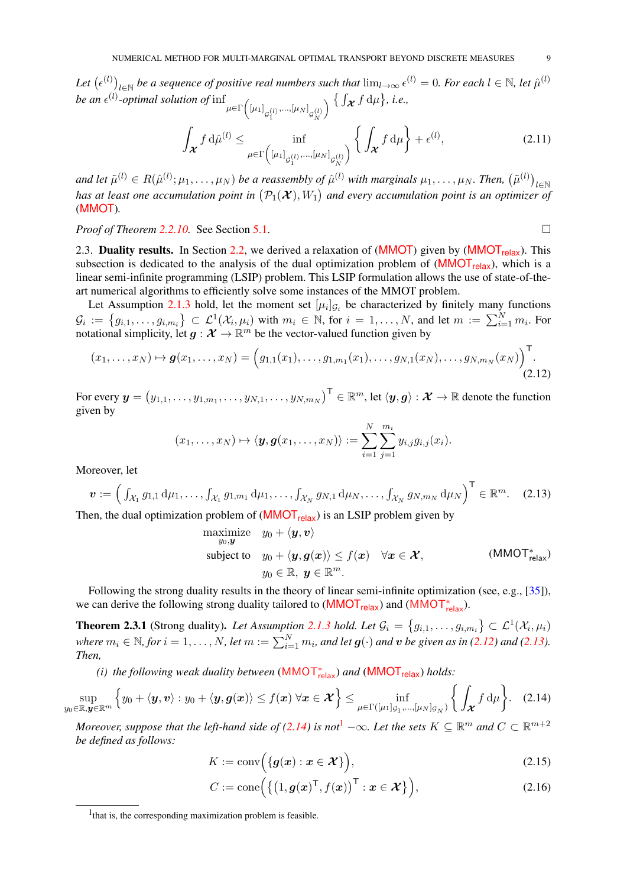*Let* $\left(\epsilon^{(l)}\right)_{l\in\mathbb{N}}$ *be a sequence of positive real numbers such that* $\lim_{l\to\infty}\epsilon^{(l)}=0$. *For each* $l\in\mathbb{N}$, *let* $\hat{\mu}^{(l)}$ *be an* $\epsilon^{(l)}$*-optimal solution of* $\inf_{\mu\in\Gamma\left([\mu_1]_{\mathcal{G}_1^{(l)}},\ldots,[\mu_N]_{\mathcal{G}_N^{(l)}}\right)}\left\{\int_{\boldsymbol{\mathcal{X}}} f\,\mathrm{d}\mu\right\}$, *i.e.,*

$$\int_{\boldsymbol{\mathcal{X}}} f\,\mathrm{d}\hat{\mu}^{(l)} \leq \inf_{\mu\in\Gamma\left([\mu_1]_{\mathcal{G}_1^{(l)}},\ldots,[\mu_N]_{\mathcal{G}_N^{(l)}}\right)}\left\{\int_{\boldsymbol{\mathcal{X}}} f\,\mathrm{d}\mu\right\}+\epsilon^{(l)}, \tag{2.11}$$

*and let* $\tilde{\mu}^{(l)}\in R(\hat{\mu}^{(l)};\mu_1,\ldots,\mu_N)$ *be a reassembly of* $\hat{\mu}^{(l)}$ *with marginals* $\mu_1,\ldots,\mu_N$. *Then,* $\left(\tilde{\mu}^{(l)}\right)_{l\in\mathbb{N}}$ *has at least one accumulation point in* $\left(\mathcal{P}_1(\boldsymbol{\mathcal{X}}),W_1\right)$ *and every accumulation point is an optimizer of* (MMOT).

*Proof of Theorem 2.2.10.* See Section 5.1. □

2.3. **Duality results.** In Section 2.2, we derived a relaxation of (MMOT) given by ($\text{MMOT}_{\text{relax}}$). This subsection is dedicated to the analysis of the dual optimization problem of ($\text{MMOT}_{\text{relax}}$), which is a linear semi-infinite programming (LSIP) problem. This LSIP formulation allows the use of state-of-the-art numerical algorithms to efficiently solve some instances of the MMOT problem.

Let Assumption 2.1.3 hold, let the moment set $[\mu_i]_{\mathcal{G}_i}$ be characterized by finitely many functions $\mathcal{G}_i:=\left\{g_{i,1},\ldots,g_{i,m_i}\right\}\subset\mathcal{L}^1(\mathcal{X}_i,\mu_i)$ with $m_i\in\mathbb{N}$, for $i=1,\ldots,N$, and let $m:=\sum_{i=1}^N m_i$. For notational simplicity, let $\boldsymbol{g}:\boldsymbol{\mathcal{X}}\to\mathbb{R}^m$ be the vector-valued function given by

$$(x_1,\ldots,x_N)\mapsto\boldsymbol{g}(x_1,\ldots,x_N)=\Big(g_{1,1}(x_1),\ldots,g_{1,m_1}(x_1),\ldots,g_{N,1}(x_N),\ldots,g_{N,m_N}(x_N)\Big)^{\mathsf{T}}. \tag{2.12}$$

For every $\boldsymbol{y}=\left(y_{1,1},\ldots,y_{1,m_1},\ldots,y_{N,1},\ldots,y_{N,m_N}\right)^{\mathsf{T}}\in\mathbb{R}^m$, let $\langle\boldsymbol{y},\boldsymbol{g}\rangle:\boldsymbol{\mathcal{X}}\to\mathbb{R}$ denote the function given by

$$(x_1,\ldots,x_N)\mapsto\langle\boldsymbol{y},\boldsymbol{g}(x_1,\ldots,x_N)\rangle:=\sum_{i=1}^N\sum_{j=1}^{m_i}y_{i,j}g_{i,j}(x_i).$$

Moreover, let

$$\boldsymbol{v}:=\Big(\int_{\mathcal{X}_1}g_{1,1}\,\mathrm{d}\mu_1,\ldots,\int_{\mathcal{X}_1}g_{1,m_1}\,\mathrm{d}\mu_1,\ldots,\int_{\mathcal{X}_N}g_{N,1}\,\mathrm{d}\mu_N,\ldots,\int_{\mathcal{X}_N}g_{N,m_N}\,\mathrm{d}\mu_N\Big)^{\mathsf{T}}\in\mathbb{R}^m. \tag{2.13}$$

Then, the dual optimization problem of ($\text{MMOT}_{\text{relax}}$) is an LSIP problem given by

$$\begin{aligned}
\underset{y_0,\boldsymbol{y}}{\text{maximize}}\quad & y_0+\langle\boldsymbol{y},\boldsymbol{v}\rangle\\
\text{subject to}\quad & y_0+\langle\boldsymbol{y},\boldsymbol{g}(\boldsymbol{x})\rangle\leq f(\boldsymbol{x})\quad\forall\boldsymbol{x}\in\boldsymbol{\mathcal{X}},\\
& y_0\in\mathbb{R},\ \boldsymbol{y}\in\mathbb{R}^m.
\end{aligned} \tag{$\text{MMOT}^*_{\text{relax}}$}$$

Following the strong duality results in the theory of linear semi-infinite optimization (see, e.g., [35]), we can derive the following strong duality tailored to ($\text{MMOT}_{\text{relax}}$) and ($\text{MMOT}^*_{\text{relax}}$).

**Theorem 2.3.1** (Strong duality). *Let Assumption 2.1.3 hold. Let* $\mathcal{G}_i=\left\{g_{i,1},\ldots,g_{i,m_i}\right\}\subset\mathcal{L}^1(\mathcal{X}_i,\mu_i)$ *where* $m_i\in\mathbb{N}$, *for* $i=1,\ldots,N$, *let* $m:=\sum_{i=1}^N m_i$, *and let* $\boldsymbol{g}(\cdot)$ *and* $\boldsymbol{v}$ *be given as in (2.12) and (2.13). Then,*

*(i) the following weak duality between* ($\text{MMOT}^*_{\text{relax}}$) *and* ($\text{MMOT}_{\text{relax}}$) *holds:*

$$\sup_{y_0\in\mathbb{R},\boldsymbol{y}\in\mathbb{R}^m}\Big\{y_0+\langle\boldsymbol{y},\boldsymbol{v}\rangle:y_0+\langle\boldsymbol{y},\boldsymbol{g}(\boldsymbol{x})\rangle\leq f(\boldsymbol{x})\ \forall\boldsymbol{x}\in\boldsymbol{\mathcal{X}}\Big\}\leq\inf_{\mu\in\Gamma([\mu_1]_{\mathcal{G}_1},\ldots,[\mu_N]_{\mathcal{G}_N})}\bigg\{\int_{\boldsymbol{\mathcal{X}}}f\,\mathrm{d}\mu\bigg\}. \tag{2.14}$$

*Moreover, suppose that the left-hand side of (2.14) is not*[1] $-\infty$. *Let the sets* $K\subseteq\mathbb{R}^m$ *and* $C\subset\mathbb{R}^{m+2}$ *be defined as follows:*

$$K:=\operatorname{conv}\Big(\big\{\boldsymbol{g}(\boldsymbol{x}):\boldsymbol{x}\in\boldsymbol{\mathcal{X}}\big\}\Big), \tag{2.15}$$

$$C:=\operatorname{cone}\Big(\Big\{\big(1,\boldsymbol{g}(\boldsymbol{x})^{\mathsf{T}},f(\boldsymbol{x})\big)^{\mathsf{T}}:\boldsymbol{x}\in\boldsymbol{\mathcal{X}}\Big\}\Big), \tag{2.16}$$

[1] that is, the corresponding maximization problem is feasible.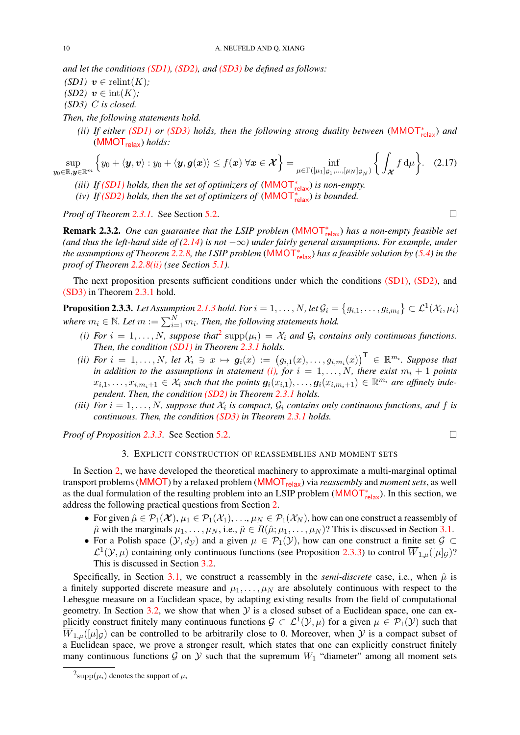*and let the conditions (SD1), (SD2), and (SD3) be defined as follows:*

*(SD1)* $\boldsymbol{v} \in \operatorname{relint}(K)$*;*

*(SD2)* $\boldsymbol{v} \in \operatorname{int}(K)$*;*

*(SD3)* $C$ *is closed.*

*Then, the following statements hold.*

*(ii) If either (SD1) or (SD3) holds, then the following strong duality between* ($\mathsf{MMOT}^*_{\mathsf{relax}}$) *and* ($\mathsf{MMOT}_{\mathsf{relax}}$) *holds:*

$$\sup_{y_0\in\mathbb{R},\boldsymbol{y}\in\mathbb{R}^m}\Big\{y_0+\langle\boldsymbol{y},\boldsymbol{v}\rangle : y_0+\langle\boldsymbol{y},\boldsymbol{g}(\boldsymbol{x})\rangle\le f(\boldsymbol{x})\;\forall \boldsymbol{x}\in\boldsymbol{\mathcal{X}}\Big\}=\inf_{\mu\in\Gamma([\mu_1]_{\mathcal{G}_1},\ldots,[\mu_N]_{\mathcal{G}_N})}\bigg\{\int_{\boldsymbol{\mathcal{X}}} f\,\mathrm{d}\mu\bigg\}. \tag{2.17}$$

*(iii) If (SD1) holds, then the set of optimizers of* ($\mathsf{MMOT}^*_{\mathsf{relax}}$) *is non-empty.*

*(iv) If (SD2) holds, then the set of optimizers of* ($\mathsf{MMOT}^*_{\mathsf{relax}}$) *is bounded.*

*Proof of Theorem 2.3.1.* See Section 5.2. □

**Remark 2.3.2.** *One can guarantee that the LSIP problem* ($\mathsf{MMOT}^*_{\mathsf{relax}}$) *has a non-empty feasible set (and thus the left-hand side of (2.14) is not* $-\infty$*) under fairly general assumptions. For example, under the assumptions of Theorem 2.2.8, the LSIP problem* ($\mathsf{MMOT}^*_{\mathsf{relax}}$) *has a feasible solution by (5.4) in the proof of Theorem 2.2.8(ii) (see Section 5.1).*

The next proposition presents sufficient conditions under which the conditions (SD1), (SD2), and (SD3) in Theorem 2.3.1 hold.

**Proposition 2.3.3.** *Let Assumption 2.1.3 hold. For* $i=1,\ldots,N$*, let* $\mathcal{G}_i=\{g_{i,1},\ldots,g_{i,m_i}\}\subset\mathcal{L}^1(\mathcal{X}_i,\mu_i)$ *where* $m_i\in\mathbb{N}$*. Let* $m:=\sum_{i=1}^N m_i$*. Then, the following statements hold.*

*(i) For* $i=1,\ldots,N$*, suppose that*[2] $\operatorname{supp}(\mu_i)=\mathcal{X}_i$ *and* $\mathcal{G}_i$ *contains only continuous functions. Then, the condition (SD1) in Theorem 2.3.1 holds.*

*(ii) For* $i=1,\ldots,N$*, let* $\mathcal{X}_i\ni x\mapsto\boldsymbol{g}_i(x):=\big(g_{i,1}(x),\ldots,g_{i,m_i}(x)\big)^{\mathsf{T}}\in\mathbb{R}^{m_i}$*. Suppose that in addition to the assumptions in statement (i), for* $i=1,\ldots,N$*, there exist* $m_i+1$ *points* $x_{i,1},\ldots,x_{i,m_i+1}\in\mathcal{X}_i$ *such that the points* $\boldsymbol{g}_i(x_{i,1}),\ldots,\boldsymbol{g}_i(x_{i,m_i+1})\in\mathbb{R}^{m_i}$ *are affinely independent. Then, the condition (SD2) in Theorem 2.3.1 holds.*

*(iii) For* $i=1,\ldots,N$*, suppose that* $\mathcal{X}_i$ *is compact,* $\mathcal{G}_i$ *contains only continuous functions, and* $f$ *is continuous. Then, the condition (SD3) in Theorem 2.3.1 holds.*

*Proof of Proposition 2.3.3.* See Section 5.2. □

## 3. Explicit construction of reassemblies and moment sets

In Section 2, we have developed the theoretical machinery to approximate a multi-marginal optimal transport problems ($\mathsf{MMOT}$) by a relaxed problem ($\mathsf{MMOT}_{\mathsf{relax}}$) via *reassembly* and *moment sets*, as well as the dual formulation of the resulting problem into an LSIP problem ($\mathsf{MMOT}^*_{\mathsf{relax}}$). In this section, we address the following practical questions from Section 2.

- For given $\hat{\mu}\in\mathcal{P}_1(\boldsymbol{\mathcal{X}})$, $\mu_1\in\mathcal{P}_1(\mathcal{X}_1),\ldots,\mu_N\in\mathcal{P}_1(\mathcal{X}_N)$, how can one construct a reassembly of $\hat{\mu}$ with the marginals $\mu_1,\ldots,\mu_N$, i.e., $\tilde{\mu}\in R(\hat{\mu};\mu_1,\ldots,\mu_N)$? This is discussed in Section 3.1.
- For a Polish space $(\mathcal{Y},d_{\mathcal{Y}})$ and a given $\mu\in\mathcal{P}_1(\mathcal{Y})$, how can one construct a finite set $\mathcal{G}\subset\mathcal{L}^1(\mathcal{Y},\mu)$ containing only continuous functions (see Proposition 2.3.3) to control $\overline{W}_{1,\mu}([\mu]_{\mathcal{G}})$? This is discussed in Section 3.2.

Specifically, in Section 3.1, we construct a reassembly in the *semi-discrete* case, i.e., when $\hat{\mu}$ is a finitely supported discrete measure and $\mu_1,\ldots,\mu_N$ are absolutely continuous with respect to the Lebesgue measure on a Euclidean space, by adapting existing results from the field of computational geometry. In Section 3.2, we show that when $\mathcal{Y}$ is a closed subset of a Euclidean space, one can explicitly construct finitely many continuous functions $\mathcal{G}\subset\mathcal{L}^1(\mathcal{Y},\mu)$ for a given $\mu\in\mathcal{P}_1(\mathcal{Y})$ such that $\overline{W}_{1,\mu}([\mu]_{\mathcal{G}})$ can be controlled to be arbitrarily close to 0. Moreover, when $\mathcal{Y}$ is a compact subset of a Euclidean space, we prove a stronger result, which states that one can explicitly construct finitely many continuous functions $\mathcal{G}$ on $\mathcal{Y}$ such that the supremum $W_1$ "diameter" among all moment sets

[2] $\operatorname{supp}(\mu_i)$ denotes the support of $\mu_i$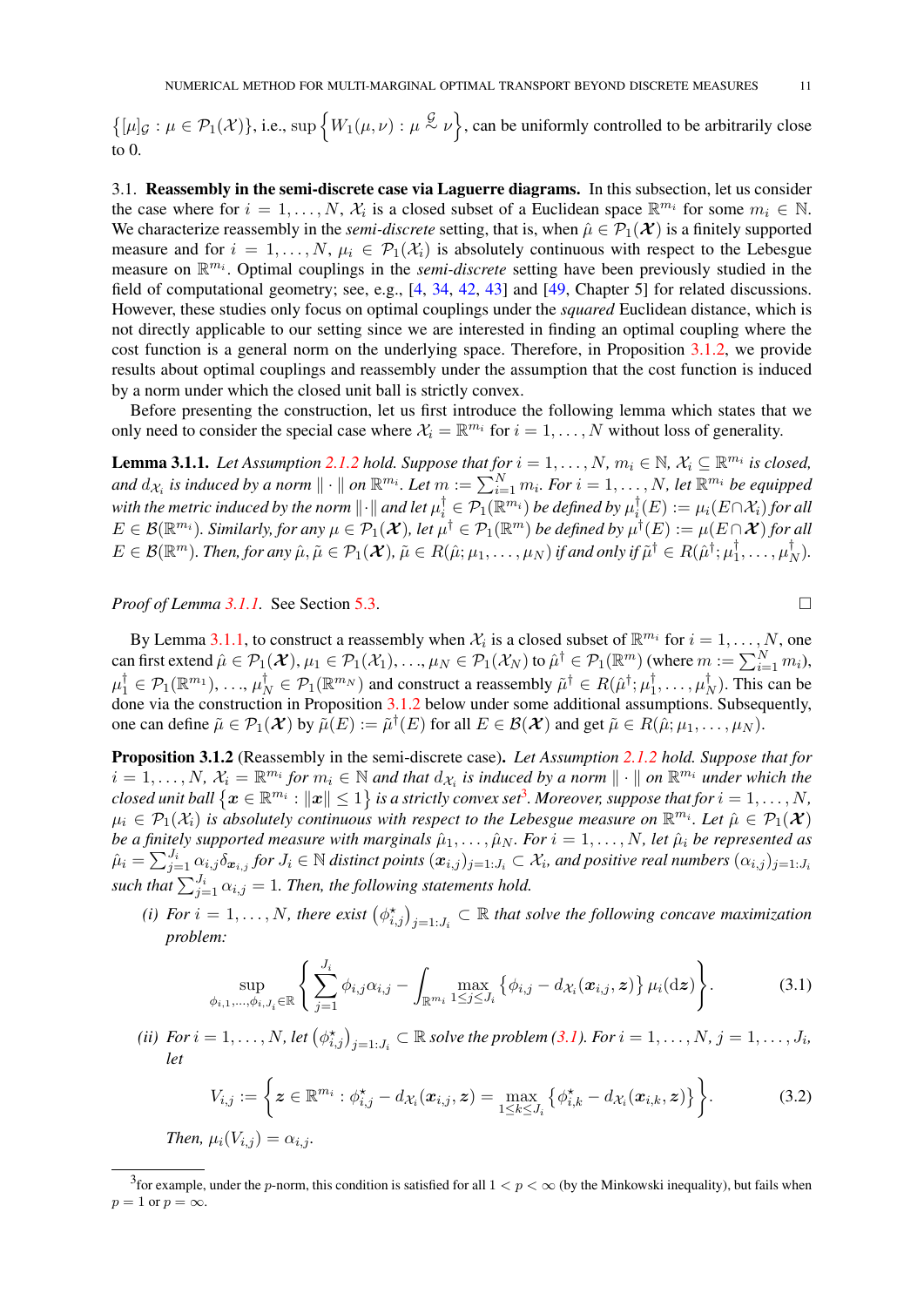$\{[\mu]_{\mathcal{G}} : \mu \in \mathcal{P}_1(\mathcal{X})\}$, i.e., $\sup\left\{W_1(\mu,\nu) : \mu \overset{\mathcal{G}}{\sim} \nu\right\}$, can be uniformly controlled to be arbitrarily close to 0.

### 3.1. Reassembly in the semi-discrete case via Laguerre diagrams.

In this subsection, let us consider the case where for $i = 1,\ldots,N$, $\mathcal{X}_i$ is a closed subset of a Euclidean space $\mathbb{R}^{m_i}$ for some $m_i \in \mathbb{N}$. We characterize reassembly in the *semi-discrete* setting, that is, when $\hat{\mu} \in \mathcal{P}_1(\boldsymbol{\mathcal{X}})$ is a finitely supported measure and for $i = 1,\ldots,N$, $\mu_i \in \mathcal{P}_1(\mathcal{X}_i)$ is absolutely continuous with respect to the Lebesgue measure on $\mathbb{R}^{m_i}$. Optimal couplings in the *semi-discrete* setting have been previously studied in the field of computational geometry; see, e.g., [4, 34, 42, 43] and [49, Chapter 5] for related discussions. However, these studies only focus on optimal couplings under the *squared* Euclidean distance, which is not directly applicable to our setting since we are interested in finding an optimal coupling where the cost function is a general norm on the underlying space. Therefore, in Proposition 3.1.2, we provide results about optimal couplings and reassembly under the assumption that the cost function is induced by a norm under which the closed unit ball is strictly convex.

Before presenting the construction, let us first introduce the following lemma which states that we only need to consider the special case where $\mathcal{X}_i = \mathbb{R}^{m_i}$ for $i = 1,\ldots,N$ without loss of generality.

**Lemma 3.1.1.** *Let Assumption 2.1.2 hold. Suppose that for $i = 1,\ldots,N$, $m_i \in \mathbb{N}$, $\mathcal{X}_i \subseteq \mathbb{R}^{m_i}$ is closed, and $d_{\mathcal{X}_i}$ is induced by a norm $\|\cdot\|$ on $\mathbb{R}^{m_i}$. Let $m := \sum_{i=1}^N m_i$. For $i = 1,\ldots,N$, let $\mathbb{R}^{m_i}$ be equipped with the metric induced by the norm $\|\cdot\|$ and let $\mu_i^\dagger \in \mathcal{P}_1(\mathbb{R}^{m_i})$ be defined by $\mu_i^\dagger(E) := \mu_i(E\cap\mathcal{X}_i)$ for all $E \in \mathcal{B}(\mathbb{R}^{m_i})$. Similarly, for any $\mu \in \mathcal{P}_1(\boldsymbol{\mathcal{X}})$, let $\mu^\dagger \in \mathcal{P}_1(\mathbb{R}^m)$ be defined by $\mu^\dagger(E) := \mu(E\cap\boldsymbol{\mathcal{X}})$ for all $E \in \mathcal{B}(\mathbb{R}^m)$. Then, for any $\hat{\mu}, \tilde{\mu} \in \mathcal{P}_1(\boldsymbol{\mathcal{X}})$, $\tilde{\mu} \in R(\hat{\mu};\mu_1,\ldots,\mu_N)$ if and only if $\tilde{\mu}^\dagger \in R(\hat{\mu}^\dagger;\mu_1^\dagger,\ldots,\mu_N^\dagger)$.*

*Proof of Lemma 3.1.1.* See Section 5.3. □

By Lemma 3.1.1, to construct a reassembly when $\mathcal{X}_i$ is a closed subset of $\mathbb{R}^{m_i}$ for $i = 1,\ldots,N$, one can first extend $\hat{\mu} \in \mathcal{P}_1(\boldsymbol{\mathcal{X}})$, $\mu_1 \in \mathcal{P}_1(\mathcal{X}_1)$, ..., $\mu_N \in \mathcal{P}_1(\mathcal{X}_N)$ to $\hat{\mu}^\dagger \in \mathcal{P}_1(\mathbb{R}^m)$ (where $m := \sum_{i=1}^N m_i$), $\mu_1^\dagger \in \mathcal{P}_1(\mathbb{R}^{m_1})$, ..., $\mu_N^\dagger \in \mathcal{P}_1(\mathbb{R}^{m_N})$ and construct a reassembly $\tilde{\mu}^\dagger \in R(\hat{\mu}^\dagger;\mu_1^\dagger,\ldots,\mu_N^\dagger)$. This can be done via the construction in Proposition 3.1.2 below under some additional assumptions. Subsequently, one can define $\tilde{\mu} \in \mathcal{P}_1(\boldsymbol{\mathcal{X}})$ by $\tilde{\mu}(E) := \tilde{\mu}^\dagger(E)$ for all $E \in \mathcal{B}(\boldsymbol{\mathcal{X}})$ and get $\tilde{\mu} \in R(\hat{\mu};\mu_1,\ldots,\mu_N)$.

**Proposition 3.1.2** (Reassembly in the semi-discrete case)**.** *Let Assumption 2.1.2 hold. Suppose that for $i = 1,\ldots,N$, $\mathcal{X}_i = \mathbb{R}^{m_i}$ for $m_i \in \mathbb{N}$ and that $d_{\mathcal{X}_i}$ is induced by a norm $\|\cdot\|$ on $\mathbb{R}^{m_i}$ under which the closed unit ball $\{\boldsymbol{x} \in \mathbb{R}^{m_i} : \|\boldsymbol{x}\| \le 1\}$ is a strictly convex set[3]. Moreover, suppose that for $i = 1,\ldots,N$, $\mu_i \in \mathcal{P}_1(\mathcal{X}_i)$ is absolutely continuous with respect to the Lebesgue measure on $\mathbb{R}^{m_i}$. Let $\hat{\mu} \in \mathcal{P}_1(\boldsymbol{\mathcal{X}})$ be a finitely supported measure with marginals $\hat{\mu}_1,\ldots,\hat{\mu}_N$. For $i = 1,\ldots,N$, let $\hat{\mu}_i$ be represented as $\hat{\mu}_i = \sum_{j=1}^{J_i} \alpha_{i,j}\delta_{\boldsymbol{x}_{i,j}}$ for $J_i \in \mathbb{N}$ distinct points $(\boldsymbol{x}_{i,j})_{j=1:J_i} \subset \mathcal{X}_i$, and positive real numbers $(\alpha_{i,j})_{j=1:J_i}$ such that $\sum_{j=1}^{J_i} \alpha_{i,j} = 1$. Then, the following statements hold.*

*(i) For $i = 1,\ldots,N$, there exist $\left(\phi^\star_{i,j}\right)_{j=1:J_i} \subset \mathbb{R}$ that solve the following concave maximization problem:*

$$\sup_{\phi_{i,1},\ldots,\phi_{i,J_i}\in\mathbb{R}} \left\{ \sum_{j=1}^{J_i} \phi_{i,j}\alpha_{i,j} - \int_{\mathbb{R}^{m_i}} \max_{1\le j\le J_i} \left\{\phi_{i,j} - d_{\mathcal{X}_i}(\boldsymbol{x}_{i,j},\boldsymbol{z})\right\} \mu_i(\mathrm{d}\boldsymbol{z}) \right\}. \tag{3.1}$$

*(ii) For $i = 1,\ldots,N$, let $\left(\phi^\star_{i,j}\right)_{j=1:J_i} \subset \mathbb{R}$ solve the problem (3.1). For $i = 1,\ldots,N$, $j = 1,\ldots,J_i$, let*

$$V_{i,j} := \left\{ \boldsymbol{z} \in \mathbb{R}^{m_i} : \phi^\star_{i,j} - d_{\mathcal{X}_i}(\boldsymbol{x}_{i,j},\boldsymbol{z}) = \max_{1\le k\le J_i} \left\{\phi^\star_{i,k} - d_{\mathcal{X}_i}(\boldsymbol{x}_{i,k},\boldsymbol{z})\right\} \right\}. \tag{3.2}$$

*Then, $\mu_i(V_{i,j}) = \alpha_{i,j}$.*

---

[3] for example, under the $p$-norm, this condition is satisfied for all $1 < p < \infty$ (by the Minkowski inequality), but fails when $p = 1$ or $p = \infty$.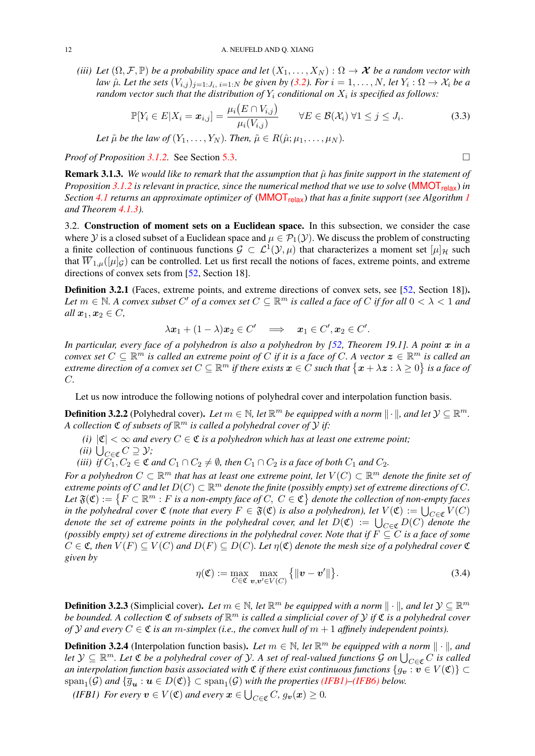*(iii) Let $(\Omega, \mathcal{F}, \mathbb{P})$ be a probability space and let $(X_1, \ldots, X_N) : \Omega \to \boldsymbol{\mathcal{X}}$ be a random vector with law $\hat{\mu}$. Let the sets $(V_{i,j})_{j=1:J_i,\, i=1:N}$ be given by (3.2). For $i = 1, \ldots, N$, let $Y_i : \Omega \to \mathcal{X}_i$ be a random vector such that the distribution of $Y_i$ conditional on $X_i$ is specified as follows:*

$$\mathbb{P}[Y_i \in E | X_i = \boldsymbol{x}_{i,j}] = \frac{\mu_i(E \cap V_{i,j})}{\mu_i(V_{i,j})} \qquad \forall E \in \mathcal{B}(\mathcal{X}_i)\ \forall 1 \le j \le J_i. \tag{3.3}$$

*Let $\tilde{\mu}$ be the law of $(Y_1, \ldots, Y_N)$. Then, $\tilde{\mu} \in R(\hat{\mu}; \mu_1, \ldots, \mu_N)$.*

*Proof of Proposition 3.1.2.* See Section 5.3. □

**Remark 3.1.3.** *We would like to remark that the assumption that $\hat{\mu}$ has finite support in the statement of Proposition 3.1.2 is relevant in practice, since the numerical method that we use to solve (MMOT$_{\text{relax}}$) in Section 4.1 returns an approximate optimizer of (MMOT$_{\text{relax}}$) that has a finite support (see Algorithm 1 and Theorem 4.1.3).*

3.2. **Construction of moment sets on a Euclidean space.** In this subsection, we consider the case where $\mathcal{Y}$ is a closed subset of a Euclidean space and $\mu \in \mathcal{P}_1(\mathcal{Y})$. We discuss the problem of constructing a finite collection of continuous functions $\mathcal{G} \subset \mathcal{L}^1(\mathcal{Y}, \mu)$ that characterizes a moment set $[\mu]_{\mathcal{H}}$ such that $\overline{W}_{1,\mu}([\mu]_{\mathcal{G}})$ can be controlled. Let us first recall the notions of faces, extreme points, and extreme directions of convex sets from [52, Section 18].

**Definition 3.2.1** (Faces, extreme points, and extreme directions of convex sets, see [52, Section 18])**.** *Let $m \in \mathbb{N}$. A convex subset $C'$ of a convex set $C \subseteq \mathbb{R}^m$ is called a face of $C$ if for all $0 < \lambda < 1$ and all $\boldsymbol{x}_1, \boldsymbol{x}_2 \in C$,*

$$\lambda \boldsymbol{x}_1 + (1 - \lambda)\boldsymbol{x}_2 \in C' \quad \Longrightarrow \quad \boldsymbol{x}_1 \in C', \boldsymbol{x}_2 \in C'.$$

*In particular, every face of a polyhedron is also a polyhedron by [52, Theorem 19.1]. A point $\boldsymbol{x}$ in a convex set $C \subseteq \mathbb{R}^m$ is called an extreme point of $C$ if it is a face of $C$. A vector $\boldsymbol{z} \in \mathbb{R}^m$ is called an extreme direction of a convex set $C \subseteq \mathbb{R}^m$ if there exists $\boldsymbol{x} \in C$ such that $\{\boldsymbol{x} + \lambda \boldsymbol{z} : \lambda \ge 0\}$ is a face of $C$.*

Let us now introduce the following notions of polyhedral cover and interpolation function basis.

**Definition 3.2.2** (Polyhedral cover)**.** *Let $m \in \mathbb{N}$, let $\mathbb{R}^m$ be equipped with a norm $\|\cdot\|$, and let $\mathcal{Y} \subseteq \mathbb{R}^m$. A collection $\mathfrak{C}$ of subsets of $\mathbb{R}^m$ is called a polyhedral cover of $\mathcal{Y}$ if:*

*(i) $|\mathfrak{C}| < \infty$ and every $C \in \mathfrak{C}$ is a polyhedron which has at least one extreme point;*
*(ii) $\bigcup_{C \in \mathfrak{C}} C \supseteq \mathcal{Y}$;*
*(iii) if $C_1, C_2 \in \mathfrak{C}$ and $C_1 \cap C_2 \ne \emptyset$, then $C_1 \cap C_2$ is a face of both $C_1$ and $C_2$.*

*For a polyhedron $C \subset \mathbb{R}^m$ that has at least one extreme point, let $V(C) \subset \mathbb{R}^m$ denote the finite set of extreme points of $C$ and let $D(C) \subset \mathbb{R}^m$ denote the finite (possibly empty) set of extreme directions of $C$. Let $\mathfrak{F}(\mathfrak{C}) := \{F \subset \mathbb{R}^m : F \text{ is a non-empty face of } C,\ C \in \mathfrak{C}\}$ denote the collection of non-empty faces in the polyhedral cover $\mathfrak{C}$ (note that every $F \in \mathfrak{F}(\mathfrak{C})$ is also a polyhedron), let $V(\mathfrak{C}) := \bigcup_{C \in \mathfrak{C}} V(C)$ denote the set of extreme points in the polyhedral cover, and let $D(\mathfrak{C}) := \bigcup_{C \in \mathfrak{C}} D(C)$ denote the (possibly empty) set of extreme directions in the polyhedral cover. Note that if $F \subseteq C$ is a face of some $C \in \mathfrak{C}$, then $V(F) \subseteq V(C)$ and $D(F) \subseteq D(C)$. Let $\eta(\mathfrak{C})$ denote the mesh size of a polyhedral cover $\mathfrak{C}$ given by*

$$\eta(\mathfrak{C}) := \max_{C \in \mathfrak{C}} \max_{\boldsymbol{v}, \boldsymbol{v}' \in V(C)} \big\{\|\boldsymbol{v} - \boldsymbol{v}'\|\big\}. \tag{3.4}$$

**Definition 3.2.3** (Simplicial cover)**.** *Let $m \in \mathbb{N}$, let $\mathbb{R}^m$ be equipped with a norm $\|\cdot\|$, and let $\mathcal{Y} \subseteq \mathbb{R}^m$ be bounded. A collection $\mathfrak{C}$ of subsets of $\mathbb{R}^m$ is called a simplicial cover of $\mathcal{Y}$ if $\mathfrak{C}$ is a polyhedral cover of $\mathcal{Y}$ and every $C \in \mathfrak{C}$ is an $m$-simplex (i.e., the convex hull of $m + 1$ affinely independent points).*

**Definition 3.2.4** (Interpolation function basis)**.** *Let $m \in \mathbb{N}$, let $\mathbb{R}^m$ be equipped with a norm $\|\cdot\|$, and let $\mathcal{Y} \subseteq \mathbb{R}^m$. Let $\mathfrak{C}$ be a polyhedral cover of $\mathcal{Y}$. A set of real-valued functions $\mathcal{G}$ on $\bigcup_{C \in \mathfrak{C}} C$ is called an interpolation function basis associated with $\mathfrak{C}$ if there exist continuous functions $\{g_{\boldsymbol{v}} : \boldsymbol{v} \in V(\mathfrak{C})\} \subset \operatorname{span}_1(\mathcal{G})$ and $\{\overline{g}_{\boldsymbol{u}} : \boldsymbol{u} \in D(\mathfrak{C})\} \subset \operatorname{span}_1(\mathcal{G})$ with the properties (IFB1)–(IFB6) below.*

*(IFB1) For every $\boldsymbol{v} \in V(\mathfrak{C})$ and every $\boldsymbol{x} \in \bigcup_{C \in \mathfrak{C}} C$, $g_{\boldsymbol{v}}(\boldsymbol{x}) \ge 0$.*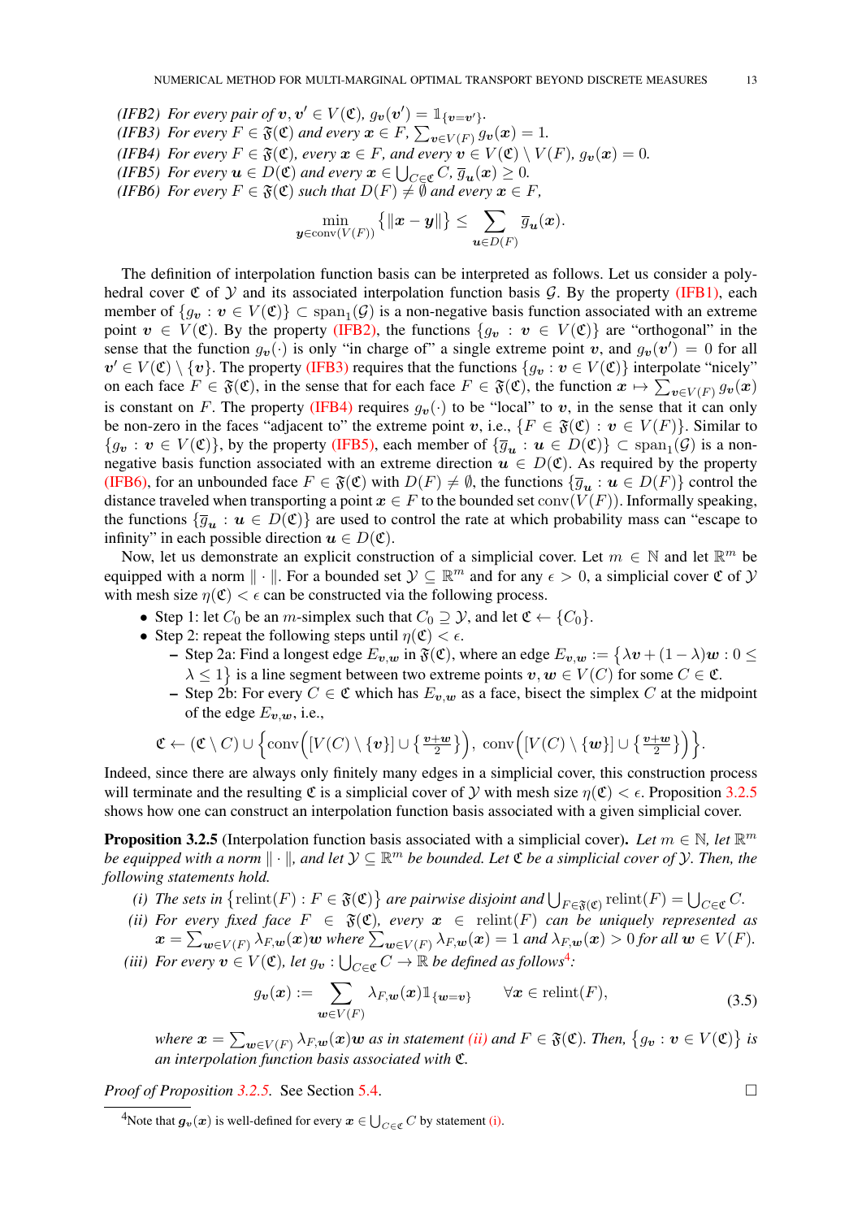*(IFB2)* *For every pair of $\boldsymbol{v}, \boldsymbol{v}' \in V(\mathfrak{C})$, $g_{\boldsymbol{v}}(\boldsymbol{v}') = \mathbb{1}_{\{\boldsymbol{v}=\boldsymbol{v}'\}}$.*
*(IFB3)* *For every $F \in \mathfrak{F}(\mathfrak{C})$ and every $\boldsymbol{x} \in F$, $\sum_{\boldsymbol{v}\in V(F)} g_{\boldsymbol{v}}(\boldsymbol{x}) = 1$.*
*(IFB4)* *For every $F \in \mathfrak{F}(\mathfrak{C})$, every $\boldsymbol{x} \in F$, and every $\boldsymbol{v} \in V(\mathfrak{C}) \setminus V(F)$, $g_{\boldsymbol{v}}(\boldsymbol{x}) = 0$.*
*(IFB5)* *For every $\boldsymbol{u} \in D(\mathfrak{C})$ and every $\boldsymbol{x} \in \bigcup_{C\in\mathfrak{C}} C$, $\overline{g}_{\boldsymbol{u}}(\boldsymbol{x}) \geq 0$.*
*(IFB6)* *For every $F \in \mathfrak{F}(\mathfrak{C})$ such that $D(F) \neq \emptyset$ and every $\boldsymbol{x} \in F$,*

$$\min_{\boldsymbol{y}\in\mathrm{conv}(V(F))} \big\{\|\boldsymbol{x} - \boldsymbol{y}\|\big\} \leq \sum_{\boldsymbol{u}\in D(F)} \overline{g}_{\boldsymbol{u}}(\boldsymbol{x}).$$

The definition of interpolation function basis can be interpreted as follows. Let us consider a polyhedral cover $\mathfrak{C}$ of $\mathcal{Y}$ and its associated interpolation function basis $\mathcal{G}$. By the property (IFB1), each member of $\{g_{\boldsymbol{v}} : \boldsymbol{v} \in V(\mathfrak{C})\} \subset \mathrm{span}_1(\mathcal{G})$ is a non-negative basis function associated with an extreme point $\boldsymbol{v} \in V(\mathfrak{C})$. By the property (IFB2), the functions $\{g_{\boldsymbol{v}} : \boldsymbol{v} \in V(\mathfrak{C})\}$ are "orthogonal" in the sense that the function $g_{\boldsymbol{v}}(\cdot)$ is only "in charge of" a single extreme point $\boldsymbol{v}$, and $g_{\boldsymbol{v}}(\boldsymbol{v}') = 0$ for all $\boldsymbol{v}' \in V(\mathfrak{C}) \setminus \{\boldsymbol{v}\}$. The property (IFB3) requires that the functions $\{g_{\boldsymbol{v}} : \boldsymbol{v} \in V(\mathfrak{C})\}$ interpolate "nicely" on each face $F \in \mathfrak{F}(\mathfrak{C})$, in the sense that for each face $F \in \mathfrak{F}(\mathfrak{C})$, the function $\boldsymbol{x} \mapsto \sum_{\boldsymbol{v}\in V(F)} g_{\boldsymbol{v}}(\boldsymbol{x})$ is constant on $F$. The property (IFB4) requires $g_{\boldsymbol{v}}(\cdot)$ to be "local" to $\boldsymbol{v}$, in the sense that it can only be non-zero in the faces "adjacent to" the extreme point $\boldsymbol{v}$, i.e., $\{F \in \mathfrak{F}(\mathfrak{C}) : \boldsymbol{v} \in V(F)\}$. Similar to $\{g_{\boldsymbol{v}} : \boldsymbol{v} \in V(\mathfrak{C})\}$, by the property (IFB5), each member of $\{\overline{g}_{\boldsymbol{u}} : \boldsymbol{u} \in D(\mathfrak{C})\} \subset \mathrm{span}_1(\mathcal{G})$ is a non-negative basis function associated with an extreme direction $\boldsymbol{u} \in D(\mathfrak{C})$. As required by the property (IFB6), for an unbounded face $F \in \mathfrak{F}(\mathfrak{C})$ with $D(F) \neq \emptyset$, the functions $\{\overline{g}_{\boldsymbol{u}} : \boldsymbol{u} \in D(F)\}$ control the distance traveled when transporting a point $\boldsymbol{x} \in F$ to the bounded set $\mathrm{conv}(V(F))$. Informally speaking, the functions $\{\overline{g}_{\boldsymbol{u}} : \boldsymbol{u} \in D(\mathfrak{C})\}$ are used to control the rate at which probability mass can "escape to infinity" in each possible direction $\boldsymbol{u} \in D(\mathfrak{C})$.

Now, let us demonstrate an explicit construction of a simplicial cover. Let $m \in \mathbb{N}$ and let $\mathbb{R}^m$ be equipped with a norm $\|\cdot\|$. For a bounded set $\mathcal{Y} \subseteq \mathbb{R}^m$ and for any $\epsilon > 0$, a simplicial cover $\mathfrak{C}$ of $\mathcal{Y}$ with mesh size $\eta(\mathfrak{C}) < \epsilon$ can be constructed via the following process.

- Step 1: let $C_0$ be an $m$-simplex such that $C_0 \supseteq \mathcal{Y}$, and let $\mathfrak{C} \leftarrow \{C_0\}$.
- Step 2: repeat the following steps until $\eta(\mathfrak{C}) < \epsilon$.
  - Step 2a: Find a longest edge $E_{\boldsymbol{v},\boldsymbol{w}}$ in $\mathfrak{F}(\mathfrak{C})$, where an edge $E_{\boldsymbol{v},\boldsymbol{w}} := \big\{\lambda\boldsymbol{v} + (1-\lambda)\boldsymbol{w} : 0 \leq \lambda \leq 1\big\}$ is a line segment between two extreme points $\boldsymbol{v}, \boldsymbol{w} \in V(C)$ for some $C \in \mathfrak{C}$.
  - Step 2b: For every $C \in \mathfrak{C}$ which has $E_{\boldsymbol{v},\boldsymbol{w}}$ as a face, bisect the simplex $C$ at the midpoint of the edge $E_{\boldsymbol{v},\boldsymbol{w}}$, i.e.,

$$\mathfrak{C} \leftarrow (\mathfrak{C} \setminus C) \cup \Big\{\mathrm{conv}\Big([V(C) \setminus \{\boldsymbol{v}\}] \cup \big\{\tfrac{\boldsymbol{v}+\boldsymbol{w}}{2}\big\}\Big),\ \mathrm{conv}\Big([V(C) \setminus \{\boldsymbol{w}\}] \cup \big\{\tfrac{\boldsymbol{v}+\boldsymbol{w}}{2}\big\}\Big)\Big\}.$$

Indeed, since there are always only finitely many edges in a simplicial cover, this construction process will terminate and the resulting $\mathfrak{C}$ is a simplicial cover of $\mathcal{Y}$ with mesh size $\eta(\mathfrak{C}) < \epsilon$. Proposition 3.2.5 shows how one can construct an interpolation function basis associated with a given simplicial cover.

**Proposition 3.2.5** **(Interpolation function basis associated with a simplicial cover).** *Let $m \in \mathbb{N}$, let $\mathbb{R}^m$ be equipped with a norm $\|\cdot\|$, and let $\mathcal{Y} \subseteq \mathbb{R}^m$ be bounded. Let $\mathfrak{C}$ be a simplicial cover of $\mathcal{Y}$. Then, the following statements hold.*

*(i) The sets in $\big\{\mathrm{relint}(F) : F \in \mathfrak{F}(\mathfrak{C})\big\}$ are pairwise disjoint and $\bigcup_{F\in\mathfrak{F}(\mathfrak{C})} \mathrm{relint}(F) = \bigcup_{C\in\mathfrak{C}} C$.*

*(ii) For every fixed face $F \in \mathfrak{F}(\mathfrak{C})$, every $\boldsymbol{x} \in \mathrm{relint}(F)$ can be uniquely represented as $\boldsymbol{x} = \sum_{\boldsymbol{w}\in V(F)} \lambda_{F,\boldsymbol{w}}(\boldsymbol{x})\boldsymbol{w}$ where $\sum_{\boldsymbol{w}\in V(F)} \lambda_{F,\boldsymbol{w}}(\boldsymbol{x}) = 1$ and $\lambda_{F,\boldsymbol{w}}(\boldsymbol{x}) > 0$ for all $\boldsymbol{w} \in V(F)$.*

*(iii) For every $\boldsymbol{v} \in V(\mathfrak{C})$, let $g_{\boldsymbol{v}} : \bigcup_{C\in\mathfrak{C}} C \to \mathbb{R}$ be defined as follows[4]:*

$$g_{\boldsymbol{v}}(\boldsymbol{x}) := \sum_{\boldsymbol{w}\in V(F)} \lambda_{F,\boldsymbol{w}}(\boldsymbol{x})\mathbb{1}_{\{\boldsymbol{w}=\boldsymbol{v}\}} \qquad \forall \boldsymbol{x} \in \mathrm{relint}(F), \tag{3.5}$$

*where $\boldsymbol{x} = \sum_{\boldsymbol{w}\in V(F)} \lambda_{F,\boldsymbol{w}}(\boldsymbol{x})\boldsymbol{w}$ as in statement (ii) and $F \in \mathfrak{F}(\mathfrak{C})$. Then, $\big\{g_{\boldsymbol{v}} : \boldsymbol{v} \in V(\mathfrak{C})\big\}$ is an interpolation function basis associated with $\mathfrak{C}$.*

*Proof of Proposition 3.2.5.* See Section 5.4. $\square$

[4] Note that $g_{\boldsymbol{v}}(\boldsymbol{x})$ is well-defined for every $\boldsymbol{x} \in \bigcup_{C\in\mathfrak{C}} C$ by statement (i).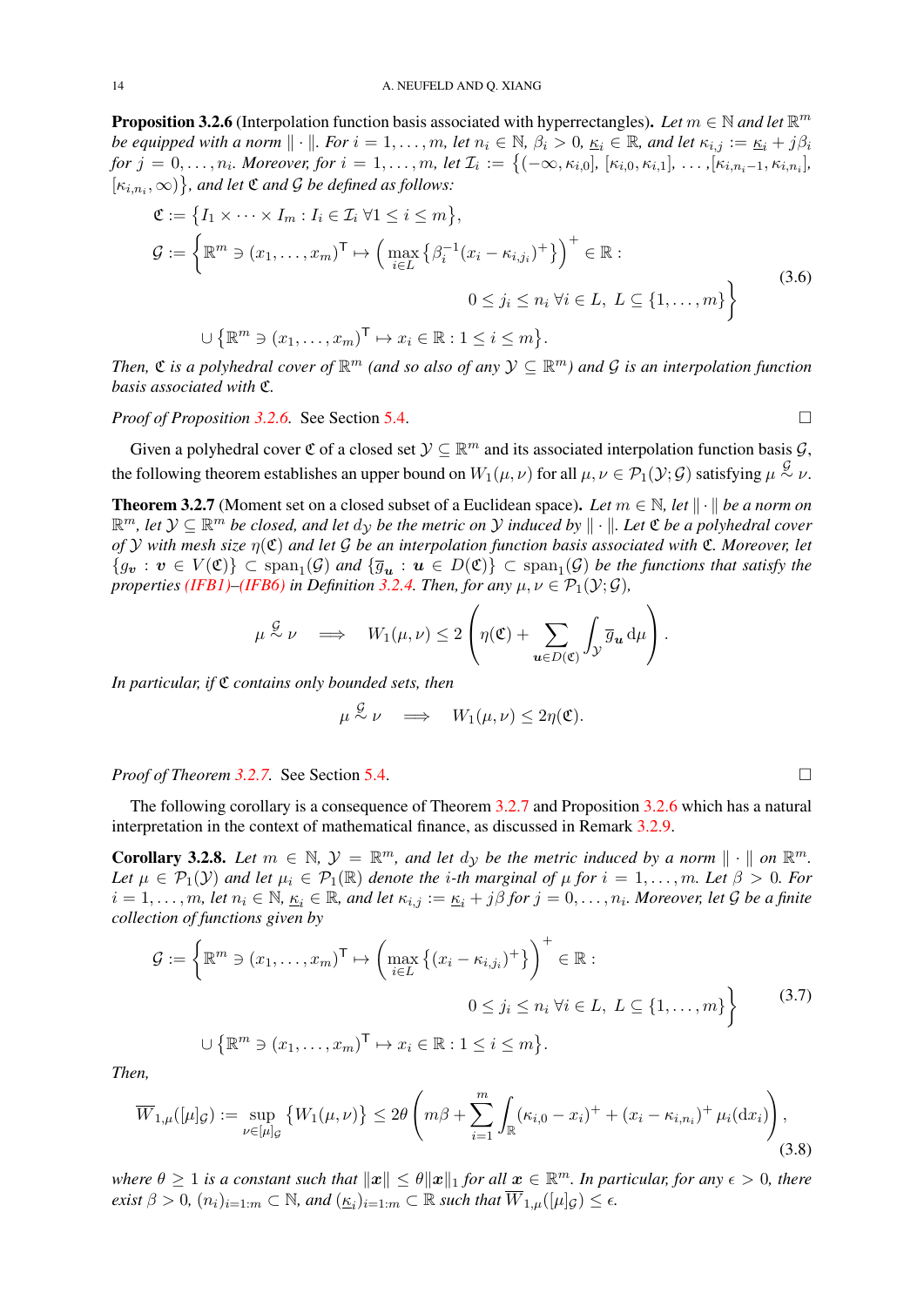**Proposition 3.2.6** (Interpolation function basis associated with hyperrectangles)**.** *Let $m \in \mathbb{N}$ and let $\mathbb{R}^m$ be equipped with a norm $\|\cdot\|$. For $i = 1,\ldots,m$, let $n_i \in \mathbb{N}$, $\beta_i > 0$, $\underline{\kappa_i} \in \mathbb{R}$, and let $\kappa_{i,j} := \underline{\kappa_i} + j\beta_i$ for $j = 0,\ldots,n_i$. Moreover, for $i = 1,\ldots,m$, let $\mathcal{I}_i := \big\{(-\infty, \kappa_{i,0}], [\kappa_{i,0}, \kappa_{i,1}], \ldots, [\kappa_{i,n_i-1}, \kappa_{i,n_i}], [\kappa_{i,n_i}, \infty)\big\}$, and let $\mathfrak{C}$ and $\mathcal{G}$ be defined as follows:*

$$
\begin{aligned}
\mathfrak{C} &:= \big\{I_1 \times \cdots \times I_m : I_i \in \mathcal{I}_i \ \forall 1 \le i \le m\big\},\\
\mathcal{G} &:= \bigg\{\mathbb{R}^m \ni (x_1,\ldots,x_m)^\mathsf{T} \mapsto \Big(\max_{i\in L}\big\{\beta_i^{-1}(x_i - \kappa_{i,j_i})^+\big\}\Big)^+ \in \mathbb{R} :\\
&\qquad\qquad\qquad\qquad\qquad\qquad 0 \le j_i \le n_i \ \forall i \in L,\ L \subseteq \{1,\ldots,m\}\bigg\}\\
&\quad\ \cup \big\{\mathbb{R}^m \ni (x_1,\ldots,x_m)^\mathsf{T} \mapsto x_i \in \mathbb{R} : 1 \le i \le m\big\}.
\end{aligned}
\tag{3.6}
$$

*Then, $\mathfrak{C}$ is a polyhedral cover of $\mathbb{R}^m$ (and so also of any $\mathcal{Y} \subseteq \mathbb{R}^m$) and $\mathcal{G}$ is an interpolation function basis associated with $\mathfrak{C}$.*

*Proof of Proposition 3.2.6.* See Section 5.4. □

Given a polyhedral cover $\mathfrak{C}$ of a closed set $\mathcal{Y} \subseteq \mathbb{R}^m$ and its associated interpolation function basis $\mathcal{G}$, the following theorem establishes an upper bound on $W_1(\mu,\nu)$ for all $\mu,\nu \in \mathcal{P}_1(\mathcal{Y};\mathcal{G})$ satisfying $\mu \overset{\mathcal{G}}{\sim} \nu$.

**Theorem 3.2.7** (Moment set on a closed subset of a Euclidean space)**.** *Let $m \in \mathbb{N}$, let $\|\cdot\|$ be a norm on $\mathbb{R}^m$, let $\mathcal{Y} \subseteq \mathbb{R}^m$ be closed, and let $d_\mathcal{Y}$ be the metric on $\mathcal{Y}$ induced by $\|\cdot\|$. Let $\mathfrak{C}$ be a polyhedral cover of $\mathcal{Y}$ with mesh size $\eta(\mathfrak{C})$ and let $\mathcal{G}$ be an interpolation function basis associated with $\mathfrak{C}$. Moreover, let $\{g_{\boldsymbol{v}} : \boldsymbol{v} \in V(\mathfrak{C})\} \subset \mathrm{span}_1(\mathcal{G})$ and $\{\overline{g}_{\boldsymbol{u}} : \boldsymbol{u} \in D(\mathfrak{C})\} \subset \mathrm{span}_1(\mathcal{G})$ be the functions that satisfy the properties (IFB1)–(IFB6) in Definition 3.2.4. Then, for any $\mu,\nu \in \mathcal{P}_1(\mathcal{Y};\mathcal{G})$,*

$$
\mu \overset{\mathcal{G}}{\sim} \nu \quad \Longrightarrow \quad W_1(\mu,\nu) \le 2\Bigg(\eta(\mathfrak{C}) + \sum_{\boldsymbol{u}\in D(\mathfrak{C})} \int_\mathcal{Y} \overline{g}_{\boldsymbol{u}} \,\mathrm{d}\mu\Bigg).
$$

*In particular, if $\mathfrak{C}$ contains only bounded sets, then*

$$
\mu \overset{\mathcal{G}}{\sim} \nu \quad \Longrightarrow \quad W_1(\mu,\nu) \le 2\eta(\mathfrak{C}).
$$

*Proof of Theorem 3.2.7.* See Section 5.4. □

The following corollary is a consequence of Theorem 3.2.7 and Proposition 3.2.6 which has a natural interpretation in the context of mathematical finance, as discussed in Remark 3.2.9.

**Corollary 3.2.8.** *Let $m \in \mathbb{N}$, $\mathcal{Y} = \mathbb{R}^m$, and let $d_\mathcal{Y}$ be the metric induced by a norm $\|\cdot\|$ on $\mathbb{R}^m$. Let $\mu \in \mathcal{P}_1(\mathcal{Y})$ and let $\mu_i \in \mathcal{P}_1(\mathbb{R})$ denote the $i$-th marginal of $\mu$ for $i = 1,\ldots,m$. Let $\beta > 0$. For $i = 1,\ldots,m$, let $n_i \in \mathbb{N}$, $\underline{\kappa_i} \in \mathbb{R}$, and let $\kappa_{i,j} := \underline{\kappa_i} + j\beta$ for $j = 0,\ldots,n_i$. Moreover, let $\mathcal{G}$ be a finite collection of functions given by*

$$
\begin{aligned}
\mathcal{G} &:= \bigg\{\mathbb{R}^m \ni (x_1,\ldots,x_m)^\mathsf{T} \mapsto \Big(\max_{i\in L}\big\{(x_i - \kappa_{i,j_i})^+\big\}\Big)^+ \in \mathbb{R} :\\
&\qquad\qquad\qquad\qquad\qquad\qquad 0 \le j_i \le n_i \ \forall i \in L,\ L \subseteq \{1,\ldots,m\}\bigg\}\\
&\quad\ \cup \big\{\mathbb{R}^m \ni (x_1,\ldots,x_m)^\mathsf{T} \mapsto x_i \in \mathbb{R} : 1 \le i \le m\big\}.
\end{aligned}
\tag{3.7}
$$

*Then,*

$$
\overline{W}_{1,\mu}([\mu]_\mathcal{G}) := \sup_{\nu\in[\mu]_\mathcal{G}} \big\{W_1(\mu,\nu)\big\} \le 2\theta\Bigg(m\beta + \sum_{i=1}^m \int_\mathbb{R} (\kappa_{i,0} - x_i)^+ + (x_i - \kappa_{i,n_i})^+ \,\mu_i(\mathrm{d}x_i)\Bigg),
\tag{3.8}
$$

*where $\theta \ge 1$ is a constant such that $\|\boldsymbol{x}\| \le \theta\|\boldsymbol{x}\|_1$ for all $\boldsymbol{x} \in \mathbb{R}^m$. In particular, for any $\epsilon > 0$, there exist $\beta > 0$, $(n_i)_{i=1:m} \subset \mathbb{N}$, and $(\underline{\kappa_i})_{i=1:m} \subset \mathbb{R}$ such that $\overline{W}_{1,\mu}([\mu]_\mathcal{G}) \le \epsilon$.*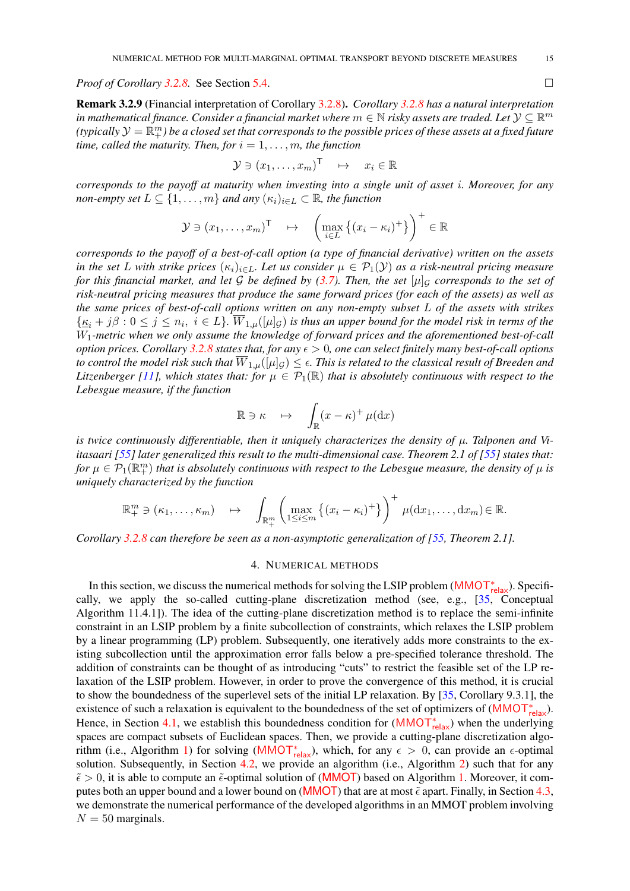*Proof of Corollary 3.2.8.* See Section 5.4. □

**Remark 3.2.9** (Financial interpretation of Corollary 3.2.8)**.** *Corollary 3.2.8 has a natural interpretation in mathematical finance. Consider a financial market where $m \in \mathbb{N}$ risky assets are traded. Let $\mathcal{Y} \subseteq \mathbb{R}^m$ (typically $\mathcal{Y} = \mathbb{R}^m_+$) be a closed set that corresponds to the possible prices of these assets at a fixed future time, called the maturity. Then, for $i = 1, \ldots, m$, the function*

$$\mathcal{Y} \ni (x_1, \ldots, x_m)^\mathsf{T} \quad \mapsto \quad x_i \in \mathbb{R}$$

*corresponds to the payoff at maturity when investing into a single unit of asset $i$. Moreover, for any non-empty set $L \subseteq \{1, \ldots, m\}$ and any $(\kappa_i)_{i \in L} \subset \mathbb{R}$, the function*

$$\mathcal{Y} \ni (x_1, \ldots, x_m)^\mathsf{T} \quad \mapsto \quad \left( \max_{i \in L} \left\{ (x_i - \kappa_i)^+ \right\} \right)^+ \in \mathbb{R}$$

*corresponds to the payoff of a best-of-call option (a type of financial derivative) written on the assets in the set $L$ with strike prices $(\kappa_i)_{i \in L}$. Let us consider $\mu \in \mathcal{P}_1(\mathcal{Y})$ as a risk-neutral pricing measure for this financial market, and let $\mathcal{G}$ be defined by (3.7). Then, the set $[\mu]_\mathcal{G}$ corresponds to the set of risk-neutral pricing measures that produce the same forward prices (for each of the assets) as well as the same prices of best-of-call options written on any non-empty subset $L$ of the assets with strikes $\{\underline{\kappa}_i + j\beta : 0 \le j \le n_i,\ i \in L\}$. $\overline{W}_{1,\mu}([\mu]_\mathcal{G})$ is thus an upper bound for the model risk in terms of the $W_1$-metric when we only assume the knowledge of forward prices and the aforementioned best-of-call option prices. Corollary 3.2.8 states that, for any $\epsilon > 0$, one can select finitely many best-of-call options to control the model risk such that $\overline{W}_{1,\mu}([\mu]_\mathcal{G}) \le \epsilon$. This is related to the classical result of Breeden and Litzenberger [11], which states that: for $\mu \in \mathcal{P}_1(\mathbb{R})$ that is absolutely continuous with respect to the Lebesgue measure, if the function*

$$\mathbb{R} \ni \kappa \quad \mapsto \quad \int_\mathbb{R} (x - \kappa)^+ \, \mu(\mathrm{d}x)$$

*is twice continuously differentiable, then it uniquely characterizes the density of $\mu$. Talponen and Viitasaari [55] later generalized this result to the multi-dimensional case. Theorem 2.1 of [55] states that: for $\mu \in \mathcal{P}_1(\mathbb{R}^m_+)$ that is absolutely continuous with respect to the Lebesgue measure, the density of $\mu$ is uniquely characterized by the function*

$$\mathbb{R}^m_+ \ni (\kappa_1, \ldots, \kappa_m) \quad \mapsto \quad \int_{\mathbb{R}^m_+} \left( \max_{1 \le i \le m} \left\{ (x_i - \kappa_i)^+ \right\} \right)^+ \mu(\mathrm{d}x_1, \ldots, \mathrm{d}x_m) \in \mathbb{R}.$$

*Corollary 3.2.8 can therefore be seen as a non-asymptotic generalization of [55, Theorem 2.1].*

## 4. Numerical methods

In this section, we discuss the numerical methods for solving the LSIP problem ($\mathrm{MMOT}^*_{\mathrm{relax}}$). Specifically, we apply the so-called cutting-plane discretization method (see, e.g., [35, Conceptual Algorithm 11.4.1]). The idea of the cutting-plane discretization method is to replace the semi-infinite constraint in an LSIP problem by a finite subcollection of constraints, which relaxes the LSIP problem by a linear programming (LP) problem. Subsequently, one iteratively adds more constraints to the existing subcollection until the approximation error falls below a pre-specified tolerance threshold. The addition of constraints can be thought of as introducing "cuts" to restrict the feasible set of the LP relaxation of the LSIP problem. However, in order to prove the convergence of this method, it is crucial to show the boundedness of the superlevel sets of the initial LP relaxation. By [35, Corollary 9.3.1], the existence of such a relaxation is equivalent to the boundedness of the set of optimizers of ($\mathrm{MMOT}^*_{\mathrm{relax}}$). Hence, in Section 4.1, we establish this boundedness condition for ($\mathrm{MMOT}^*_{\mathrm{relax}}$) when the underlying spaces are compact subsets of Euclidean spaces. Then, we provide a cutting-plane discretization algorithm (i.e., Algorithm 1) for solving ($\mathrm{MMOT}^*_{\mathrm{relax}}$), which, for any $\epsilon > 0$, can provide an $\epsilon$-optimal solution. Subsequently, in Section 4.2, we provide an algorithm (i.e., Algorithm 2) such that for any $\tilde{\epsilon} > 0$, it is able to compute an $\tilde{\epsilon}$-optimal solution of (MMOT) based on Algorithm 1. Moreover, it computes both an upper bound and a lower bound on (MMOT) that are at most $\tilde{\epsilon}$ apart. Finally, in Section 4.3, we demonstrate the numerical performance of the developed algorithms in an MMOT problem involving $N = 50$ marginals.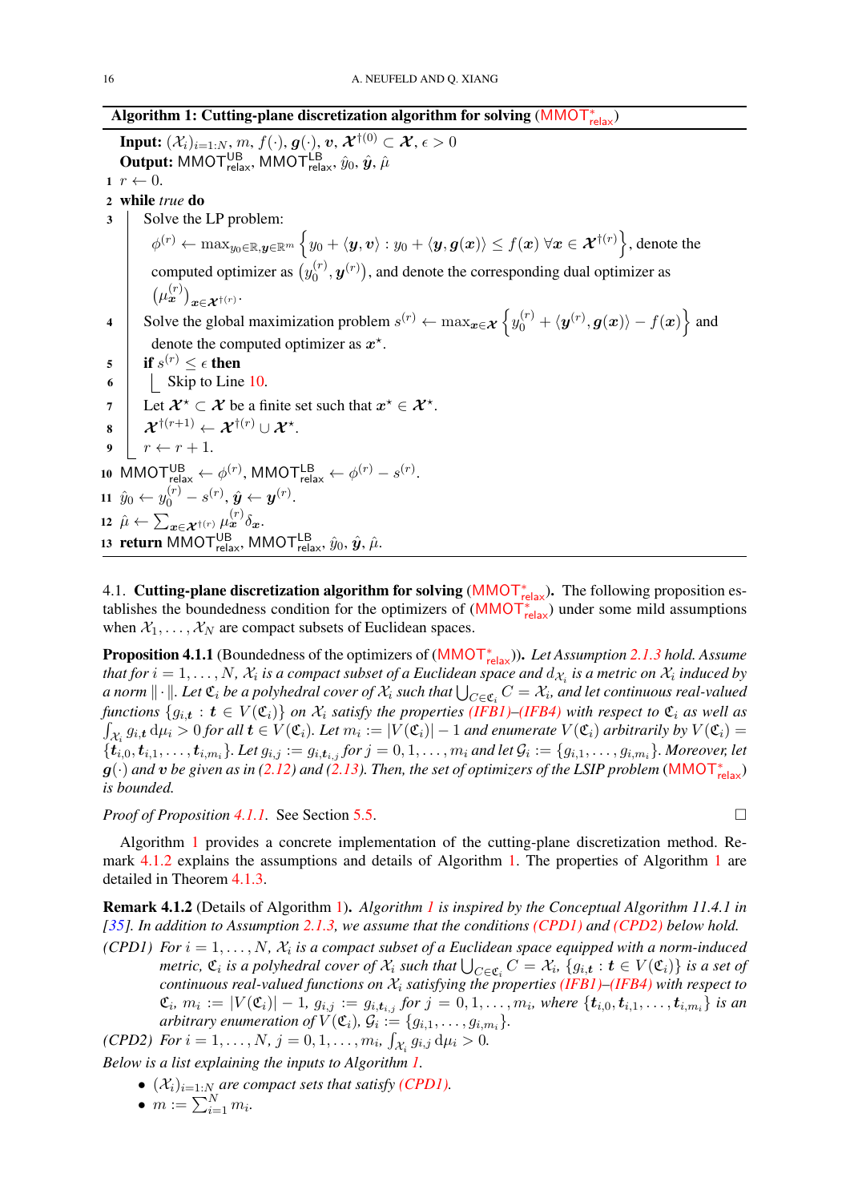**Algorithm 1: Cutting-plane discretization algorithm for solving (MMOT$^*_{\text{relax}}$)**

**Input:** $(\mathcal{X}_i)_{i=1:N}$, $m$, $f(\cdot)$, $\boldsymbol{g}(\cdot)$, $\boldsymbol{v}$, $\boldsymbol{\mathcal{X}}^{\dagger(0)} \subset \boldsymbol{\mathcal{X}}$, $\epsilon > 0$

**Output:** $\mathsf{MMOT}^{\mathsf{UB}}_{\mathsf{relax}}$, $\mathsf{MMOT}^{\mathsf{LB}}_{\mathsf{relax}}$, $\hat{y}_0$, $\hat{\boldsymbol{y}}$, $\hat{\mu}$

1. $r \leftarrow 0$.
2. **while** *true* **do**
3. Solve the LP problem: $\phi^{(r)} \leftarrow \max_{y_0 \in \mathbb{R}, \boldsymbol{y} \in \mathbb{R}^m} \big\{ y_0 + \langle \boldsymbol{y}, \boldsymbol{v} \rangle : y_0 + \langle \boldsymbol{y}, \boldsymbol{g}(\boldsymbol{x}) \rangle \le f(\boldsymbol{x}) \ \forall \boldsymbol{x} \in \boldsymbol{\mathcal{X}}^{\dagger(r)} \big\}$, denote the computed optimizer as $\big(y_0^{(r)}, \boldsymbol{y}^{(r)}\big)$, and denote the corresponding dual optimizer as $\big(\mu^{(r)}_{\boldsymbol{x}}\big)_{\boldsymbol{x} \in \boldsymbol{\mathcal{X}}^{\dagger(r)}}$.
4. Solve the global maximization problem $s^{(r)} \leftarrow \max_{\boldsymbol{x} \in \boldsymbol{\mathcal{X}}} \big\{ y_0^{(r)} + \langle \boldsymbol{y}^{(r)}, \boldsymbol{g}(\boldsymbol{x}) \rangle - f(\boldsymbol{x}) \big\}$ and denote the computed optimizer as $\boldsymbol{x}^\star$.
5. **if** $s^{(r)} \le \epsilon$ **then**
6. Skip to Line 10.
7. Let $\boldsymbol{\mathcal{X}}^\star \subset \boldsymbol{\mathcal{X}}$ be a finite set such that $\boldsymbol{x}^\star \in \boldsymbol{\mathcal{X}}^\star$.
8. $\boldsymbol{\mathcal{X}}^{\dagger(r+1)} \leftarrow \boldsymbol{\mathcal{X}}^{\dagger(r)} \cup \boldsymbol{\mathcal{X}}^\star$.
9. $r \leftarrow r + 1$.
10. $\mathsf{MMOT}^{\mathsf{UB}}_{\mathsf{relax}} \leftarrow \phi^{(r)}$, $\mathsf{MMOT}^{\mathsf{LB}}_{\mathsf{relax}} \leftarrow \phi^{(r)} - s^{(r)}$.
11. $\hat{y}_0 \leftarrow y_0^{(r)} - s^{(r)}$, $\hat{\boldsymbol{y}} \leftarrow \boldsymbol{y}^{(r)}$.
12. $\hat{\mu} \leftarrow \sum_{\boldsymbol{x} \in \boldsymbol{\mathcal{X}}^{\dagger(r)}} \mu^{(r)}_{\boldsymbol{x}} \delta_{\boldsymbol{x}}$.
13. **return** $\mathsf{MMOT}^{\mathsf{UB}}_{\mathsf{relax}}$, $\mathsf{MMOT}^{\mathsf{LB}}_{\mathsf{relax}}$, $\hat{y}_0$, $\hat{\boldsymbol{y}}$, $\hat{\mu}$.

### 4.1. Cutting-plane discretization algorithm for solving (MMOT$^*_{\text{relax}}$).

The following proposition establishes the boundedness condition for the optimizers of (MMOT$^*_{\text{relax}}$) under some mild assumptions when $\mathcal{X}_1, \ldots, \mathcal{X}_N$ are compact subsets of Euclidean spaces.

**Proposition 4.1.1** (Boundedness of the optimizers of (MMOT$^*_{\text{relax}}$)). *Let Assumption 2.1.3 hold. Assume that for $i = 1, \ldots, N$, $\mathcal{X}_i$ is a compact subset of a Euclidean space and $d_{\mathcal{X}_i}$ is a metric on $\mathcal{X}_i$ induced by a norm $\|\cdot\|$. Let $\mathfrak{C}_i$ be a polyhedral cover of $\mathcal{X}_i$ such that $\bigcup_{C \in \mathfrak{C}_i} C = \mathcal{X}_i$, and let continuous real-valued functions $\{g_{i,\boldsymbol{t}} : \boldsymbol{t} \in V(\mathfrak{C}_i)\}$ on $\mathcal{X}_i$ satisfy the properties (IFB1)–(IFB4) with respect to $\mathfrak{C}_i$ as well as $\int_{\mathcal{X}_i} g_{i,\boldsymbol{t}} \,\mathrm{d}\mu_i > 0$ for all $\boldsymbol{t} \in V(\mathfrak{C}_i)$. Let $m_i := |V(\mathfrak{C}_i)| - 1$ and enumerate $V(\mathfrak{C}_i)$ arbitrarily by $V(\mathfrak{C}_i) = \{\boldsymbol{t}_{i,0}, \boldsymbol{t}_{i,1}, \ldots, \boldsymbol{t}_{i,m_i}\}$. Let $g_{i,j} := g_{i,\boldsymbol{t}_{i,j}}$ for $j = 0, 1, \ldots, m_i$ and let $\mathcal{G}_i := \{g_{i,1}, \ldots, g_{i,m_i}\}$. Moreover, let $\boldsymbol{g}(\cdot)$ and $\boldsymbol{v}$ be given as in (2.12) and (2.13). Then, the set of optimizers of the LSIP problem (MMOT$^*_{\text{relax}}$) is bounded.*

*Proof of Proposition 4.1.1.* See Section 5.5. □

Algorithm 1 provides a concrete implementation of the cutting-plane discretization method. Remark 4.1.2 explains the assumptions and details of Algorithm 1. The properties of Algorithm 1 are detailed in Theorem 4.1.3.

**Remark 4.1.2** (Details of Algorithm 1). *Algorithm 1 is inspired by the Conceptual Algorithm 11.4.1 in [35]. In addition to Assumption 2.1.3, we assume that the conditions (CPD1) and (CPD2) below hold.*

*(CPD1) For $i = 1, \ldots, N$, $\mathcal{X}_i$ is a compact subset of a Euclidean space equipped with a norm-induced metric, $\mathfrak{C}_i$ is a polyhedral cover of $\mathcal{X}_i$ such that $\bigcup_{C \in \mathfrak{C}_i} C = \mathcal{X}_i$, $\{g_{i,\boldsymbol{t}} : \boldsymbol{t} \in V(\mathfrak{C}_i)\}$ is a set of continuous real-valued functions on $\mathcal{X}_i$ satisfying the properties (IFB1)–(IFB4) with respect to $\mathfrak{C}_i$, $m_i := |V(\mathfrak{C}_i)| - 1$, $g_{i,j} := g_{i,\boldsymbol{t}_{i,j}}$ for $j = 0, 1, \ldots, m_i$, where $\{\boldsymbol{t}_{i,0}, \boldsymbol{t}_{i,1}, \ldots, \boldsymbol{t}_{i,m_i}\}$ is an arbitrary enumeration of $V(\mathfrak{C}_i)$, $\mathcal{G}_i := \{g_{i,1}, \ldots, g_{i,m_i}\}$.*

*(CPD2) For $i = 1, \ldots, N$, $j = 0, 1, \ldots, m_i$, $\int_{\mathcal{X}_i} g_{i,j} \,\mathrm{d}\mu_i > 0$.*

*Below is a list explaining the inputs to Algorithm 1.*

- *$(\mathcal{X}_i)_{i=1:N}$ are compact sets that satisfy (CPD1).*
- *$m := \sum_{i=1}^N m_i$.*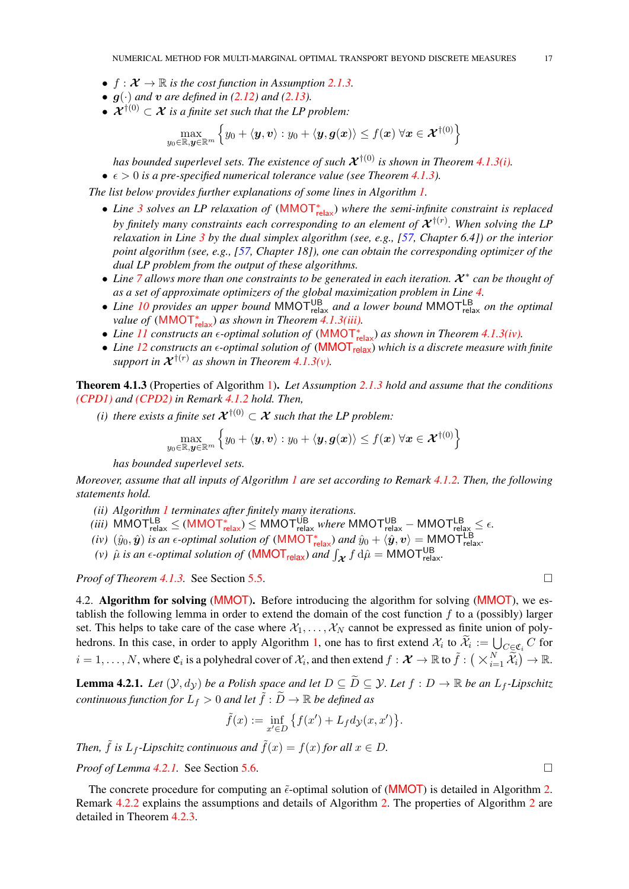- $f : \boldsymbol{\mathcal{X}} \to \mathbb{R}$ *is the cost function in Assumption 2.1.3.*
- $\boldsymbol{g}(\cdot)$ *and* $\boldsymbol{v}$ *are defined in (2.12) and (2.13).*
- $\boldsymbol{\mathcal{X}}^{\dagger(0)} \subset \boldsymbol{\mathcal{X}}$ *is a finite set such that the LP problem:*

$$\max_{y_0 \in \mathbb{R}, \boldsymbol{y} \in \mathbb{R}^m} \left\{ y_0 + \langle \boldsymbol{y}, \boldsymbol{v} \rangle : y_0 + \langle \boldsymbol{y}, \boldsymbol{g}(\boldsymbol{x}) \rangle \leq f(\boldsymbol{x}) \; \forall \boldsymbol{x} \in \boldsymbol{\mathcal{X}}^{\dagger(0)} \right\}$$

  *has bounded superlevel sets. The existence of such* $\boldsymbol{\mathcal{X}}^{\dagger(0)}$ *is shown in Theorem 4.1.3(i).*
- $\epsilon > 0$ *is a pre-specified numerical tolerance value (see Theorem 4.1.3).*

*The list below provides further explanations of some lines in Algorithm 1.*

- *Line 3 solves an LP relaxation of* ($\mathsf{MMOT}^*_{\mathsf{relax}}$) *where the semi-infinite constraint is replaced by finitely many constraints each corresponding to an element of* $\boldsymbol{\mathcal{X}}^{\dagger(r)}$*. When solving the LP relaxation in Line 3 by the dual simplex algorithm (see, e.g., [57, Chapter 6.4]) or the interior point algorithm (see, e.g., [57, Chapter 18]), one can obtain the corresponding optimizer of the dual LP problem from the output of these algorithms.*
- *Line 7 allows more than one constraints to be generated in each iteration.* $\boldsymbol{\mathcal{X}}^*$ *can be thought of as a set of approximate optimizers of the global maximization problem in Line 4.*
- *Line 10 provides an upper bound* $\mathsf{MMOT}^{\mathsf{UB}}_{\mathsf{relax}}$ *and a lower bound* $\mathsf{MMOT}^{\mathsf{LB}}_{\mathsf{relax}}$ *on the optimal value of* ($\mathsf{MMOT}^*_{\mathsf{relax}}$) *as shown in Theorem 4.1.3(iii).*
- *Line 11 constructs an* $\epsilon$*-optimal solution of* ($\mathsf{MMOT}^*_{\mathsf{relax}}$) *as shown in Theorem 4.1.3(iv).*
- *Line 12 constructs an* $\epsilon$*-optimal solution of* ($\mathsf{MMOT}_{\mathsf{relax}}$) *which is a discrete measure with finite support in* $\boldsymbol{\mathcal{X}}^{\dagger(r)}$ *as shown in Theorem 4.1.3(v).*

**Theorem 4.1.3** (Properties of Algorithm 1)**.** *Let Assumption 2.1.3 hold and assume that the conditions (CPD1) and (CPD2) in Remark 4.1.2 hold. Then,*

*(i) there exists a finite set* $\boldsymbol{\mathcal{X}}^{\dagger(0)} \subset \boldsymbol{\mathcal{X}}$ *such that the LP problem:*

$$\max_{y_0 \in \mathbb{R}, \boldsymbol{y} \in \mathbb{R}^m} \left\{ y_0 + \langle \boldsymbol{y}, \boldsymbol{v} \rangle : y_0 + \langle \boldsymbol{y}, \boldsymbol{g}(\boldsymbol{x}) \rangle \leq f(\boldsymbol{x}) \; \forall \boldsymbol{x} \in \boldsymbol{\mathcal{X}}^{\dagger(0)} \right\}$$

*has bounded superlevel sets.*

*Moreover, assume that all inputs of Algorithm 1 are set according to Remark 4.1.2. Then, the following statements hold.*

*(ii) Algorithm 1 terminates after finitely many iterations.*
*(iii)* $\mathsf{MMOT}^{\mathsf{LB}}_{\mathsf{relax}} \leq (\mathsf{MMOT}^*_{\mathsf{relax}}) \leq \mathsf{MMOT}^{\mathsf{UB}}_{\mathsf{relax}}$ *where* $\mathsf{MMOT}^{\mathsf{UB}}_{\mathsf{relax}} - \mathsf{MMOT}^{\mathsf{LB}}_{\mathsf{relax}} \leq \epsilon$*.*
*(iv)* $(\hat{y}_0, \hat{\boldsymbol{y}})$ *is an* $\epsilon$*-optimal solution of* ($\mathsf{MMOT}^*_{\mathsf{relax}}$) *and* $\hat{y}_0 + \langle \hat{\boldsymbol{y}}, \boldsymbol{v} \rangle = \mathsf{MMOT}^{\mathsf{LB}}_{\mathsf{relax}}$*.*
*(v)* $\hat{\mu}$ *is an* $\epsilon$*-optimal solution of* ($\mathsf{MMOT}_{\mathsf{relax}}$) *and* $\int_{\boldsymbol{\mathcal{X}}} f \, \mathrm{d}\hat{\mu} = \mathsf{MMOT}^{\mathsf{UB}}_{\mathsf{relax}}$*.*

*Proof of Theorem 4.1.3.* See Section 5.5. □

4.2. **Algorithm for solving** (MMOT)**.** Before introducing the algorithm for solving (MMOT), we establish the following lemma in order to extend the domain of the cost function $f$ to a (possibly) larger set. This helps to take care of the case where $\mathcal{X}_1, \ldots, \mathcal{X}_N$ cannot be expressed as finite union of polyhedrons. In this case, in order to apply Algorithm 1, one has to first extend $\mathcal{X}_i$ to $\widetilde{\mathcal{X}}_i := \bigcup_{C \in \mathfrak{C}_i} C$ for $i = 1, \ldots, N$, where $\mathfrak{C}_i$ is a polyhedral cover of $\mathcal{X}_i$, and then extend $f : \boldsymbol{\mathcal{X}} \to \mathbb{R}$ to $\tilde{f} : \left( \bigtimes_{i=1}^N \widetilde{\mathcal{X}}_i \right) \to \mathbb{R}$.

**Lemma 4.2.1.** *Let* $(\mathcal{Y}, d_{\mathcal{Y}})$ *be a Polish space and let* $D \subseteq \widetilde{D} \subseteq \mathcal{Y}$*. Let* $f : D \to \mathbb{R}$ *be an* $L_f$*-Lipschitz continuous function for* $L_f > 0$ *and let* $\tilde{f} : \widetilde{D} \to \mathbb{R}$ *be defined as*

$$\tilde{f}(x) := \inf_{x' \in D} \left\{ f(x') + L_f d_{\mathcal{Y}}(x, x') \right\}.$$

*Then,* $\tilde{f}$ *is* $L_f$*-Lipschitz continuous and* $\tilde{f}(x) = f(x)$ *for all* $x \in D$*.*

*Proof of Lemma 4.2.1.* See Section 5.6. □

The concrete procedure for computing an $\tilde{\epsilon}$-optimal solution of (MMOT) is detailed in Algorithm 2. Remark 4.2.2 explains the assumptions and details of Algorithm 2. The properties of Algorithm 2 are detailed in Theorem 4.2.3.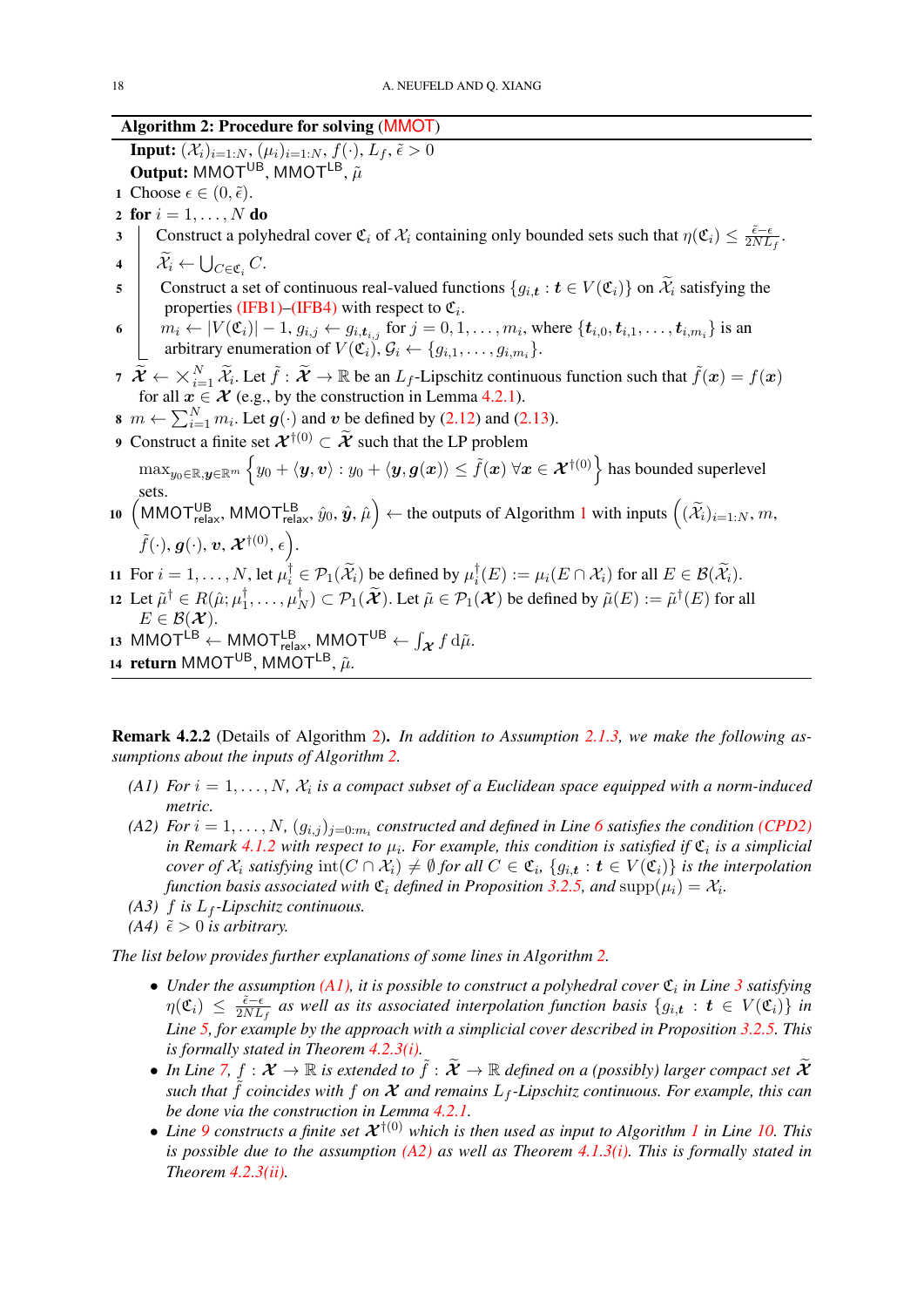**Algorithm 2: Procedure for solving (MMOT)**

**Input:** $(\mathcal{X}_i)_{i=1:N}$, $(\mu_i)_{i=1:N}$, $f(\cdot)$, $L_f$, $\tilde{\epsilon} > 0$

**Output:** $\mathsf{MMOT}^{\mathsf{UB}}$, $\mathsf{MMOT}^{\mathsf{LB}}$, $\tilde{\mu}$

1. Choose $\epsilon \in (0, \tilde{\epsilon})$.
2. **for** $i = 1, \ldots, N$ **do**
3. &nbsp;&nbsp;&nbsp;&nbsp;Construct a polyhedral cover $\mathfrak{C}_i$ of $\mathcal{X}_i$ containing only bounded sets such that $\eta(\mathfrak{C}_i) \le \frac{\tilde{\epsilon}-\epsilon}{2NL_f}$.
4. &nbsp;&nbsp;&nbsp;&nbsp;$\widetilde{\mathcal{X}}_i \leftarrow \bigcup_{C \in \mathfrak{C}_i} C$.
5. &nbsp;&nbsp;&nbsp;&nbsp;Construct a set of continuous real-valued functions $\{g_{i,\boldsymbol{t}} : \boldsymbol{t} \in V(\mathfrak{C}_i)\}$ on $\widetilde{\mathcal{X}}_i$ satisfying the properties (IFB1)–(IFB4) with respect to $\mathfrak{C}_i$.
6. &nbsp;&nbsp;&nbsp;&nbsp;$m_i \leftarrow |V(\mathfrak{C}_i)| - 1$, $g_{i,j} \leftarrow g_{i,\boldsymbol{t}_{i,j}}$ for $j = 0, 1, \ldots, m_i$, where $\{\boldsymbol{t}_{i,0}, \boldsymbol{t}_{i,1}, \ldots, \boldsymbol{t}_{i,m_i}\}$ is an arbitrary enumeration of $V(\mathfrak{C}_i)$, $\mathcal{G}_i \leftarrow \{g_{i,1}, \ldots, g_{i,m_i}\}$.
7. $\widetilde{\boldsymbol{\mathcal{X}}} \leftarrow \times_{i=1}^N \widetilde{\mathcal{X}}_i$. Let $\tilde{f} : \widetilde{\boldsymbol{\mathcal{X}}} \to \mathbb{R}$ be an $L_f$-Lipschitz continuous function such that $\tilde{f}(\boldsymbol{x}) = f(\boldsymbol{x})$ for all $\boldsymbol{x} \in \boldsymbol{\mathcal{X}}$ (e.g., by the construction in Lemma 4.2.1).
8. $m \leftarrow \sum_{i=1}^N m_i$. Let $\boldsymbol{g}(\cdot)$ and $\boldsymbol{v}$ be defined by (2.12) and (2.13).
9. Construct a finite set $\boldsymbol{\mathcal{X}}^{\dagger(0)} \subset \widetilde{\boldsymbol{\mathcal{X}}}$ such that the LP problem $\max_{y_0 \in \mathbb{R}, \boldsymbol{y} \in \mathbb{R}^m} \left\{ y_0 + \langle \boldsymbol{y}, \boldsymbol{v} \rangle : y_0 + \langle \boldsymbol{y}, \boldsymbol{g}(\boldsymbol{x}) \rangle \le \tilde{f}(\boldsymbol{x}) \; \forall \boldsymbol{x} \in \boldsymbol{\mathcal{X}}^{\dagger(0)} \right\}$ has bounded superlevel sets.
10. $\left(\mathsf{MMOT}^{\mathsf{UB}}_{\mathsf{relax}}, \mathsf{MMOT}^{\mathsf{LB}}_{\mathsf{relax}}, \hat{y}_0, \hat{\boldsymbol{y}}, \hat{\mu}\right) \leftarrow$ the outputs of Algorithm 1 with inputs $\left((\widetilde{\mathcal{X}}_i)_{i=1:N}, m, \tilde{f}(\cdot), \boldsymbol{g}(\cdot), \boldsymbol{v}, \boldsymbol{\mathcal{X}}^{\dagger(0)}, \epsilon\right)$.
11. For $i = 1, \ldots, N$, let $\mu_i^\dagger \in \mathcal{P}_1(\widetilde{\mathcal{X}}_i)$ be defined by $\mu_i^\dagger(E) := \mu_i(E \cap \mathcal{X}_i)$ for all $E \in \mathcal{B}(\widetilde{\mathcal{X}}_i)$.
12. Let $\tilde{\mu}^\dagger \in R(\hat{\mu}; \mu_1^\dagger, \ldots, \mu_N^\dagger) \subset \mathcal{P}_1(\widetilde{\boldsymbol{\mathcal{X}}})$. Let $\tilde{\mu} \in \mathcal{P}_1(\boldsymbol{\mathcal{X}})$ be defined by $\tilde{\mu}(E) := \tilde{\mu}^\dagger(E)$ for all $E \in \mathcal{B}(\boldsymbol{\mathcal{X}})$.
13. $\mathsf{MMOT}^{\mathsf{LB}} \leftarrow \mathsf{MMOT}^{\mathsf{LB}}_{\mathsf{relax}}$, $\mathsf{MMOT}^{\mathsf{UB}} \leftarrow \int_{\boldsymbol{\mathcal{X}}} f \,\mathrm{d}\tilde{\mu}$.
14. **return** $\mathsf{MMOT}^{\mathsf{UB}}$, $\mathsf{MMOT}^{\mathsf{LB}}$, $\tilde{\mu}$.

**Remark 4.2.2** (Details of Algorithm 2)**.** *In addition to Assumption 2.1.3, we make the following assumptions about the inputs of Algorithm 2.*

- *(A1) For $i = 1, \ldots, N$, $\mathcal{X}_i$ is a compact subset of a Euclidean space equipped with a norm-induced metric.*
- *(A2) For $i = 1, \ldots, N$, $(g_{i,j})_{j=0:m_i}$ constructed and defined in Line 6 satisfies the condition (CPD2) in Remark 4.1.2 with respect to $\mu_i$. For example, this condition is satisfied if $\mathfrak{C}_i$ is a simplicial cover of $\mathcal{X}_i$ satisfying $\operatorname{int}(C \cap \mathcal{X}_i) \neq \emptyset$ for all $C \in \mathfrak{C}_i$, $\{g_{i,\boldsymbol{t}} : \boldsymbol{t} \in V(\mathfrak{C}_i)\}$ is the interpolation function basis associated with $\mathfrak{C}_i$ defined in Proposition 3.2.5, and $\operatorname{supp}(\mu_i) = \mathcal{X}_i$.*
- *(A3) $f$ is $L_f$-Lipschitz continuous.*
- *(A4) $\tilde{\epsilon} > 0$ is arbitrary.*

*The list below provides further explanations of some lines in Algorithm 2.*

- *Under the assumption (A1), it is possible to construct a polyhedral cover $\mathfrak{C}_i$ in Line 3 satisfying $\eta(\mathfrak{C}_i) \le \frac{\tilde{\epsilon}-\epsilon}{2NL_f}$ as well as its associated interpolation function basis $\{g_{i,\boldsymbol{t}} : \boldsymbol{t} \in V(\mathfrak{C}_i)\}$ in Line 5, for example by the approach with a simplicial cover described in Proposition 3.2.5. This is formally stated in Theorem 4.2.3(i).*
- *In Line 7, $f : \boldsymbol{\mathcal{X}} \to \mathbb{R}$ is extended to $\tilde{f} : \widetilde{\boldsymbol{\mathcal{X}}} \to \mathbb{R}$ defined on a (possibly) larger compact set $\widetilde{\boldsymbol{\mathcal{X}}}$ such that $\tilde{f}$ coincides with $f$ on $\boldsymbol{\mathcal{X}}$ and remains $L_f$-Lipschitz continuous. For example, this can be done via the construction in Lemma 4.2.1.*
- *Line 9 constructs a finite set $\boldsymbol{\mathcal{X}}^{\dagger(0)}$ which is then used as input to Algorithm 1 in Line 10. This is possible due to the assumption (A2) as well as Theorem 4.1.3(i). This is formally stated in Theorem 4.2.3(ii).*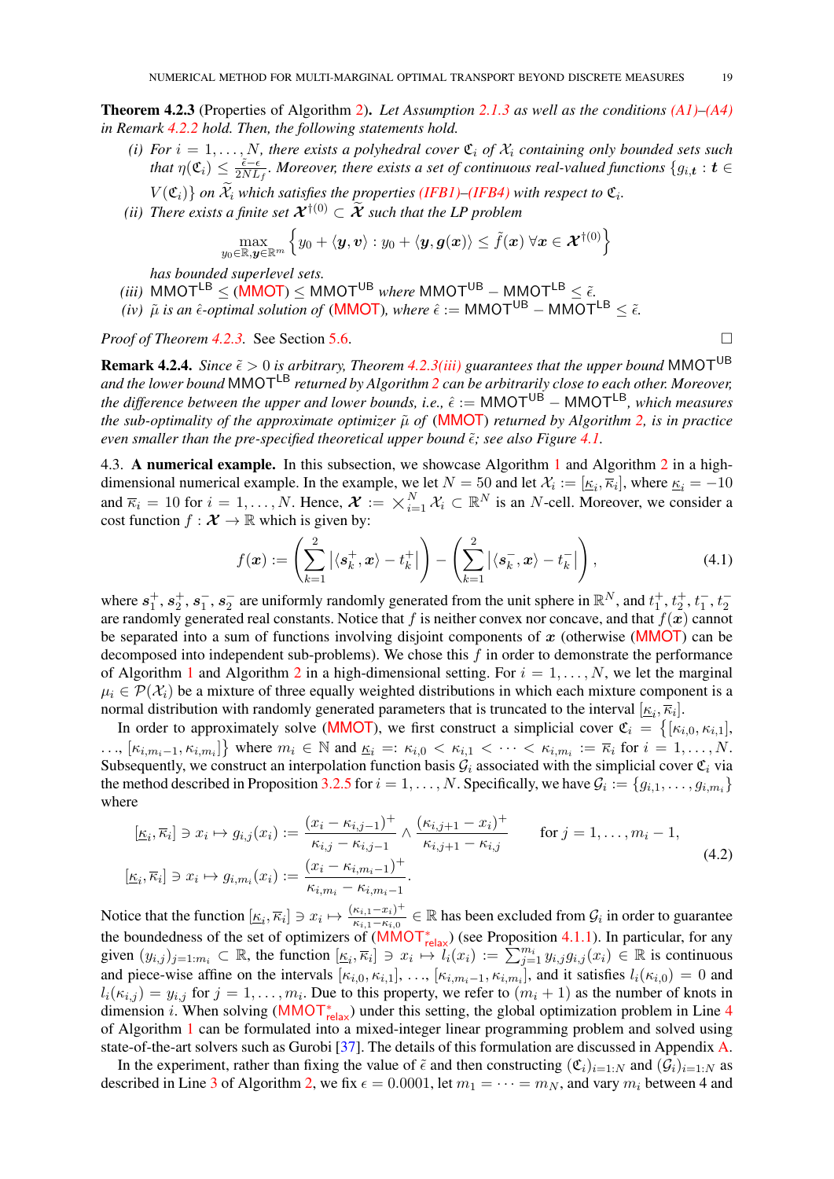**Theorem 4.2.3** (Properties of Algorithm 2)**.** *Let Assumption 2.1.3 as well as the conditions (A1)–(A4) in Remark 4.2.2 hold. Then, the following statements hold.*

*(i) For $i = 1, \ldots, N$, there exists a polyhedral cover $\mathfrak{C}_i$ of $\mathcal{X}_i$ containing only bounded sets such that $\eta(\mathfrak{C}_i) \leq \frac{\tilde{\epsilon}-\epsilon}{2NL_f}$. Moreover, there exists a set of continuous real-valued functions $\{g_{i,\boldsymbol{t}} : \boldsymbol{t} \in V(\mathfrak{C}_i)\}$ on $\widetilde{\mathcal{X}}_i$ which satisfies the properties (IFB1)–(IFB4) with respect to $\mathfrak{C}_i$.*

*(ii) There exists a finite set $\boldsymbol{\mathcal{X}}^{\dagger(0)} \subset \widetilde{\boldsymbol{\mathcal{X}}}$ such that the LP problem*

$$\max_{y_0 \in \mathbb{R}, \boldsymbol{y} \in \mathbb{R}^m} \left\{ y_0 + \langle \boldsymbol{y}, \boldsymbol{v} \rangle : y_0 + \langle \boldsymbol{y}, \boldsymbol{g}(\boldsymbol{x}) \rangle \leq \tilde{f}(\boldsymbol{x}) \ \forall \boldsymbol{x} \in \boldsymbol{\mathcal{X}}^{\dagger(0)} \right\}$$

*has bounded superlevel sets.*

*(iii) $\mathsf{MMOT}^{\mathsf{LB}} \leq$ (MMOT) $\leq \mathsf{MMOT}^{\mathsf{UB}}$ where $\mathsf{MMOT}^{\mathsf{UB}} - \mathsf{MMOT}^{\mathsf{LB}} \leq \tilde{\epsilon}$.*

*(iv) $\tilde{\mu}$ is an $\hat{\epsilon}$-optimal solution of (MMOT), where $\hat{\epsilon} := \mathsf{MMOT}^{\mathsf{UB}} - \mathsf{MMOT}^{\mathsf{LB}} \leq \tilde{\epsilon}$.*

*Proof of Theorem 4.2.3.* See Section 5.6. □

**Remark 4.2.4.** *Since $\tilde{\epsilon} > 0$ is arbitrary, Theorem 4.2.3(iii) guarantees that the upper bound $\mathsf{MMOT}^{\mathsf{UB}}$ and the lower bound $\mathsf{MMOT}^{\mathsf{LB}}$ returned by Algorithm 2 can be arbitrarily close to each other. Moreover, the difference between the upper and lower bounds, i.e., $\hat{\epsilon} := \mathsf{MMOT}^{\mathsf{UB}} - \mathsf{MMOT}^{\mathsf{LB}}$, which measures the sub-optimality of the approximate optimizer $\tilde{\mu}$ of (MMOT) returned by Algorithm 2, is in practice even smaller than the pre-specified theoretical upper bound $\tilde{\epsilon}$; see also Figure 4.1.*

4.3. **A numerical example.** In this subsection, we showcase Algorithm 1 and Algorithm 2 in a high-dimensional numerical example. In the example, we let $N = 50$ and let $\mathcal{X}_i := [\underline{\kappa}_i, \overline{\kappa}_i]$, where $\underline{\kappa}_i = -10$ and $\overline{\kappa}_i = 10$ for $i = 1, \ldots, N$. Hence, $\boldsymbol{\mathcal{X}} := \times_{i=1}^N \mathcal{X}_i \subset \mathbb{R}^N$ is an $N$-cell. Moreover, we consider a cost function $f : \boldsymbol{\mathcal{X}} \to \mathbb{R}$ which is given by:

$$f(\boldsymbol{x}) := \left( \sum_{k=1}^{2} \left| \langle \boldsymbol{s}_k^+, \boldsymbol{x} \rangle - t_k^+ \right| \right) - \left( \sum_{k=1}^{2} \left| \langle \boldsymbol{s}_k^-, \boldsymbol{x} \rangle - t_k^- \right| \right), \tag{4.1}$$

where $\boldsymbol{s}_1^+, \boldsymbol{s}_2^+, \boldsymbol{s}_1^-, \boldsymbol{s}_2^-$ are uniformly randomly generated from the unit sphere in $\mathbb{R}^N$, and $t_1^+, t_2^+, t_1^-, t_2^-$ are randomly generated real constants. Notice that $f$ is neither convex nor concave, and that $f(\boldsymbol{x})$ cannot be separated into a sum of functions involving disjoint components of $\boldsymbol{x}$ (otherwise (MMOT) can be decomposed into independent sub-problems). We chose this $f$ in order to demonstrate the performance of Algorithm 1 and Algorithm 2 in a high-dimensional setting. For $i = 1, \ldots, N$, we let the marginal $\mu_i \in \mathcal{P}(\mathcal{X}_i)$ be a mixture of three equally weighted distributions in which each mixture component is a normal distribution with randomly generated parameters that is truncated to the interval $[\underline{\kappa}_i, \overline{\kappa}_i]$.

In order to approximately solve (MMOT), we first construct a simplicial cover $\mathfrak{C}_i = \big\{[\kappa_{i,0}, \kappa_{i,1}], \ldots, [\kappa_{i,m_i-1}, \kappa_{i,m_i}]\big\}$ where $m_i \in \mathbb{N}$ and $\underline{\kappa}_i =: \kappa_{i,0} < \kappa_{i,1} < \cdots < \kappa_{i,m_i} := \overline{\kappa}_i$ for $i = 1, \ldots, N$. Subsequently, we construct an interpolation function basis $\mathcal{G}_i$ associated with the simplicial cover $\mathfrak{C}_i$ via the method described in Proposition 3.2.5 for $i = 1, \ldots, N$. Specifically, we have $\mathcal{G}_i := \{g_{i,1}, \ldots, g_{i,m_i}\}$ where

$$\begin{aligned}
[\underline{\kappa}_i, \overline{\kappa}_i] \ni x_i \mapsto g_{i,j}(x_i) &:= \frac{(x_i - \kappa_{i,j-1})^+}{\kappa_{i,j} - \kappa_{i,j-1}} \wedge \frac{(\kappa_{i,j+1} - x_i)^+}{\kappa_{i,j+1} - \kappa_{i,j}} \qquad \text{for } j = 1, \ldots, m_i - 1, \\
[\underline{\kappa}_i, \overline{\kappa}_i] \ni x_i \mapsto g_{i,m_i}(x_i) &:= \frac{(x_i - \kappa_{i,m_i-1})^+}{\kappa_{i,m_i} - \kappa_{i,m_i-1}}.
\end{aligned} \tag{4.2}$$

Notice that the function $[\underline{\kappa}_i, \overline{\kappa}_i] \ni x_i \mapsto \frac{(\kappa_{i,1}-x_i)^+}{\kappa_{i,1}-\kappa_{i,0}} \in \mathbb{R}$ has been excluded from $\mathcal{G}_i$ in order to guarantee the boundedness of the set of optimizers of ($\mathsf{MMOT}^*_{\mathsf{relax}}$) (see Proposition 4.1.1). In particular, for any given $(y_{i,j})_{j=1:m_i} \subset \mathbb{R}$, the function $[\underline{\kappa}_i, \overline{\kappa}_i] \ni x_i \mapsto l_i(x_i) := \sum_{j=1}^{m_i} y_{i,j} g_{i,j}(x_i) \in \mathbb{R}$ is continuous and piece-wise affine on the intervals $[\kappa_{i,0}, \kappa_{i,1}], \ldots, [\kappa_{i,m_i-1}, \kappa_{i,m_i}]$, and it satisfies $l_i(\kappa_{i,0}) = 0$ and $l_i(\kappa_{i,j}) = y_{i,j}$ for $j = 1, \ldots, m_i$. Due to this property, we refer to $(m_i + 1)$ as the number of knots in dimension $i$. When solving ($\mathsf{MMOT}^*_{\mathsf{relax}}$) under this setting, the global optimization problem in Line 4 of Algorithm 1 can be formulated into a mixed-integer linear programming problem and solved using state-of-the-art solvers such as Gurobi [37]. The details of this formulation are discussed in Appendix A.

In the experiment, rather than fixing the value of $\tilde{\epsilon}$ and then constructing $(\mathfrak{C}_i)_{i=1:N}$ and $(\mathcal{G}_i)_{i=1:N}$ as described in Line 3 of Algorithm 2, we fix $\epsilon = 0.0001$, let $m_1 = \cdots = m_N$, and vary $m_i$ between 4 and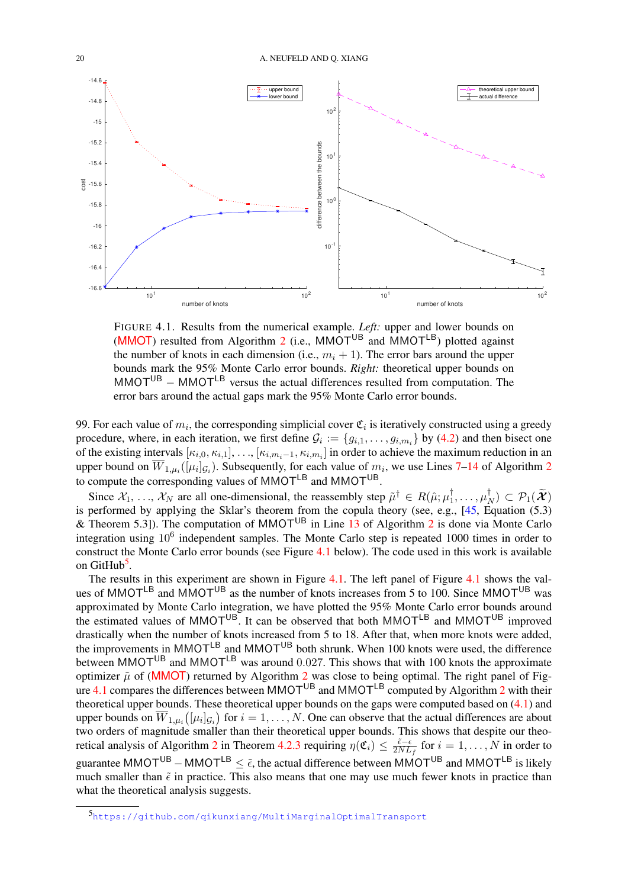FIGURE 4.1. Results from the numerical example. *Left:* upper and lower bounds on (MMOT) resulted from Algorithm 2 (i.e., $\mathsf{MMOT}^{\mathsf{UB}}$ and $\mathsf{MMOT}^{\mathsf{LB}}$) plotted against the number of knots in each dimension (i.e., $m_i + 1$). The error bars around the upper bounds mark the 95% Monte Carlo error bounds. *Right:* theoretical upper bounds on $\mathsf{MMOT}^{\mathsf{UB}} - \mathsf{MMOT}^{\mathsf{LB}}$ versus the actual differences resulted from computation. The error bars around the actual gaps mark the 95% Monte Carlo error bounds.

99. For each value of $m_i$, the corresponding simplicial cover $\mathfrak{C}_i$ is iteratively constructed using a greedy procedure, where, in each iteration, we first define $\mathcal{G}_i := \{g_{i,1}, \ldots, g_{i,m_i}\}$ by (4.2) and then bisect one of the existing intervals $[\kappa_{i,0}, \kappa_{i,1}], \ldots, [\kappa_{i,m_i-1}, \kappa_{i,m_i}]$ in order to achieve the maximum reduction in an upper bound on $\overline{W}_{1,\mu_i}([\mu_i]_{\mathcal{G}_i})$. Subsequently, for each value of $m_i$, we use Lines 7–14 of Algorithm 2 to compute the corresponding values of $\mathsf{MMOT}^{\mathsf{LB}}$ and $\mathsf{MMOT}^{\mathsf{UB}}$.

Since $\mathcal{X}_1, \ldots, \mathcal{X}_N$ are all one-dimensional, the reassembly step $\tilde{\mu}^\dagger \in R(\hat{\mu}; \mu_1^\dagger, \ldots, \mu_N^\dagger) \subset \mathcal{P}_1(\widetilde{\boldsymbol{\mathcal{X}}})$ is performed by applying the Sklar's theorem from the copula theory (see, e.g., [45, Equation (5.3) & Theorem 5.3]). The computation of $\mathsf{MMOT}^{\mathsf{UB}}$ in Line 13 of Algorithm 2 is done via Monte Carlo integration using $10^6$ independent samples. The Monte Carlo step is repeated 1000 times in order to construct the Monte Carlo error bounds (see Figure 4.1 below). The code used in this work is available on GitHub[5].

The results in this experiment are shown in Figure 4.1. The left panel of Figure 4.1 shows the values of $\mathsf{MMOT}^{\mathsf{LB}}$ and $\mathsf{MMOT}^{\mathsf{UB}}$ as the number of knots increases from 5 to 100. Since $\mathsf{MMOT}^{\mathsf{UB}}$ was approximated by Monte Carlo integration, we have plotted the 95% Monte Carlo error bounds around the estimated values of $\mathsf{MMOT}^{\mathsf{UB}}$. It can be observed that both $\mathsf{MMOT}^{\mathsf{LB}}$ and $\mathsf{MMOT}^{\mathsf{UB}}$ improved drastically when the number of knots increased from 5 to 18. After that, when more knots were added, the improvements in $\mathsf{MMOT}^{\mathsf{LB}}$ and $\mathsf{MMOT}^{\mathsf{UB}}$ both shrunk. When 100 knots were used, the difference between $\mathsf{MMOT}^{\mathsf{UB}}$ and $\mathsf{MMOT}^{\mathsf{LB}}$ was around 0.027. This shows that with 100 knots the approximate optimizer $\tilde{\mu}$ of (MMOT) returned by Algorithm 2 was close to being optimal. The right panel of Figure 4.1 compares the differences between $\mathsf{MMOT}^{\mathsf{UB}}$ and $\mathsf{MMOT}^{\mathsf{LB}}$ computed by Algorithm 2 with their theoretical upper bounds. These theoretical upper bounds on the gaps were computed based on (4.1) and upper bounds on $\overline{W}_{1,\mu_i}([\mu_i]_{\mathcal{G}_i})$ for $i = 1, \ldots, N$. One can observe that the actual differences are about two orders of magnitude smaller than their theoretical upper bounds. This shows that despite our theoretical analysis of Algorithm 2 in Theorem 4.2.3 requiring $\eta(\mathfrak{C}_i) \leq \frac{\tilde{\epsilon}-\epsilon}{2NL_f}$ for $i = 1, \ldots, N$ in order to guarantee $\mathsf{MMOT}^{\mathsf{UB}} - \mathsf{MMOT}^{\mathsf{LB}} \leq \tilde{\epsilon}$, the actual difference between $\mathsf{MMOT}^{\mathsf{UB}}$ and $\mathsf{MMOT}^{\mathsf{LB}}$ is likely much smaller than $\tilde{\epsilon}$ in practice. This also means that one may use much fewer knots in practice than what the theoretical analysis suggests.

[5] https://github.com/qikunxiang/MultiMarginalOptimalTransport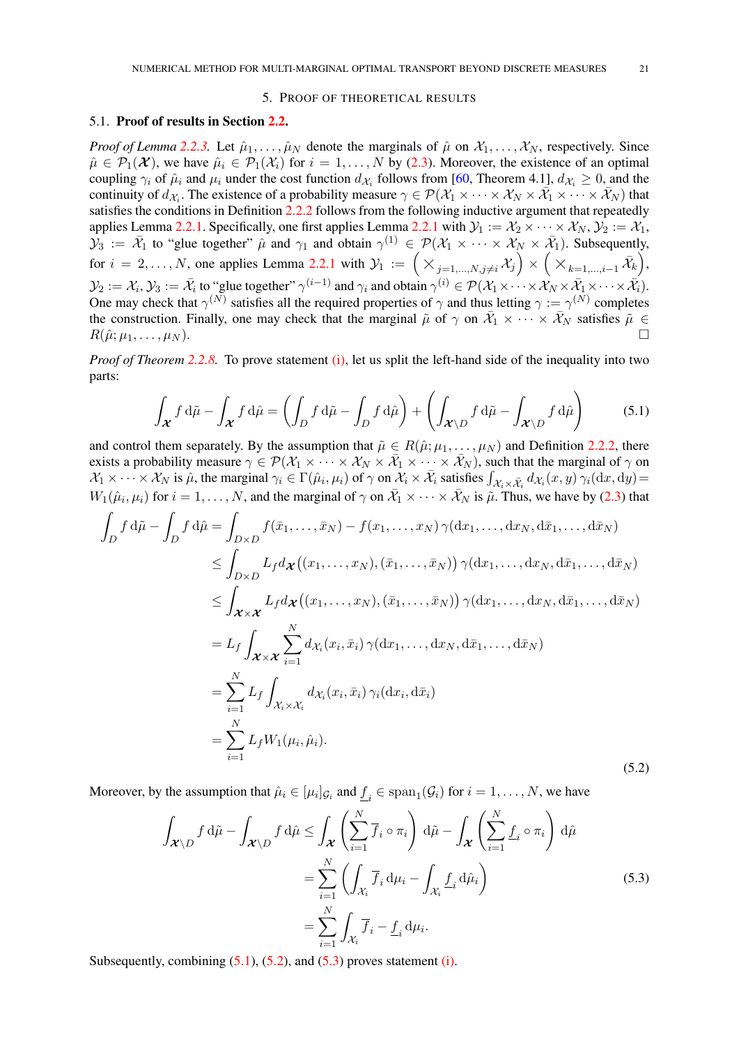## 5. Proof of theoretical results

### 5.1. Proof of results in Section 2.2.

*Proof of Lemma 2.2.3.* Let $\hat{\mu}_1, \dots, \hat{\mu}_N$ denote the marginals of $\hat{\mu}$ on $\mathcal{X}_1, \dots, \mathcal{X}_N$, respectively. Since $\hat{\mu} \in \mathcal{P}_1(\boldsymbol{\mathcal{X}})$, we have $\hat{\mu}_i \in \mathcal{P}_1(\mathcal{X}_i)$ for $i = 1, \dots, N$ by (2.3). Moreover, the existence of an optimal coupling $\gamma_i$ of $\hat{\mu}_i$ and $\mu_i$ under the cost function $d_{\mathcal{X}_i}$ follows from [60, Theorem 4.1], $d_{\mathcal{X}_i} \ge 0$, and the continuity of $d_{\mathcal{X}_i}$. The existence of a probability measure $\gamma \in \mathcal{P}(\mathcal{X}_1 \times \cdots \times \mathcal{X}_N \times \bar{\mathcal{X}}_1 \times \cdots \times \bar{\mathcal{X}}_N)$ that satisfies the conditions in Definition 2.2.2 follows from the following inductive argument that repeatedly applies Lemma 2.2.1. Specifically, one first applies Lemma 2.2.1 with $\mathcal{Y}_1 := \mathcal{X}_2 \times \cdots \times \mathcal{X}_N$, $\mathcal{Y}_2 := \mathcal{X}_1$, $\mathcal{Y}_3 := \bar{\mathcal{X}}_1$ to "glue together" $\hat{\mu}$ and $\gamma_1$ and obtain $\gamma^{(1)} \in \mathcal{P}(\mathcal{X}_1 \times \cdots \times \mathcal{X}_N \times \bar{\mathcal{X}}_1)$. Subsequently, for $i = 2, \dots, N$, one applies Lemma 2.2.1 with $\mathcal{Y}_1 := \big(\bigtimes_{j=1,\dots,N, j\neq i} \mathcal{X}_j\big) \times \big(\bigtimes_{k=1,\dots,i-1} \bar{\mathcal{X}}_k\big)$, $\mathcal{Y}_2 := \mathcal{X}_i$, $\mathcal{Y}_3 := \bar{\mathcal{X}}_i$ to "glue together" $\gamma^{(i-1)}$ and $\gamma_i$ and obtain $\gamma^{(i)} \in \mathcal{P}(\mathcal{X}_1 \times \cdots \times \mathcal{X}_N \times \bar{\mathcal{X}}_1 \times \cdots \times \bar{\mathcal{X}}_i)$. One may check that $\gamma^{(N)}$ satisfies all the required properties of $\gamma$ and thus letting $\gamma := \gamma^{(N)}$ completes the construction. Finally, one may check that the marginal $\tilde{\mu}$ of $\gamma$ on $\bar{\mathcal{X}}_1 \times \cdots \times \bar{\mathcal{X}}_N$ satisfies $\tilde{\mu} \in R(\hat{\mu}; \mu_1, \dots, \mu_N)$. $\square$

*Proof of Theorem 2.2.8.* To prove statement (i), let us split the left-hand side of the inequality into two parts:

$$\int_{\boldsymbol{\mathcal{X}}} f \,\mathrm{d}\tilde{\mu} - \int_{\boldsymbol{\mathcal{X}}} f \,\mathrm{d}\hat{\mu} = \left(\int_D f \,\mathrm{d}\tilde{\mu} - \int_D f \,\mathrm{d}\hat{\mu}\right) + \left(\int_{\boldsymbol{\mathcal{X}}\setminus D} f \,\mathrm{d}\tilde{\mu} - \int_{\boldsymbol{\mathcal{X}}\setminus D} f \,\mathrm{d}\hat{\mu}\right) \tag{5.1}$$

and control them separately. By the assumption that $\tilde{\mu} \in R(\hat{\mu}; \mu_1, \dots, \mu_N)$ and Definition 2.2.2, there exists a probability measure $\gamma \in \mathcal{P}(\mathcal{X}_1 \times \cdots \times \mathcal{X}_N \times \bar{\mathcal{X}}_1 \times \cdots \times \bar{\mathcal{X}}_N)$, such that the marginal of $\gamma$ on $\mathcal{X}_1 \times \cdots \times \mathcal{X}_N$ is $\hat{\mu}$, the marginal $\gamma_i \in \Gamma(\hat{\mu}_i, \mu_i)$ of $\gamma$ on $\mathcal{X}_i \times \bar{\mathcal{X}}_i$ satisfies $\int_{\mathcal{X}_i \times \bar{\mathcal{X}}_i} d_{\mathcal{X}_i}(x, y)\, \gamma_i(\mathrm{d}x, \mathrm{d}y) = W_1(\hat{\mu}_i, \mu_i)$ for $i = 1, \dots, N$, and the marginal of $\gamma$ on $\bar{\mathcal{X}}_1 \times \cdots \times \bar{\mathcal{X}}_N$ is $\tilde{\mu}$. Thus, we have by (2.3) that

$$\begin{aligned}
\int_D f \,\mathrm{d}\tilde{\mu} - \int_D f \,\mathrm{d}\hat{\mu} &= \int_{D\times D} f(\bar{x}_1, \dots, \bar{x}_N) - f(x_1, \dots, x_N)\, \gamma(\mathrm{d}x_1, \dots, \mathrm{d}x_N, \mathrm{d}\bar{x}_1, \dots, \mathrm{d}\bar{x}_N) \\
&\le \int_{D\times D} L_f d_{\boldsymbol{\mathcal{X}}}\big((x_1, \dots, x_N), (\bar{x}_1, \dots, \bar{x}_N)\big)\, \gamma(\mathrm{d}x_1, \dots, \mathrm{d}x_N, \mathrm{d}\bar{x}_1, \dots, \mathrm{d}\bar{x}_N) \\
&\le \int_{\boldsymbol{\mathcal{X}}\times\boldsymbol{\mathcal{X}}} L_f d_{\boldsymbol{\mathcal{X}}}\big((x_1, \dots, x_N), (\bar{x}_1, \dots, \bar{x}_N)\big)\, \gamma(\mathrm{d}x_1, \dots, \mathrm{d}x_N, \mathrm{d}\bar{x}_1, \dots, \mathrm{d}\bar{x}_N) \\
&= L_f \int_{\boldsymbol{\mathcal{X}}\times\boldsymbol{\mathcal{X}}} \sum_{i=1}^N d_{\mathcal{X}_i}(x_i, \bar{x}_i)\, \gamma(\mathrm{d}x_1, \dots, \mathrm{d}x_N, \mathrm{d}\bar{x}_1, \dots, \mathrm{d}\bar{x}_N) \\
&= \sum_{i=1}^N L_f \int_{\mathcal{X}_i\times\mathcal{X}_i} d_{\mathcal{X}_i}(x_i, \bar{x}_i)\, \gamma_i(\mathrm{d}x_i, \mathrm{d}\bar{x}_i) \\
&= \sum_{i=1}^N L_f W_1(\mu_i, \hat{\mu}_i).
\end{aligned} \tag{5.2}$$

Moreover, by the assumption that $\hat{\mu}_i \in [\mu_i]_{\mathcal{G}_i}$ and $\underline{f}_i \in \mathrm{span}_1(\mathcal{G}_i)$ for $i = 1, \dots, N$, we have

$$\begin{aligned}
\int_{\boldsymbol{\mathcal{X}}\setminus D} f \,\mathrm{d}\tilde{\mu} - \int_{\boldsymbol{\mathcal{X}}\setminus D} f \,\mathrm{d}\hat{\mu} &\le \int_{\boldsymbol{\mathcal{X}}} \left(\sum_{i=1}^N \overline{f}_i \circ \pi_i\right) \mathrm{d}\tilde{\mu} - \int_{\boldsymbol{\mathcal{X}}} \left(\sum_{i=1}^N \underline{f}_i \circ \pi_i\right) \mathrm{d}\hat{\mu} \\
&= \sum_{i=1}^N \left(\int_{\mathcal{X}_i} \overline{f}_i \,\mathrm{d}\mu_i - \int_{\mathcal{X}_i} \underline{f}_i \,\mathrm{d}\hat{\mu}_i\right) \\
&= \sum_{i=1}^N \int_{\mathcal{X}_i} \overline{f}_i - \underline{f}_i \,\mathrm{d}\mu_i.
\end{aligned} \tag{5.3}$$

Subsequently, combining (5.1), (5.2), and (5.3) proves statement (i).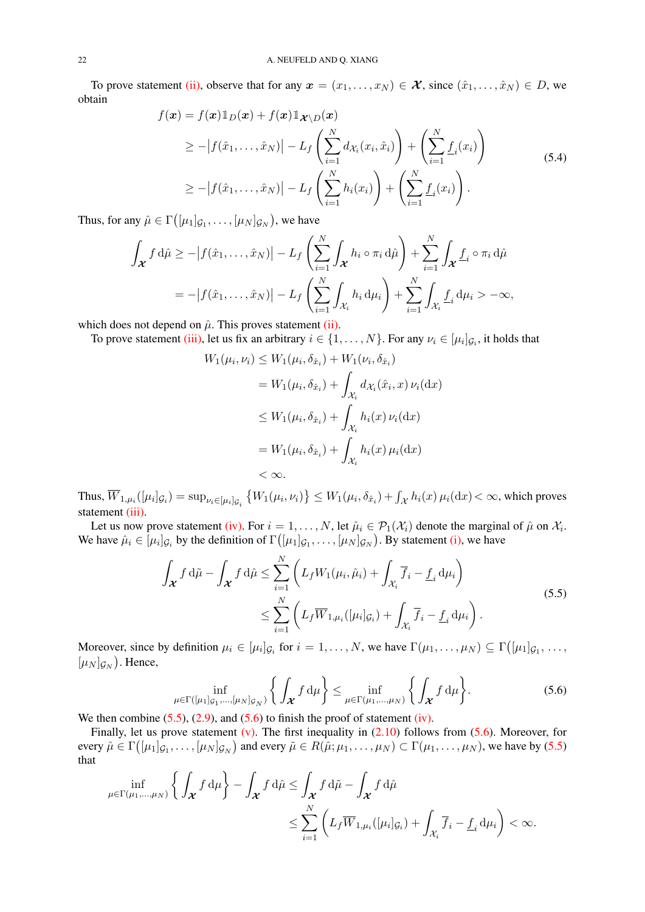To prove statement (ii), observe that for any $\boldsymbol{x} = (x_1, \ldots, x_N) \in \boldsymbol{\mathcal{X}}$, since $(\hat{x}_1, \ldots, \hat{x}_N) \in D$, we obtain

$$
\begin{aligned}
f(\boldsymbol{x}) &= f(\boldsymbol{x})\mathbb{1}_D(\boldsymbol{x}) + f(\boldsymbol{x})\mathbb{1}_{\boldsymbol{\mathcal{X}}\setminus D}(\boldsymbol{x}) \\
&\geq -\big|f(\hat{x}_1, \ldots, \hat{x}_N)\big| - L_f\left(\sum_{i=1}^N d_{\mathcal{X}_i}(x_i, \hat{x}_i)\right) + \left(\sum_{i=1}^N \underline{f}_i(x_i)\right) \\
&\geq -\big|f(\hat{x}_1, \ldots, \hat{x}_N)\big| - L_f\left(\sum_{i=1}^N h_i(x_i)\right) + \left(\sum_{i=1}^N \underline{f}_i(x_i)\right).
\end{aligned}
\tag{5.4}
$$

Thus, for any $\hat{\mu} \in \Gamma\big([\mu_1]_{\mathcal{G}_1}, \ldots, [\mu_N]_{\mathcal{G}_N}\big)$, we have

$$
\begin{aligned}
\int_{\boldsymbol{\mathcal{X}}} f \,\mathrm{d}\hat{\mu} &\geq -\big|f(\hat{x}_1, \ldots, \hat{x}_N)\big| - L_f\left(\sum_{i=1}^N \int_{\boldsymbol{\mathcal{X}}} h_i \circ \pi_i \,\mathrm{d}\hat{\mu}\right) + \sum_{i=1}^N \int_{\boldsymbol{\mathcal{X}}} \underline{f}_i \circ \pi_i \,\mathrm{d}\hat{\mu} \\
&= -\big|f(\hat{x}_1, \ldots, \hat{x}_N)\big| - L_f\left(\sum_{i=1}^N \int_{\mathcal{X}_i} h_i \,\mathrm{d}\mu_i\right) + \sum_{i=1}^N \int_{\mathcal{X}_i} \underline{f}_i \,\mathrm{d}\mu_i > -\infty,
\end{aligned}
$$

which does not depend on $\hat{\mu}$. This proves statement (ii).

To prove statement (iii), let us fix an arbitrary $i \in \{1, \ldots, N\}$. For any $\nu_i \in [\mu_i]_{\mathcal{G}_i}$, it holds that

$$
\begin{aligned}
W_1(\mu_i, \nu_i) &\leq W_1(\mu_i, \delta_{\hat{x}_i}) + W_1(\nu_i, \delta_{\hat{x}_i}) \\
&= W_1(\mu_i, \delta_{\hat{x}_i}) + \int_{\mathcal{X}_i} d_{\mathcal{X}_i}(\hat{x}_i, x)\,\nu_i(\mathrm{d}x) \\
&\leq W_1(\mu_i, \delta_{\hat{x}_i}) + \int_{\mathcal{X}_i} h_i(x)\,\nu_i(\mathrm{d}x) \\
&= W_1(\mu_i, \delta_{\hat{x}_i}) + \int_{\mathcal{X}_i} h_i(x)\,\mu_i(\mathrm{d}x) \\
&< \infty.
\end{aligned}
$$

Thus, $\overline{W}_{1,\mu_i}([\mu_i]_{\mathcal{G}_i}) = \sup_{\nu_i \in [\mu_i]_{\mathcal{G}_i}} \big\{W_1(\mu_i, \nu_i)\big\} \leq W_1(\mu_i, \delta_{\hat{x}_i}) + \int_{\mathcal{X}} h_i(x)\,\mu_i(\mathrm{d}x) < \infty$, which proves statement (iii).

Let us now prove statement (iv). For $i = 1, \ldots, N$, let $\hat{\mu}_i \in \mathcal{P}_1(\mathcal{X}_i)$ denote the marginal of $\hat{\mu}$ on $\mathcal{X}_i$. We have $\hat{\mu}_i \in [\mu_i]_{\mathcal{G}_i}$ by the definition of $\Gamma\big([\mu_1]_{\mathcal{G}_1}, \ldots, [\mu_N]_{\mathcal{G}_N}\big)$. By statement (i), we have

$$
\begin{aligned}
\int_{\boldsymbol{\mathcal{X}}} f \,\mathrm{d}\tilde{\mu} - \int_{\boldsymbol{\mathcal{X}}} f \,\mathrm{d}\hat{\mu} &\leq \sum_{i=1}^N \left(L_f W_1(\mu_i, \hat{\mu}_i) + \int_{\mathcal{X}_i} \overline{f}_i - \underline{f}_i \,\mathrm{d}\mu_i\right) \\
&\leq \sum_{i=1}^N \left(L_f \overline{W}_{1,\mu_i}([\mu_i]_{\mathcal{G}_i}) + \int_{\mathcal{X}_i} \overline{f}_i - \underline{f}_i \,\mathrm{d}\mu_i\right).
\end{aligned}
\tag{5.5}
$$

Moreover, since by definition $\mu_i \in [\mu_i]_{\mathcal{G}_i}$ for $i = 1, \ldots, N$, we have $\Gamma(\mu_1, \ldots, \mu_N) \subseteq \Gamma\big([\mu_1]_{\mathcal{G}_1}, \ldots, [\mu_N]_{\mathcal{G}_N}\big)$. Hence,

$$
\inf_{\mu \in \Gamma([\mu_1]_{\mathcal{G}_1}, \ldots, [\mu_N]_{\mathcal{G}_N})} \left\{\int_{\boldsymbol{\mathcal{X}}} f \,\mathrm{d}\mu\right\} \leq \inf_{\mu \in \Gamma(\mu_1, \ldots, \mu_N)} \left\{\int_{\boldsymbol{\mathcal{X}}} f \,\mathrm{d}\mu\right\}.
\tag{5.6}
$$

We then combine (5.5), (2.9), and (5.6) to finish the proof of statement (iv).

Finally, let us prove statement (v). The first inequality in (2.10) follows from (5.6). Moreover, for every $\hat{\mu} \in \Gamma\big([\mu_1]_{\mathcal{G}_1}, \ldots, [\mu_N]_{\mathcal{G}_N}\big)$ and every $\tilde{\mu} \in R(\hat{\mu}; \mu_1, \ldots, \mu_N) \subset \Gamma(\mu_1, \ldots, \mu_N)$, we have by (5.5) that

$$
\begin{aligned}
\inf_{\mu \in \Gamma(\mu_1, \ldots, \mu_N)} \left\{\int_{\boldsymbol{\mathcal{X}}} f \,\mathrm{d}\mu\right\} - \int_{\boldsymbol{\mathcal{X}}} f \,\mathrm{d}\hat{\mu} &\leq \int_{\boldsymbol{\mathcal{X}}} f \,\mathrm{d}\tilde{\mu} - \int_{\boldsymbol{\mathcal{X}}} f \,\mathrm{d}\hat{\mu} \\
&\leq \sum_{i=1}^N \left(L_f \overline{W}_{1,\mu_i}([\mu_i]_{\mathcal{G}_i}) + \int_{\mathcal{X}_i} \overline{f}_i - \underline{f}_i \,\mathrm{d}\mu_i\right) < \infty.
\end{aligned}
$$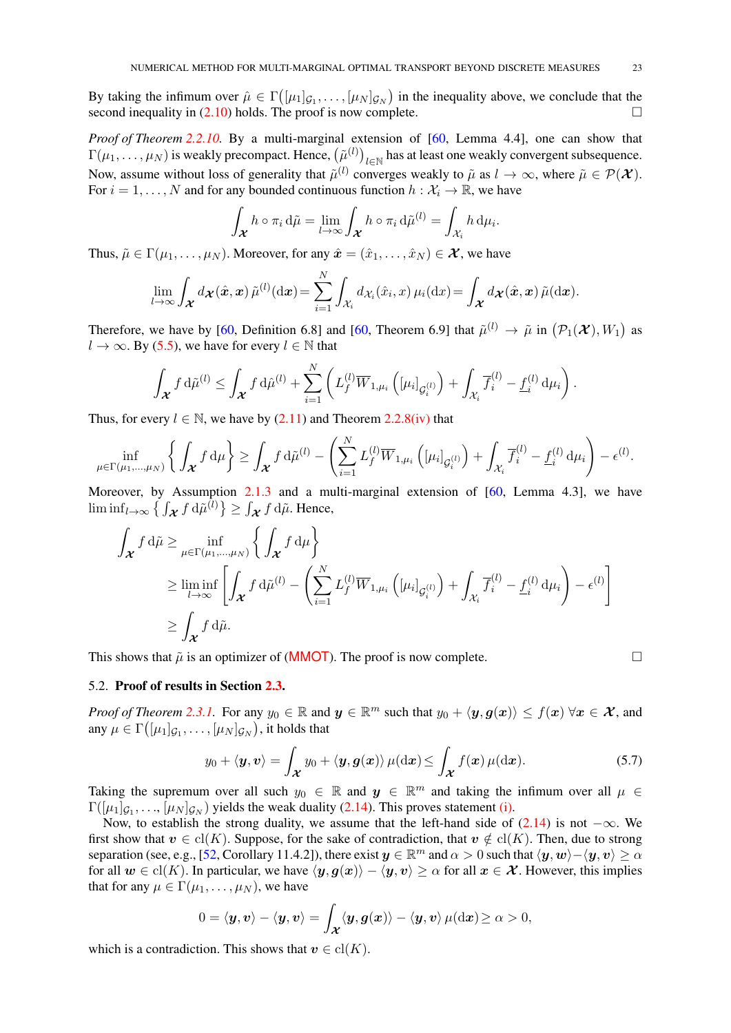By taking the infimum over $\hat{\mu} \in \Gamma\big([\mu_1]_{\mathcal{G}_1}, \ldots, [\mu_N]_{\mathcal{G}_N}\big)$ in the inequality above, we conclude that the second inequality in (2.10) holds. The proof is now complete. □

*Proof of Theorem 2.2.10.* By a multi-marginal extension of [60, Lemma 4.4], one can show that $\Gamma(\mu_1, \ldots, \mu_N)$ is weakly precompact. Hence, $\big(\tilde{\mu}^{(l)}\big)_{l \in \mathbb{N}}$ has at least one weakly convergent subsequence. Now, assume without loss of generality that $\tilde{\mu}^{(l)}$ converges weakly to $\tilde{\mu}$ as $l \to \infty$, where $\tilde{\mu} \in \mathcal{P}(\boldsymbol{\mathcal{X}})$. For $i = 1, \ldots, N$ and for any bounded continuous function $h : \mathcal{X}_i \to \mathbb{R}$, we have

$$\int_{\boldsymbol{\mathcal{X}}} h \circ \pi_i \, \mathrm{d}\tilde{\mu} = \lim_{l \to \infty} \int_{\boldsymbol{\mathcal{X}}} h \circ \pi_i \, \mathrm{d}\tilde{\mu}^{(l)} = \int_{\mathcal{X}_i} h \, \mathrm{d}\mu_i.$$

Thus, $\tilde{\mu} \in \Gamma(\mu_1, \ldots, \mu_N)$. Moreover, for any $\hat{\boldsymbol{x}} = (\hat{x}_1, \ldots, \hat{x}_N) \in \boldsymbol{\mathcal{X}}$, we have

$$\lim_{l \to \infty} \int_{\boldsymbol{\mathcal{X}}} d_{\boldsymbol{\mathcal{X}}}(\hat{\boldsymbol{x}}, \boldsymbol{x}) \, \tilde{\mu}^{(l)}(\mathrm{d}\boldsymbol{x}) = \sum_{i=1}^{N} \int_{\mathcal{X}_i} d_{\mathcal{X}_i}(\hat{x}_i, x) \, \mu_i(\mathrm{d}x) = \int_{\boldsymbol{\mathcal{X}}} d_{\boldsymbol{\mathcal{X}}}(\hat{\boldsymbol{x}}, \boldsymbol{x}) \, \tilde{\mu}(\mathrm{d}\boldsymbol{x}).$$

Therefore, we have by [60, Definition 6.8] and [60, Theorem 6.9] that $\tilde{\mu}^{(l)} \to \tilde{\mu}$ in $\big(\mathcal{P}_1(\boldsymbol{\mathcal{X}}), W_1\big)$ as $l \to \infty$. By (5.5), we have for every $l \in \mathbb{N}$ that

$$\int_{\boldsymbol{\mathcal{X}}} f \, \mathrm{d}\tilde{\mu}^{(l)} \leq \int_{\boldsymbol{\mathcal{X}}} f \, \mathrm{d}\hat{\mu}^{(l)} + \sum_{i=1}^{N} \left( L_f^{(l)} \overline{W}_{1,\mu_i}\left([\mu_i]_{\mathcal{G}_i^{(l)}}\right) + \int_{\mathcal{X}_i} \overline{f}_i^{(l)} - \underline{f}_i^{(l)} \, \mathrm{d}\mu_i \right).$$

Thus, for every $l \in \mathbb{N}$, we have by (2.11) and Theorem 2.2.8(iv) that

$$\inf_{\mu \in \Gamma(\mu_1, \ldots, \mu_N)} \left\{ \int_{\boldsymbol{\mathcal{X}}} f \, \mathrm{d}\mu \right\} \geq \int_{\boldsymbol{\mathcal{X}}} f \, \mathrm{d}\tilde{\mu}^{(l)} - \left( \sum_{i=1}^{N} L_f^{(l)} \overline{W}_{1,\mu_i}\left([\mu_i]_{\mathcal{G}_i^{(l)}}\right) + \int_{\mathcal{X}_i} \overline{f}_i^{(l)} - \underline{f}_i^{(l)} \, \mathrm{d}\mu_i \right) - \epsilon^{(l)}.$$

Moreover, by Assumption 2.1.3 and a multi-marginal extension of [60, Lemma 4.3], we have $\liminf_{l \to \infty} \big\{ \int_{\boldsymbol{\mathcal{X}}} f \, \mathrm{d}\tilde{\mu}^{(l)} \big\} \geq \int_{\boldsymbol{\mathcal{X}}} f \, \mathrm{d}\tilde{\mu}$. Hence,

$$\begin{aligned}
\int_{\boldsymbol{\mathcal{X}}} f \, \mathrm{d}\tilde{\mu} &\geq \inf_{\mu \in \Gamma(\mu_1, \ldots, \mu_N)} \left\{ \int_{\boldsymbol{\mathcal{X}}} f \, \mathrm{d}\mu \right\} \\
&\geq \liminf_{l \to \infty} \left[ \int_{\boldsymbol{\mathcal{X}}} f \, \mathrm{d}\tilde{\mu}^{(l)} - \left( \sum_{i=1}^{N} L_f^{(l)} \overline{W}_{1,\mu_i}\left([\mu_i]_{\mathcal{G}_i^{(l)}}\right) + \int_{\mathcal{X}_i} \overline{f}_i^{(l)} - \underline{f}_i^{(l)} \, \mathrm{d}\mu_i \right) - \epsilon^{(l)} \right] \\
&\geq \int_{\boldsymbol{\mathcal{X}}} f \, \mathrm{d}\tilde{\mu}.
\end{aligned}$$

This shows that $\tilde{\mu}$ is an optimizer of (MMOT). The proof is now complete. □

## 5.2. Proof of results in Section 2.3.

*Proof of Theorem 2.3.1.* For any $y_0 \in \mathbb{R}$ and $\boldsymbol{y} \in \mathbb{R}^m$ such that $y_0 + \langle \boldsymbol{y}, \boldsymbol{g}(\boldsymbol{x}) \rangle \leq f(\boldsymbol{x}) \; \forall \boldsymbol{x} \in \boldsymbol{\mathcal{X}}$, and any $\mu \in \Gamma\big([\mu_1]_{\mathcal{G}_1}, \ldots, [\mu_N]_{\mathcal{G}_N}\big)$, it holds that

$$y_0 + \langle \boldsymbol{y}, \boldsymbol{v} \rangle = \int_{\boldsymbol{\mathcal{X}}} y_0 + \langle \boldsymbol{y}, \boldsymbol{g}(\boldsymbol{x}) \rangle \, \mu(\mathrm{d}\boldsymbol{x}) \leq \int_{\boldsymbol{\mathcal{X}}} f(\boldsymbol{x}) \, \mu(\mathrm{d}\boldsymbol{x}). \tag{5.7}$$

Taking the supremum over all such $y_0 \in \mathbb{R}$ and $\boldsymbol{y} \in \mathbb{R}^m$ and taking the infimum over all $\mu \in \Gamma([\mu_1]_{\mathcal{G}_1}, \ldots, [\mu_N]_{\mathcal{G}_N})$ yields the weak duality (2.14). This proves statement (i).

Now, to establish the strong duality, we assume that the left-hand side of (2.14) is not $-\infty$. We first show that $\boldsymbol{v} \in \mathrm{cl}(K)$. Suppose, for the sake of contradiction, that $\boldsymbol{v} \notin \mathrm{cl}(K)$. Then, due to strong separation (see, e.g., [52, Corollary 11.4.2]), there exist $\boldsymbol{y} \in \mathbb{R}^m$ and $\alpha > 0$ such that $\langle \boldsymbol{y}, \boldsymbol{w} \rangle - \langle \boldsymbol{y}, \boldsymbol{v} \rangle \geq \alpha$ for all $\boldsymbol{w} \in \mathrm{cl}(K)$. In particular, we have $\langle \boldsymbol{y}, \boldsymbol{g}(\boldsymbol{x}) \rangle - \langle \boldsymbol{y}, \boldsymbol{v} \rangle \geq \alpha$ for all $\boldsymbol{x} \in \boldsymbol{\mathcal{X}}$. However, this implies that for any $\mu \in \Gamma(\mu_1, \ldots, \mu_N)$, we have

$$0 = \langle \boldsymbol{y}, \boldsymbol{v} \rangle - \langle \boldsymbol{y}, \boldsymbol{v} \rangle = \int_{\boldsymbol{\mathcal{X}}} \langle \boldsymbol{y}, \boldsymbol{g}(\boldsymbol{x}) \rangle - \langle \boldsymbol{y}, \boldsymbol{v} \rangle \, \mu(\mathrm{d}\boldsymbol{x}) \geq \alpha > 0,$$

which is a contradiction. This shows that $\boldsymbol{v} \in \mathrm{cl}(K)$.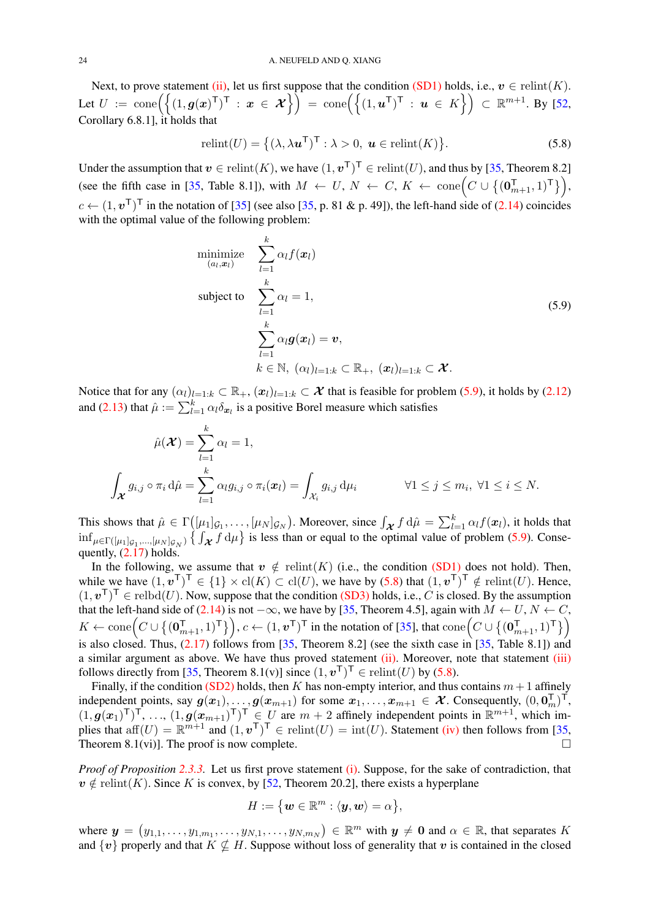Next, to prove statement (ii), let us first suppose that the condition (SD1) holds, i.e., $\boldsymbol{v} \in \mathrm{relint}(K)$. Let $U := \mathrm{cone}\Big(\big\{(1, \boldsymbol{g}(\boldsymbol{x})^\mathsf{T})^\mathsf{T} : \boldsymbol{x} \in \boldsymbol{\mathcal{X}}\big\}\Big) = \mathrm{cone}\Big(\big\{(1, \boldsymbol{u}^\mathsf{T})^\mathsf{T} : \boldsymbol{u} \in K\big\}\Big) \subset \mathbb{R}^{m+1}$. By [52, Corollary 6.8.1], it holds that

$$\mathrm{relint}(U) = \big\{(\lambda, \lambda \boldsymbol{u}^\mathsf{T})^\mathsf{T} : \lambda > 0,\ \boldsymbol{u} \in \mathrm{relint}(K)\big\}. \tag{5.8}$$

Under the assumption that $\boldsymbol{v} \in \mathrm{relint}(K)$, we have $(1, \boldsymbol{v}^\mathsf{T})^\mathsf{T} \in \mathrm{relint}(U)$, and thus by [35, Theorem 8.2] (see the fifth case in [35, Table 8.1]), with $M \leftarrow U$, $N \leftarrow C$, $K \leftarrow \mathrm{cone}\Big(C \cup \big\{(\mathbf{0}_{m+1}^\mathsf{T}, 1)^\mathsf{T}\big\}\Big)$, $c \leftarrow (1, \boldsymbol{v}^\mathsf{T})^\mathsf{T}$ in the notation of [35] (see also [35, p. 81 & p. 49]), the left-hand side of (2.14) coincides with the optimal value of the following problem:

$$\begin{aligned}
\underset{(\alpha_l, \boldsymbol{x}_l)}{\text{minimize}} \quad & \sum_{l=1}^{k} \alpha_l f(\boldsymbol{x}_l) \\
\text{subject to} \quad & \sum_{l=1}^{k} \alpha_l = 1, \\
& \sum_{l=1}^{k} \alpha_l \boldsymbol{g}(\boldsymbol{x}_l) = \boldsymbol{v}, \\
& k \in \mathbb{N},\ (\alpha_l)_{l=1:k} \subset \mathbb{R}_+,\ (\boldsymbol{x}_l)_{l=1:k} \subset \boldsymbol{\mathcal{X}}.
\end{aligned} \tag{5.9}$$

Notice that for any $(\alpha_l)_{l=1:k} \subset \mathbb{R}_+$, $(\boldsymbol{x}_l)_{l=1:k} \subset \boldsymbol{\mathcal{X}}$ that is feasible for problem (5.9), it holds by (2.12) and (2.13) that $\hat{\mu} := \sum_{l=1}^{k} \alpha_l \delta_{\boldsymbol{x}_l}$ is a positive Borel measure which satisfies

$$\begin{aligned}
\hat{\mu}(\boldsymbol{\mathcal{X}}) &= \sum_{l=1}^{k} \alpha_l = 1, \\
\int_{\boldsymbol{\mathcal{X}}} g_{i,j} \circ \pi_i \,\mathrm{d}\hat{\mu} &= \sum_{l=1}^{k} \alpha_l g_{i,j} \circ \pi_i(\boldsymbol{x}_l) = \int_{\mathcal{X}_i} g_{i,j} \,\mathrm{d}\mu_i \qquad \forall 1 \le j \le m_i,\ \forall 1 \le i \le N.
\end{aligned}$$

This shows that $\hat{\mu} \in \Gamma\big([\mu_1]_{\mathcal{G}_1}, \ldots, [\mu_N]_{\mathcal{G}_N}\big)$. Moreover, since $\int_{\boldsymbol{\mathcal{X}}} f \,\mathrm{d}\hat{\mu} = \sum_{l=1}^{k} \alpha_l f(\boldsymbol{x}_l)$, it holds that $\inf_{\mu \in \Gamma([\mu_1]_{\mathcal{G}_1}, \ldots, [\mu_N]_{\mathcal{G}_N})} \big\{ \int_{\boldsymbol{\mathcal{X}}} f \,\mathrm{d}\mu \big\}$ is less than or equal to the optimal value of problem (5.9). Consequently, (2.17) holds.

In the following, we assume that $\boldsymbol{v} \notin \mathrm{relint}(K)$ (i.e., the condition (SD1) does not hold). Then, while we have $(1, \boldsymbol{v}^\mathsf{T})^\mathsf{T} \in \{1\} \times \mathrm{cl}(K) \subset \mathrm{cl}(U)$, we have by (5.8) that $(1, \boldsymbol{v}^\mathsf{T})^\mathsf{T} \notin \mathrm{relint}(U)$. Hence, $(1, \boldsymbol{v}^\mathsf{T})^\mathsf{T} \in \mathrm{relbd}(U)$. Now, suppose that the condition (SD3) holds, i.e., $C$ is closed. By the assumption that the left-hand side of (2.14) is not $-\infty$, we have by [35, Theorem 4.5], again with $M \leftarrow U$, $N \leftarrow C$, $K \leftarrow \mathrm{cone}\Big(C \cup \big\{(\mathbf{0}_{m+1}^\mathsf{T}, 1)^\mathsf{T}\big\}\Big)$, $c \leftarrow (1, \boldsymbol{v}^\mathsf{T})^\mathsf{T}$ in the notation of [35], that $\mathrm{cone}\Big(C \cup \big\{(\mathbf{0}_{m+1}^\mathsf{T}, 1)^\mathsf{T}\big\}\Big)$ is also closed. Thus, (2.17) follows from [35, Theorem 8.2] (see the sixth case in [35, Table 8.1]) and a similar argument as above. We have thus proved statement (ii). Moreover, note that statement (iii) follows directly from [35, Theorem 8.1(v)] since $(1, \boldsymbol{v}^\mathsf{T})^\mathsf{T} \in \mathrm{relint}(U)$ by (5.8).

Finally, if the condition (SD2) holds, then $K$ has non-empty interior, and thus contains $m+1$ affinely independent points, say $\boldsymbol{g}(\boldsymbol{x}_1), \ldots, \boldsymbol{g}(\boldsymbol{x}_{m+1})$ for some $\boldsymbol{x}_1, \ldots, \boldsymbol{x}_{m+1} \in \boldsymbol{\mathcal{X}}$. Consequently, $(0, \mathbf{0}_m^\mathsf{T})^\mathsf{T}$, $(1, \boldsymbol{g}(\boldsymbol{x}_1)^\mathsf{T})^\mathsf{T}, \ldots, (1, \boldsymbol{g}(\boldsymbol{x}_{m+1})^\mathsf{T})^\mathsf{T} \in U$ are $m+2$ affinely independent points in $\mathbb{R}^{m+1}$, which implies that $\mathrm{aff}(U) = \mathbb{R}^{m+1}$ and $(1, \boldsymbol{v}^\mathsf{T})^\mathsf{T} \in \mathrm{relint}(U) = \mathrm{int}(U)$. Statement (iv) then follows from [35, Theorem 8.1(vi)]. The proof is now complete. $\square$

*Proof of Proposition 2.3.3.* Let us first prove statement (i). Suppose, for the sake of contradiction, that $\boldsymbol{v} \notin \mathrm{relint}(K)$. Since $K$ is convex, by [52, Theorem 20.2], there exists a hyperplane

$$H := \big\{\boldsymbol{w} \in \mathbb{R}^m : \langle \boldsymbol{y}, \boldsymbol{w} \rangle = \alpha\big\},$$

where $\boldsymbol{y} = \big(y_{1,1}, \ldots, y_{1,m_1}, \ldots, y_{N,1}, \ldots, y_{N,m_N}\big) \in \mathbb{R}^m$ with $\boldsymbol{y} \neq \mathbf{0}$ and $\alpha \in \mathbb{R}$, that separates $K$ and $\{\boldsymbol{v}\}$ properly and that $K \not\subseteq H$. Suppose without loss of generality that $\boldsymbol{v}$ is contained in the closed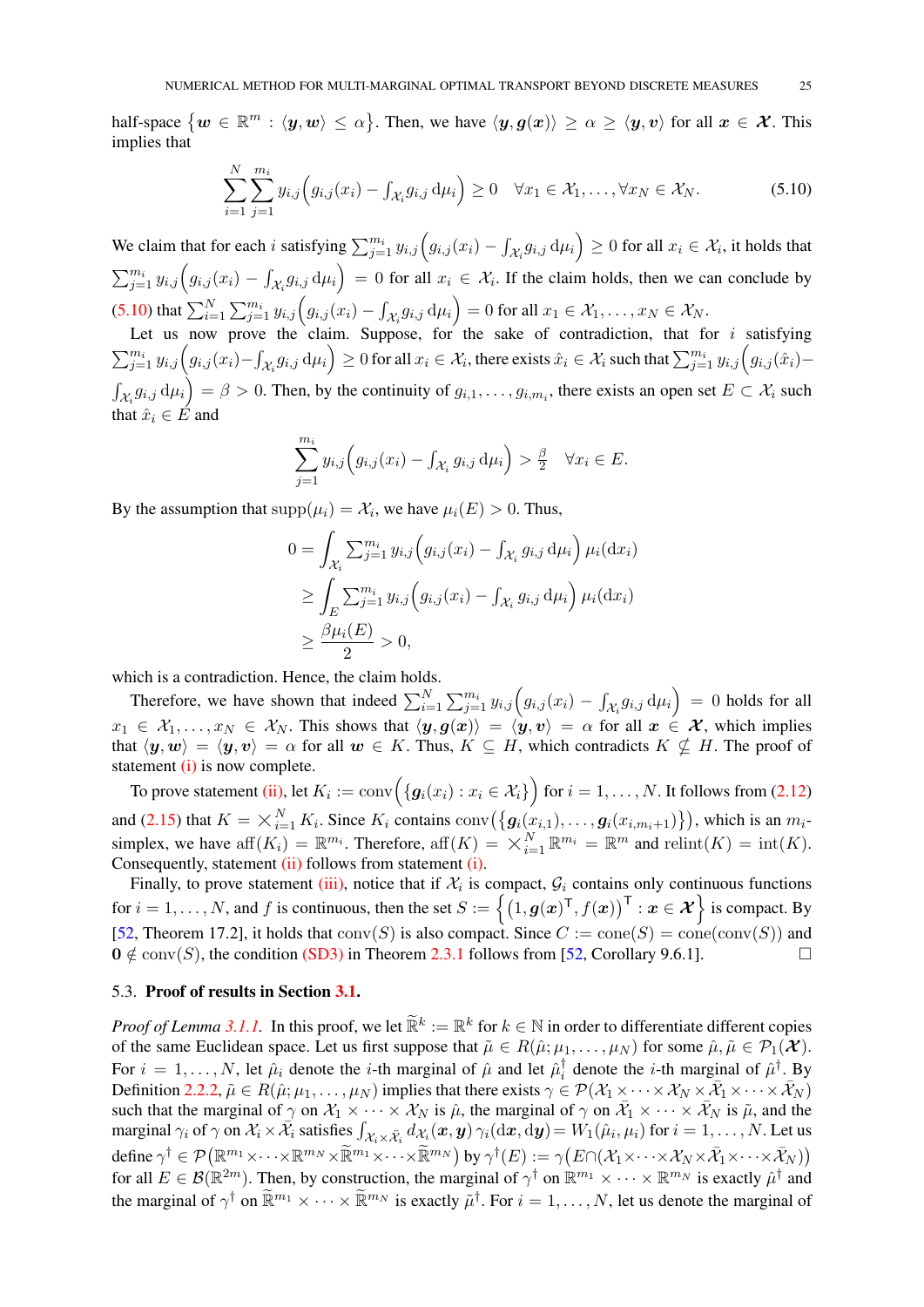half-space $\{\boldsymbol{w} \in \mathbb{R}^m : \langle \boldsymbol{y}, \boldsymbol{w} \rangle \leq \alpha\}$. Then, we have $\langle \boldsymbol{y}, \boldsymbol{g}(\boldsymbol{x}) \rangle \geq \alpha \geq \langle \boldsymbol{y}, \boldsymbol{v} \rangle$ for all $\boldsymbol{x} \in \boldsymbol{\mathcal{X}}$. This implies that

$$\sum_{i=1}^{N} \sum_{j=1}^{m_i} y_{i,j}\Big(g_{i,j}(x_i) - \textstyle\int_{\mathcal{X}_i} g_{i,j} \,\mathrm{d}\mu_i\Big) \geq 0 \quad \forall x_1 \in \mathcal{X}_1, \ldots, \forall x_N \in \mathcal{X}_N. \tag{5.10}$$

We claim that for each $i$ satisfying $\sum_{j=1}^{m_i} y_{i,j}\Big(g_{i,j}(x_i) - \int_{\mathcal{X}_i} g_{i,j} \,\mathrm{d}\mu_i\Big) \geq 0$ for all $x_i \in \mathcal{X}_i$, it holds that $\sum_{j=1}^{m_i} y_{i,j}\Big(g_{i,j}(x_i) - \int_{\mathcal{X}_i} g_{i,j} \,\mathrm{d}\mu_i\Big) = 0$ for all $x_i \in \mathcal{X}_i$. If the claim holds, then we can conclude by (5.10) that $\sum_{i=1}^{N}\sum_{j=1}^{m_i} y_{i,j}\Big(g_{i,j}(x_i) - \int_{\mathcal{X}_i} g_{i,j} \,\mathrm{d}\mu_i\Big) = 0$ for all $x_1 \in \mathcal{X}_1, \ldots, x_N \in \mathcal{X}_N$.

Let us now prove the claim. Suppose, for the sake of contradiction, that for $i$ satisfying $\sum_{j=1}^{m_i} y_{i,j}\Big(g_{i,j}(x_i) - \int_{\mathcal{X}_i} g_{i,j} \,\mathrm{d}\mu_i\Big) \geq 0$ for all $x_i \in \mathcal{X}_i$, there exists $\hat{x}_i \in \mathcal{X}_i$ such that $\sum_{j=1}^{m_i} y_{i,j}\Big(g_{i,j}(\hat{x}_i) - \int_{\mathcal{X}_i} g_{i,j} \,\mathrm{d}\mu_i\Big) = \beta > 0$. Then, by the continuity of $g_{i,1}, \ldots, g_{i,m_i}$, there exists an open set $E \subset \mathcal{X}_i$ such that $\hat{x}_i \in E$ and

$$\sum_{j=1}^{m_i} y_{i,j}\Big(g_{i,j}(x_i) - \textstyle\int_{\mathcal{X}_i} g_{i,j} \,\mathrm{d}\mu_i\Big) > \tfrac{\beta}{2} \quad \forall x_i \in E.$$

By the assumption that $\mathrm{supp}(\mu_i) = \mathcal{X}_i$, we have $\mu_i(E) > 0$. Thus,

$$\begin{aligned}
0 &= \int_{\mathcal{X}_i} \textstyle\sum_{j=1}^{m_i} y_{i,j}\Big(g_{i,j}(x_i) - \int_{\mathcal{X}_i} g_{i,j} \,\mathrm{d}\mu_i\Big)\, \mu_i(\mathrm{d}x_i) \\
&\geq \int_{E} \textstyle\sum_{j=1}^{m_i} y_{i,j}\Big(g_{i,j}(x_i) - \int_{\mathcal{X}_i} g_{i,j} \,\mathrm{d}\mu_i\Big)\, \mu_i(\mathrm{d}x_i) \\
&\geq \frac{\beta \mu_i(E)}{2} > 0,
\end{aligned}$$

which is a contradiction. Hence, the claim holds.

Therefore, we have shown that indeed $\sum_{i=1}^{N}\sum_{j=1}^{m_i} y_{i,j}\Big(g_{i,j}(x_i) - \int_{\mathcal{X}_i} g_{i,j} \,\mathrm{d}\mu_i\Big) = 0$ holds for all $x_1 \in \mathcal{X}_1, \ldots, x_N \in \mathcal{X}_N$. This shows that $\langle \boldsymbol{y}, \boldsymbol{g}(\boldsymbol{x}) \rangle = \langle \boldsymbol{y}, \boldsymbol{v} \rangle = \alpha$ for all $\boldsymbol{x} \in \boldsymbol{\mathcal{X}}$, which implies that $\langle \boldsymbol{y}, \boldsymbol{w} \rangle = \langle \boldsymbol{y}, \boldsymbol{v} \rangle = \alpha$ for all $\boldsymbol{w} \in K$. Thus, $K \subseteq H$, which contradicts $K \not\subseteq H$. The proof of statement (i) is now complete.

To prove statement (ii), let $K_i := \mathrm{conv}\Big(\{\boldsymbol{g}_i(x_i) : x_i \in \mathcal{X}_i\}\Big)$ for $i = 1, \ldots, N$. It follows from (2.12) and (2.15) that $K = \times_{i=1}^{N} K_i$. Since $K_i$ contains $\mathrm{conv}\big(\{\boldsymbol{g}_i(x_{i,1}), \ldots, \boldsymbol{g}_i(x_{i,m_i+1})\}\big)$, which is an $m_i$-simplex, we have $\mathrm{aff}(K_i) = \mathbb{R}^{m_i}$. Therefore, $\mathrm{aff}(K) = \times_{i=1}^{N} \mathbb{R}^{m_i} = \mathbb{R}^m$ and $\mathrm{relint}(K) = \mathrm{int}(K)$. Consequently, statement (ii) follows from statement (i).

Finally, to prove statement (iii), notice that if $\mathcal{X}_i$ is compact, $\mathcal{G}_i$ contains only continuous functions for $i = 1, \ldots, N$, and $f$ is continuous, then the set $S := \Big\{\big(1, \boldsymbol{g}(\boldsymbol{x})^{\mathsf{T}}, f(\boldsymbol{x})\big)^{\mathsf{T}} : \boldsymbol{x} \in \boldsymbol{\mathcal{X}}\Big\}$ is compact. By [52, Theorem 17.2], it holds that $\mathrm{conv}(S)$ is also compact. Since $C := \mathrm{cone}(S) = \mathrm{cone}(\mathrm{conv}(S))$ and $\boldsymbol{0} \notin \mathrm{conv}(S)$, the condition (SD3) in Theorem 2.3.1 follows from [52, Corollary 9.6.1]. $\square$

## 5.3. **Proof of results in Section 3.1.**

*Proof of Lemma 3.1.1.* In this proof, we let $\widetilde{\mathbb{R}}^k := \mathbb{R}^k$ for $k \in \mathbb{N}$ in order to differentiate different copies of the same Euclidean space. Let us first suppose that $\tilde{\mu} \in R(\hat{\mu}; \mu_1, \ldots, \mu_N)$ for some $\hat{\mu}, \tilde{\mu} \in \mathcal{P}_1(\boldsymbol{\mathcal{X}})$. For $i = 1, \ldots, N$, let $\hat{\mu}_i$ denote the $i$-th marginal of $\hat{\mu}$ and let $\hat{\mu}_i^{\dagger}$ denote the $i$-th marginal of $\hat{\mu}^{\dagger}$. By Definition 2.2.2, $\tilde{\mu} \in R(\hat{\mu}; \mu_1, \ldots, \mu_N)$ implies that there exists $\gamma \in \mathcal{P}(\mathcal{X}_1 \times \cdots \times \mathcal{X}_N \times \bar{\mathcal{X}}_1 \times \cdots \times \bar{\mathcal{X}}_N)$ such that the marginal of $\gamma$ on $\mathcal{X}_1 \times \cdots \times \mathcal{X}_N$ is $\hat{\mu}$, the marginal of $\gamma$ on $\bar{\mathcal{X}}_1 \times \cdots \times \bar{\mathcal{X}}_N$ is $\tilde{\mu}$, and the marginal $\gamma_i$ of $\gamma$ on $\mathcal{X}_i \times \bar{\mathcal{X}}_i$ satisfies $\int_{\mathcal{X}_i \times \bar{\mathcal{X}}_i} d_{\mathcal{X}_i}(\boldsymbol{x}, \boldsymbol{y})\, \gamma_i(\mathrm{d}\boldsymbol{x}, \mathrm{d}\boldsymbol{y}) = W_1(\hat{\mu}_i, \mu_i)$ for $i = 1, \ldots, N$. Let us define $\gamma^{\dagger} \in \mathcal{P}\big(\mathbb{R}^{m_1} \times \cdots \times \mathbb{R}^{m_N} \times \widetilde{\mathbb{R}}^{m_1} \times \cdots \times \widetilde{\mathbb{R}}^{m_N}\big)$ by $\gamma^{\dagger}(E) := \gamma\big(E \cap (\mathcal{X}_1 \times \cdots \times \mathcal{X}_N \times \bar{\mathcal{X}}_1 \times \cdots \times \bar{\mathcal{X}}_N)\big)$ for all $E \in \mathcal{B}(\mathbb{R}^{2m})$. Then, by construction, the marginal of $\gamma^{\dagger}$ on $\mathbb{R}^{m_1} \times \cdots \times \mathbb{R}^{m_N}$ is exactly $\hat{\mu}^{\dagger}$ and the marginal of $\gamma^{\dagger}$ on $\widetilde{\mathbb{R}}^{m_1} \times \cdots \times \widetilde{\mathbb{R}}^{m_N}$ is exactly $\tilde{\mu}^{\dagger}$. For $i = 1, \ldots, N$, let us denote the marginal of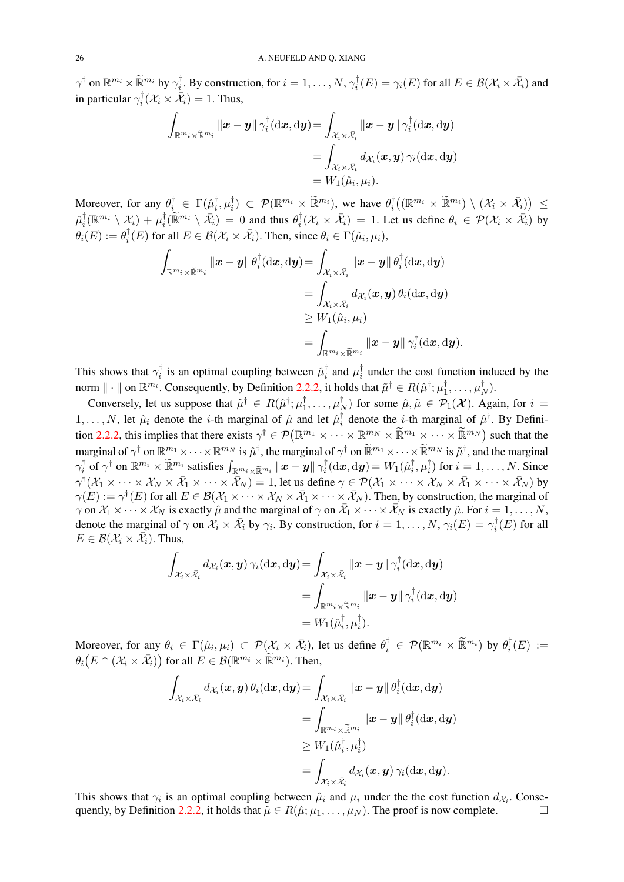$\gamma^\dagger$ on $\mathbb{R}^{m_i} \times \widetilde{\mathbb{R}}^{m_i}$ by $\gamma_i^\dagger$. By construction, for $i = 1, \ldots, N$, $\gamma_i^\dagger(E) = \gamma_i(E)$ for all $E \in \mathcal{B}(\mathcal{X}_i \times \bar{\mathcal{X}}_i)$ and in particular $\gamma_i^\dagger(\mathcal{X}_i \times \bar{\mathcal{X}}_i) = 1$. Thus,

$$
\begin{aligned}
\int_{\mathbb{R}^{m_i} \times \widetilde{\mathbb{R}}^{m_i}} \|\boldsymbol{x} - \boldsymbol{y}\| \, \gamma_i^\dagger(\mathrm{d}\boldsymbol{x}, \mathrm{d}\boldsymbol{y}) &= \int_{\mathcal{X}_i \times \bar{\mathcal{X}}_i} \|\boldsymbol{x} - \boldsymbol{y}\| \, \gamma_i^\dagger(\mathrm{d}\boldsymbol{x}, \mathrm{d}\boldsymbol{y}) \\
&= \int_{\mathcal{X}_i \times \bar{\mathcal{X}}_i} d_{\mathcal{X}_i}(\boldsymbol{x}, \boldsymbol{y}) \, \gamma_i(\mathrm{d}\boldsymbol{x}, \mathrm{d}\boldsymbol{y}) \\
&= W_1(\hat{\mu}_i, \mu_i).
\end{aligned}
$$

Moreover, for any $\theta_i^\dagger \in \Gamma(\hat{\mu}_i^\dagger, \mu_i^\dagger) \subset \mathcal{P}(\mathbb{R}^{m_i} \times \widetilde{\mathbb{R}}^{m_i})$, we have $\theta_i^\dagger\big((\mathbb{R}^{m_i} \times \widetilde{\mathbb{R}}^{m_i}) \setminus (\mathcal{X}_i \times \bar{\mathcal{X}}_i)\big) \leq \hat{\mu}_i^\dagger(\mathbb{R}^{m_i} \setminus \mathcal{X}_i) + \mu_i^\dagger(\widetilde{\mathbb{R}}^{m_i} \setminus \bar{\mathcal{X}}_i) = 0$ and thus $\theta_i^\dagger(\mathcal{X}_i \times \bar{\mathcal{X}}_i) = 1$. Let us define $\theta_i \in \mathcal{P}(\mathcal{X}_i \times \bar{\mathcal{X}}_i)$ by $\theta_i(E) := \theta_i^\dagger(E)$ for all $E \in \mathcal{B}(\mathcal{X}_i \times \bar{\mathcal{X}}_i)$. Then, since $\theta_i \in \Gamma(\hat{\mu}_i, \mu_i)$,

$$
\begin{aligned}
\int_{\mathbb{R}^{m_i} \times \widetilde{\mathbb{R}}^{m_i}} \|\boldsymbol{x} - \boldsymbol{y}\| \, \theta_i^\dagger(\mathrm{d}\boldsymbol{x}, \mathrm{d}\boldsymbol{y}) &= \int_{\mathcal{X}_i \times \bar{\mathcal{X}}_i} \|\boldsymbol{x} - \boldsymbol{y}\| \, \theta_i^\dagger(\mathrm{d}\boldsymbol{x}, \mathrm{d}\boldsymbol{y}) \\
&= \int_{\mathcal{X}_i \times \bar{\mathcal{X}}_i} d_{\mathcal{X}_i}(\boldsymbol{x}, \boldsymbol{y}) \, \theta_i(\mathrm{d}\boldsymbol{x}, \mathrm{d}\boldsymbol{y}) \\
&\geq W_1(\hat{\mu}_i, \mu_i) \\
&= \int_{\mathbb{R}^{m_i} \times \widetilde{\mathbb{R}}^{m_i}} \|\boldsymbol{x} - \boldsymbol{y}\| \, \gamma_i^\dagger(\mathrm{d}\boldsymbol{x}, \mathrm{d}\boldsymbol{y}).
\end{aligned}
$$

This shows that $\gamma_i^\dagger$ is an optimal coupling between $\hat{\mu}_i^\dagger$ and $\mu_i^\dagger$ under the cost function induced by the norm $\|\cdot\|$ on $\mathbb{R}^{m_i}$. Consequently, by Definition 2.2.2, it holds that $\tilde{\mu}^\dagger \in R(\hat{\mu}^\dagger; \mu_1^\dagger, \ldots, \mu_N^\dagger)$.

Conversely, let us suppose that $\tilde{\mu}^\dagger \in R(\hat{\mu}^\dagger; \mu_1^\dagger, \ldots, \mu_N^\dagger)$ for some $\hat{\mu}, \tilde{\mu} \in \mathcal{P}_1(\boldsymbol{\mathcal{X}})$. Again, for $i = 1, \ldots, N$, let $\hat{\mu}_i$ denote the $i$-th marginal of $\hat{\mu}$ and let $\hat{\mu}_i^\dagger$ denote the $i$-th marginal of $\hat{\mu}^\dagger$. By Definition 2.2.2, this implies that there exists $\gamma^\dagger \in \mathcal{P}\big(\mathbb{R}^{m_1} \times \cdots \times \mathbb{R}^{m_N} \times \widetilde{\mathbb{R}}^{m_1} \times \cdots \times \widetilde{\mathbb{R}}^{m_N}\big)$ such that the marginal of $\gamma^\dagger$ on $\mathbb{R}^{m_1} \times \cdots \times \mathbb{R}^{m_N}$ is $\hat{\mu}^\dagger$, the marginal of $\gamma^\dagger$ on $\widetilde{\mathbb{R}}^{m_1} \times \cdots \times \widetilde{\mathbb{R}}^{m_N}$ is $\tilde{\mu}^\dagger$, and the marginal $\gamma_i^\dagger$ of $\gamma^\dagger$ on $\mathbb{R}^{m_i} \times \widetilde{\mathbb{R}}^{m_i}$ satisfies $\int_{\mathbb{R}^{m_i} \times \widetilde{\mathbb{R}}^{m_i}} \|\boldsymbol{x} - \boldsymbol{y}\| \, \gamma_i^\dagger(\mathrm{d}\boldsymbol{x}, \mathrm{d}\boldsymbol{y}) = W_1(\hat{\mu}_i^\dagger, \mu_i^\dagger)$ for $i = 1, \ldots, N$. Since $\gamma^\dagger(\mathcal{X}_1 \times \cdots \times \mathcal{X}_N \times \bar{\mathcal{X}}_1 \times \cdots \times \bar{\mathcal{X}}_N) = 1$, let us define $\gamma \in \mathcal{P}(\mathcal{X}_1 \times \cdots \times \mathcal{X}_N \times \bar{\mathcal{X}}_1 \times \cdots \times \bar{\mathcal{X}}_N)$ by $\gamma(E) := \gamma^\dagger(E)$ for all $E \in \mathcal{B}(\mathcal{X}_1 \times \cdots \times \mathcal{X}_N \times \bar{\mathcal{X}}_1 \times \cdots \times \bar{\mathcal{X}}_N)$. Then, by construction, the marginal of $\gamma$ on $\mathcal{X}_1 \times \cdots \times \mathcal{X}_N$ is exactly $\hat{\mu}$ and the marginal of $\gamma$ on $\bar{\mathcal{X}}_1 \times \cdots \times \bar{\mathcal{X}}_N$ is exactly $\tilde{\mu}$. For $i = 1, \ldots, N$, denote the marginal of $\gamma$ on $\mathcal{X}_i \times \bar{\mathcal{X}}_i$ by $\gamma_i$. By construction, for $i = 1, \ldots, N$, $\gamma_i(E) = \gamma_i^\dagger(E)$ for all $E \in \mathcal{B}(\mathcal{X}_i \times \bar{\mathcal{X}}_i)$. Thus,

$$
\begin{aligned}
\int_{\mathcal{X}_i \times \bar{\mathcal{X}}_i} d_{\mathcal{X}_i}(\boldsymbol{x}, \boldsymbol{y}) \, \gamma_i(\mathrm{d}\boldsymbol{x}, \mathrm{d}\boldsymbol{y}) &= \int_{\mathcal{X}_i \times \bar{\mathcal{X}}_i} \|\boldsymbol{x} - \boldsymbol{y}\| \, \gamma_i^\dagger(\mathrm{d}\boldsymbol{x}, \mathrm{d}\boldsymbol{y}) \\
&= \int_{\mathbb{R}^{m_i} \times \widetilde{\mathbb{R}}^{m_i}} \|\boldsymbol{x} - \boldsymbol{y}\| \, \gamma_i^\dagger(\mathrm{d}\boldsymbol{x}, \mathrm{d}\boldsymbol{y}) \\
&= W_1(\hat{\mu}_i^\dagger, \mu_i^\dagger).
\end{aligned}
$$

Moreover, for any $\theta_i \in \Gamma(\hat{\mu}_i, \mu_i) \subset \mathcal{P}(\mathcal{X}_i \times \bar{\mathcal{X}}_i)$, let us define $\theta_i^\dagger \in \mathcal{P}(\mathbb{R}^{m_i} \times \widetilde{\mathbb{R}}^{m_i})$ by $\theta_i^\dagger(E) := \theta_i\big(E \cap (\mathcal{X}_i \times \bar{\mathcal{X}}_i)\big)$ for all $E \in \mathcal{B}(\mathbb{R}^{m_i} \times \widetilde{\mathbb{R}}^{m_i})$. Then,

$$
\begin{aligned}
\int_{\mathcal{X}_i \times \bar{\mathcal{X}}_i} d_{\mathcal{X}_i}(\boldsymbol{x}, \boldsymbol{y}) \, \theta_i(\mathrm{d}\boldsymbol{x}, \mathrm{d}\boldsymbol{y}) &= \int_{\mathcal{X}_i \times \bar{\mathcal{X}}_i} \|\boldsymbol{x} - \boldsymbol{y}\| \, \theta_i^\dagger(\mathrm{d}\boldsymbol{x}, \mathrm{d}\boldsymbol{y}) \\
&= \int_{\mathbb{R}^{m_i} \times \widetilde{\mathbb{R}}^{m_i}} \|\boldsymbol{x} - \boldsymbol{y}\| \, \theta_i^\dagger(\mathrm{d}\boldsymbol{x}, \mathrm{d}\boldsymbol{y}) \\
&\geq W_1(\hat{\mu}_i^\dagger, \mu_i^\dagger) \\
&= \int_{\mathcal{X}_i \times \bar{\mathcal{X}}_i} d_{\mathcal{X}_i}(\boldsymbol{x}, \boldsymbol{y}) \, \gamma_i(\mathrm{d}\boldsymbol{x}, \mathrm{d}\boldsymbol{y}).
\end{aligned}
$$

This shows that $\gamma_i$ is an optimal coupling between $\hat{\mu}_i$ and $\mu_i$ under the the cost function $d_{\mathcal{X}_i}$. Consequently, by Definition 2.2.2, it holds that $\tilde{\mu} \in R(\hat{\mu}; \mu_1, \ldots, \mu_N)$. The proof is now complete. $\square$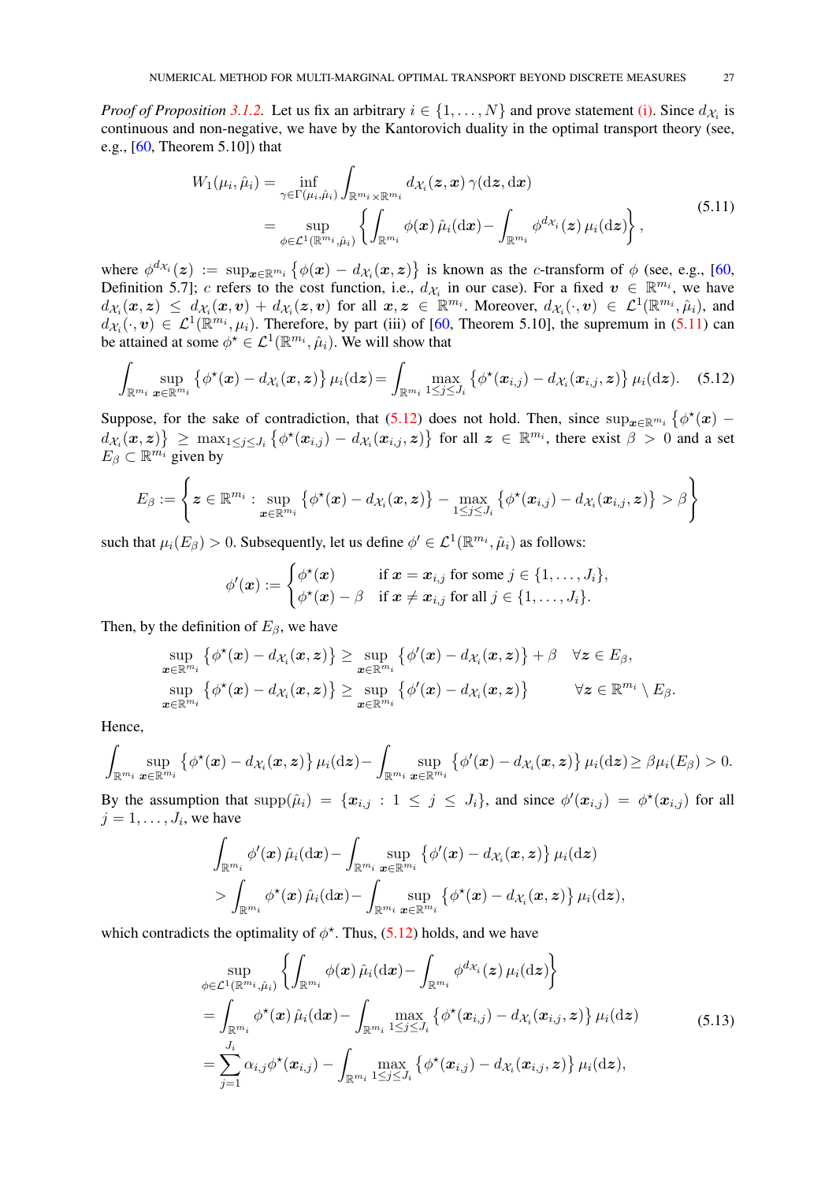*Proof of Proposition 3.1.2.* Let us fix an arbitrary $i \in \{1, \ldots, N\}$ and prove statement (i). Since $d_{\mathcal{X}_i}$ is continuous and non-negative, we have by the Kantorovich duality in the optimal transport theory (see, e.g., [60, Theorem 5.10]) that

$$
\begin{aligned}
W_1(\mu_i, \hat{\mu}_i) &= \inf_{\gamma \in \Gamma(\mu_i, \hat{\mu}_i)} \int_{\mathbb{R}^{m_i} \times \mathbb{R}^{m_i}} d_{\mathcal{X}_i}(\boldsymbol{z}, \boldsymbol{x}) \, \gamma(\mathrm{d}\boldsymbol{z}, \mathrm{d}\boldsymbol{x}) \\
&= \sup_{\phi \in \mathcal{L}^1(\mathbb{R}^{m_i}, \hat{\mu}_i)} \left\{ \int_{\mathbb{R}^{m_i}} \phi(\boldsymbol{x}) \, \hat{\mu}_i(\mathrm{d}\boldsymbol{x}) - \int_{\mathbb{R}^{m_i}} \phi^{d_{\mathcal{X}_i}}(\boldsymbol{z}) \, \mu_i(\mathrm{d}\boldsymbol{z}) \right\},
\end{aligned}
\tag{5.11}
$$

where $\phi^{d_{\mathcal{X}_i}}(\boldsymbol{z}) := \sup_{\boldsymbol{x} \in \mathbb{R}^{m_i}} \{\phi(\boldsymbol{x}) - d_{\mathcal{X}_i}(\boldsymbol{x}, \boldsymbol{z})\}$ is known as the $c$-transform of $\phi$ (see, e.g., [60, Definition 5.7]; $c$ refers to the cost function, i.e., $d_{\mathcal{X}_i}$ in our case). For a fixed $\boldsymbol{v} \in \mathbb{R}^{m_i}$, we have $d_{\mathcal{X}_i}(\boldsymbol{x}, \boldsymbol{z}) \le d_{\mathcal{X}_i}(\boldsymbol{x}, \boldsymbol{v}) + d_{\mathcal{X}_i}(\boldsymbol{z}, \boldsymbol{v})$ for all $\boldsymbol{x}, \boldsymbol{z} \in \mathbb{R}^{m_i}$. Moreover, $d_{\mathcal{X}_i}(\cdot, \boldsymbol{v}) \in \mathcal{L}^1(\mathbb{R}^{m_i}, \hat{\mu}_i)$, and $d_{\mathcal{X}_i}(\cdot, \boldsymbol{v}) \in \mathcal{L}^1(\mathbb{R}^{m_i}, \mu_i)$. Therefore, by part (iii) of [60, Theorem 5.10], the supremum in (5.11) can be attained at some $\phi^\star \in \mathcal{L}^1(\mathbb{R}^{m_i}, \hat{\mu}_i)$. We will show that

$$
\int_{\mathbb{R}^{m_i}} \sup_{\boldsymbol{x} \in \mathbb{R}^{m_i}} \{\phi^\star(\boldsymbol{x}) - d_{\mathcal{X}_i}(\boldsymbol{x}, \boldsymbol{z})\} \, \mu_i(\mathrm{d}\boldsymbol{z}) = \int_{\mathbb{R}^{m_i}} \max_{1 \le j \le J_i} \{\phi^\star(\boldsymbol{x}_{i,j}) - d_{\mathcal{X}_i}(\boldsymbol{x}_{i,j}, \boldsymbol{z})\} \, \mu_i(\mathrm{d}\boldsymbol{z}). \tag{5.12}
$$

Suppose, for the sake of contradiction, that (5.12) does not hold. Then, since $\sup_{\boldsymbol{x} \in \mathbb{R}^{m_i}} \{\phi^\star(\boldsymbol{x}) - d_{\mathcal{X}_i}(\boldsymbol{x}, \boldsymbol{z})\} \ge \max_{1 \le j \le J_i} \{\phi^\star(\boldsymbol{x}_{i,j}) - d_{\mathcal{X}_i}(\boldsymbol{x}_{i,j}, \boldsymbol{z})\}$ for all $\boldsymbol{z} \in \mathbb{R}^{m_i}$, there exist $\beta > 0$ and a set $E_\beta \subset \mathbb{R}^{m_i}$ given by

$$
E_\beta := \left\{ \boldsymbol{z} \in \mathbb{R}^{m_i} : \sup_{\boldsymbol{x} \in \mathbb{R}^{m_i}} \{\phi^\star(\boldsymbol{x}) - d_{\mathcal{X}_i}(\boldsymbol{x}, \boldsymbol{z})\} - \max_{1 \le j \le J_i} \{\phi^\star(\boldsymbol{x}_{i,j}) - d_{\mathcal{X}_i}(\boldsymbol{x}_{i,j}, \boldsymbol{z})\} > \beta \right\}
$$

such that $\mu_i(E_\beta) > 0$. Subsequently, let us define $\phi' \in \mathcal{L}^1(\mathbb{R}^{m_i}, \hat{\mu}_i)$ as follows:

$$
\phi'(\boldsymbol{x}) := \begin{cases} \phi^\star(\boldsymbol{x}) & \text{if } \boldsymbol{x} = \boldsymbol{x}_{i,j} \text{ for some } j \in \{1, \ldots, J_i\}, \\ \phi^\star(\boldsymbol{x}) - \beta & \text{if } \boldsymbol{x} \ne \boldsymbol{x}_{i,j} \text{ for all } j \in \{1, \ldots, J_i\}. \end{cases}
$$

Then, by the definition of $E_\beta$, we have

$$
\begin{aligned}
\sup_{\boldsymbol{x} \in \mathbb{R}^{m_i}} \{\phi^\star(\boldsymbol{x}) - d_{\mathcal{X}_i}(\boldsymbol{x}, \boldsymbol{z})\} &\ge \sup_{\boldsymbol{x} \in \mathbb{R}^{m_i}} \{\phi'(\boldsymbol{x}) - d_{\mathcal{X}_i}(\boldsymbol{x}, \boldsymbol{z})\} + \beta \quad && \forall \boldsymbol{z} \in E_\beta, \\
\sup_{\boldsymbol{x} \in \mathbb{R}^{m_i}} \{\phi^\star(\boldsymbol{x}) - d_{\mathcal{X}_i}(\boldsymbol{x}, \boldsymbol{z})\} &\ge \sup_{\boldsymbol{x} \in \mathbb{R}^{m_i}} \{\phi'(\boldsymbol{x}) - d_{\mathcal{X}_i}(\boldsymbol{x}, \boldsymbol{z})\} && \forall \boldsymbol{z} \in \mathbb{R}^{m_i} \setminus E_\beta.
\end{aligned}
$$

Hence,

$$
\int_{\mathbb{R}^{m_i}} \sup_{\boldsymbol{x} \in \mathbb{R}^{m_i}} \{\phi^\star(\boldsymbol{x}) - d_{\mathcal{X}_i}(\boldsymbol{x}, \boldsymbol{z})\} \, \mu_i(\mathrm{d}\boldsymbol{z}) - \int_{\mathbb{R}^{m_i}} \sup_{\boldsymbol{x} \in \mathbb{R}^{m_i}} \{\phi'(\boldsymbol{x}) - d_{\mathcal{X}_i}(\boldsymbol{x}, \boldsymbol{z})\} \, \mu_i(\mathrm{d}\boldsymbol{z}) \ge \beta \mu_i(E_\beta) > 0.
$$

By the assumption that $\mathrm{supp}(\hat{\mu}_i) = \{\boldsymbol{x}_{i,j} : 1 \le j \le J_i\}$, and since $\phi'(\boldsymbol{x}_{i,j}) = \phi^\star(\boldsymbol{x}_{i,j})$ for all $j = 1, \ldots, J_i$, we have

$$
\begin{aligned}
&\int_{\mathbb{R}^{m_i}} \phi'(\boldsymbol{x}) \, \hat{\mu}_i(\mathrm{d}\boldsymbol{x}) - \int_{\mathbb{R}^{m_i}} \sup_{\boldsymbol{x} \in \mathbb{R}^{m_i}} \{\phi'(\boldsymbol{x}) - d_{\mathcal{X}_i}(\boldsymbol{x}, \boldsymbol{z})\} \, \mu_i(\mathrm{d}\boldsymbol{z}) \\
&> \int_{\mathbb{R}^{m_i}} \phi^\star(\boldsymbol{x}) \, \hat{\mu}_i(\mathrm{d}\boldsymbol{x}) - \int_{\mathbb{R}^{m_i}} \sup_{\boldsymbol{x} \in \mathbb{R}^{m_i}} \{\phi^\star(\boldsymbol{x}) - d_{\mathcal{X}_i}(\boldsymbol{x}, \boldsymbol{z})\} \, \mu_i(\mathrm{d}\boldsymbol{z}),
\end{aligned}
$$

which contradicts the optimality of $\phi^\star$. Thus, (5.12) holds, and we have

$$
\begin{aligned}
&\sup_{\phi \in \mathcal{L}^1(\mathbb{R}^{m_i}, \hat{\mu}_i)} \left\{ \int_{\mathbb{R}^{m_i}} \phi(\boldsymbol{x}) \, \hat{\mu}_i(\mathrm{d}\boldsymbol{x}) - \int_{\mathbb{R}^{m_i}} \phi^{d_{\mathcal{X}_i}}(\boldsymbol{z}) \, \mu_i(\mathrm{d}\boldsymbol{z}) \right\} \\
&= \int_{\mathbb{R}^{m_i}} \phi^\star(\boldsymbol{x}) \, \hat{\mu}_i(\mathrm{d}\boldsymbol{x}) - \int_{\mathbb{R}^{m_i}} \max_{1 \le j \le J_i} \{\phi^\star(\boldsymbol{x}_{i,j}) - d_{\mathcal{X}_i}(\boldsymbol{x}_{i,j}, \boldsymbol{z})\} \, \mu_i(\mathrm{d}\boldsymbol{z}) \\
&= \sum_{j=1}^{J_i} \alpha_{i,j} \phi^\star(\boldsymbol{x}_{i,j}) - \int_{\mathbb{R}^{m_i}} \max_{1 \le j \le J_i} \{\phi^\star(\boldsymbol{x}_{i,j}) - d_{\mathcal{X}_i}(\boldsymbol{x}_{i,j}, \boldsymbol{z})\} \, \mu_i(\mathrm{d}\boldsymbol{z}),
\end{aligned}
\tag{5.13}
$$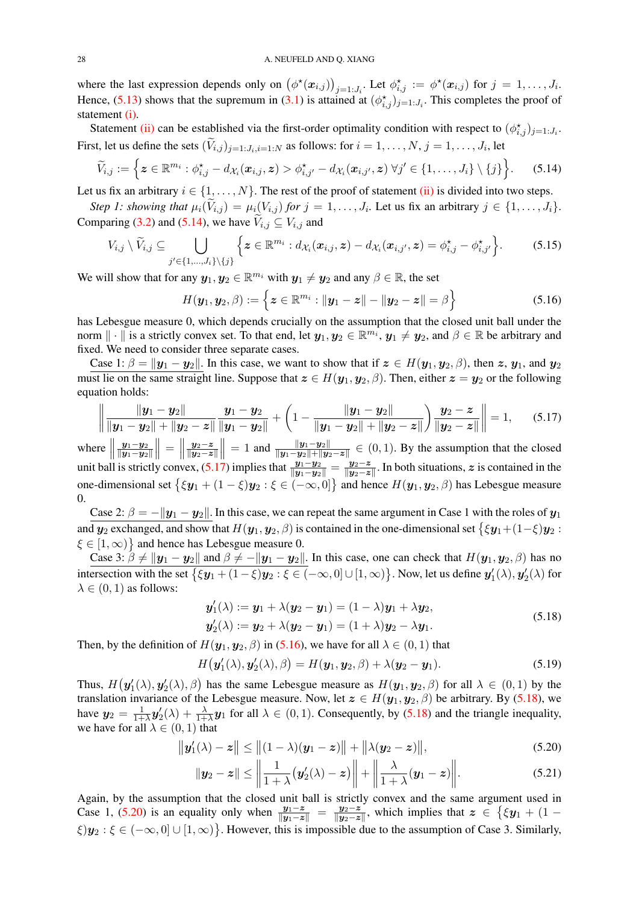where the last expression depends only on $\big(\phi^\star(\boldsymbol{x}_{i,j})\big)_{j=1:J_i}$. Let $\phi^\star_{i,j} := \phi^\star(\boldsymbol{x}_{i,j})$ for $j = 1,\ldots,J_i$. Hence, (5.13) shows that the supremum in (3.1) is attained at $(\phi^\star_{i,j})_{j=1:J_i}$. This completes the proof of statement (i).

Statement (ii) can be established via the first-order optimality condition with respect to $(\phi^\star_{i,j})_{j=1:J_i}$. First, let us define the sets $(\widetilde{V}_{i,j})_{j=1:J_i,i=1:N}$ as follows: for $i = 1,\ldots,N$, $j = 1,\ldots,J_i$, let

$$\widetilde{V}_{i,j} := \Big\{\boldsymbol{z} \in \mathbb{R}^{m_i} : \phi^\star_{i,j} - d_{\mathcal{X}_i}(\boldsymbol{x}_{i,j},\boldsymbol{z}) > \phi^\star_{i,j'} - d_{\mathcal{X}_i}(\boldsymbol{x}_{i,j'},\boldsymbol{z}) \;\forall j' \in \{1,\ldots,J_i\}\setminus\{j\}\Big\}. \tag{5.14}$$

Let us fix an arbitrary $i \in \{1,\ldots,N\}$. The rest of the proof of statement (ii) is divided into two steps.

*Step 1: showing that $\mu_i(\widetilde{V}_{i,j}) = \mu_i(V_{i,j})$ for $j = 1,\ldots,J_i$.* Let us fix an arbitrary $j \in \{1,\ldots,J_i\}$. Comparing (3.2) and (5.14), we have $\widetilde{V}_{i,j} \subseteq V_{i,j}$ and

$$V_{i,j}\setminus\widetilde{V}_{i,j} \subseteq \bigcup_{j'\in\{1,\ldots,J_i\}\setminus\{j\}} \Big\{\boldsymbol{z}\in\mathbb{R}^{m_i} : d_{\mathcal{X}_i}(\boldsymbol{x}_{i,j},\boldsymbol{z}) - d_{\mathcal{X}_i}(\boldsymbol{x}_{i,j'},\boldsymbol{z}) = \phi^\star_{i,j} - \phi^\star_{i,j'}\Big\}. \tag{5.15}$$

We will show that for any $\boldsymbol{y}_1,\boldsymbol{y}_2 \in \mathbb{R}^{m_i}$ with $\boldsymbol{y}_1 \neq \boldsymbol{y}_2$ and any $\beta\in\mathbb{R}$, the set

$$H(\boldsymbol{y}_1,\boldsymbol{y}_2,\beta) := \Big\{\boldsymbol{z}\in\mathbb{R}^{m_i} : \|\boldsymbol{y}_1-\boldsymbol{z}\| - \|\boldsymbol{y}_2-\boldsymbol{z}\| = \beta\Big\} \tag{5.16}$$

has Lebesgue measure 0, which depends crucially on the assumption that the closed unit ball under the norm $\|\cdot\|$ is a strictly convex set. To that end, let $\boldsymbol{y}_1,\boldsymbol{y}_2\in\mathbb{R}^{m_i}$, $\boldsymbol{y}_1\neq\boldsymbol{y}_2$, and $\beta\in\mathbb{R}$ be arbitrary and fixed. We need to consider three separate cases.

<u>Case 1: $\beta = \|\boldsymbol{y}_1-\boldsymbol{y}_2\|$</u>. In this case, we want to show that if $\boldsymbol{z}\in H(\boldsymbol{y}_1,\boldsymbol{y}_2,\beta)$, then $\boldsymbol{z}$, $\boldsymbol{y}_1$, and $\boldsymbol{y}_2$ must lie on the same straight line. Suppose that $\boldsymbol{z}\in H(\boldsymbol{y}_1,\boldsymbol{y}_2,\beta)$. Then, either $\boldsymbol{z}=\boldsymbol{y}_2$ or the following equation holds:

$$\left\|\frac{\|\boldsymbol{y}_1-\boldsymbol{y}_2\|}{\|\boldsymbol{y}_1-\boldsymbol{y}_2\|+\|\boldsymbol{y}_2-\boldsymbol{z}\|}\frac{\boldsymbol{y}_1-\boldsymbol{y}_2}{\|\boldsymbol{y}_1-\boldsymbol{y}_2\|} + \left(1-\frac{\|\boldsymbol{y}_1-\boldsymbol{y}_2\|}{\|\boldsymbol{y}_1-\boldsymbol{y}_2\|+\|\boldsymbol{y}_2-\boldsymbol{z}\|}\right)\frac{\boldsymbol{y}_2-\boldsymbol{z}}{\|\boldsymbol{y}_2-\boldsymbol{z}\|}\right\| = 1, \tag{5.17}$$

where $\left\|\frac{\boldsymbol{y}_1-\boldsymbol{y}_2}{\|\boldsymbol{y}_1-\boldsymbol{y}_2\|}\right\| = \left\|\frac{\boldsymbol{y}_2-\boldsymbol{z}}{\|\boldsymbol{y}_2-\boldsymbol{z}\|}\right\| = 1$ and $\frac{\|\boldsymbol{y}_1-\boldsymbol{y}_2\|}{\|\boldsymbol{y}_1-\boldsymbol{y}_2\|+\|\boldsymbol{y}_2-\boldsymbol{z}\|}\in(0,1)$. By the assumption that the closed unit ball is strictly convex, (5.17) implies that $\frac{\boldsymbol{y}_1-\boldsymbol{y}_2}{\|\boldsymbol{y}_1-\boldsymbol{y}_2\|} = \frac{\boldsymbol{y}_2-\boldsymbol{z}}{\|\boldsymbol{y}_2-\boldsymbol{z}\|}$. In both situations, $\boldsymbol{z}$ is contained in the one-dimensional set $\big\{\xi\boldsymbol{y}_1+(1-\xi)\boldsymbol{y}_2 : \xi\in(-\infty,0]\big\}$ and hence $H(\boldsymbol{y}_1,\boldsymbol{y}_2,\beta)$ has Lebesgue measure 0.

<u>Case 2: $\beta = -\|\boldsymbol{y}_1-\boldsymbol{y}_2\|$</u>. In this case, we can repeat the same argument in Case 1 with the roles of $\boldsymbol{y}_1$ and $\boldsymbol{y}_2$ exchanged, and show that $H(\boldsymbol{y}_1,\boldsymbol{y}_2,\beta)$ is contained in the one-dimensional set $\big\{\xi\boldsymbol{y}_1+(1-\xi)\boldsymbol{y}_2 : \xi\in[1,\infty)\big\}$ and hence has Lebesgue measure 0.

<u>Case 3: $\beta\neq\|\boldsymbol{y}_1-\boldsymbol{y}_2\|$ and $\beta\neq-\|\boldsymbol{y}_1-\boldsymbol{y}_2\|$</u>. In this case, one can check that $H(\boldsymbol{y}_1,\boldsymbol{y}_2,\beta)$ has no intersection with the set $\big\{\xi\boldsymbol{y}_1+(1-\xi)\boldsymbol{y}_2 : \xi\in(-\infty,0]\cup[1,\infty)\big\}$. Now, let us define $\boldsymbol{y}_1'(\lambda),\boldsymbol{y}_2'(\lambda)$ for $\lambda\in(0,1)$ as follows:

$$\begin{aligned}\boldsymbol{y}_1'(\lambda) &:= \boldsymbol{y}_1+\lambda(\boldsymbol{y}_2-\boldsymbol{y}_1) = (1-\lambda)\boldsymbol{y}_1+\lambda\boldsymbol{y}_2,\\ \boldsymbol{y}_2'(\lambda) &:= \boldsymbol{y}_2+\lambda(\boldsymbol{y}_2-\boldsymbol{y}_1) = (1+\lambda)\boldsymbol{y}_2-\lambda\boldsymbol{y}_1.\end{aligned} \tag{5.18}$$

Then, by the definition of $H(\boldsymbol{y}_1,\boldsymbol{y}_2,\beta)$ in (5.16), we have for all $\lambda\in(0,1)$ that

$$H\big(\boldsymbol{y}_1'(\lambda),\boldsymbol{y}_2'(\lambda),\beta\big) = H(\boldsymbol{y}_1,\boldsymbol{y}_2,\beta)+\lambda(\boldsymbol{y}_2-\boldsymbol{y}_1). \tag{5.19}$$

Thus, $H\big(\boldsymbol{y}_1'(\lambda),\boldsymbol{y}_2'(\lambda),\beta\big)$ has the same Lebesgue measure as $H(\boldsymbol{y}_1,\boldsymbol{y}_2,\beta)$ for all $\lambda\in(0,1)$ by the translation invariance of the Lebesgue measure. Now, let $\boldsymbol{z}\in H(\boldsymbol{y}_1,\boldsymbol{y}_2,\beta)$ be arbitrary. By (5.18), we have $\boldsymbol{y}_2 = \frac{1}{1+\lambda}\boldsymbol{y}_2'(\lambda)+\frac{\lambda}{1+\lambda}\boldsymbol{y}_1$ for all $\lambda\in(0,1)$. Consequently, by (5.18) and the triangle inequality, we have for all $\lambda\in(0,1)$ that

$$\big\|\boldsymbol{y}_1'(\lambda)-\boldsymbol{z}\big\| \le \big\|(1-\lambda)(\boldsymbol{y}_1-\boldsymbol{z})\big\| + \big\|\lambda(\boldsymbol{y}_2-\boldsymbol{z})\big\|, \tag{5.20}$$

$$\|\boldsymbol{y}_2-\boldsymbol{z}\| \le \left\|\frac{1}{1+\lambda}\big(\boldsymbol{y}_2'(\lambda)-\boldsymbol{z}\big)\right\| + \left\|\frac{\lambda}{1+\lambda}(\boldsymbol{y}_1-\boldsymbol{z})\right\|. \tag{5.21}$$

Again, by the assumption that the closed unit ball is strictly convex and the same argument used in Case 1, (5.20) is an equality only when $\frac{\boldsymbol{y}_1-\boldsymbol{z}}{\|\boldsymbol{y}_1-\boldsymbol{z}\|} = \frac{\boldsymbol{y}_2-\boldsymbol{z}}{\|\boldsymbol{y}_2-\boldsymbol{z}\|}$, which implies that $\boldsymbol{z}\in\big\{\xi\boldsymbol{y}_1+(1-\xi)\boldsymbol{y}_2 : \xi\in(-\infty,0]\cup[1,\infty)\big\}$. However, this is impossible due to the assumption of Case 3. Similarly,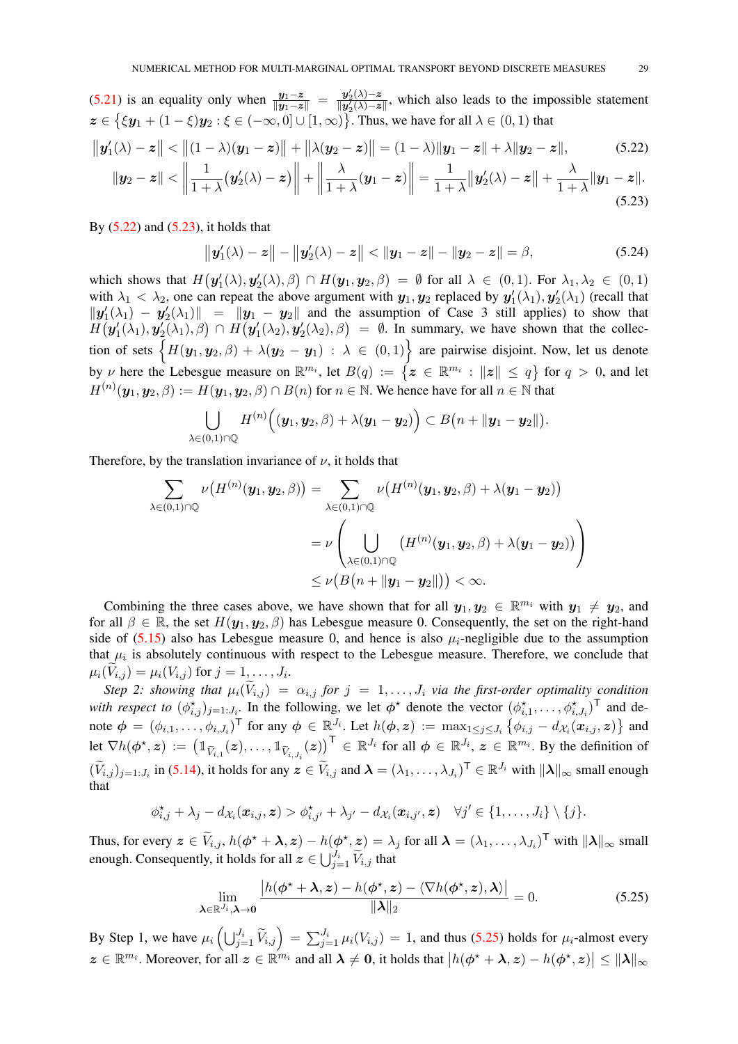(5.21) is an equality only when $\frac{\boldsymbol{y}_1-\boldsymbol{z}}{\|\boldsymbol{y}_1-\boldsymbol{z}\|} = \frac{\boldsymbol{y}_2'(\lambda)-\boldsymbol{z}}{\|\boldsymbol{y}_2'(\lambda)-\boldsymbol{z}\|}$, which also leads to the impossible statement $\boldsymbol{z} \in \big\{\xi\boldsymbol{y}_1 + (1-\xi)\boldsymbol{y}_2 : \xi \in (-\infty, 0] \cup [1, \infty)\big\}$. Thus, we have for all $\lambda \in (0,1)$ that

$$\big\|\boldsymbol{y}_1'(\lambda) - \boldsymbol{z}\big\| < \big\|(1-\lambda)(\boldsymbol{y}_1 - \boldsymbol{z})\big\| + \big\|\lambda(\boldsymbol{y}_2 - \boldsymbol{z})\big\| = (1-\lambda)\|\boldsymbol{y}_1 - \boldsymbol{z}\| + \lambda\|\boldsymbol{y}_2 - \boldsymbol{z}\|, \tag{5.22}$$

$$\|\boldsymbol{y}_2 - \boldsymbol{z}\| < \left\|\frac{1}{1+\lambda}\big(\boldsymbol{y}_2'(\lambda) - \boldsymbol{z}\big)\right\| + \left\|\frac{\lambda}{1+\lambda}(\boldsymbol{y}_1 - \boldsymbol{z})\right\| = \frac{1}{1+\lambda}\big\|\boldsymbol{y}_2'(\lambda) - \boldsymbol{z}\big\| + \frac{\lambda}{1+\lambda}\|\boldsymbol{y}_1 - \boldsymbol{z}\|. \tag{5.23}$$

By (5.22) and (5.23), it holds that

$$\big\|\boldsymbol{y}_1'(\lambda) - \boldsymbol{z}\big\| - \big\|\boldsymbol{y}_2'(\lambda) - \boldsymbol{z}\big\| < \|\boldsymbol{y}_1 - \boldsymbol{z}\| - \|\boldsymbol{y}_2 - \boldsymbol{z}\| = \beta, \tag{5.24}$$

which shows that $H\big(\boldsymbol{y}_1'(\lambda), \boldsymbol{y}_2'(\lambda), \beta\big) \cap H(\boldsymbol{y}_1, \boldsymbol{y}_2, \beta) = \emptyset$ for all $\lambda \in (0,1)$. For $\lambda_1, \lambda_2 \in (0,1)$ with $\lambda_1 < \lambda_2$, one can repeat the above argument with $\boldsymbol{y}_1, \boldsymbol{y}_2$ replaced by $\boldsymbol{y}_1'(\lambda_1), \boldsymbol{y}_2'(\lambda_1)$ (recall that $\|\boldsymbol{y}_1'(\lambda_1) - \boldsymbol{y}_2'(\lambda_1)\| = \|\boldsymbol{y}_1 - \boldsymbol{y}_2\|$ and the assumption of Case 3 still applies) to show that $H\big(\boldsymbol{y}_1'(\lambda_1), \boldsymbol{y}_2'(\lambda_1), \beta\big) \cap H\big(\boldsymbol{y}_1'(\lambda_2), \boldsymbol{y}_2'(\lambda_2), \beta\big) = \emptyset$. In summary, we have shown that the collection of sets $\Big\{H(\boldsymbol{y}_1, \boldsymbol{y}_2, \beta) + \lambda(\boldsymbol{y}_2 - \boldsymbol{y}_1) : \lambda \in (0,1)\Big\}$ are pairwise disjoint. Now, let us denote by $\nu$ here the Lebesgue measure on $\mathbb{R}^{m_i}$, let $B(q) := \big\{\boldsymbol{z} \in \mathbb{R}^{m_i} : \|\boldsymbol{z}\| \le q\big\}$ for $q > 0$, and let $H^{(n)}(\boldsymbol{y}_1, \boldsymbol{y}_2, \beta) := H(\boldsymbol{y}_1, \boldsymbol{y}_2, \beta) \cap B(n)$ for $n \in \mathbb{N}$. We hence have for all $n \in \mathbb{N}$ that

$$\bigcup_{\lambda \in (0,1)\cap\mathbb{Q}} H^{(n)}\Big((\boldsymbol{y}_1, \boldsymbol{y}_2, \beta) + \lambda(\boldsymbol{y}_1 - \boldsymbol{y}_2)\Big) \subset B\big(n + \|\boldsymbol{y}_1 - \boldsymbol{y}_2\|\big).$$

Therefore, by the translation invariance of $\nu$, it holds that

$$\begin{aligned}
\sum_{\lambda \in (0,1)\cap\mathbb{Q}} \nu\big(H^{(n)}(\boldsymbol{y}_1, \boldsymbol{y}_2, \beta)\big) &= \sum_{\lambda \in (0,1)\cap\mathbb{Q}} \nu\big(H^{(n)}(\boldsymbol{y}_1, \boldsymbol{y}_2, \beta) + \lambda(\boldsymbol{y}_1 - \boldsymbol{y}_2)\big) \\
&= \nu\left(\bigcup_{\lambda \in (0,1)\cap\mathbb{Q}} \big(H^{(n)}(\boldsymbol{y}_1, \boldsymbol{y}_2, \beta) + \lambda(\boldsymbol{y}_1 - \boldsymbol{y}_2)\big)\right) \\
&\le \nu\big(B\big(n + \|\boldsymbol{y}_1 - \boldsymbol{y}_2\|\big)\big) < \infty.
\end{aligned}$$

Combining the three cases above, we have shown that for all $\boldsymbol{y}_1, \boldsymbol{y}_2 \in \mathbb{R}^{m_i}$ with $\boldsymbol{y}_1 \neq \boldsymbol{y}_2$, and for all $\beta \in \mathbb{R}$, the set $H(\boldsymbol{y}_1, \boldsymbol{y}_2, \beta)$ has Lebesgue measure 0. Consequently, the set on the right-hand side of (5.15) also has Lebesgue measure 0, and hence is also $\mu_i$-negligible due to the assumption that $\mu_i$ is absolutely continuous with respect to the Lebesgue measure. Therefore, we conclude that $\mu_i(\widetilde{V}_{i,j}) = \mu_i(V_{i,j})$ for $j = 1, \ldots, J_i$.

*Step 2: showing that $\mu_i(\widetilde{V}_{i,j}) = \alpha_{i,j}$ for $j = 1, \ldots, J_i$ via the first-order optimality condition with respect to $(\phi^\star_{i,j})_{j=1:J_i}$.* In the following, we let $\boldsymbol{\phi}^\star$ denote the vector $(\phi^\star_{i,1}, \ldots, \phi^\star_{i,J_i})^\mathsf{T}$ and denote $\boldsymbol{\phi} = (\phi_{i,1}, \ldots, \phi_{i,J_i})^\mathsf{T}$ for any $\boldsymbol{\phi} \in \mathbb{R}^{J_i}$. Let $h(\boldsymbol{\phi}, \boldsymbol{z}) := \max_{1 \le j \le J_i}\big\{\phi_{i,j} - d_{\mathcal{X}_i}(\boldsymbol{x}_{i,j}, \boldsymbol{z})\big\}$ and let $\nabla h(\boldsymbol{\phi}^\star, \boldsymbol{z}) := \big(\mathbb{1}_{\widetilde{V}_{i,1}}(\boldsymbol{z}), \ldots, \mathbb{1}_{\widetilde{V}_{i,J_i}}(\boldsymbol{z})\big)^\mathsf{T} \in \mathbb{R}^{J_i}$ for all $\boldsymbol{\phi} \in \mathbb{R}^{J_i}$, $\boldsymbol{z} \in \mathbb{R}^{m_i}$. By the definition of $(\widetilde{V}_{i,j})_{j=1:J_i}$ in (5.14), it holds for any $\boldsymbol{z} \in \widetilde{V}_{i,j}$ and $\boldsymbol{\lambda} = (\lambda_1, \ldots, \lambda_{J_i})^\mathsf{T} \in \mathbb{R}^{J_i}$ with $\|\boldsymbol{\lambda}\|_\infty$ small enough that

$$\phi^\star_{i,j} + \lambda_j - d_{\mathcal{X}_i}(\boldsymbol{x}_{i,j}, \boldsymbol{z}) > \phi^\star_{i,j'} + \lambda_{j'} - d_{\mathcal{X}_i}(\boldsymbol{x}_{i,j'}, \boldsymbol{z}) \quad \forall j' \in \{1, \ldots, J_i\} \setminus \{j\}.$$

Thus, for every $\boldsymbol{z} \in \widetilde{V}_{i,j}$, $h(\boldsymbol{\phi}^\star + \boldsymbol{\lambda}, \boldsymbol{z}) - h(\boldsymbol{\phi}^\star, \boldsymbol{z}) = \lambda_j$ for all $\boldsymbol{\lambda} = (\lambda_1, \ldots, \lambda_{J_i})^\mathsf{T}$ with $\|\boldsymbol{\lambda}\|_\infty$ small enough. Consequently, it holds for all $\boldsymbol{z} \in \bigcup_{j=1}^{J_i} \widetilde{V}_{i,j}$ that

$$\lim_{\boldsymbol{\lambda} \in \mathbb{R}^{J_i}, \boldsymbol{\lambda} \to \boldsymbol{0}} \frac{\big|h(\boldsymbol{\phi}^\star + \boldsymbol{\lambda}, \boldsymbol{z}) - h(\boldsymbol{\phi}^\star, \boldsymbol{z}) - \langle \nabla h(\boldsymbol{\phi}^\star, \boldsymbol{z}), \boldsymbol{\lambda}\rangle\big|}{\|\boldsymbol{\lambda}\|_2} = 0. \tag{5.25}$$

By Step 1, we have $\mu_i\Big(\bigcup_{j=1}^{J_i} \widetilde{V}_{i,j}\Big) = \sum_{j=1}^{J_i} \mu_i(V_{i,j}) = 1$, and thus (5.25) holds for $\mu_i$-almost every $\boldsymbol{z} \in \mathbb{R}^{m_i}$. Moreover, for all $\boldsymbol{z} \in \mathbb{R}^{m_i}$ and all $\boldsymbol{\lambda} \neq \boldsymbol{0}$, it holds that $\big|h(\boldsymbol{\phi}^\star + \boldsymbol{\lambda}, \boldsymbol{z}) - h(\boldsymbol{\phi}^\star, \boldsymbol{z})\big| \le \|\boldsymbol{\lambda}\|_\infty$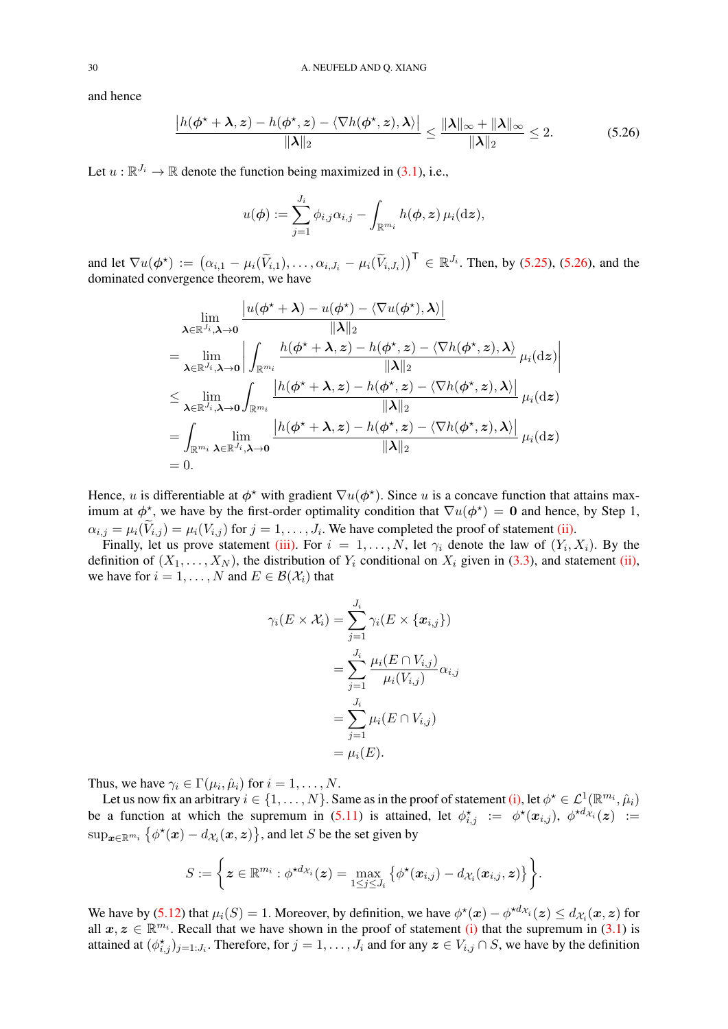and hence

$$\frac{\left|h(\boldsymbol{\phi}^\star+\boldsymbol{\lambda},\boldsymbol{z})-h(\boldsymbol{\phi}^\star,\boldsymbol{z})-\langle\nabla h(\boldsymbol{\phi}^\star,\boldsymbol{z}),\boldsymbol{\lambda}\rangle\right|}{\|\boldsymbol{\lambda}\|_2}\le\frac{\|\boldsymbol{\lambda}\|_\infty+\|\boldsymbol{\lambda}\|_\infty}{\|\boldsymbol{\lambda}\|_2}\le 2. \tag{5.26}$$

Let $u:\mathbb{R}^{J_i}\to\mathbb{R}$ denote the function being maximized in (3.1), i.e.,

$$u(\boldsymbol{\phi}):=\sum_{j=1}^{J_i}\phi_{i,j}\alpha_{i,j}-\int_{\mathbb{R}^{m_i}}h(\boldsymbol{\phi},\boldsymbol{z})\,\mu_i(\mathrm{d}\boldsymbol{z}),$$

and let $\nabla u(\boldsymbol{\phi}^\star):=\big(\alpha_{i,1}-\mu_i(\widetilde{V}_{i,1}),\ldots,\alpha_{i,J_i}-\mu_i(\widetilde{V}_{i,J_i})\big)^\mathsf{T}\in\mathbb{R}^{J_i}$. Then, by (5.25), (5.26), and the dominated convergence theorem, we have

$$\begin{aligned}
&\lim_{\boldsymbol{\lambda}\in\mathbb{R}^{J_i},\boldsymbol{\lambda}\to\mathbf{0}}\frac{\left|u(\boldsymbol{\phi}^\star+\boldsymbol{\lambda})-u(\boldsymbol{\phi}^\star)-\langle\nabla u(\boldsymbol{\phi}^\star),\boldsymbol{\lambda}\rangle\right|}{\|\boldsymbol{\lambda}\|_2}\\
&=\lim_{\boldsymbol{\lambda}\in\mathbb{R}^{J_i},\boldsymbol{\lambda}\to\mathbf{0}}\left|\int_{\mathbb{R}^{m_i}}\frac{h(\boldsymbol{\phi}^\star+\boldsymbol{\lambda},\boldsymbol{z})-h(\boldsymbol{\phi}^\star,\boldsymbol{z})-\langle\nabla h(\boldsymbol{\phi}^\star,\boldsymbol{z}),\boldsymbol{\lambda}\rangle}{\|\boldsymbol{\lambda}\|_2}\,\mu_i(\mathrm{d}\boldsymbol{z})\right|\\
&\le\lim_{\boldsymbol{\lambda}\in\mathbb{R}^{J_i},\boldsymbol{\lambda}\to\mathbf{0}}\int_{\mathbb{R}^{m_i}}\frac{\left|h(\boldsymbol{\phi}^\star+\boldsymbol{\lambda},\boldsymbol{z})-h(\boldsymbol{\phi}^\star,\boldsymbol{z})-\langle\nabla h(\boldsymbol{\phi}^\star,\boldsymbol{z}),\boldsymbol{\lambda}\rangle\right|}{\|\boldsymbol{\lambda}\|_2}\,\mu_i(\mathrm{d}\boldsymbol{z})\\
&=\int_{\mathbb{R}^{m_i}}\lim_{\boldsymbol{\lambda}\in\mathbb{R}^{J_i},\boldsymbol{\lambda}\to\mathbf{0}}\frac{\left|h(\boldsymbol{\phi}^\star+\boldsymbol{\lambda},\boldsymbol{z})-h(\boldsymbol{\phi}^\star,\boldsymbol{z})-\langle\nabla h(\boldsymbol{\phi}^\star,\boldsymbol{z}),\boldsymbol{\lambda}\rangle\right|}{\|\boldsymbol{\lambda}\|_2}\,\mu_i(\mathrm{d}\boldsymbol{z})\\
&=0.
\end{aligned}$$

Hence, $u$ is differentiable at $\boldsymbol{\phi}^\star$ with gradient $\nabla u(\boldsymbol{\phi}^\star)$. Since $u$ is a concave function that attains maximum at $\boldsymbol{\phi}^\star$, we have by the first-order optimality condition that $\nabla u(\boldsymbol{\phi}^\star)=\mathbf{0}$ and hence, by Step 1, $\alpha_{i,j}=\mu_i(\widetilde{V}_{i,j})=\mu_i(V_{i,j})$ for $j=1,\ldots,J_i$. We have completed the proof of statement (ii).

Finally, let us prove statement (iii). For $i=1,\ldots,N$, let $\gamma_i$ denote the law of $(Y_i,X_i)$. By the definition of $(X_1,\ldots,X_N)$, the distribution of $Y_i$ conditional on $X_i$ given in (3.3), and statement (ii), we have for $i=1,\ldots,N$ and $E\in\mathcal{B}(\mathcal{X}_i)$ that

$$\begin{aligned}
\gamma_i(E\times\mathcal{X}_i)&=\sum_{j=1}^{J_i}\gamma_i(E\times\{\boldsymbol{x}_{i,j}\})\\
&=\sum_{j=1}^{J_i}\frac{\mu_i(E\cap V_{i,j})}{\mu_i(V_{i,j})}\alpha_{i,j}\\
&=\sum_{j=1}^{J_i}\mu_i(E\cap V_{i,j})\\
&=\mu_i(E).
\end{aligned}$$

Thus, we have $\gamma_i\in\Gamma(\mu_i,\hat{\mu}_i)$ for $i=1,\ldots,N$.

Let us now fix an arbitrary $i\in\{1,\ldots,N\}$. Same as in the proof of statement (i), let $\phi^\star\in\mathcal{L}^1(\mathbb{R}^{m_i},\hat{\mu}_i)$ be a function at which the supremum in (5.11) is attained, let $\phi^\star_{i,j}:=\phi^\star(\boldsymbol{x}_{i,j})$, $\phi^{\star d_{\mathcal{X}_i}}(\boldsymbol{z}):=\sup_{\boldsymbol{x}\in\mathbb{R}^{m_i}}\big\{\phi^\star(\boldsymbol{x})-d_{\mathcal{X}_i}(\boldsymbol{x},\boldsymbol{z})\big\}$, and let $S$ be the set given by

$$S:=\left\{\boldsymbol{z}\in\mathbb{R}^{m_i}:\phi^{\star d_{\mathcal{X}_i}}(\boldsymbol{z})=\max_{1\le j\le J_i}\big\{\phi^\star(\boldsymbol{x}_{i,j})-d_{\mathcal{X}_i}(\boldsymbol{x}_{i,j},\boldsymbol{z})\big\}\right\}.$$

We have by (5.12) that $\mu_i(S)=1$. Moreover, by definition, we have $\phi^\star(\boldsymbol{x})-\phi^{\star d_{\mathcal{X}_i}}(\boldsymbol{z})\le d_{\mathcal{X}_i}(\boldsymbol{x},\boldsymbol{z})$ for all $\boldsymbol{x},\boldsymbol{z}\in\mathbb{R}^{m_i}$. Recall that we have shown in the proof of statement (i) that the supremum in (3.1) is attained at $(\phi^\star_{i,j})_{j=1:J_i}$. Therefore, for $j=1,\ldots,J_i$ and for any $\boldsymbol{z}\in V_{i,j}\cap S$, we have by the definition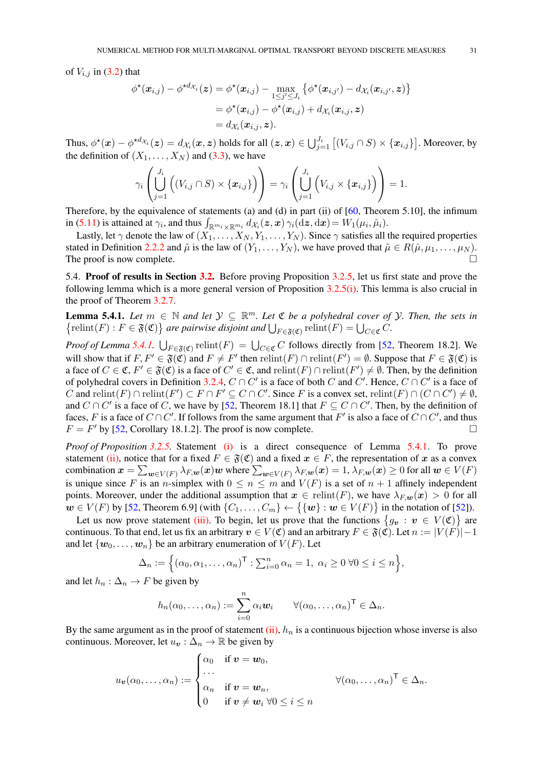of $V_{i,j}$ in (3.2) that

$$\begin{aligned}\phi^\star(\boldsymbol{x}_{i,j}) - \phi^{\star d_{\mathcal{X}_i}}(\boldsymbol{z}) &= \phi^\star(\boldsymbol{x}_{i,j}) - \max_{1\le j'\le J_i}\big\{\phi^\star(\boldsymbol{x}_{i,j'}) - d_{\mathcal{X}_i}(\boldsymbol{x}_{i,j'},\boldsymbol{z})\big\}\\ &= \phi^\star(\boldsymbol{x}_{i,j}) - \phi^\star(\boldsymbol{x}_{i,j}) + d_{\mathcal{X}_i}(\boldsymbol{x}_{i,j},\boldsymbol{z})\\ &= d_{\mathcal{X}_i}(\boldsymbol{x}_{i,j},\boldsymbol{z}).\end{aligned}$$

Thus, $\phi^\star(\boldsymbol{x}) - \phi^{\star d_{\mathcal{X}_i}}(\boldsymbol{z}) = d_{\mathcal{X}_i}(\boldsymbol{x},\boldsymbol{z})$ holds for all $(\boldsymbol{z},\boldsymbol{x}) \in \bigcup_{j=1}^{J_i}\big[(V_{i,j}\cap S)\times\{\boldsymbol{x}_{i,j}\}\big]$. Moreover, by the definition of $(X_1,\ldots,X_N)$ and (3.3), we have

$$\gamma_i\left(\bigcup_{j=1}^{J_i}\Big((V_{i,j}\cap S)\times\{\boldsymbol{x}_{i,j}\}\Big)\right) = \gamma_i\left(\bigcup_{j=1}^{J_i}\Big(V_{i,j}\times\{\boldsymbol{x}_{i,j}\}\Big)\right) = 1.$$

Therefore, by the equivalence of statements (a) and (d) in part (ii) of [60, Theorem 5.10], the infimum in (5.11) is attained at $\gamma_i$, and thus $\int_{\mathbb{R}^{m_i}\times\mathbb{R}^{m_i}} d_{\mathcal{X}_i}(\boldsymbol{z},\boldsymbol{x})\,\gamma_i(\mathrm{d}\boldsymbol{z},\mathrm{d}\boldsymbol{x}) = W_1(\mu_i,\hat{\mu}_i)$.

Lastly, let $\gamma$ denote the law of $(X_1,\ldots,X_N,Y_1,\ldots,Y_N)$. Since $\gamma$ satisfies all the required properties stated in Definition 2.2.2 and $\tilde{\mu}$ is the law of $(Y_1,\ldots,Y_N)$, we have proved that $\tilde{\mu}\in R(\hat{\mu},\mu_1,\ldots,\mu_N)$. The proof is now complete. $\square$

5.4. **Proof of results in Section 3.2.** Before proving Proposition 3.2.5, let us first state and prove the following lemma which is a more general version of Proposition 3.2.5(i). This lemma is also crucial in the proof of Theorem 3.2.7.

**Lemma 5.4.1.** *Let $m\in\mathbb{N}$ and let $\mathcal{Y}\subseteq\mathbb{R}^m$. Let $\mathfrak{C}$ be a polyhedral cover of $\mathcal{Y}$. Then, the sets in $\big\{\mathrm{relint}(F) : F\in\mathfrak{F}(\mathfrak{C})\big\}$ are pairwise disjoint and $\bigcup_{F\in\mathfrak{F}(\mathfrak{C})}\mathrm{relint}(F) = \bigcup_{C\in\mathfrak{C}} C$.*

*Proof of Lemma 5.4.1.* $\bigcup_{F\in\mathfrak{F}(\mathfrak{C})}\mathrm{relint}(F) = \bigcup_{C\in\mathfrak{C}} C$ follows directly from [52, Theorem 18.2]. We will show that if $F,F'\in\mathfrak{F}(\mathfrak{C})$ and $F\neq F'$ then $\mathrm{relint}(F)\cap\mathrm{relint}(F')=\emptyset$. Suppose that $F\in\mathfrak{F}(\mathfrak{C})$ is a face of $C\in\mathfrak{C}$, $F'\in\mathfrak{F}(\mathfrak{C})$ is a face of $C'\in\mathfrak{C}$, and $\mathrm{relint}(F)\cap\mathrm{relint}(F')\neq\emptyset$. Then, by the definition of polyhedral covers in Definition 3.2.4, $C\cap C'$ is a face of both $C$ and $C'$. Hence, $C\cap C'$ is a face of $C$ and $\mathrm{relint}(F)\cap\mathrm{relint}(F')\subset F\cap F'\subseteq C\cap C'$. Since $F$ is a convex set, $\mathrm{relint}(F)\cap(C\cap C')\neq\emptyset$, and $C\cap C'$ is a face of $C$, we have by [52, Theorem 18.1] that $F\subseteq C\cap C'$. Then, by the definition of faces, $F$ is a face of $C\cap C'$. If follows from the same argument that $F'$ is also a face of $C\cap C'$, and thus $F=F'$ by [52, Corollary 18.1.2]. The proof is now complete. $\square$

*Proof of Proposition 3.2.5.* Statement (i) is a direct consequence of Lemma 5.4.1. To prove statement (ii), notice that for a fixed $F\in\mathfrak{F}(\mathfrak{C})$ and a fixed $\boldsymbol{x}\in F$, the representation of $\boldsymbol{x}$ as a convex combination $\boldsymbol{x}=\sum_{\boldsymbol{w}\in V(F)}\lambda_{F,\boldsymbol{w}}(\boldsymbol{x})\boldsymbol{w}$ where $\sum_{\boldsymbol{w}\in V(F)}\lambda_{F,\boldsymbol{w}}(\boldsymbol{x})=1$, $\lambda_{F,\boldsymbol{w}}(\boldsymbol{x})\ge 0$ for all $\boldsymbol{w}\in V(F)$ is unique since $F$ is an $n$-simplex with $0\le n\le m$ and $V(F)$ is a set of $n+1$ affinely independent points. Moreover, under the additional assumption that $\boldsymbol{x}\in\mathrm{relint}(F)$, we have $\lambda_{F,\boldsymbol{w}}(\boldsymbol{x})>0$ for all $\boldsymbol{w}\in V(F)$ by [52, Theorem 6.9] (with $\{C_1,\ldots,C_m\}\leftarrow\big\{\{\boldsymbol{w}\}:\boldsymbol{w}\in V(F)\big\}$ in the notation of [52]).

Let us now prove statement (iii). To begin, let us prove that the functions $\big\{g_{\boldsymbol{v}}:\boldsymbol{v}\in V(\mathfrak{C})\big\}$ are continuous. To that end, let us fix an arbitrary $\boldsymbol{v}\in V(\mathfrak{C})$ and an arbitrary $F\in\mathfrak{F}(\mathfrak{C})$. Let $n:=|V(F)|-1$ and let $\{\boldsymbol{w}_0,\ldots,\boldsymbol{w}_n\}$ be an arbitrary enumeration of $V(F)$. Let

$$\Delta_n := \Big\{(\alpha_0,\alpha_1,\ldots,\alpha_n)^\mathsf{T} : \textstyle\sum_{i=0}^n \alpha_n = 1,\ \alpha_i\ge 0\ \forall 0\le i\le n\Big\},$$

and let $h_n:\Delta_n\to F$ be given by

$$h_n(\alpha_0,\ldots,\alpha_n) := \sum_{i=0}^n \alpha_i\boldsymbol{w}_i \qquad \forall(\alpha_0,\ldots,\alpha_n)^\mathsf{T}\in\Delta_n.$$

By the same argument as in the proof of statement (ii), $h_n$ is a continuous bijection whose inverse is also continuous. Moreover, let $u_{\boldsymbol{v}}:\Delta_n\to\mathbb{R}$ be given by

$$u_{\boldsymbol{v}}(\alpha_0,\ldots,\alpha_n) := \begin{cases}\alpha_0 & \text{if } \boldsymbol{v}=\boldsymbol{w}_0,\\ \cdots & \\ \alpha_n & \text{if } \boldsymbol{v}=\boldsymbol{w}_n,\\ 0 & \text{if } \boldsymbol{v}\neq\boldsymbol{w}_i\ \forall 0\le i\le n\end{cases} \qquad \forall(\alpha_0,\ldots,\alpha_n)^\mathsf{T}\in\Delta_n.$$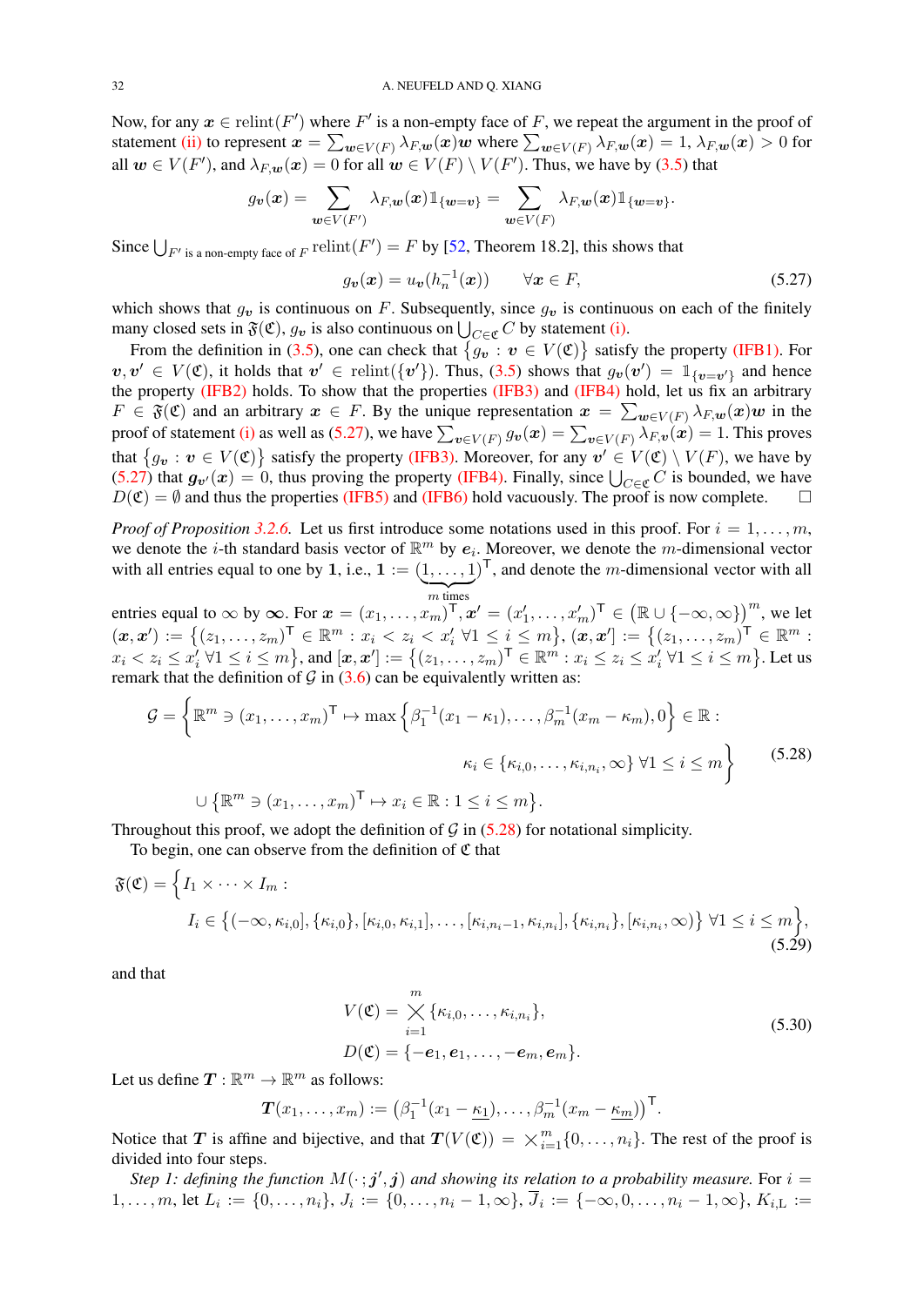Now, for any $\boldsymbol{x} \in \operatorname{relint}(F')$ where $F'$ is a non-empty face of $F$, we repeat the argument in the proof of statement (ii) to represent $\boldsymbol{x} = \sum_{\boldsymbol{w}\in V(F)} \lambda_{F,\boldsymbol{w}}(\boldsymbol{x})\boldsymbol{w}$ where $\sum_{\boldsymbol{w}\in V(F)} \lambda_{F,\boldsymbol{w}}(\boldsymbol{x}) = 1$, $\lambda_{F,\boldsymbol{w}}(\boldsymbol{x}) > 0$ for all $\boldsymbol{w} \in V(F')$, and $\lambda_{F,\boldsymbol{w}}(\boldsymbol{x}) = 0$ for all $\boldsymbol{w} \in V(F) \setminus V(F')$. Thus, we have by (3.5) that

$$g_{\boldsymbol{v}}(\boldsymbol{x}) = \sum_{\boldsymbol{w}\in V(F')} \lambda_{F,\boldsymbol{w}}(\boldsymbol{x})\mathbb{1}_{\{\boldsymbol{w}=\boldsymbol{v}\}} = \sum_{\boldsymbol{w}\in V(F)} \lambda_{F,\boldsymbol{w}}(\boldsymbol{x})\mathbb{1}_{\{\boldsymbol{w}=\boldsymbol{v}\}}.$$

Since $\bigcup_{F' \text{ is a non-empty face of } F} \operatorname{relint}(F') = F$ by [52, Theorem 18.2], this shows that

$$g_{\boldsymbol{v}}(\boldsymbol{x}) = u_{\boldsymbol{v}}(h_n^{-1}(\boldsymbol{x})) \qquad \forall \boldsymbol{x} \in F, \tag{5.27}$$

which shows that $g_{\boldsymbol{v}}$ is continuous on $F$. Subsequently, since $g_{\boldsymbol{v}}$ is continuous on each of the finitely many closed sets in $\mathfrak{F}(\mathfrak{C})$, $g_{\boldsymbol{v}}$ is also continuous on $\bigcup_{C\in\mathfrak{C}} C$ by statement (i).

From the definition in (3.5), one can check that $\{g_{\boldsymbol{v}} : \boldsymbol{v} \in V(\mathfrak{C})\}$ satisfy the property (IFB1). For $\boldsymbol{v}, \boldsymbol{v}' \in V(\mathfrak{C})$, it holds that $\boldsymbol{v}' \in \operatorname{relint}(\{\boldsymbol{v}'\})$. Thus, (3.5) shows that $g_{\boldsymbol{v}}(\boldsymbol{v}') = \mathbb{1}_{\{\boldsymbol{v}=\boldsymbol{v}'\}}$ and hence the property (IFB2) holds. To show that the properties (IFB3) and (IFB4) hold, let us fix an arbitrary $F \in \mathfrak{F}(\mathfrak{C})$ and an arbitrary $\boldsymbol{x} \in F$. By the unique representation $\boldsymbol{x} = \sum_{\boldsymbol{w}\in V(F)} \lambda_{F,\boldsymbol{w}}(\boldsymbol{x})\boldsymbol{w}$ in the proof of statement (i) as well as (5.27), we have $\sum_{\boldsymbol{v}\in V(F)} g_{\boldsymbol{v}}(\boldsymbol{x}) = \sum_{\boldsymbol{v}\in V(F)} \lambda_{F,\boldsymbol{v}}(\boldsymbol{x}) = 1$. This proves that $\{g_{\boldsymbol{v}} : \boldsymbol{v} \in V(\mathfrak{C})\}$ satisfy the property (IFB3). Moreover, for any $\boldsymbol{v}' \in V(\mathfrak{C}) \setminus V(F)$, we have by (5.27) that $g_{\boldsymbol{v}'}(\boldsymbol{x}) = 0$, thus proving the property (IFB4). Finally, since $\bigcup_{C\in\mathfrak{C}} C$ is bounded, we have $D(\mathfrak{C}) = \emptyset$ and thus the properties (IFB5) and (IFB6) hold vacuously. The proof is now complete. $\square$

*Proof of Proposition 3.2.6.* Let us first introduce some notations used in this proof. For $i = 1,\ldots,m$, we denote the $i$-th standard basis vector of $\mathbb{R}^m$ by $\boldsymbol{e}_i$. Moreover, we denote the $m$-dimensional vector with all entries equal to one by $\boldsymbol{1}$, i.e., $\boldsymbol{1} := (\underbrace{1,\ldots,1}_{m \text{ times}})^\mathsf{T}$, and denote the $m$-dimensional vector with all entries equal to $\infty$ by $\boldsymbol{\infty}$. For $\boldsymbol{x} = (x_1,\ldots,x_m)^\mathsf{T}, \boldsymbol{x}' = (x_1',\ldots,x_m')^\mathsf{T} \in (\mathbb{R}\cup\{-\infty,\infty\})^m$, we let $(\boldsymbol{x},\boldsymbol{x}') := \{(z_1,\ldots,z_m)^\mathsf{T} \in \mathbb{R}^m : x_i < z_i < x_i' \ \forall 1 \le i \le m\}$, $(\boldsymbol{x},\boldsymbol{x}'] := \{(z_1,\ldots,z_m)^\mathsf{T} \in \mathbb{R}^m : x_i < z_i \le x_i' \ \forall 1 \le i \le m\}$, and $[\boldsymbol{x},\boldsymbol{x}'] := \{(z_1,\ldots,z_m)^\mathsf{T} \in \mathbb{R}^m : x_i \le z_i \le x_i' \ \forall 1 \le i \le m\}$. Let us remark that the definition of $\mathcal{G}$ in (3.6) can be equivalently written as:

$$\begin{aligned}\mathcal{G} = \Big\{\mathbb{R}^m \ni (x_1,\ldots,x_m)^\mathsf{T} \mapsto \max\big\{\beta_1^{-1}(x_1-\kappa_1),\ldots,\beta_m^{-1}(x_m-\kappa_m),0\big\} \in \mathbb{R} :& \\ \kappa_i \in \{\kappa_{i,0},\ldots,\kappa_{i,n_i},\infty\}\ \forall 1\le i\le m&\Big\} \\ \cup \big\{\mathbb{R}^m \ni (x_1,\ldots,x_m)^\mathsf{T} \mapsto x_i \in \mathbb{R} : 1 \le i \le m\big\}.&\end{aligned} \tag{5.28}$$

Throughout this proof, we adopt the definition of $\mathcal{G}$ in (5.28) for notational simplicity.

To begin, one can observe from the definition of $\mathfrak{C}$ that

$$\begin{aligned}\mathfrak{F}(\mathfrak{C}) = \Big\{& I_1 \times \cdots \times I_m : \\ & I_i \in \big\{(-\infty,\kappa_{i,0}], \{\kappa_{i,0}\}, [\kappa_{i,0},\kappa_{i,1}], \ldots, [\kappa_{i,n_i-1},\kappa_{i,n_i}], \{\kappa_{i,n_i}\}, [\kappa_{i,n_i},\infty)\big\}\ \forall 1 \le i \le m\Big\},\end{aligned} \tag{5.29}$$

and that

$$\begin{aligned} V(\mathfrak{C}) &= \bigtimes_{i=1}^m \{\kappa_{i,0},\ldots,\kappa_{i,n_i}\}, \\ D(\mathfrak{C}) &= \{-\boldsymbol{e}_1, \boldsymbol{e}_1, \ldots, -\boldsymbol{e}_m, \boldsymbol{e}_m\}. \end{aligned} \tag{5.30}$$

Let us define $\boldsymbol{T} : \mathbb{R}^m \to \mathbb{R}^m$ as follows:

$$\boldsymbol{T}(x_1,\ldots,x_m) := \big(\beta_1^{-1}(x_1 - \underline{\kappa_1}),\ldots,\beta_m^{-1}(x_m - \underline{\kappa_m})\big)^\mathsf{T}.$$

Notice that $\boldsymbol{T}$ is affine and bijective, and that $\boldsymbol{T}(V(\mathfrak{C})) = \bigtimes_{i=1}^m \{0,\ldots,n_i\}$. The rest of the proof is divided into four steps.

*Step 1: defining the function $M(\cdot\,;\boldsymbol{j}',\boldsymbol{j})$ and showing its relation to a probability measure.* For $i = 1,\ldots,m$, let $L_i := \{0,\ldots,n_i\}$, $J_i := \{0,\ldots,n_i-1,\infty\}$, $\overline{J}_i := \{-\infty,0,\ldots,n_i-1,\infty\}$, $K_{i,\mathrm{L}} :=$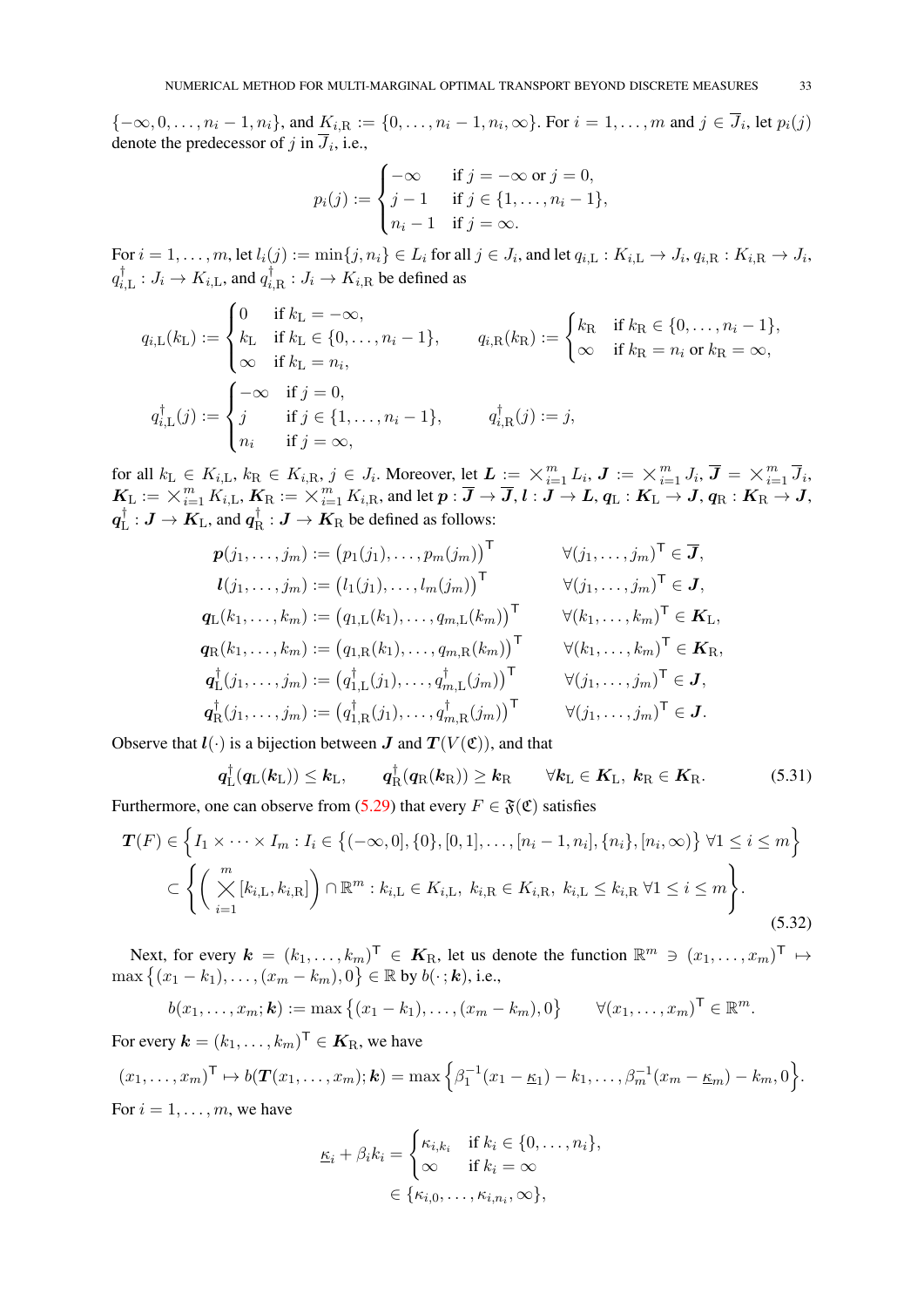$\{-\infty, 0, \ldots, n_i - 1, n_i\}$, and $K_{i,\mathrm{R}} := \{0, \ldots, n_i - 1, n_i, \infty\}$. For $i = 1, \ldots, m$ and $j \in \overline{J}_i$, let $p_i(j)$ denote the predecessor of $j$ in $\overline{J}_i$, i.e.,

$$p_i(j) := \begin{cases} -\infty & \text{if } j = -\infty \text{ or } j = 0, \\ j - 1 & \text{if } j \in \{1, \ldots, n_i - 1\}, \\ n_i - 1 & \text{if } j = \infty. \end{cases}$$

For $i = 1, \ldots, m$, let $l_i(j) := \min\{j, n_i\} \in L_i$ for all $j \in J_i$, and let $q_{i,\mathrm{L}} : K_{i,\mathrm{L}} \to J_i$, $q_{i,\mathrm{R}} : K_{i,\mathrm{R}} \to J_i$, $q^{\dagger}_{i,\mathrm{L}} : J_i \to K_{i,\mathrm{L}}$, and $q^{\dagger}_{i,\mathrm{R}} : J_i \to K_{i,\mathrm{R}}$ be defined as

$$q_{i,\mathrm{L}}(k_\mathrm{L}) := \begin{cases} 0 & \text{if } k_\mathrm{L} = -\infty, \\ k_\mathrm{L} & \text{if } k_\mathrm{L} \in \{0, \ldots, n_i - 1\}, \\ \infty & \text{if } k_\mathrm{L} = n_i, \end{cases} \qquad q_{i,\mathrm{R}}(k_\mathrm{R}) := \begin{cases} k_\mathrm{R} & \text{if } k_\mathrm{R} \in \{0, \ldots, n_i - 1\}, \\ \infty & \text{if } k_\mathrm{R} = n_i \text{ or } k_\mathrm{R} = \infty, \end{cases}$$

$$q^{\dagger}_{i,\mathrm{L}}(j) := \begin{cases} -\infty & \text{if } j = 0, \\ j & \text{if } j \in \{1, \ldots, n_i - 1\}, \\ n_i & \text{if } j = \infty, \end{cases} \qquad q^{\dagger}_{i,\mathrm{R}}(j) := j,$$

for all $k_\mathrm{L} \in K_{i,\mathrm{L}}$, $k_\mathrm{R} \in K_{i,\mathrm{R}}$, $j \in J_i$. Moreover, let $\boldsymbol{L} := \times_{i=1}^m L_i$, $\boldsymbol{J} := \times_{i=1}^m J_i$, $\overline{\boldsymbol{J}} = \times_{i=1}^m \overline{J}_i$, $\boldsymbol{K}_\mathrm{L} := \times_{i=1}^m K_{i,\mathrm{L}}$, $\boldsymbol{K}_\mathrm{R} := \times_{i=1}^m K_{i,\mathrm{R}}$, and let $\boldsymbol{p} : \overline{\boldsymbol{J}} \to \overline{\boldsymbol{J}}$, $\boldsymbol{l} : \boldsymbol{J} \to \boldsymbol{L}$, $\boldsymbol{q}_\mathrm{L} : \boldsymbol{K}_\mathrm{L} \to \boldsymbol{J}$, $\boldsymbol{q}_\mathrm{R} : \boldsymbol{K}_\mathrm{R} \to \boldsymbol{J}$, $\boldsymbol{q}^{\dagger}_\mathrm{L} : \boldsymbol{J} \to \boldsymbol{K}_\mathrm{L}$, and $\boldsymbol{q}^{\dagger}_\mathrm{R} : \boldsymbol{J} \to \boldsymbol{K}_\mathrm{R}$ be defined as follows:

$$\begin{aligned}
\boldsymbol{p}(j_1, \ldots, j_m) &:= \big(p_1(j_1), \ldots, p_m(j_m)\big)^\mathsf{T} && \forall (j_1, \ldots, j_m)^\mathsf{T} \in \overline{\boldsymbol{J}}, \\
\boldsymbol{l}(j_1, \ldots, j_m) &:= \big(l_1(j_1), \ldots, l_m(j_m)\big)^\mathsf{T} && \forall (j_1, \ldots, j_m)^\mathsf{T} \in \boldsymbol{J}, \\
\boldsymbol{q}_\mathrm{L}(k_1, \ldots, k_m) &:= \big(q_{1,\mathrm{L}}(k_1), \ldots, q_{m,\mathrm{L}}(k_m)\big)^\mathsf{T} && \forall (k_1, \ldots, k_m)^\mathsf{T} \in \boldsymbol{K}_\mathrm{L}, \\
\boldsymbol{q}_\mathrm{R}(k_1, \ldots, k_m) &:= \big(q_{1,\mathrm{R}}(k_1), \ldots, q_{m,\mathrm{R}}(k_m)\big)^\mathsf{T} && \forall (k_1, \ldots, k_m)^\mathsf{T} \in \boldsymbol{K}_\mathrm{R}, \\
\boldsymbol{q}^{\dagger}_\mathrm{L}(j_1, \ldots, j_m) &:= \big(q^{\dagger}_{1,\mathrm{L}}(j_1), \ldots, q^{\dagger}_{m,\mathrm{L}}(j_m)\big)^\mathsf{T} && \forall (j_1, \ldots, j_m)^\mathsf{T} \in \boldsymbol{J}, \\
\boldsymbol{q}^{\dagger}_\mathrm{R}(j_1, \ldots, j_m) &:= \big(q^{\dagger}_{1,\mathrm{R}}(j_1), \ldots, q^{\dagger}_{m,\mathrm{R}}(j_m)\big)^\mathsf{T} && \forall (j_1, \ldots, j_m)^\mathsf{T} \in \boldsymbol{J}.
\end{aligned}$$

Observe that $\boldsymbol{l}(\cdot)$ is a bijection between $\boldsymbol{J}$ and $\boldsymbol{T}(V(\mathfrak{C}))$, and that

$$\boldsymbol{q}^{\dagger}_\mathrm{L}(\boldsymbol{q}_\mathrm{L}(\boldsymbol{k}_\mathrm{L})) \le \boldsymbol{k}_\mathrm{L}, \qquad \boldsymbol{q}^{\dagger}_\mathrm{R}(\boldsymbol{q}_\mathrm{R}(\boldsymbol{k}_\mathrm{R})) \ge \boldsymbol{k}_\mathrm{R} \qquad \forall \boldsymbol{k}_\mathrm{L} \in \boldsymbol{K}_\mathrm{L},\ \boldsymbol{k}_\mathrm{R} \in \boldsymbol{K}_\mathrm{R}. \tag{5.31}$$

Furthermore, one can observe from (5.29) that every $F \in \mathfrak{F}(\mathfrak{C})$ satisfies

$$\begin{aligned}
\boldsymbol{T}(F) &\in \Big\{ I_1 \times \cdots \times I_m : I_i \in \big\{(-\infty, 0], \{0\}, [0, 1], \ldots, [n_i - 1, n_i], \{n_i\}, [n_i, \infty)\big\}\ \forall 1 \le i \le m \Big\} \\
&\subset \left\{ \bigg( \bigtimes_{i=1}^m [k_{i,\mathrm{L}}, k_{i,\mathrm{R}}] \bigg) \cap \mathbb{R}^m : k_{i,\mathrm{L}} \in K_{i,\mathrm{L}},\ k_{i,\mathrm{R}} \in K_{i,\mathrm{R}},\ k_{i,\mathrm{L}} \le k_{i,\mathrm{R}}\ \forall 1 \le i \le m \right\}.
\end{aligned} \tag{5.32}$$

Next, for every $\boldsymbol{k} = (k_1, \ldots, k_m)^\mathsf{T} \in \boldsymbol{K}_\mathrm{R}$, let us denote the function $\mathbb{R}^m \ni (x_1, \ldots, x_m)^\mathsf{T} \mapsto \max\big\{(x_1 - k_1), \ldots, (x_m - k_m), 0\big\} \in \mathbb{R}$ by $b(\cdot\,; \boldsymbol{k})$, i.e.,

$$b(x_1, \ldots, x_m; \boldsymbol{k}) := \max\big\{(x_1 - k_1), \ldots, (x_m - k_m), 0\big\} \qquad \forall (x_1, \ldots, x_m)^\mathsf{T} \in \mathbb{R}^m.$$

For every $\boldsymbol{k} = (k_1, \ldots, k_m)^\mathsf{T} \in \boldsymbol{K}_\mathrm{R}$, we have

$$(x_1, \ldots, x_m)^\mathsf{T} \mapsto b(\boldsymbol{T}(x_1, \ldots, x_m); \boldsymbol{k}) = \max\Big\{\beta_1^{-1}(x_1 - \underline{\kappa}_1) - k_1, \ldots, \beta_m^{-1}(x_m - \underline{\kappa}_m) - k_m, 0\Big\}.$$

For $i = 1, \ldots, m$, we have

$$\begin{aligned}
\underline{\kappa}_i + \beta_i k_i &= \begin{cases} \kappa_{i,k_i} & \text{if } k_i \in \{0, \ldots, n_i\}, \\ \infty & \text{if } k_i = \infty \end{cases} \\
&\in \{\kappa_{i,0}, \ldots, \kappa_{i,n_i}, \infty\},
\end{aligned}$$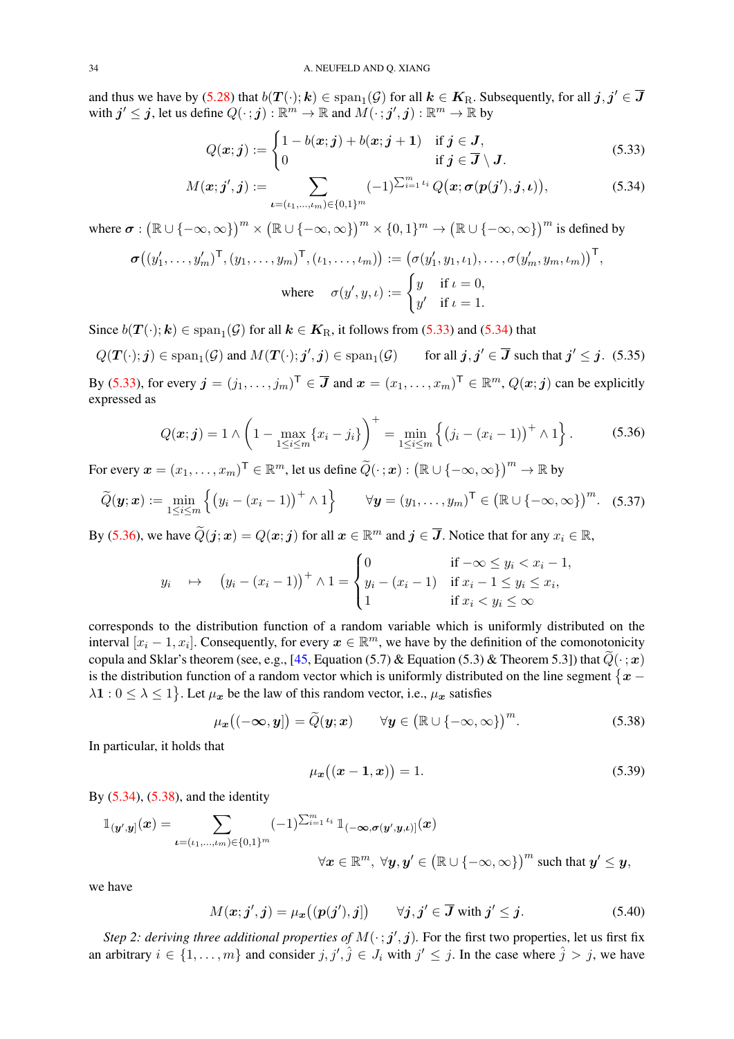and thus we have by (5.28) that $b(\boldsymbol{T}(\cdot);\boldsymbol{k}) \in \mathrm{span}_1(\mathcal{G})$ for all $\boldsymbol{k} \in \boldsymbol{K}_{\mathrm{R}}$. Subsequently, for all $\boldsymbol{j}, \boldsymbol{j}' \in \overline{\boldsymbol{J}}$ with $\boldsymbol{j}' \le \boldsymbol{j}$, let us define $Q(\cdot\,;\boldsymbol{j}) : \mathbb{R}^m \to \mathbb{R}$ and $M(\cdot\,;\boldsymbol{j}',\boldsymbol{j}) : \mathbb{R}^m \to \mathbb{R}$ by

$$Q(\boldsymbol{x};\boldsymbol{j}) := \begin{cases} 1 - b(\boldsymbol{x};\boldsymbol{j}) + b(\boldsymbol{x};\boldsymbol{j}+\boldsymbol{1}) & \text{if } \boldsymbol{j} \in \boldsymbol{J}, \\ 0 & \text{if } \boldsymbol{j} \in \overline{\boldsymbol{J}} \setminus \boldsymbol{J}. \end{cases} \tag{5.33}$$

$$M(\boldsymbol{x};\boldsymbol{j}',\boldsymbol{j}) := \sum_{\boldsymbol{\iota}=(\iota_1,\ldots,\iota_m)\in\{0,1\}^m} (-1)^{\sum_{i=1}^m \iota_i}\, Q\big(\boldsymbol{x};\boldsymbol{\sigma}(\boldsymbol{p}(\boldsymbol{j}'),\boldsymbol{j},\boldsymbol{\iota})\big), \tag{5.34}$$

where $\boldsymbol{\sigma} : \big(\mathbb{R}\cup\{-\infty,\infty\}\big)^m \times \big(\mathbb{R}\cup\{-\infty,\infty\}\big)^m \times \{0,1\}^m \to \big(\mathbb{R}\cup\{-\infty,\infty\}\big)^m$ is defined by

$$\boldsymbol{\sigma}\big((y_1',\ldots,y_m')^\mathsf{T},(y_1,\ldots,y_m)^\mathsf{T},(\iota_1,\ldots,\iota_m)\big) := \big(\sigma(y_1',y_1,\iota_1),\ldots,\sigma(y_m',y_m,\iota_m)\big)^\mathsf{T},$$

$$\text{where} \quad \sigma(y',y,\iota) := \begin{cases} y & \text{if } \iota = 0, \\ y' & \text{if } \iota = 1. \end{cases}$$

Since $b(\boldsymbol{T}(\cdot);\boldsymbol{k}) \in \mathrm{span}_1(\mathcal{G})$ for all $\boldsymbol{k} \in \boldsymbol{K}_{\mathrm{R}}$, it follows from (5.33) and (5.34) that

$$Q(\boldsymbol{T}(\cdot);\boldsymbol{j}) \in \mathrm{span}_1(\mathcal{G}) \text{ and } M(\boldsymbol{T}(\cdot);\boldsymbol{j}',\boldsymbol{j}) \in \mathrm{span}_1(\mathcal{G}) \qquad \text{for all } \boldsymbol{j},\boldsymbol{j}' \in \overline{\boldsymbol{J}} \text{ such that } \boldsymbol{j}' \le \boldsymbol{j}. \tag{5.35}$$

By (5.33), for every $\boldsymbol{j} = (j_1,\ldots,j_m)^\mathsf{T} \in \overline{\boldsymbol{J}}$ and $\boldsymbol{x} = (x_1,\ldots,x_m)^\mathsf{T} \in \mathbb{R}^m$, $Q(\boldsymbol{x};\boldsymbol{j})$ can be explicitly expressed as

$$Q(\boldsymbol{x};\boldsymbol{j}) = 1 \wedge \Big(1 - \max_{1\le i\le m}\{x_i - j_i\}\Big)^+ = \min_{1\le i\le m}\Big\{\big(j_i - (x_i-1)\big)^+ \wedge 1\Big\}. \tag{5.36}$$

For every $\boldsymbol{x} = (x_1,\ldots,x_m)^\mathsf{T} \in \mathbb{R}^m$, let us define $\widetilde{Q}(\cdot\,;\boldsymbol{x}) : \big(\mathbb{R}\cup\{-\infty,\infty\}\big)^m \to \mathbb{R}$ by

$$\widetilde{Q}(\boldsymbol{y};\boldsymbol{x}) := \min_{1\le i\le m}\Big\{\big(y_i - (x_i-1)\big)^+ \wedge 1\Big\} \qquad \forall \boldsymbol{y} = (y_1,\ldots,y_m)^\mathsf{T} \in \big(\mathbb{R}\cup\{-\infty,\infty\}\big)^m. \tag{5.37}$$

By (5.36), we have $\widetilde{Q}(\boldsymbol{j};\boldsymbol{x}) = Q(\boldsymbol{x};\boldsymbol{j})$ for all $\boldsymbol{x} \in \mathbb{R}^m$ and $\boldsymbol{j} \in \overline{\boldsymbol{J}}$. Notice that for any $x_i \in \mathbb{R}$,

$$y_i \quad \mapsto \quad \big(y_i - (x_i-1)\big)^+ \wedge 1 = \begin{cases} 0 & \text{if } -\infty \le y_i < x_i - 1, \\ y_i - (x_i-1) & \text{if } x_i - 1 \le y_i \le x_i, \\ 1 & \text{if } x_i < y_i \le \infty \end{cases}$$

corresponds to the distribution function of a random variable which is uniformly distributed on the interval $[x_i-1,x_i]$. Consequently, for every $\boldsymbol{x} \in \mathbb{R}^m$, we have by the definition of the comonotonicity copula and Sklar's theorem (see, e.g., [45, Equation (5.7) & Equation (5.3) & Theorem 5.3]) that $\widetilde{Q}(\cdot\,;\boldsymbol{x})$ is the distribution function of a random vector which is uniformly distributed on the line segment $\big\{\boldsymbol{x} - \lambda\boldsymbol{1} : 0 \le \lambda \le 1\big\}$. Let $\mu_{\boldsymbol{x}}$ be the law of this random vector, i.e., $\mu_{\boldsymbol{x}}$ satisfies

$$\mu_{\boldsymbol{x}}\big((-\boldsymbol{\infty},\boldsymbol{y}]\big) = \widetilde{Q}(\boldsymbol{y};\boldsymbol{x}) \qquad \forall \boldsymbol{y} \in \big(\mathbb{R}\cup\{-\infty,\infty\}\big)^m. \tag{5.38}$$

In particular, it holds that

$$\mu_{\boldsymbol{x}}\big((\boldsymbol{x}-\boldsymbol{1},\boldsymbol{x})\big) = 1. \tag{5.39}$$

By (5.34), (5.38), and the identity

$$\mathbb{1}_{(\boldsymbol{y}',\boldsymbol{y}]}(\boldsymbol{x}) = \sum_{\boldsymbol{\iota}=(\iota_1,\ldots,\iota_m)\in\{0,1\}^m} (-1)^{\sum_{i=1}^m \iota_i}\, \mathbb{1}_{(-\boldsymbol{\infty},\boldsymbol{\sigma}(\boldsymbol{y}',\boldsymbol{y},\boldsymbol{\iota})]}(\boldsymbol{x})$$
$$\forall \boldsymbol{x} \in \mathbb{R}^m,\ \forall \boldsymbol{y},\boldsymbol{y}' \in \big(\mathbb{R}\cup\{-\infty,\infty\}\big)^m \text{ such that } \boldsymbol{y}' \le \boldsymbol{y},$$

we have

$$M(\boldsymbol{x};\boldsymbol{j}',\boldsymbol{j}) = \mu_{\boldsymbol{x}}\big((\boldsymbol{p}(\boldsymbol{j}'),\boldsymbol{j}]\big) \qquad \forall \boldsymbol{j},\boldsymbol{j}' \in \overline{\boldsymbol{J}} \text{ with } \boldsymbol{j}' \le \boldsymbol{j}. \tag{5.40}$$

*Step 2: deriving three additional properties of $M(\cdot\,;\boldsymbol{j}',\boldsymbol{j})$.* For the first two properties, let us first fix an arbitrary $i \in \{1,\ldots,m\}$ and consider $j, j', \hat{j} \in J_i$ with $j' \le j$. In the case where $\hat{j} > j$, we have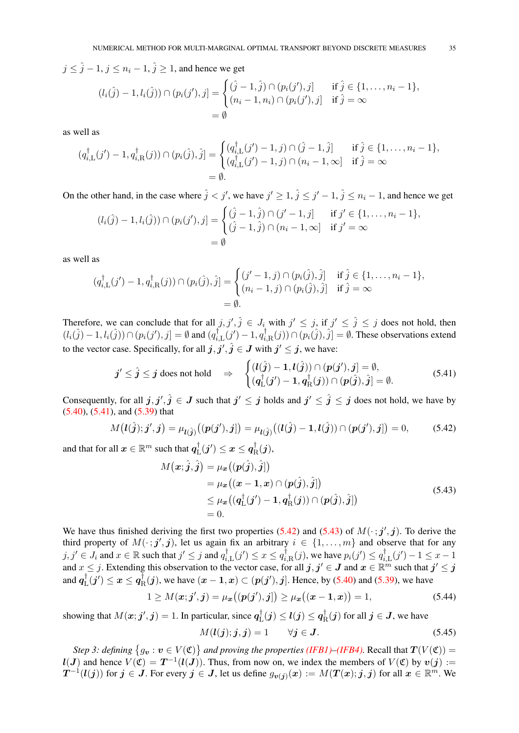$j \le \hat{j}-1$, $j \le n_i - 1$, $\hat{j} \ge 1$, and hence we get

$$
\begin{aligned}
(l_i(\hat{j})-1, l_i(\hat{j})) \cap (p_i(j'), j] &= \begin{cases} (\hat{j}-1, \hat{j}) \cap (p_i(j'), j] & \text{if } \hat{j} \in \{1,\dots,n_i-1\}, \\ (n_i-1, n_i) \cap (p_i(j'), j] & \text{if } \hat{j} = \infty \end{cases} \\
&= \emptyset
\end{aligned}
$$

as well as

$$
\begin{aligned}
(q^\dagger_{i,\mathrm{L}}(j')-1, q^\dagger_{i,\mathrm{R}}(j)) \cap (p_i(\hat{j}), \hat{j}] &= \begin{cases} (q^\dagger_{i,\mathrm{L}}(j')-1, j) \cap (\hat{j}-1, \hat{j}] & \text{if } \hat{j} \in \{1,\dots,n_i-1\}, \\ (q^\dagger_{i,\mathrm{L}}(j')-1, j) \cap (n_i-1, \infty] & \text{if } \hat{j} = \infty \end{cases} \\
&= \emptyset.
\end{aligned}
$$

On the other hand, in the case where $\hat{j} < j'$, we have $j' \ge 1$, $\hat{j} \le j'-1$, $\hat{j} \le n_i - 1$, and hence we get

$$
\begin{aligned}
(l_i(\hat{j})-1, l_i(\hat{j})) \cap (p_i(j'), j] &= \begin{cases} (\hat{j}-1, \hat{j}) \cap (j'-1, j] & \text{if } j' \in \{1,\dots,n_i-1\}, \\ (\hat{j}-1, \hat{j}) \cap (n_i-1, \infty] & \text{if } j' = \infty \end{cases} \\
&= \emptyset
\end{aligned}
$$

as well as

$$
\begin{aligned}
(q^\dagger_{i,\mathrm{L}}(j')-1, q^\dagger_{i,\mathrm{R}}(j)) \cap (p_i(\hat{j}), \hat{j}] &= \begin{cases} (j'-1, j) \cap (p_i(\hat{j}), \hat{j}] & \text{if } \hat{j} \in \{1,\dots,n_i-1\}, \\ (n_i-1, j) \cap (p_i(\hat{j}), \hat{j}] & \text{if } \hat{j} = \infty \end{cases} \\
&= \emptyset.
\end{aligned}
$$

Therefore, we can conclude that for all $j, j', \hat{j} \in J_i$ with $j' \le j$, if $j' \le \hat{j} \le j$ does not hold, then $(l_i(\hat{j})-1, l_i(\hat{j})) \cap (p_i(j'), j] = \emptyset$ and $(q^\dagger_{i,\mathrm{L}}(j')-1, q^\dagger_{i,\mathrm{R}}(j)) \cap (p_i(\hat{j}), \hat{j}] = \emptyset$. These observations extend to the vector case. Specifically, for all $\boldsymbol{j}, \boldsymbol{j}', \hat{\boldsymbol{j}} \in \boldsymbol{J}$ with $\boldsymbol{j}' \le \boldsymbol{j}$, we have:

$$
\boldsymbol{j}' \le \hat{\boldsymbol{j}} \le \boldsymbol{j} \text{ does not hold} \quad \Rightarrow \quad \begin{cases} (\boldsymbol{l}(\hat{\boldsymbol{j}}) - \boldsymbol{1}, \boldsymbol{l}(\hat{\boldsymbol{j}})) \cap (\boldsymbol{p}(\boldsymbol{j}'), \boldsymbol{j}] = \emptyset, \\ (\boldsymbol{q}^\dagger_{\mathrm{L}}(\boldsymbol{j}') - \boldsymbol{1}, \boldsymbol{q}^\dagger_{\mathrm{R}}(\boldsymbol{j})) \cap (\boldsymbol{p}(\hat{\boldsymbol{j}}), \hat{\boldsymbol{j}}] = \emptyset. \end{cases} \tag{5.41}
$$

Consequently, for all $\boldsymbol{j}, \boldsymbol{j}', \hat{\boldsymbol{j}} \in \boldsymbol{J}$ such that $\boldsymbol{j}' \le \boldsymbol{j}$ holds and $\boldsymbol{j}' \le \hat{\boldsymbol{j}} \le \boldsymbol{j}$ does not hold, we have by (5.40), (5.41), and (5.39) that

$$
M\big(\boldsymbol{l}(\hat{\boldsymbol{j}}); \boldsymbol{j}', \boldsymbol{j}\big) = \mu_{\boldsymbol{l}(\hat{\boldsymbol{j}})}\big((\boldsymbol{p}(\boldsymbol{j}'), \boldsymbol{j}]\big) = \mu_{\boldsymbol{l}(\hat{\boldsymbol{j}})}\big((\boldsymbol{l}(\hat{\boldsymbol{j}}) - \boldsymbol{1}, \boldsymbol{l}(\hat{\boldsymbol{j}})) \cap (\boldsymbol{p}(\boldsymbol{j}'), \boldsymbol{j}]\big) = 0, \tag{5.42}
$$

and that for all $\boldsymbol{x} \in \mathbb{R}^m$ such that $\boldsymbol{q}^\dagger_{\mathrm{L}}(\boldsymbol{j}') \le \boldsymbol{x} \le \boldsymbol{q}^\dagger_{\mathrm{R}}(\boldsymbol{j})$,

$$
\begin{aligned}
M\big(\boldsymbol{x}; \hat{\boldsymbol{j}}, \hat{\boldsymbol{j}}\big) &= \mu_{\boldsymbol{x}}\big((\boldsymbol{p}(\hat{\boldsymbol{j}}), \hat{\boldsymbol{j}}]\big) \\
&= \mu_{\boldsymbol{x}}\big((\boldsymbol{x} - \boldsymbol{1}, \boldsymbol{x}) \cap (\boldsymbol{p}(\hat{\boldsymbol{j}}), \hat{\boldsymbol{j}}]\big) \\
&\le \mu_{\boldsymbol{x}}\big((\boldsymbol{q}^\dagger_{\mathrm{L}}(\boldsymbol{j}') - \boldsymbol{1}, \boldsymbol{q}^\dagger_{\mathrm{R}}(\boldsymbol{j})) \cap (\boldsymbol{p}(\hat{\boldsymbol{j}}), \hat{\boldsymbol{j}}]\big) \\
&= 0.
\end{aligned} \tag{5.43}
$$

We have thus finished deriving the first two properties (5.42) and (5.43) of $M(\cdot\,; \boldsymbol{j}', \boldsymbol{j})$. To derive the third property of $M(\cdot\,; \boldsymbol{j}', \boldsymbol{j})$, let us again fix an arbitrary $i \in \{1,\dots,m\}$ and observe that for any $j, j' \in J_i$ and $x \in \mathbb{R}$ such that $j' \le j$ and $q^\dagger_{i,\mathrm{L}}(j') \le x \le q^\dagger_{i,\mathrm{R}}(j)$, we have $p_i(j') \le q^\dagger_{i,\mathrm{L}}(j') - 1 \le x - 1$ and $x \le j$. Extending this observation to the vector case, for all $\boldsymbol{j}, \boldsymbol{j}' \in \boldsymbol{J}$ and $\boldsymbol{x} \in \mathbb{R}^m$ such that $\boldsymbol{j}' \le \boldsymbol{j}$ and $\boldsymbol{q}^\dagger_{\mathrm{L}}(\boldsymbol{j}') \le \boldsymbol{x} \le \boldsymbol{q}^\dagger_{\mathrm{R}}(\boldsymbol{j})$, we have $(\boldsymbol{x} - \boldsymbol{1}, \boldsymbol{x}) \subset (\boldsymbol{p}(\boldsymbol{j}'), \boldsymbol{j}]$. Hence, by (5.40) and (5.39), we have

$$
1 \ge M(\boldsymbol{x}; \boldsymbol{j}', \boldsymbol{j}) = \mu_{\boldsymbol{x}}\big((\boldsymbol{p}(\boldsymbol{j}'), \boldsymbol{j}]\big) \ge \mu_{\boldsymbol{x}}\big((\boldsymbol{x} - \boldsymbol{1}, \boldsymbol{x})\big) = 1, \tag{5.44}
$$

showing that $M(\boldsymbol{x}; \boldsymbol{j}', \boldsymbol{j}) = 1$. In particular, since $\boldsymbol{q}^\dagger_{\mathrm{L}}(\boldsymbol{j}) \le \boldsymbol{l}(\boldsymbol{j}) \le \boldsymbol{q}^\dagger_{\mathrm{R}}(\boldsymbol{j})$ for all $\boldsymbol{j} \in \boldsymbol{J}$, we have

$$
M(\boldsymbol{l}(\boldsymbol{j}); \boldsymbol{j}, \boldsymbol{j}) = 1 \qquad \forall \boldsymbol{j} \in \boldsymbol{J}. \tag{5.45}
$$

*Step 3: defining $\{g_{\boldsymbol{v}} : \boldsymbol{v} \in V(\mathfrak{C})\}$ and proving the properties (IFB1)–(IFB4).* Recall that $\boldsymbol{T}(V(\mathfrak{C})) = \boldsymbol{l}(\boldsymbol{J})$ and hence $V(\mathfrak{C}) = \boldsymbol{T}^{-1}(\boldsymbol{l}(\boldsymbol{J}))$. Thus, from now on, we index the members of $V(\mathfrak{C})$ by $\boldsymbol{v}(\boldsymbol{j}) := \boldsymbol{T}^{-1}(\boldsymbol{l}(\boldsymbol{j}))$ for $\boldsymbol{j} \in \boldsymbol{J}$. For every $\boldsymbol{j} \in \boldsymbol{J}$, let us define $g_{\boldsymbol{v}(\boldsymbol{j})}(\boldsymbol{x}) := M(\boldsymbol{T}(\boldsymbol{x}); \boldsymbol{j}, \boldsymbol{j})$ for all $\boldsymbol{x} \in \mathbb{R}^m$. We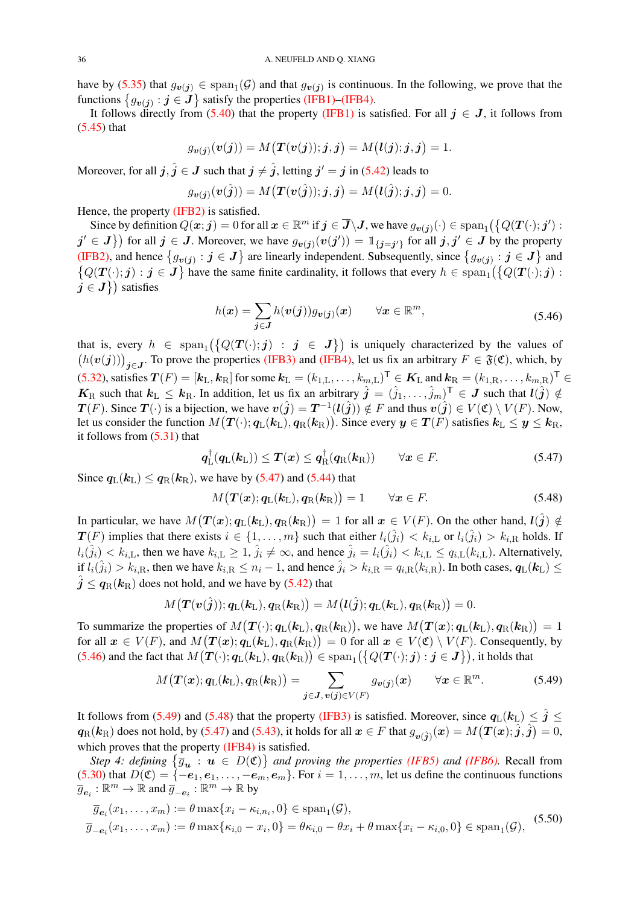have by (5.35) that $g_{\boldsymbol{v}(\boldsymbol{j})} \in \operatorname{span}_1(\mathcal{G})$ and that $g_{\boldsymbol{v}(\boldsymbol{j})}$ is continuous. In the following, we prove that the functions $\{g_{\boldsymbol{v}(\boldsymbol{j})} : \boldsymbol{j} \in \boldsymbol{J}\}$ satisfy the properties (IFB1)–(IFB4).

It follows directly from (5.40) that the property (IFB1) is satisfied. For all $\boldsymbol{j} \in \boldsymbol{J}$, it follows from (5.45) that

$$g_{\boldsymbol{v}(\boldsymbol{j})}(\boldsymbol{v}(\boldsymbol{j})) = M\big(\boldsymbol{T}(\boldsymbol{v}(\boldsymbol{j})); \boldsymbol{j}, \boldsymbol{j}\big) = M\big(\boldsymbol{l}(\boldsymbol{j}); \boldsymbol{j}, \boldsymbol{j}\big) = 1.$$

Moreover, for all $\boldsymbol{j}, \hat{\boldsymbol{j}} \in \boldsymbol{J}$ such that $\boldsymbol{j} \neq \hat{\boldsymbol{j}}$, letting $\boldsymbol{j}' = \boldsymbol{j}$ in (5.42) leads to

$$g_{\boldsymbol{v}(\boldsymbol{j})}(\boldsymbol{v}(\hat{\boldsymbol{j}})) = M\big(\boldsymbol{T}(\boldsymbol{v}(\hat{\boldsymbol{j}})); \boldsymbol{j}, \boldsymbol{j}\big) = M\big(\boldsymbol{l}(\hat{\boldsymbol{j}}); \boldsymbol{j}, \boldsymbol{j}\big) = 0.$$

Hence, the property (IFB2) is satisfied.

Since by definition $Q(\boldsymbol{x}; \boldsymbol{j}) = 0$ for all $\boldsymbol{x} \in \mathbb{R}^m$ if $\boldsymbol{j} \in \overline{\boldsymbol{J}} \backslash \boldsymbol{J}$, we have $g_{\boldsymbol{v}(\boldsymbol{j})}(\cdot) \in \operatorname{span}_1\big(\{Q(\boldsymbol{T}(\cdot); \boldsymbol{j}') : \boldsymbol{j}' \in \boldsymbol{J}\}\big)$ for all $\boldsymbol{j} \in \boldsymbol{J}$. Moreover, we have $g_{\boldsymbol{v}(\boldsymbol{j})}(\boldsymbol{v}(\boldsymbol{j}')) = \mathbb{1}_{\{\boldsymbol{j}=\boldsymbol{j}'\}}$ for all $\boldsymbol{j}, \boldsymbol{j}' \in \boldsymbol{J}$ by the property (IFB2), and hence $\{g_{\boldsymbol{v}(\boldsymbol{j})} : \boldsymbol{j} \in \boldsymbol{J}\}$ are linearly independent. Subsequently, since $\{g_{\boldsymbol{v}(\boldsymbol{j})} : \boldsymbol{j} \in \boldsymbol{J}\}$ and $\{Q(\boldsymbol{T}(\cdot); \boldsymbol{j}) : \boldsymbol{j} \in \boldsymbol{J}\}$ have the same finite cardinality, it follows that every $h \in \operatorname{span}_1\big(\{Q(\boldsymbol{T}(\cdot); \boldsymbol{j}) : \boldsymbol{j} \in \boldsymbol{J}\}\big)$ satisfies

$$h(\boldsymbol{x}) = \sum_{\boldsymbol{j} \in \boldsymbol{J}} h(\boldsymbol{v}(\boldsymbol{j})) g_{\boldsymbol{v}(\boldsymbol{j})}(\boldsymbol{x}) \qquad \forall \boldsymbol{x} \in \mathbb{R}^m, \tag{5.46}$$

that is, every $h \in \operatorname{span}_1\big(\{Q(\boldsymbol{T}(\cdot); \boldsymbol{j}) : \boldsymbol{j} \in \boldsymbol{J}\}\big)$ is uniquely characterized by the values of $\big(h(\boldsymbol{v}(\boldsymbol{j}))\big)_{\boldsymbol{j} \in \boldsymbol{J}}$. To prove the properties (IFB3) and (IFB4), let us fix an arbitrary $F \in \mathfrak{F}(\mathfrak{C})$, which, by (5.32), satisfies $\boldsymbol{T}(F) = [\boldsymbol{k}_{\mathrm{L}}, \boldsymbol{k}_{\mathrm{R}}]$ for some $\boldsymbol{k}_{\mathrm{L}} = (k_{1,\mathrm{L}}, \ldots, k_{m,\mathrm{L}})^{\mathsf{T}} \in \boldsymbol{K}_{\mathrm{L}}$ and $\boldsymbol{k}_{\mathrm{R}} = (k_{1,\mathrm{R}}, \ldots, k_{m,\mathrm{R}})^{\mathsf{T}} \in \boldsymbol{K}_{\mathrm{R}}$ such that $\boldsymbol{k}_{\mathrm{L}} \leq \boldsymbol{k}_{\mathrm{R}}$. In addition, let us fix an arbitrary $\hat{\boldsymbol{j}} = (\hat{j}_1, \ldots, \hat{j}_m)^{\mathsf{T}} \in \boldsymbol{J}$ such that $\boldsymbol{l}(\hat{\boldsymbol{j}}) \notin \boldsymbol{T}(F)$. Since $\boldsymbol{T}(\cdot)$ is a bijection, we have $\boldsymbol{v}(\hat{\boldsymbol{j}}) = \boldsymbol{T}^{-1}(\boldsymbol{l}(\hat{\boldsymbol{j}})) \notin F$ and thus $\boldsymbol{v}(\hat{\boldsymbol{j}}) \in V(\mathfrak{C}) \setminus V(F)$. Now, let us consider the function $M\big(\boldsymbol{T}(\cdot); \boldsymbol{q}_{\mathrm{L}}(\boldsymbol{k}_{\mathrm{L}}), \boldsymbol{q}_{\mathrm{R}}(\boldsymbol{k}_{\mathrm{R}})\big)$. Since every $\boldsymbol{y} \in \boldsymbol{T}(F)$ satisfies $\boldsymbol{k}_{\mathrm{L}} \leq \boldsymbol{y} \leq \boldsymbol{k}_{\mathrm{R}}$, it follows from (5.31) that

$$\boldsymbol{q}_{\mathrm{L}}^{\dagger}(\boldsymbol{q}_{\mathrm{L}}(\boldsymbol{k}_{\mathrm{L}})) \leq \boldsymbol{T}(\boldsymbol{x}) \leq \boldsymbol{q}_{\mathrm{R}}^{\dagger}(\boldsymbol{q}_{\mathrm{R}}(\boldsymbol{k}_{\mathrm{R}})) \qquad \forall \boldsymbol{x} \in F. \tag{5.47}$$

Since $\boldsymbol{q}_{\mathrm{L}}(\boldsymbol{k}_{\mathrm{L}}) \leq \boldsymbol{q}_{\mathrm{R}}(\boldsymbol{k}_{\mathrm{R}})$, we have by (5.47) and (5.44) that

$$M\big(\boldsymbol{T}(\boldsymbol{x}); \boldsymbol{q}_{\mathrm{L}}(\boldsymbol{k}_{\mathrm{L}}), \boldsymbol{q}_{\mathrm{R}}(\boldsymbol{k}_{\mathrm{R}})\big) = 1 \qquad \forall \boldsymbol{x} \in F. \tag{5.48}$$

In particular, we have $M\big(\boldsymbol{T}(\boldsymbol{x}); \boldsymbol{q}_{\mathrm{L}}(\boldsymbol{k}_{\mathrm{L}}), \boldsymbol{q}_{\mathrm{R}}(\boldsymbol{k}_{\mathrm{R}})\big) = 1$ for all $\boldsymbol{x} \in V(F)$. On the other hand, $\boldsymbol{l}(\hat{\boldsymbol{j}}) \notin \boldsymbol{T}(F)$ implies that there exists $i \in \{1, \ldots, m\}$ such that either $l_i(\hat{j}_i) < k_{i,\mathrm{L}}$ or $l_i(\hat{j}_i) > k_{i,\mathrm{R}}$ holds. If $l_i(\hat{j}_i) < k_{i,\mathrm{L}}$, then we have $k_{i,\mathrm{L}} \geq 1$, $\hat{j}_i \neq \infty$, and hence $\hat{j}_i = l_i(\hat{j}_i) < k_{i,\mathrm{L}} \leq q_{i,\mathrm{L}}(k_{i,\mathrm{L}})$. Alternatively, if $l_i(\hat{j}_i) > k_{i,\mathrm{R}}$, then we have $k_{i,\mathrm{R}} \leq n_i - 1$, and hence $\hat{j}_i > k_{i,\mathrm{R}} = q_{i,\mathrm{R}}(k_{i,\mathrm{R}})$. In both cases, $\boldsymbol{q}_{\mathrm{L}}(\boldsymbol{k}_{\mathrm{L}}) \leq \hat{\boldsymbol{j}} \leq \boldsymbol{q}_{\mathrm{R}}(\boldsymbol{k}_{\mathrm{R}})$ does not hold, and we have by (5.42) that

$$M\big(\boldsymbol{T}(\boldsymbol{v}(\hat{\boldsymbol{j}})); \boldsymbol{q}_{\mathrm{L}}(\boldsymbol{k}_{\mathrm{L}}), \boldsymbol{q}_{\mathrm{R}}(\boldsymbol{k}_{\mathrm{R}})\big) = M\big(\boldsymbol{l}(\hat{\boldsymbol{j}}); \boldsymbol{q}_{\mathrm{L}}(\boldsymbol{k}_{\mathrm{L}}), \boldsymbol{q}_{\mathrm{R}}(\boldsymbol{k}_{\mathrm{R}})\big) = 0.$$

To summarize the properties of $M\big(\boldsymbol{T}(\cdot); \boldsymbol{q}_{\mathrm{L}}(\boldsymbol{k}_{\mathrm{L}}), \boldsymbol{q}_{\mathrm{R}}(\boldsymbol{k}_{\mathrm{R}})\big)$, we have $M\big(\boldsymbol{T}(\boldsymbol{x}); \boldsymbol{q}_{\mathrm{L}}(\boldsymbol{k}_{\mathrm{L}}), \boldsymbol{q}_{\mathrm{R}}(\boldsymbol{k}_{\mathrm{R}})\big) = 1$ for all $\boldsymbol{x} \in V(F)$, and $M\big(\boldsymbol{T}(\boldsymbol{x}); \boldsymbol{q}_{\mathrm{L}}(\boldsymbol{k}_{\mathrm{L}}), \boldsymbol{q}_{\mathrm{R}}(\boldsymbol{k}_{\mathrm{R}})\big) = 0$ for all $\boldsymbol{x} \in V(\mathfrak{C}) \setminus V(F)$. Consequently, by (5.46) and the fact that $M\big(\boldsymbol{T}(\cdot); \boldsymbol{q}_{\mathrm{L}}(\boldsymbol{k}_{\mathrm{L}}), \boldsymbol{q}_{\mathrm{R}}(\boldsymbol{k}_{\mathrm{R}})\big) \in \operatorname{span}_1\big(\{Q(\boldsymbol{T}(\cdot); \boldsymbol{j}) : \boldsymbol{j} \in \boldsymbol{J}\}\big)$, it holds that

$$M\big(\boldsymbol{T}(\boldsymbol{x}); \boldsymbol{q}_{\mathrm{L}}(\boldsymbol{k}_{\mathrm{L}}), \boldsymbol{q}_{\mathrm{R}}(\boldsymbol{k}_{\mathrm{R}})\big) = \sum_{\boldsymbol{j} \in \boldsymbol{J},\, \boldsymbol{v}(\boldsymbol{j}) \in V(F)} g_{\boldsymbol{v}(\boldsymbol{j})}(\boldsymbol{x}) \qquad \forall \boldsymbol{x} \in \mathbb{R}^m. \tag{5.49}$$

It follows from (5.49) and (5.48) that the property (IFB3) is satisfied. Moreover, since $\boldsymbol{q}_{\mathrm{L}}(\boldsymbol{k}_{\mathrm{L}}) \leq \hat{\boldsymbol{j}} \leq \boldsymbol{q}_{\mathrm{R}}(\boldsymbol{k}_{\mathrm{R}})$ does not hold, by (5.47) and (5.43), it holds for all $\boldsymbol{x} \in F$ that $g_{\boldsymbol{v}(\hat{\boldsymbol{j}})}(\boldsymbol{x}) = M\big(\boldsymbol{T}(\boldsymbol{x}); \hat{\boldsymbol{j}}, \hat{\boldsymbol{j}}\big) = 0$, which proves that the property (IFB4) is satisfied.

*Step 4: defining $\{\overline{g}_{\boldsymbol{u}} : \boldsymbol{u} \in D(\mathfrak{C})\}$ and proving the properties (IFB5) and (IFB6).* Recall from (5.30) that $D(\mathfrak{C}) = \{-\boldsymbol{e}_1, \boldsymbol{e}_1, \ldots, -\boldsymbol{e}_m, \boldsymbol{e}_m\}$. For $i = 1, \ldots, m$, let us define the continuous functions $\overline{g}_{\boldsymbol{e}_i} : \mathbb{R}^m \to \mathbb{R}$ and $\overline{g}_{-\boldsymbol{e}_i} : \mathbb{R}^m \to \mathbb{R}$ by

$$\begin{aligned}
\overline{g}_{\boldsymbol{e}_i}(x_1, \ldots, x_m) &:= \theta \max\{x_i - \kappa_{i,n_i}, 0\} \in \operatorname{span}_1(\mathcal{G}), \\
\overline{g}_{-\boldsymbol{e}_i}(x_1, \ldots, x_m) &:= \theta \max\{\kappa_{i,0} - x_i, 0\} = \theta\kappa_{i,0} - \theta x_i + \theta \max\{x_i - \kappa_{i,0}, 0\} \in \operatorname{span}_1(\mathcal{G}),
\end{aligned} \tag{5.50}$$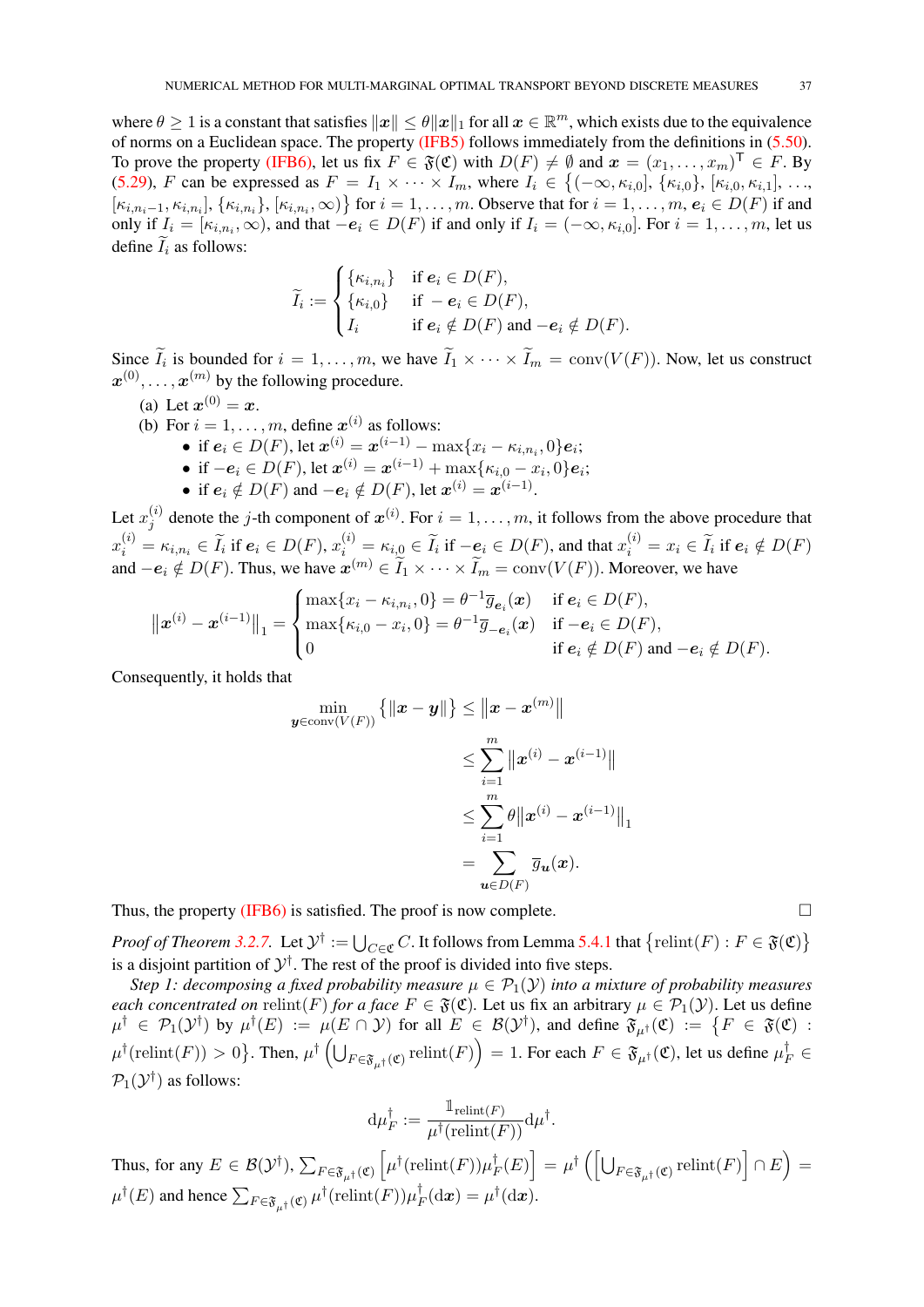where $\theta \geq 1$ is a constant that satisfies $\|\boldsymbol{x}\| \leq \theta\|\boldsymbol{x}\|_1$ for all $\boldsymbol{x} \in \mathbb{R}^m$, which exists due to the equivalence of norms on a Euclidean space. The property (IFB5) follows immediately from the definitions in (5.50). To prove the property (IFB6), let us fix $F \in \mathfrak{F}(\mathfrak{C})$ with $D(F) \neq \emptyset$ and $\boldsymbol{x} = (x_1, \ldots, x_m)^\mathsf{T} \in F$. By (5.29), $F$ can be expressed as $F = I_1 \times \cdots \times I_m$, where $I_i \in \big\{(-\infty, \kappa_{i,0}], \{\kappa_{i,0}\}, [\kappa_{i,0}, \kappa_{i,1}], \ldots, [\kappa_{i,n_i-1}, \kappa_{i,n_i}], \{\kappa_{i,n_i}\}, [\kappa_{i,n_i}, \infty)\big\}$ for $i = 1, \ldots, m$. Observe that for $i = 1, \ldots, m$, $\boldsymbol{e}_i \in D(F)$ if and only if $I_i = [\kappa_{i,n_i}, \infty)$, and that $-\boldsymbol{e}_i \in D(F)$ if and only if $I_i = (-\infty, \kappa_{i,0}]$. For $i = 1, \ldots, m$, let us define $\widetilde{I}_i$ as follows:

$$\widetilde{I}_i := \begin{cases} \{\kappa_{i,n_i}\} & \text{if } \boldsymbol{e}_i \in D(F), \\ \{\kappa_{i,0}\} & \text{if } -\boldsymbol{e}_i \in D(F), \\ I_i & \text{if } \boldsymbol{e}_i \notin D(F) \text{ and } -\boldsymbol{e}_i \notin D(F). \end{cases}$$

Since $\widetilde{I}_i$ is bounded for $i = 1, \ldots, m$, we have $\widetilde{I}_1 \times \cdots \times \widetilde{I}_m = \mathrm{conv}(V(F))$. Now, let us construct $\boldsymbol{x}^{(0)}, \ldots, \boldsymbol{x}^{(m)}$ by the following procedure.

(a) Let $\boldsymbol{x}^{(0)} = \boldsymbol{x}$.

(b) For $i = 1, \ldots, m$, define $\boldsymbol{x}^{(i)}$ as follows:
- if $\boldsymbol{e}_i \in D(F)$, let $\boldsymbol{x}^{(i)} = \boldsymbol{x}^{(i-1)} - \max\{x_i - \kappa_{i,n_i}, 0\}\boldsymbol{e}_i$;
- if $-\boldsymbol{e}_i \in D(F)$, let $\boldsymbol{x}^{(i)} = \boldsymbol{x}^{(i-1)} + \max\{\kappa_{i,0} - x_i, 0\}\boldsymbol{e}_i$;
- if $\boldsymbol{e}_i \notin D(F)$ and $-\boldsymbol{e}_i \notin D(F)$, let $\boldsymbol{x}^{(i)} = \boldsymbol{x}^{(i-1)}$.

Let $x_j^{(i)}$ denote the $j$-th component of $\boldsymbol{x}^{(i)}$. For $i = 1, \ldots, m$, it follows from the above procedure that $x_i^{(i)} = \kappa_{i,n_i} \in \widetilde{I}_i$ if $\boldsymbol{e}_i \in D(F)$, $x_i^{(i)} = \kappa_{i,0} \in \widetilde{I}_i$ if $-\boldsymbol{e}_i \in D(F)$, and that $x_i^{(i)} = x_i \in \widetilde{I}_i$ if $\boldsymbol{e}_i \notin D(F)$ and $-\boldsymbol{e}_i \notin D(F)$. Thus, we have $\boldsymbol{x}^{(m)} \in \widetilde{I}_1 \times \cdots \times \widetilde{I}_m = \mathrm{conv}(V(F))$. Moreover, we have

$$\big\|\boldsymbol{x}^{(i)} - \boldsymbol{x}^{(i-1)}\big\|_1 = \begin{cases} \max\{x_i - \kappa_{i,n_i}, 0\} = \theta^{-1}\overline{g}_{\boldsymbol{e}_i}(\boldsymbol{x}) & \text{if } \boldsymbol{e}_i \in D(F), \\ \max\{\kappa_{i,0} - x_i, 0\} = \theta^{-1}\overline{g}_{-\boldsymbol{e}_i}(\boldsymbol{x}) & \text{if } -\boldsymbol{e}_i \in D(F), \\ 0 & \text{if } \boldsymbol{e}_i \notin D(F) \text{ and } -\boldsymbol{e}_i \notin D(F). \end{cases}$$

Consequently, it holds that

$$\begin{aligned} \min_{\boldsymbol{y} \in \mathrm{conv}(V(F))} \big\{\|\boldsymbol{x} - \boldsymbol{y}\|\big\} &\leq \big\|\boldsymbol{x} - \boldsymbol{x}^{(m)}\big\| \\ &\leq \sum_{i=1}^m \big\|\boldsymbol{x}^{(i)} - \boldsymbol{x}^{(i-1)}\big\| \\ &\leq \sum_{i=1}^m \theta\big\|\boldsymbol{x}^{(i)} - \boldsymbol{x}^{(i-1)}\big\|_1 \\ &= \sum_{\boldsymbol{u} \in D(F)} \overline{g}_{\boldsymbol{u}}(\boldsymbol{x}). \end{aligned}$$

Thus, the property (IFB6) is satisfied. The proof is now complete. $\square$

*Proof of Theorem 3.2.7.* Let $\mathcal{Y}^\dagger := \bigcup_{C \in \mathfrak{C}} C$. It follows from Lemma 5.4.1 that $\big\{\mathrm{relint}(F) : F \in \mathfrak{F}(\mathfrak{C})\big\}$ is a disjoint partition of $\mathcal{Y}^\dagger$. The rest of the proof is divided into five steps.

*Step 1: decomposing a fixed probability measure $\mu \in \mathcal{P}_1(\mathcal{Y})$ into a mixture of probability measures each concentrated on* $\mathrm{relint}(F)$ *for a face $F \in \mathfrak{F}(\mathfrak{C})$.* Let us fix an arbitrary $\mu \in \mathcal{P}_1(\mathcal{Y})$. Let us define $\mu^\dagger \in \mathcal{P}_1(\mathcal{Y}^\dagger)$ by $\mu^\dagger(E) := \mu(E \cap \mathcal{Y})$ for all $E \in \mathcal{B}(\mathcal{Y}^\dagger)$, and define $\mathfrak{F}_{\mu^\dagger}(\mathfrak{C}) := \big\{F \in \mathfrak{F}(\mathfrak{C}) : \mu^\dagger(\mathrm{relint}(F)) > 0\big\}$. Then, $\mu^\dagger\Big(\bigcup_{F \in \mathfrak{F}_{\mu^\dagger}(\mathfrak{C})} \mathrm{relint}(F)\Big) = 1$. For each $F \in \mathfrak{F}_{\mu^\dagger}(\mathfrak{C})$, let us define $\mu_F^\dagger \in \mathcal{P}_1(\mathcal{Y}^\dagger)$ as follows:

$$\mathrm{d}\mu_F^\dagger := \frac{\mathbb{1}_{\mathrm{relint}(F)}}{\mu^\dagger(\mathrm{relint}(F))}\mathrm{d}\mu^\dagger.$$

Thus, for any $E \in \mathcal{B}(\mathcal{Y}^\dagger)$, $\sum_{F \in \mathfrak{F}_{\mu^\dagger}(\mathfrak{C})} \Big[\mu^\dagger(\mathrm{relint}(F))\mu_F^\dagger(E)\Big] = \mu^\dagger\Big(\Big[\bigcup_{F \in \mathfrak{F}_{\mu^\dagger}(\mathfrak{C})} \mathrm{relint}(F)\Big] \cap E\Big) = \mu^\dagger(E)$ and hence $\sum_{F \in \mathfrak{F}_{\mu^\dagger}(\mathfrak{C})} \mu^\dagger(\mathrm{relint}(F))\mu_F^\dagger(\mathrm{d}\boldsymbol{x}) = \mu^\dagger(\mathrm{d}\boldsymbol{x})$.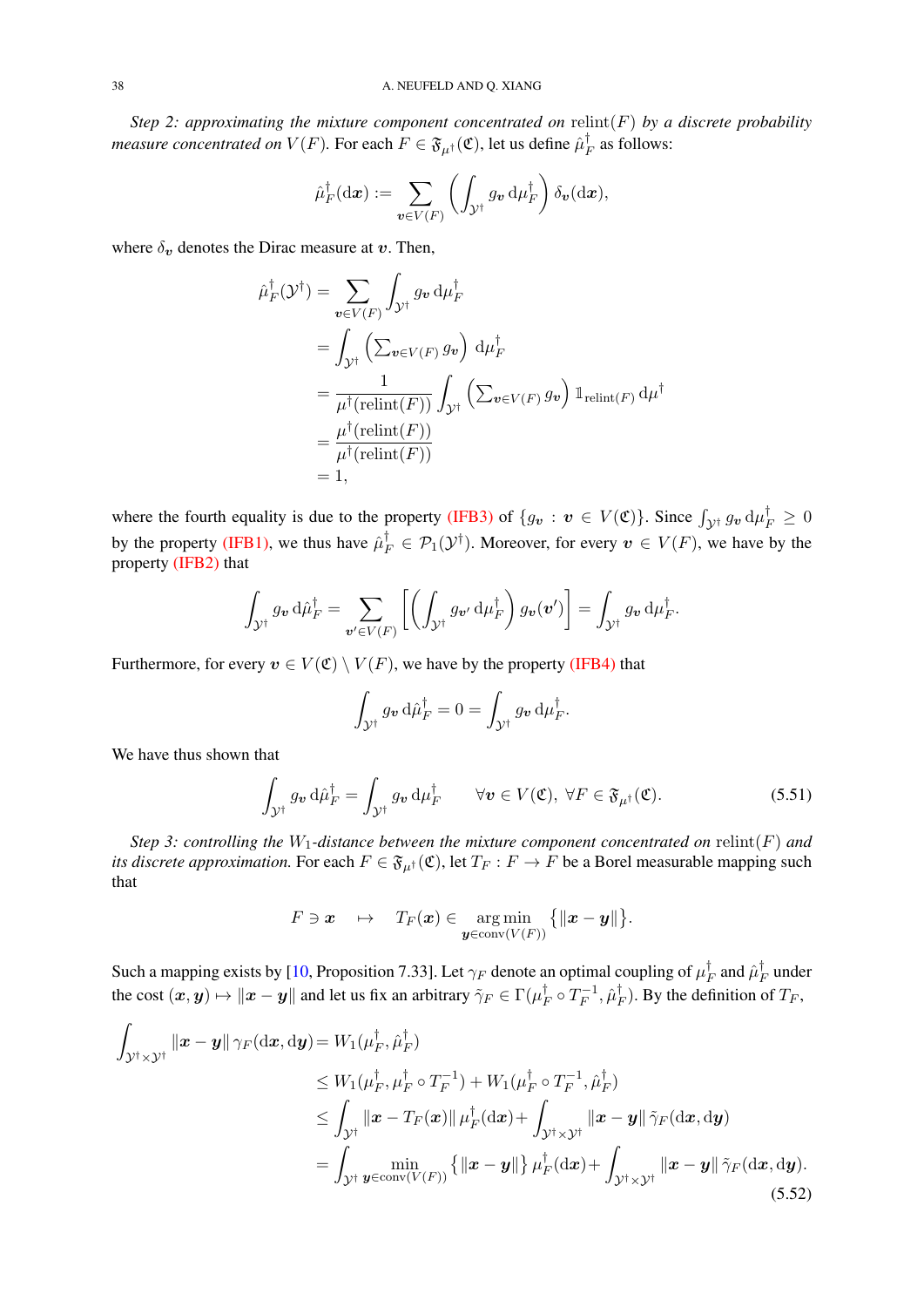*Step 2: approximating the mixture component concentrated on* $\mathrm{relint}(F)$ *by a discrete probability measure concentrated on* $V(F)$. For each $F \in \mathfrak{F}_{\mu^\dagger}(\mathfrak{C})$, let us define $\hat{\mu}^\dagger_F$ as follows:

$$\hat{\mu}^\dagger_F(\mathrm{d}\boldsymbol{x}) := \sum_{\boldsymbol{v}\in V(F)} \left( \int_{\mathcal{Y}^\dagger} g_{\boldsymbol{v}} \,\mathrm{d}\mu^\dagger_F \right) \delta_{\boldsymbol{v}}(\mathrm{d}\boldsymbol{x}),$$

where $\delta_{\boldsymbol{v}}$ denotes the Dirac measure at $\boldsymbol{v}$. Then,

$$\begin{aligned}
\hat{\mu}^\dagger_F(\mathcal{Y}^\dagger) &= \sum_{\boldsymbol{v}\in V(F)} \int_{\mathcal{Y}^\dagger} g_{\boldsymbol{v}} \,\mathrm{d}\mu^\dagger_F \\
&= \int_{\mathcal{Y}^\dagger} \left( \textstyle\sum_{\boldsymbol{v}\in V(F)} g_{\boldsymbol{v}} \right) \mathrm{d}\mu^\dagger_F \\
&= \frac{1}{\mu^\dagger(\mathrm{relint}(F))} \int_{\mathcal{Y}^\dagger} \left( \textstyle\sum_{\boldsymbol{v}\in V(F)} g_{\boldsymbol{v}} \right) \mathbb{1}_{\mathrm{relint}(F)} \,\mathrm{d}\mu^\dagger \\
&= \frac{\mu^\dagger(\mathrm{relint}(F))}{\mu^\dagger(\mathrm{relint}(F))} \\
&= 1,
\end{aligned}$$

where the fourth equality is due to the property (IFB3) of $\{g_{\boldsymbol{v}} : \boldsymbol{v} \in V(\mathfrak{C})\}$. Since $\int_{\mathcal{Y}^\dagger} g_{\boldsymbol{v}} \,\mathrm{d}\mu^\dagger_F \geq 0$ by the property (IFB1), we thus have $\hat{\mu}^\dagger_F \in \mathcal{P}_1(\mathcal{Y}^\dagger)$. Moreover, for every $\boldsymbol{v} \in V(F)$, we have by the property (IFB2) that

$$\int_{\mathcal{Y}^\dagger} g_{\boldsymbol{v}} \,\mathrm{d}\hat{\mu}^\dagger_F = \sum_{\boldsymbol{v}'\in V(F)} \left[ \left( \int_{\mathcal{Y}^\dagger} g_{\boldsymbol{v}'} \,\mathrm{d}\mu^\dagger_F \right) g_{\boldsymbol{v}}(\boldsymbol{v}') \right] = \int_{\mathcal{Y}^\dagger} g_{\boldsymbol{v}} \,\mathrm{d}\mu^\dagger_F.$$

Furthermore, for every $\boldsymbol{v} \in V(\mathfrak{C}) \setminus V(F)$, we have by the property (IFB4) that

$$\int_{\mathcal{Y}^\dagger} g_{\boldsymbol{v}} \,\mathrm{d}\hat{\mu}^\dagger_F = 0 = \int_{\mathcal{Y}^\dagger} g_{\boldsymbol{v}} \,\mathrm{d}\mu^\dagger_F.$$

We have thus shown that

$$\int_{\mathcal{Y}^\dagger} g_{\boldsymbol{v}} \,\mathrm{d}\hat{\mu}^\dagger_F = \int_{\mathcal{Y}^\dagger} g_{\boldsymbol{v}} \,\mathrm{d}\mu^\dagger_F \qquad \forall \boldsymbol{v} \in V(\mathfrak{C}),\ \forall F \in \mathfrak{F}_{\mu^\dagger}(\mathfrak{C}). \tag{5.51}$$

*Step 3: controlling the* $W_1$*-distance between the mixture component concentrated on* $\mathrm{relint}(F)$ *and its discrete approximation.* For each $F \in \mathfrak{F}_{\mu^\dagger}(\mathfrak{C})$, let $T_F : F \to F$ be a Borel measurable mapping such that

$$F \ni \boldsymbol{x} \quad \mapsto \quad T_F(\boldsymbol{x}) \in \operatorname*{arg\,min}_{\boldsymbol{y}\in\mathrm{conv}(V(F))} \big\{ \|\boldsymbol{x} - \boldsymbol{y}\| \big\}.$$

Such a mapping exists by [10, Proposition 7.33]. Let $\gamma_F$ denote an optimal coupling of $\mu^\dagger_F$ and $\hat{\mu}^\dagger_F$ under the cost $(\boldsymbol{x}, \boldsymbol{y}) \mapsto \|\boldsymbol{x} - \boldsymbol{y}\|$ and let us fix an arbitrary $\tilde{\gamma}_F \in \Gamma(\mu^\dagger_F \circ T_F^{-1}, \hat{\mu}^\dagger_F)$. By the definition of $T_F$,

$$\begin{aligned}
\int_{\mathcal{Y}^\dagger\times\mathcal{Y}^\dagger} \|\boldsymbol{x} - \boldsymbol{y}\| \,\gamma_F(\mathrm{d}\boldsymbol{x}, \mathrm{d}\boldsymbol{y}) &= W_1(\mu^\dagger_F, \hat{\mu}^\dagger_F) \\
&\leq W_1(\mu^\dagger_F, \mu^\dagger_F \circ T_F^{-1}) + W_1(\mu^\dagger_F \circ T_F^{-1}, \hat{\mu}^\dagger_F) \\
&\leq \int_{\mathcal{Y}^\dagger} \|\boldsymbol{x} - T_F(\boldsymbol{x})\| \,\mu^\dagger_F(\mathrm{d}\boldsymbol{x}) + \int_{\mathcal{Y}^\dagger\times\mathcal{Y}^\dagger} \|\boldsymbol{x} - \boldsymbol{y}\| \,\tilde{\gamma}_F(\mathrm{d}\boldsymbol{x}, \mathrm{d}\boldsymbol{y}) \\
&= \int_{\mathcal{Y}^\dagger} \min_{\boldsymbol{y}\in\mathrm{conv}(V(F))} \big\{ \|\boldsymbol{x} - \boldsymbol{y}\| \big\} \,\mu^\dagger_F(\mathrm{d}\boldsymbol{x}) + \int_{\mathcal{Y}^\dagger\times\mathcal{Y}^\dagger} \|\boldsymbol{x} - \boldsymbol{y}\| \,\tilde{\gamma}_F(\mathrm{d}\boldsymbol{x}, \mathrm{d}\boldsymbol{y}).
\end{aligned} \tag{5.52}$$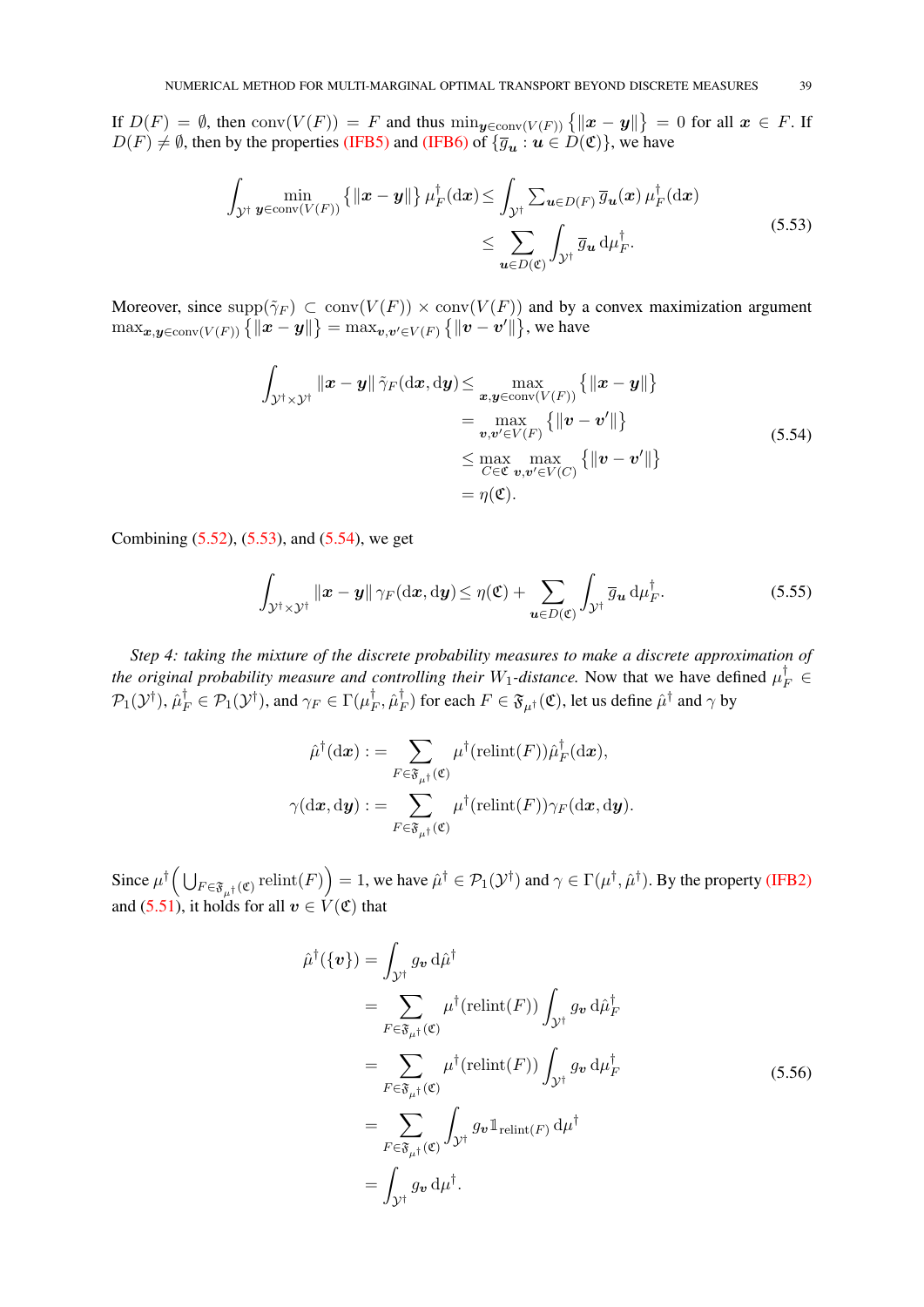If $D(F) = \emptyset$, then $\mathrm{conv}(V(F)) = F$ and thus $\min_{\boldsymbol{y}\in\mathrm{conv}(V(F))}\big\{\|\boldsymbol{x}-\boldsymbol{y}\|\big\} = 0$ for all $\boldsymbol{x} \in F$. If $D(F) \neq \emptyset$, then by the properties (IFB5) and (IFB6) of $\{\overline{g}_{\boldsymbol{u}} : \boldsymbol{u} \in D(\mathfrak{C})\}$, we have

$$
\begin{aligned}
\int_{\mathcal{Y}^\dagger} \min_{\boldsymbol{y}\in\mathrm{conv}(V(F))}\big\{\|\boldsymbol{x}-\boldsymbol{y}\|\big\}\,\mu^\dagger_F(\mathrm{d}\boldsymbol{x}) &\leq \int_{\mathcal{Y}^\dagger} \textstyle\sum_{\boldsymbol{u}\in D(F)} \overline{g}_{\boldsymbol{u}}(\boldsymbol{x})\,\mu^\dagger_F(\mathrm{d}\boldsymbol{x}) \\
&\leq \sum_{\boldsymbol{u}\in D(\mathfrak{C})} \int_{\mathcal{Y}^\dagger} \overline{g}_{\boldsymbol{u}}\,\mathrm{d}\mu^\dagger_F.
\end{aligned}
\tag{5.53}
$$

Moreover, since $\mathrm{supp}(\tilde{\gamma}_F) \subset \mathrm{conv}(V(F)) \times \mathrm{conv}(V(F))$ and by a convex maximization argument $\max_{\boldsymbol{x},\boldsymbol{y}\in\mathrm{conv}(V(F))}\big\{\|\boldsymbol{x}-\boldsymbol{y}\|\big\} = \max_{\boldsymbol{v},\boldsymbol{v}'\in V(F)}\big\{\|\boldsymbol{v}-\boldsymbol{v}'\|\big\}$, we have

$$
\begin{aligned}
\int_{\mathcal{Y}^\dagger\times\mathcal{Y}^\dagger} \|\boldsymbol{x}-\boldsymbol{y}\|\,\tilde{\gamma}_F(\mathrm{d}\boldsymbol{x},\mathrm{d}\boldsymbol{y}) &\leq \max_{\boldsymbol{x},\boldsymbol{y}\in\mathrm{conv}(V(F))}\big\{\|\boldsymbol{x}-\boldsymbol{y}\|\big\} \\
&= \max_{\boldsymbol{v},\boldsymbol{v}'\in V(F)}\big\{\|\boldsymbol{v}-\boldsymbol{v}'\|\big\} \\
&\leq \max_{C\in\mathfrak{C}}\max_{\boldsymbol{v},\boldsymbol{v}'\in V(C)}\big\{\|\boldsymbol{v}-\boldsymbol{v}'\|\big\} \\
&= \eta(\mathfrak{C}).
\end{aligned}
\tag{5.54}
$$

Combining (5.52), (5.53), and (5.54), we get

$$
\int_{\mathcal{Y}^\dagger\times\mathcal{Y}^\dagger} \|\boldsymbol{x}-\boldsymbol{y}\|\,\gamma_F(\mathrm{d}\boldsymbol{x},\mathrm{d}\boldsymbol{y}) \leq \eta(\mathfrak{C}) + \sum_{\boldsymbol{u}\in D(\mathfrak{C})} \int_{\mathcal{Y}^\dagger} \overline{g}_{\boldsymbol{u}}\,\mathrm{d}\mu^\dagger_F. \tag{5.55}
$$

*Step 4: taking the mixture of the discrete probability measures to make a discrete approximation of the original probability measure and controlling their $W_1$-distance.* Now that we have defined $\mu^\dagger_F \in \mathcal{P}_1(\mathcal{Y}^\dagger)$, $\hat{\mu}^\dagger_F \in \mathcal{P}_1(\mathcal{Y}^\dagger)$, and $\gamma_F \in \Gamma(\mu^\dagger_F, \hat{\mu}^\dagger_F)$ for each $F \in \mathfrak{F}_{\mu^\dagger}(\mathfrak{C})$, let us define $\hat{\mu}^\dagger$ and $\gamma$ by

$$
\begin{aligned}
\hat{\mu}^\dagger(\mathrm{d}\boldsymbol{x}) &:= \sum_{F\in\mathfrak{F}_{\mu^\dagger}(\mathfrak{C})} \mu^\dagger(\mathrm{relint}(F))\hat{\mu}^\dagger_F(\mathrm{d}\boldsymbol{x}), \\
\gamma(\mathrm{d}\boldsymbol{x},\mathrm{d}\boldsymbol{y}) &:= \sum_{F\in\mathfrak{F}_{\mu^\dagger}(\mathfrak{C})} \mu^\dagger(\mathrm{relint}(F))\gamma_F(\mathrm{d}\boldsymbol{x},\mathrm{d}\boldsymbol{y}).
\end{aligned}
$$

Since $\mu^\dagger\Big(\bigcup_{F\in\mathfrak{F}_{\mu^\dagger}(\mathfrak{C})}\mathrm{relint}(F)\Big) = 1$, we have $\hat{\mu}^\dagger \in \mathcal{P}_1(\mathcal{Y}^\dagger)$ and $\gamma \in \Gamma(\mu^\dagger, \hat{\mu}^\dagger)$. By the property (IFB2) and (5.51), it holds for all $\boldsymbol{v} \in V(\mathfrak{C})$ that

$$
\begin{aligned}
\hat{\mu}^\dagger(\{\boldsymbol{v}\}) &= \int_{\mathcal{Y}^\dagger} g_{\boldsymbol{v}}\,\mathrm{d}\hat{\mu}^\dagger \\
&= \sum_{F\in\mathfrak{F}_{\mu^\dagger}(\mathfrak{C})} \mu^\dagger(\mathrm{relint}(F)) \int_{\mathcal{Y}^\dagger} g_{\boldsymbol{v}}\,\mathrm{d}\hat{\mu}^\dagger_F \\
&= \sum_{F\in\mathfrak{F}_{\mu^\dagger}(\mathfrak{C})} \mu^\dagger(\mathrm{relint}(F)) \int_{\mathcal{Y}^\dagger} g_{\boldsymbol{v}}\,\mathrm{d}\mu^\dagger_F \\
&= \sum_{F\in\mathfrak{F}_{\mu^\dagger}(\mathfrak{C})} \int_{\mathcal{Y}^\dagger} g_{\boldsymbol{v}}\mathbb{1}_{\mathrm{relint}(F)}\,\mathrm{d}\mu^\dagger \\
&= \int_{\mathcal{Y}^\dagger} g_{\boldsymbol{v}}\,\mathrm{d}\mu^\dagger.
\end{aligned}
\tag{5.56}
$$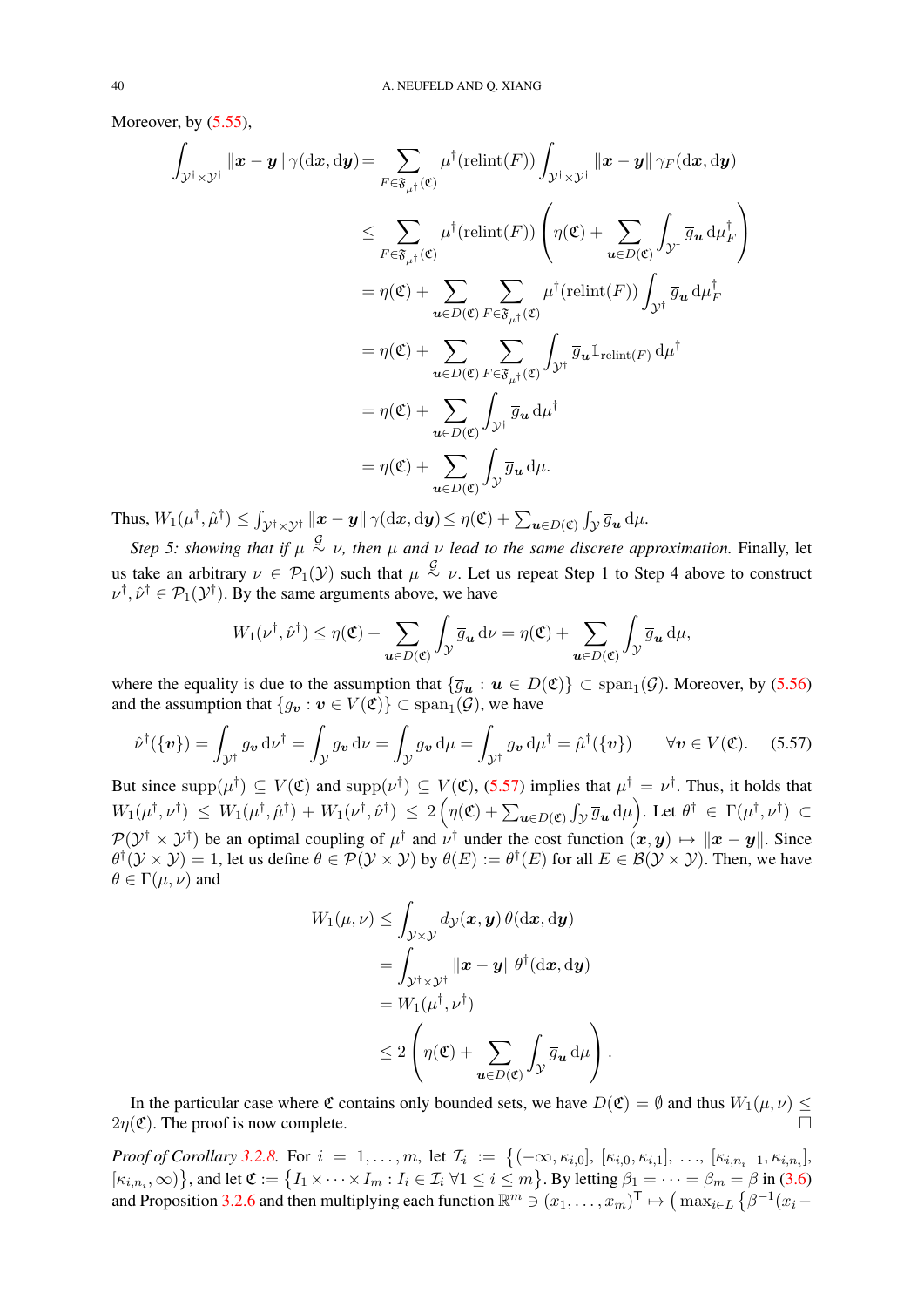Moreover, by (5.55),

$$
\begin{aligned}
\int_{\mathcal{Y}^\dagger\times\mathcal{Y}^\dagger} \|\boldsymbol{x}-\boldsymbol{y}\|\,\gamma(\mathrm{d}\boldsymbol{x},\mathrm{d}\boldsymbol{y}) &= \sum_{F\in\mathfrak{F}_{\mu^\dagger}(\mathfrak{C})} \mu^\dagger(\mathrm{relint}(F)) \int_{\mathcal{Y}^\dagger\times\mathcal{Y}^\dagger} \|\boldsymbol{x}-\boldsymbol{y}\|\,\gamma_F(\mathrm{d}\boldsymbol{x},\mathrm{d}\boldsymbol{y})\\
&\le \sum_{F\in\mathfrak{F}_{\mu^\dagger}(\mathfrak{C})} \mu^\dagger(\mathrm{relint}(F)) \left(\eta(\mathfrak{C}) + \sum_{\boldsymbol{u}\in D(\mathfrak{C})} \int_{\mathcal{Y}^\dagger} \overline{g}_{\boldsymbol{u}}\,\mathrm{d}\mu^\dagger_F\right)\\
&= \eta(\mathfrak{C}) + \sum_{\boldsymbol{u}\in D(\mathfrak{C})} \sum_{F\in\mathfrak{F}_{\mu^\dagger}(\mathfrak{C})} \mu^\dagger(\mathrm{relint}(F)) \int_{\mathcal{Y}^\dagger} \overline{g}_{\boldsymbol{u}}\,\mathrm{d}\mu^\dagger_F\\
&= \eta(\mathfrak{C}) + \sum_{\boldsymbol{u}\in D(\mathfrak{C})} \sum_{F\in\mathfrak{F}_{\mu^\dagger}(\mathfrak{C})} \int_{\mathcal{Y}^\dagger} \overline{g}_{\boldsymbol{u}} \mathbb{1}_{\mathrm{relint}(F)}\,\mathrm{d}\mu^\dagger\\
&= \eta(\mathfrak{C}) + \sum_{\boldsymbol{u}\in D(\mathfrak{C})} \int_{\mathcal{Y}^\dagger} \overline{g}_{\boldsymbol{u}}\,\mathrm{d}\mu^\dagger\\
&= \eta(\mathfrak{C}) + \sum_{\boldsymbol{u}\in D(\mathfrak{C})} \int_{\mathcal{Y}} \overline{g}_{\boldsymbol{u}}\,\mathrm{d}\mu.
\end{aligned}
$$

Thus, $W_1(\mu^\dagger,\hat{\mu}^\dagger) \le \int_{\mathcal{Y}^\dagger\times\mathcal{Y}^\dagger} \|\boldsymbol{x}-\boldsymbol{y}\|\,\gamma(\mathrm{d}\boldsymbol{x},\mathrm{d}\boldsymbol{y}) \le \eta(\mathfrak{C}) + \sum_{\boldsymbol{u}\in D(\mathfrak{C})} \int_{\mathcal{Y}} \overline{g}_{\boldsymbol{u}}\,\mathrm{d}\mu$.

*Step 5: showing that if $\mu \overset{\mathcal{G}}{\sim} \nu$, then $\mu$ and $\nu$ lead to the same discrete approximation.* Finally, let us take an arbitrary $\nu \in \mathcal{P}_1(\mathcal{Y})$ such that $\mu \overset{\mathcal{G}}{\sim} \nu$. Let us repeat Step 1 to Step 4 above to construct $\nu^\dagger, \hat{\nu}^\dagger \in \mathcal{P}_1(\mathcal{Y}^\dagger)$. By the same arguments above, we have

$$
W_1(\nu^\dagger,\hat{\nu}^\dagger) \le \eta(\mathfrak{C}) + \sum_{\boldsymbol{u}\in D(\mathfrak{C})} \int_{\mathcal{Y}} \overline{g}_{\boldsymbol{u}}\,\mathrm{d}\nu = \eta(\mathfrak{C}) + \sum_{\boldsymbol{u}\in D(\mathfrak{C})} \int_{\mathcal{Y}} \overline{g}_{\boldsymbol{u}}\,\mathrm{d}\mu,
$$

where the equality is due to the assumption that $\{\overline{g}_{\boldsymbol{u}} : \boldsymbol{u} \in D(\mathfrak{C})\} \subset \mathrm{span}_1(\mathcal{G})$. Moreover, by (5.56) and the assumption that $\{g_{\boldsymbol{v}} : \boldsymbol{v} \in V(\mathfrak{C})\} \subset \mathrm{span}_1(\mathcal{G})$, we have

$$
\hat{\nu}^\dagger(\{\boldsymbol{v}\}) = \int_{\mathcal{Y}^\dagger} g_{\boldsymbol{v}}\,\mathrm{d}\nu^\dagger = \int_{\mathcal{Y}} g_{\boldsymbol{v}}\,\mathrm{d}\nu = \int_{\mathcal{Y}} g_{\boldsymbol{v}}\,\mathrm{d}\mu = \int_{\mathcal{Y}^\dagger} g_{\boldsymbol{v}}\,\mathrm{d}\mu^\dagger = \hat{\mu}^\dagger(\{\boldsymbol{v}\}) \qquad \forall \boldsymbol{v}\in V(\mathfrak{C}). \tag{5.57}
$$

But since $\mathrm{supp}(\hat{\mu}^\dagger) \subseteq V(\mathfrak{C})$ and $\mathrm{supp}(\hat{\nu}^\dagger) \subseteq V(\mathfrak{C})$, (5.57) implies that $\hat{\mu}^\dagger = \hat{\nu}^\dagger$. Thus, it holds that $W_1(\mu^\dagger,\nu^\dagger) \le W_1(\mu^\dagger,\hat{\mu}^\dagger) + W_1(\nu^\dagger,\hat{\nu}^\dagger) \le 2\Big(\eta(\mathfrak{C}) + \sum_{\boldsymbol{u}\in D(\mathfrak{C})} \int_{\mathcal{Y}} \overline{g}_{\boldsymbol{u}}\,\mathrm{d}\mu\Big)$. Let $\theta^\dagger \in \Gamma(\mu^\dagger,\nu^\dagger) \subset \mathcal{P}(\mathcal{Y}^\dagger\times\mathcal{Y}^\dagger)$ be an optimal coupling of $\mu^\dagger$ and $\nu^\dagger$ under the cost function $(\boldsymbol{x},\boldsymbol{y}) \mapsto \|\boldsymbol{x}-\boldsymbol{y}\|$. Since $\theta^\dagger(\mathcal{Y}\times\mathcal{Y}) = 1$, let us define $\theta \in \mathcal{P}(\mathcal{Y}\times\mathcal{Y})$ by $\theta(E) := \theta^\dagger(E)$ for all $E \in \mathcal{B}(\mathcal{Y}\times\mathcal{Y})$. Then, we have $\theta \in \Gamma(\mu,\nu)$ and

$$
\begin{aligned}
W_1(\mu,\nu) &\le \int_{\mathcal{Y}\times\mathcal{Y}} d_{\mathcal{Y}}(\boldsymbol{x},\boldsymbol{y})\,\theta(\mathrm{d}\boldsymbol{x},\mathrm{d}\boldsymbol{y})\\
&= \int_{\mathcal{Y}^\dagger\times\mathcal{Y}^\dagger} \|\boldsymbol{x}-\boldsymbol{y}\|\,\theta^\dagger(\mathrm{d}\boldsymbol{x},\mathrm{d}\boldsymbol{y})\\
&= W_1(\mu^\dagger,\nu^\dagger)\\
&\le 2\left(\eta(\mathfrak{C}) + \sum_{\boldsymbol{u}\in D(\mathfrak{C})} \int_{\mathcal{Y}} \overline{g}_{\boldsymbol{u}}\,\mathrm{d}\mu\right).
\end{aligned}
$$

In the particular case where $\mathfrak{C}$ contains only bounded sets, we have $D(\mathfrak{C}) = \emptyset$ and thus $W_1(\mu,\nu) \le 2\eta(\mathfrak{C})$. The proof is now complete. $\square$

*Proof of Corollary 3.2.8.* For $i = 1,\ldots,m$, let $\mathcal{I}_i := \big\{(-\infty,\kappa_{i,0}], [\kappa_{i,0},\kappa_{i,1}], \ldots, [\kappa_{i,n_i-1},\kappa_{i,n_i}], [\kappa_{i,n_i},\infty)\big\}$, and let $\mathfrak{C} := \big\{I_1\times\cdots\times I_m : I_i \in \mathcal{I}_i\ \forall 1\le i\le m\big\}$. By letting $\beta_1 = \cdots = \beta_m = \beta$ in (3.6) and Proposition 3.2.6 and then multiplying each function $\mathbb{R}^m \ni (x_1,\ldots,x_m)^\mathsf{T} \mapsto \big(\max_{i\in L}\big\{\beta^{-1}(x_i -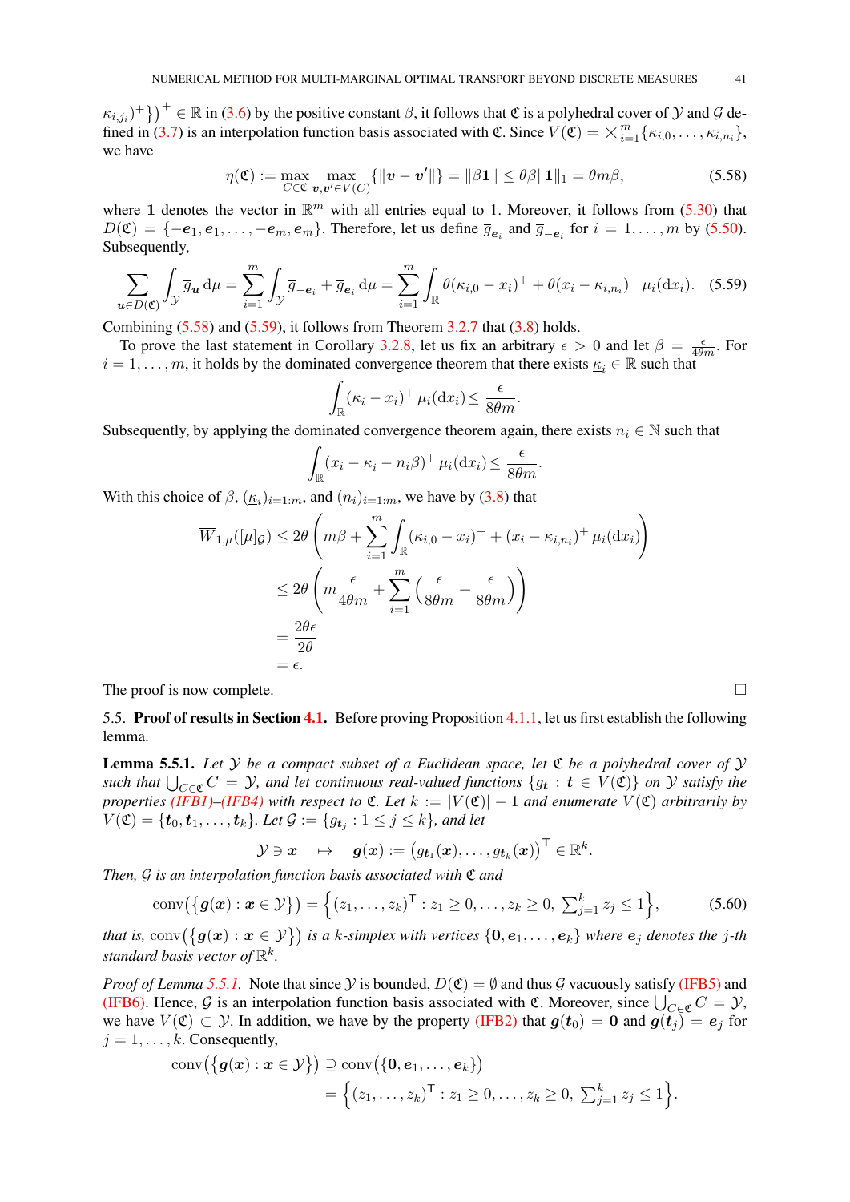$\kappa_{i,j_i})^+\}\big)^+ \in \mathbb{R}$ in (3.6) by the positive constant $\beta$, it follows that $\mathfrak{C}$ is a polyhedral cover of $\mathcal{Y}$ and $\mathcal{G}$ defined in (3.7) is an interpolation function basis associated with $\mathfrak{C}$. Since $V(\mathfrak{C}) = \bigtimes_{i=1}^m \{\kappa_{i,0}, \ldots, \kappa_{i,n_i}\}$, we have

$$\eta(\mathfrak{C}) := \max_{C\in\mathfrak{C}} \max_{\boldsymbol{v},\boldsymbol{v}'\in V(C)} \{\|\boldsymbol{v}-\boldsymbol{v}'\|\} = \|\beta\mathbf{1}\| \le \theta\beta\|\mathbf{1}\|_1 = \theta m\beta, \tag{5.58}$$

where $\mathbf{1}$ denotes the vector in $\mathbb{R}^m$ with all entries equal to 1. Moreover, it follows from (5.30) that $D(\mathfrak{C}) = \{-\boldsymbol{e}_1, \boldsymbol{e}_1, \ldots, -\boldsymbol{e}_m, \boldsymbol{e}_m\}$. Therefore, let us define $\overline{g}_{\boldsymbol{e}_i}$ and $\overline{g}_{-\boldsymbol{e}_i}$ for $i = 1, \ldots, m$ by (5.50). Subsequently,

$$\sum_{\boldsymbol{u}\in D(\mathfrak{C})} \int_{\mathcal{Y}} \overline{g}_{\boldsymbol{u}} \,\mathrm{d}\mu = \sum_{i=1}^m \int_{\mathcal{Y}} \overline{g}_{-\boldsymbol{e}_i} + \overline{g}_{\boldsymbol{e}_i} \,\mathrm{d}\mu = \sum_{i=1}^m \int_{\mathbb{R}} \theta(\kappa_{i,0} - x_i)^+ + \theta(x_i - \kappa_{i,n_i})^+ \,\mu_i(\mathrm{d}x_i). \tag{5.59}$$

Combining (5.58) and (5.59), it follows from Theorem 3.2.7 that (3.8) holds.

To prove the last statement in Corollary 3.2.8, let us fix an arbitrary $\epsilon > 0$ and let $\beta = \frac{\epsilon}{4\theta m}$. For $i = 1, \ldots, m$, it holds by the dominated convergence theorem that there exists $\underline{\kappa_i} \in \mathbb{R}$ such that

$$\int_{\mathbb{R}} (\underline{\kappa_i} - x_i)^+ \,\mu_i(\mathrm{d}x_i) \le \frac{\epsilon}{8\theta m}.$$

Subsequently, by applying the dominated convergence theorem again, there exists $n_i \in \mathbb{N}$ such that

$$\int_{\mathbb{R}} (x_i - \underline{\kappa_i} - n_i\beta)^+ \,\mu_i(\mathrm{d}x_i) \le \frac{\epsilon}{8\theta m}.$$

With this choice of $\beta$, $(\underline{\kappa_i})_{i=1:m}$, and $(n_i)_{i=1:m}$, we have by (3.8) that

$$\begin{aligned}
\overline{W}_{1,\mu}([\mu]_{\mathcal{G}}) &\le 2\theta\left(m\beta + \sum_{i=1}^m \int_{\mathbb{R}} (\kappa_{i,0} - x_i)^+ + (x_i - \kappa_{i,n_i})^+ \,\mu_i(\mathrm{d}x_i)\right) \\
&\le 2\theta\left(m\frac{\epsilon}{4\theta m} + \sum_{i=1}^m \left(\frac{\epsilon}{8\theta m} + \frac{\epsilon}{8\theta m}\right)\right) \\
&= \frac{2\theta\epsilon}{2\theta} \\
&= \epsilon.
\end{aligned}$$

The proof is now complete. $\square$

## 5.5. Proof of results in Section 4.1.

Before proving Proposition 4.1.1, let us first establish the following lemma.

**Lemma 5.5.1.** *Let $\mathcal{Y}$ be a compact subset of a Euclidean space, let $\mathfrak{C}$ be a polyhedral cover of $\mathcal{Y}$ such that $\bigcup_{C\in\mathfrak{C}} C = \mathcal{Y}$, and let continuous real-valued functions $\{g_{\boldsymbol{t}} : \boldsymbol{t} \in V(\mathfrak{C})\}$ on $\mathcal{Y}$ satisfy the properties (IFB1)–(IFB4) with respect to $\mathfrak{C}$. Let $k := |V(\mathfrak{C})| - 1$ and enumerate $V(\mathfrak{C})$ arbitrarily by $V(\mathfrak{C}) = \{\boldsymbol{t}_0, \boldsymbol{t}_1, \ldots, \boldsymbol{t}_k\}$. Let $\mathcal{G} := \{g_{\boldsymbol{t}_j} : 1 \le j \le k\}$, and let*

$$\mathcal{Y} \ni \boldsymbol{x} \quad\mapsto\quad \boldsymbol{g}(\boldsymbol{x}) := \big(g_{\boldsymbol{t}_1}(\boldsymbol{x}), \ldots, g_{\boldsymbol{t}_k}(\boldsymbol{x})\big)^{\mathsf{T}} \in \mathbb{R}^k.$$

*Then, $\mathcal{G}$ is an interpolation function basis associated with $\mathfrak{C}$ and*

$$\mathrm{conv}\big(\{\boldsymbol{g}(\boldsymbol{x}) : \boldsymbol{x} \in \mathcal{Y}\}\big) = \Big\{(z_1, \ldots, z_k)^{\mathsf{T}} : z_1 \ge 0, \ldots, z_k \ge 0,\ \textstyle\sum_{j=1}^k z_j \le 1\Big\}, \tag{5.60}$$

*that is, $\mathrm{conv}\big(\{\boldsymbol{g}(\boldsymbol{x}) : \boldsymbol{x} \in \mathcal{Y}\}\big)$ is a $k$-simplex with vertices $\{\mathbf{0}, \boldsymbol{e}_1, \ldots, \boldsymbol{e}_k\}$ where $\boldsymbol{e}_j$ denotes the $j$-th standard basis vector of $\mathbb{R}^k$.*

*Proof of Lemma 5.5.1.* Note that since $\mathcal{Y}$ is bounded, $D(\mathfrak{C}) = \emptyset$ and thus $\mathcal{G}$ vacuously satisfy (IFB5) and (IFB6). Hence, $\mathcal{G}$ is an interpolation function basis associated with $\mathfrak{C}$. Moreover, since $\bigcup_{C\in\mathfrak{C}} C = \mathcal{Y}$, we have $V(\mathfrak{C}) \subset \mathcal{Y}$. In addition, we have by the property (IFB2) that $\boldsymbol{g}(\boldsymbol{t}_0) = \mathbf{0}$ and $\boldsymbol{g}(\boldsymbol{t}_j) = \boldsymbol{e}_j$ for $j = 1, \ldots, k$. Consequently,

$$\begin{aligned}
\mathrm{conv}\big(\{\boldsymbol{g}(\boldsymbol{x}) : \boldsymbol{x} \in \mathcal{Y}\}\big) &\supseteq \mathrm{conv}\big(\{\mathbf{0}, \boldsymbol{e}_1, \ldots, \boldsymbol{e}_k\}\big) \\
&= \Big\{(z_1, \ldots, z_k)^{\mathsf{T}} : z_1 \ge 0, \ldots, z_k \ge 0,\ \textstyle\sum_{j=1}^k z_j \le 1\Big\}.
\end{aligned}$$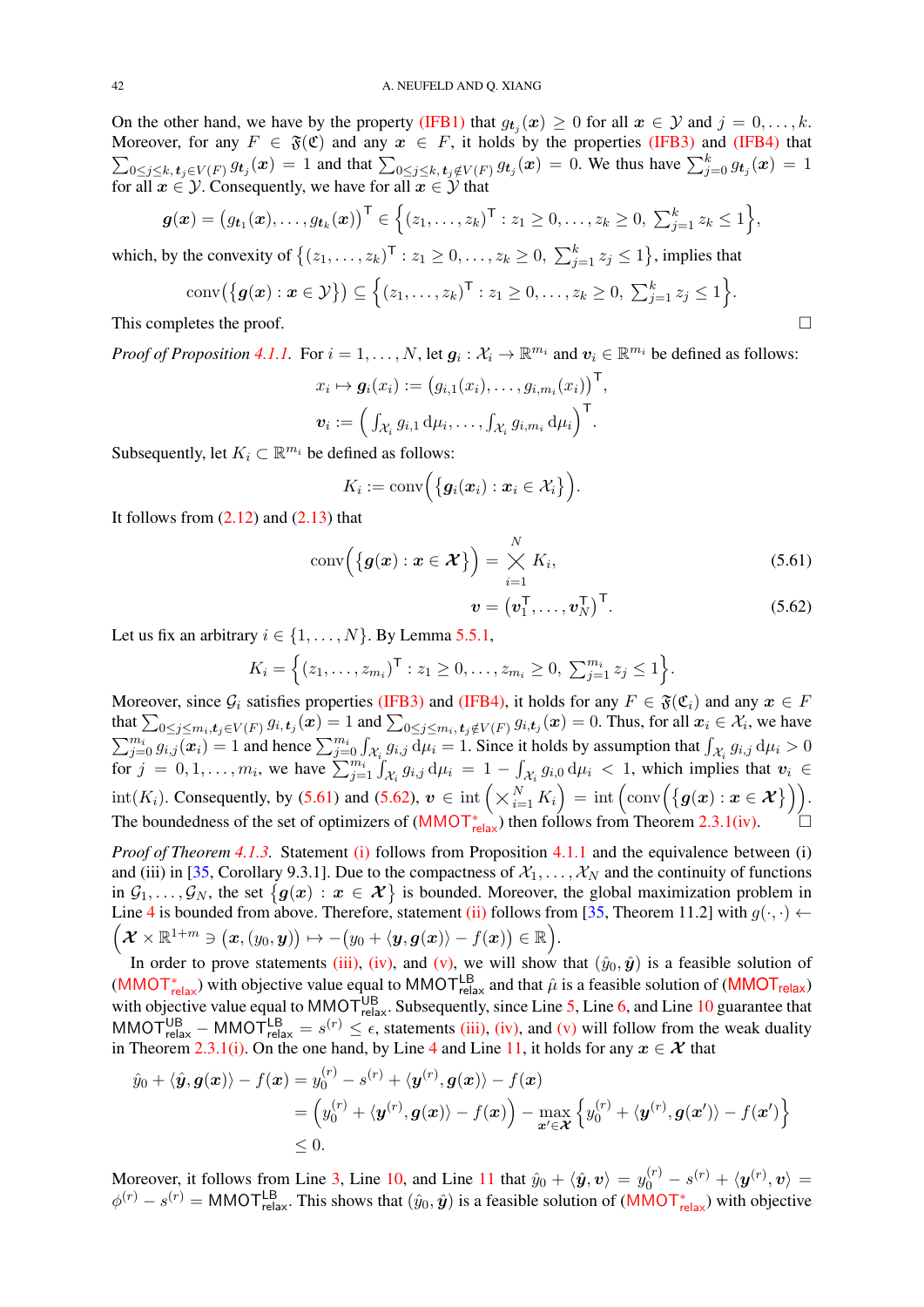On the other hand, we have by the property (IFB1) that $g_{t_j}(\boldsymbol{x}) \geq 0$ for all $\boldsymbol{x} \in \mathcal{Y}$ and $j = 0, \dots, k$. Moreover, for any $F \in \mathfrak{F}(\mathfrak{C})$ and any $\boldsymbol{x} \in F$, it holds by the properties (IFB3) and (IFB4) that $\sum_{0 \leq j \leq k, \boldsymbol{t}_j \in V(F)} g_{t_j}(\boldsymbol{x}) = 1$ and that $\sum_{0 \leq j \leq k, \boldsymbol{t}_j \notin V(F)} g_{t_j}(\boldsymbol{x}) = 0$. We thus have $\sum_{j=0}^{k} g_{t_j}(\boldsymbol{x}) = 1$ for all $\boldsymbol{x} \in \mathcal{Y}$. Consequently, we have for all $\boldsymbol{x} \in \mathcal{Y}$ that

$$\boldsymbol{g}(\boldsymbol{x}) = \big(g_{t_1}(\boldsymbol{x}), \dots, g_{t_k}(\boldsymbol{x})\big)^\mathsf{T} \in \Big\{(z_1, \dots, z_k)^\mathsf{T} : z_1 \geq 0, \dots, z_k \geq 0,\ \textstyle\sum_{j=1}^{k} z_k \leq 1\Big\},$$

which, by the convexity of $\big\{(z_1, \dots, z_k)^\mathsf{T} : z_1 \geq 0, \dots, z_k \geq 0,\ \sum_{j=1}^{k} z_j \leq 1\big\}$, implies that

$$\operatorname{conv}\big(\{\boldsymbol{g}(\boldsymbol{x}) : \boldsymbol{x} \in \mathcal{Y}\}\big) \subseteq \Big\{(z_1, \dots, z_k)^\mathsf{T} : z_1 \geq 0, \dots, z_k \geq 0,\ \textstyle\sum_{j=1}^{k} z_j \leq 1\Big\}.$$

This completes the proof. $\square$

*Proof of Proposition 4.1.1.* For $i = 1, \dots, N$, let $\boldsymbol{g}_i : \mathcal{X}_i \to \mathbb{R}^{m_i}$ and $\boldsymbol{v}_i \in \mathbb{R}^{m_i}$ be defined as follows:

$$x_i \mapsto \boldsymbol{g}_i(x_i) := \big(g_{i,1}(x_i), \dots, g_{i,m_i}(x_i)\big)^\mathsf{T},$$

$$\boldsymbol{v}_i := \Big(\textstyle\int_{\mathcal{X}_i} g_{i,1} \,\mathrm{d}\mu_i, \dots, \int_{\mathcal{X}_i} g_{i,m_i} \,\mathrm{d}\mu_i\Big)^\mathsf{T}.$$

Subsequently, let $K_i \subset \mathbb{R}^{m_i}$ be defined as follows:

$$K_i := \operatorname{conv}\Big(\big\{\boldsymbol{g}_i(\boldsymbol{x}_i) : \boldsymbol{x}_i \in \mathcal{X}_i\big\}\Big).$$

It follows from (2.12) and (2.13) that

$$\operatorname{conv}\Big(\big\{\boldsymbol{g}(\boldsymbol{x}) : \boldsymbol{x} \in \boldsymbol{\mathcal{X}}\big\}\Big) = \bigtimes_{i=1}^{N} K_i, \tag{5.61}$$

$$\boldsymbol{v} = \big(\boldsymbol{v}_1^\mathsf{T}, \dots, \boldsymbol{v}_N^\mathsf{T}\big)^\mathsf{T}. \tag{5.62}$$

Let us fix an arbitrary $i \in \{1, \dots, N\}$. By Lemma 5.5.1,

$$K_i = \Big\{(z_1, \dots, z_{m_i})^\mathsf{T} : z_1 \geq 0, \dots, z_{m_i} \geq 0,\ \textstyle\sum_{j=1}^{m_i} z_j \leq 1\Big\}.$$

Moreover, since $\mathcal{G}_i$ satisfies properties (IFB3) and (IFB4), it holds for any $F \in \mathfrak{F}(\mathfrak{C}_i)$ and any $\boldsymbol{x} \in F$ that $\sum_{0 \leq j \leq m_i, \boldsymbol{t}_j \in V(F)} g_{i,t_j}(\boldsymbol{x}) = 1$ and $\sum_{0 \leq j \leq m_i, \boldsymbol{t}_j \notin V(F)} g_{i,t_j}(\boldsymbol{x}) = 0$. Thus, for all $\boldsymbol{x}_i \in \mathcal{X}_i$, we have $\sum_{j=0}^{m_i} g_{i,j}(\boldsymbol{x}_i) = 1$ and hence $\sum_{j=0}^{m_i} \int_{\mathcal{X}_i} g_{i,j} \,\mathrm{d}\mu_i = 1$. Since it holds by assumption that $\int_{\mathcal{X}_i} g_{i,j} \,\mathrm{d}\mu_i > 0$ for $j = 0, 1, \dots, m_i$, we have $\sum_{j=1}^{m_i} \int_{\mathcal{X}_i} g_{i,j} \,\mathrm{d}\mu_i = 1 - \int_{\mathcal{X}_i} g_{i,0} \,\mathrm{d}\mu_i < 1$, which implies that $\boldsymbol{v}_i \in \operatorname{int}(K_i)$. Consequently, by (5.61) and (5.62), $\boldsymbol{v} \in \operatorname{int}\Big(\bigtimes_{i=1}^{N} K_i\Big) = \operatorname{int}\Big(\operatorname{conv}\Big(\big\{\boldsymbol{g}(\boldsymbol{x}) : \boldsymbol{x} \in \boldsymbol{\mathcal{X}}\big\}\Big)\Big)$. The boundedness of the set of optimizers of ($\mathsf{MMOT}^*_{\mathsf{relax}}$) then follows from Theorem 2.3.1(iv). $\square$

*Proof of Theorem 4.1.3.* Statement (i) follows from Proposition 4.1.1 and the equivalence between (i) and (iii) in [35, Corollary 9.3.1]. Due to the compactness of $\mathcal{X}_1, \dots, \mathcal{X}_N$ and the continuity of functions in $\mathcal{G}_1, \dots, \mathcal{G}_N$, the set $\big\{\boldsymbol{g}(\boldsymbol{x}) : \boldsymbol{x} \in \boldsymbol{\mathcal{X}}\big\}$ is bounded. Moreover, the global maximization problem in Line 4 is bounded from above. Therefore, statement (ii) follows from [35, Theorem 11.2] with $g(\cdot,\cdot) \leftarrow \Big(\boldsymbol{\mathcal{X}} \times \mathbb{R}^{1+m} \ni \big(\boldsymbol{x}, (y_0, \boldsymbol{y})\big) \mapsto -\big(y_0 + \langle \boldsymbol{y}, \boldsymbol{g}(\boldsymbol{x})\rangle - f(\boldsymbol{x})\big) \in \mathbb{R}\Big)$.

In order to prove statements (iii), (iv), and (v), we will show that $(\hat{y}_0, \hat{\boldsymbol{y}})$ is a feasible solution of ($\mathsf{MMOT}^*_{\mathsf{relax}}$) with objective value equal to $\mathsf{MMOT}^{\mathsf{LB}}_{\mathsf{relax}}$ and that $\hat{\mu}$ is a feasible solution of ($\mathsf{MMOT}_{\mathsf{relax}}$) with objective value equal to $\mathsf{MMOT}^{\mathsf{UB}}_{\mathsf{relax}}$. Subsequently, since Line 5, Line 6, and Line 10 guarantee that $\mathsf{MMOT}^{\mathsf{UB}}_{\mathsf{relax}} - \mathsf{MMOT}^{\mathsf{LB}}_{\mathsf{relax}} = s^{(r)} \leq \epsilon$, statements (iii), (iv), and (v) will follow from the weak duality in Theorem 2.3.1(i). On the one hand, by Line 4 and Line 11, it holds for any $\boldsymbol{x} \in \boldsymbol{\mathcal{X}}$ that

$$\begin{aligned}
\hat{y}_0 + \langle \hat{\boldsymbol{y}}, \boldsymbol{g}(\boldsymbol{x})\rangle - f(\boldsymbol{x}) &= y_0^{(r)} - s^{(r)} + \langle \boldsymbol{y}^{(r)}, \boldsymbol{g}(\boldsymbol{x})\rangle - f(\boldsymbol{x}) \\
&= \Big(y_0^{(r)} + \langle \boldsymbol{y}^{(r)}, \boldsymbol{g}(\boldsymbol{x})\rangle - f(\boldsymbol{x})\Big) - \max_{\boldsymbol{x}' \in \boldsymbol{\mathcal{X}}} \Big\{y_0^{(r)} + \langle \boldsymbol{y}^{(r)}, \boldsymbol{g}(\boldsymbol{x}')\rangle - f(\boldsymbol{x}')\Big\} \\
&\leq 0.
\end{aligned}$$

Moreover, it follows from Line 3, Line 10, and Line 11 that $\hat{y}_0 + \langle \hat{\boldsymbol{y}}, \boldsymbol{v}\rangle = y_0^{(r)} - s^{(r)} + \langle \boldsymbol{y}^{(r)}, \boldsymbol{v}\rangle = \phi^{(r)} - s^{(r)} = \mathsf{MMOT}^{\mathsf{LB}}_{\mathsf{relax}}$. This shows that $(\hat{y}_0, \hat{\boldsymbol{y}})$ is a feasible solution of ($\mathsf{MMOT}^*_{\mathsf{relax}}$) with objective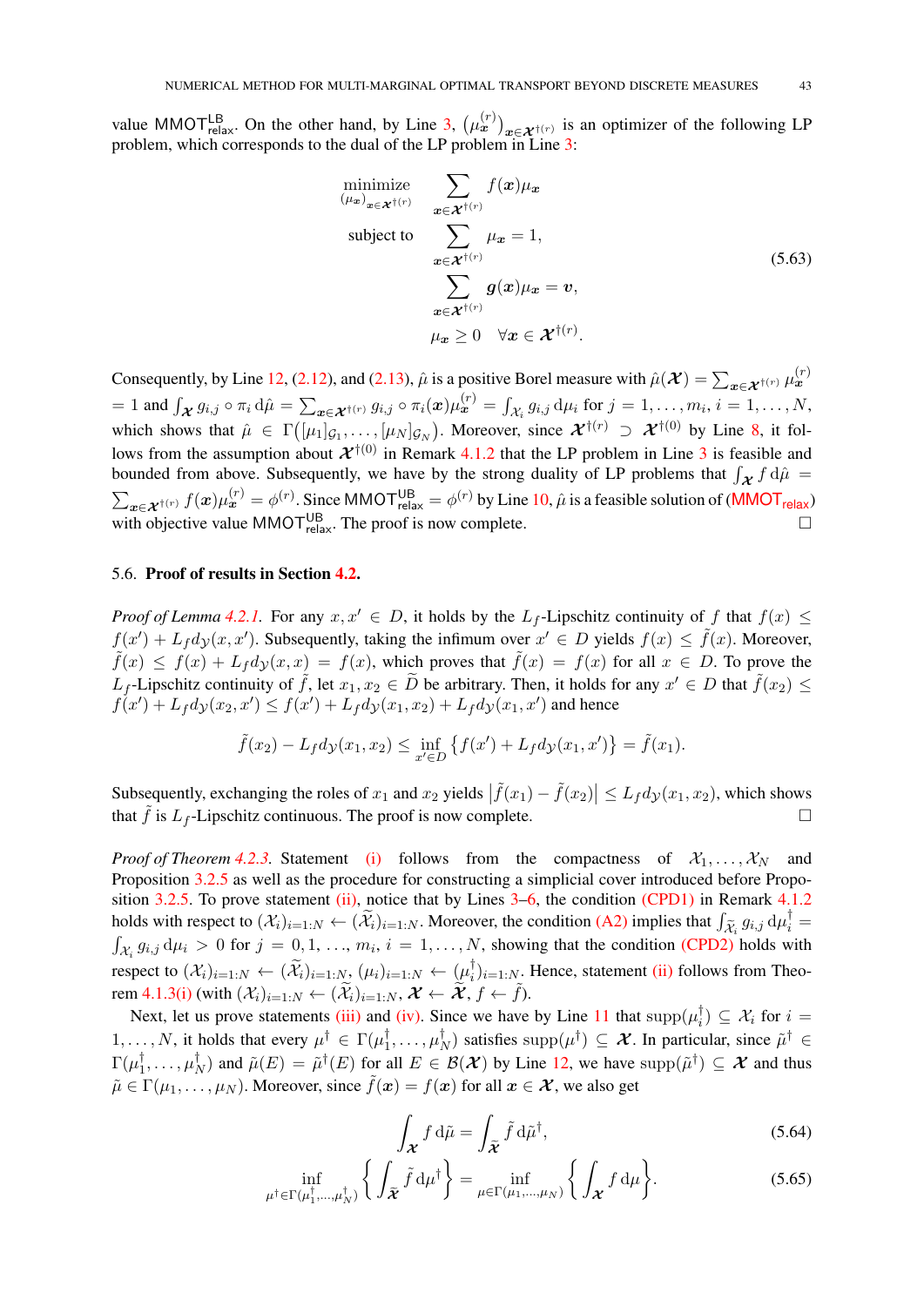value $\mathsf{MMOT}^{\mathsf{LB}}_{\mathsf{relax}}$. On the other hand, by Line 3, $\big(\mu^{(r)}_{\boldsymbol{x}}\big)_{\boldsymbol{x}\in\boldsymbol{\mathcal{X}}^{\dagger(r)}}$ is an optimizer of the following LP problem, which corresponds to the dual of the LP problem in Line 3:

$$
\begin{aligned}
\underset{(\mu_{\boldsymbol{x}})_{\boldsymbol{x}\in\boldsymbol{\mathcal{X}}^{\dagger(r)}}}{\text{minimize}} \quad & \sum_{\boldsymbol{x}\in\boldsymbol{\mathcal{X}}^{\dagger(r)}} f(\boldsymbol{x})\mu_{\boldsymbol{x}} \\
\text{subject to} \quad & \sum_{\boldsymbol{x}\in\boldsymbol{\mathcal{X}}^{\dagger(r)}} \mu_{\boldsymbol{x}} = 1, \\
& \sum_{\boldsymbol{x}\in\boldsymbol{\mathcal{X}}^{\dagger(r)}} \boldsymbol{g}(\boldsymbol{x})\mu_{\boldsymbol{x}} = \boldsymbol{v}, \\
& \mu_{\boldsymbol{x}} \geq 0 \quad \forall \boldsymbol{x}\in\boldsymbol{\mathcal{X}}^{\dagger(r)}.
\end{aligned}
\tag{5.63}
$$

Consequently, by Line 12, (2.12), and (2.13), $\hat{\mu}$ is a positive Borel measure with $\hat{\mu}(\boldsymbol{\mathcal{X}}) = \sum_{\boldsymbol{x}\in\boldsymbol{\mathcal{X}}^{\dagger(r)}} \mu^{(r)}_{\boldsymbol{x}} = 1$ and $\int_{\boldsymbol{\mathcal{X}}} g_{i,j}\circ\pi_i \,\mathrm{d}\hat{\mu} = \sum_{\boldsymbol{x}\in\boldsymbol{\mathcal{X}}^{\dagger(r)}} g_{i,j}\circ\pi_i(\boldsymbol{x})\mu^{(r)}_{\boldsymbol{x}} = \int_{\mathcal{X}_i} g_{i,j}\,\mathrm{d}\mu_i$ for $j=1,\ldots,m_i$, $i=1,\ldots,N$, which shows that $\hat{\mu}\in\Gamma\big([\mu_1]_{\mathcal{G}_1},\ldots,[\mu_N]_{\mathcal{G}_N}\big)$. Moreover, since $\boldsymbol{\mathcal{X}}^{\dagger(r)}\supset\boldsymbol{\mathcal{X}}^{\dagger(0)}$ by Line 8, it follows from the assumption about $\boldsymbol{\mathcal{X}}^{\dagger(0)}$ in Remark 4.1.2 that the LP problem in Line 3 is feasible and bounded from above. Subsequently, we have by the strong duality of LP problems that $\int_{\boldsymbol{\mathcal{X}}} f\,\mathrm{d}\hat{\mu} = \sum_{\boldsymbol{x}\in\boldsymbol{\mathcal{X}}^{\dagger(r)}} f(\boldsymbol{x})\mu^{(r)}_{\boldsymbol{x}} = \phi^{(r)}$. Since $\mathsf{MMOT}^{\mathsf{UB}}_{\mathsf{relax}} = \phi^{(r)}$ by Line 10, $\hat{\mu}$ is a feasible solution of ($\mathsf{MMOT}_{\mathsf{relax}}$) with objective value $\mathsf{MMOT}^{\mathsf{UB}}_{\mathsf{relax}}$. The proof is now complete. ☐

### 5.6. **Proof of results in Section 4.2.**

*Proof of Lemma 4.2.1.* For any $x,x'\in D$, it holds by the $L_f$-Lipschitz continuity of $f$ that $f(x)\leq f(x')+L_f d_{\mathcal{Y}}(x,x')$. Subsequently, taking the infimum over $x'\in D$ yields $f(x)\leq\tilde{f}(x)$. Moreover, $\tilde{f}(x)\leq f(x)+L_f d_{\mathcal{Y}}(x,x)=f(x)$, which proves that $\tilde{f}(x)=f(x)$ for all $x\in D$. To prove the $L_f$-Lipschitz continuity of $\tilde{f}$, let $x_1,x_2\in\tilde{D}$ be arbitrary. Then, it holds for any $x'\in D$ that $\tilde{f}(x_2)\leq f(x')+L_f d_{\mathcal{Y}}(x_2,x')\leq f(x')+L_f d_{\mathcal{Y}}(x_1,x_2)+L_f d_{\mathcal{Y}}(x_1,x')$ and hence

$$
\tilde{f}(x_2)-L_f d_{\mathcal{Y}}(x_1,x_2)\leq \inf_{x'\in D}\big\{f(x')+L_f d_{\mathcal{Y}}(x_1,x')\big\}=\tilde{f}(x_1).
$$

Subsequently, exchanging the roles of $x_1$ and $x_2$ yields $\big|\tilde{f}(x_1)-\tilde{f}(x_2)\big|\leq L_f d_{\mathcal{Y}}(x_1,x_2)$, which shows that $\tilde{f}$ is $L_f$-Lipschitz continuous. The proof is now complete. ☐

*Proof of Theorem 4.2.3.* Statement (i) follows from the compactness of $\mathcal{X}_1,\ldots,\mathcal{X}_N$ and Proposition 3.2.5 as well as the procedure for constructing a simplicial cover introduced before Proposition 3.2.5. To prove statement (ii), notice that by Lines 3–6, the condition (CPD1) in Remark 4.1.2 holds with respect to $(\mathcal{X}_i)_{i=1:N}\leftarrow(\widetilde{\mathcal{X}}_i)_{i=1:N}$. Moreover, the condition (A2) implies that $\int_{\widetilde{\mathcal{X}}_i} g_{i,j}\,\mathrm{d}\mu^{\dagger}_i = \int_{\mathcal{X}_i} g_{i,j}\,\mathrm{d}\mu_i > 0$ for $j=0,1,\ldots,m_i$, $i=1,\ldots,N$, showing that the condition (CPD2) holds with respect to $(\mathcal{X}_i)_{i=1:N}\leftarrow(\widetilde{\mathcal{X}}_i)_{i=1:N}$, $(\mu_i)_{i=1:N}\leftarrow(\mu^{\dagger}_i)_{i=1:N}$. Hence, statement (ii) follows from Theorem 4.1.3(i) (with $(\mathcal{X}_i)_{i=1:N}\leftarrow(\widetilde{\mathcal{X}}_i)_{i=1:N}$, $\boldsymbol{\mathcal{X}}\leftarrow\widetilde{\boldsymbol{\mathcal{X}}}$, $f\leftarrow\tilde{f}$).

Next, let us prove statements (iii) and (iv). Since we have by Line 11 that $\mathrm{supp}(\mu^{\dagger}_i)\subseteq\mathcal{X}_i$ for $i=1,\ldots,N$, it holds that every $\mu^{\dagger}\in\Gamma(\mu^{\dagger}_1,\ldots,\mu^{\dagger}_N)$ satisfies $\mathrm{supp}(\mu^{\dagger})\subseteq\boldsymbol{\mathcal{X}}$. In particular, since $\tilde{\mu}^{\dagger}\in\Gamma(\mu^{\dagger}_1,\ldots,\mu^{\dagger}_N)$ and $\tilde{\mu}(E)=\tilde{\mu}^{\dagger}(E)$ for all $E\in\mathcal{B}(\boldsymbol{\mathcal{X}})$ by Line 12, we have $\mathrm{supp}(\tilde{\mu}^{\dagger})\subseteq\boldsymbol{\mathcal{X}}$ and thus $\tilde{\mu}\in\Gamma(\mu_1,\ldots,\mu_N)$. Moreover, since $\tilde{f}(\boldsymbol{x})=f(\boldsymbol{x})$ for all $\boldsymbol{x}\in\boldsymbol{\mathcal{X}}$, we also get

$$
\int_{\boldsymbol{\mathcal{X}}} f\,\mathrm{d}\tilde{\mu} = \int_{\widetilde{\boldsymbol{\mathcal{X}}}} \tilde{f}\,\mathrm{d}\tilde{\mu}^{\dagger},
\tag{5.64}
$$

$$
\inf_{\mu^{\dagger}\in\Gamma(\mu^{\dagger}_1,\ldots,\mu^{\dagger}_N)}\bigg\{\int_{\widetilde{\boldsymbol{\mathcal{X}}}}\tilde{f}\,\mathrm{d}\mu^{\dagger}\bigg\} = \inf_{\mu\in\Gamma(\mu_1,\ldots,\mu_N)}\bigg\{\int_{\boldsymbol{\mathcal{X}}} f\,\mathrm{d}\mu\bigg\}.
\tag{5.65}
$$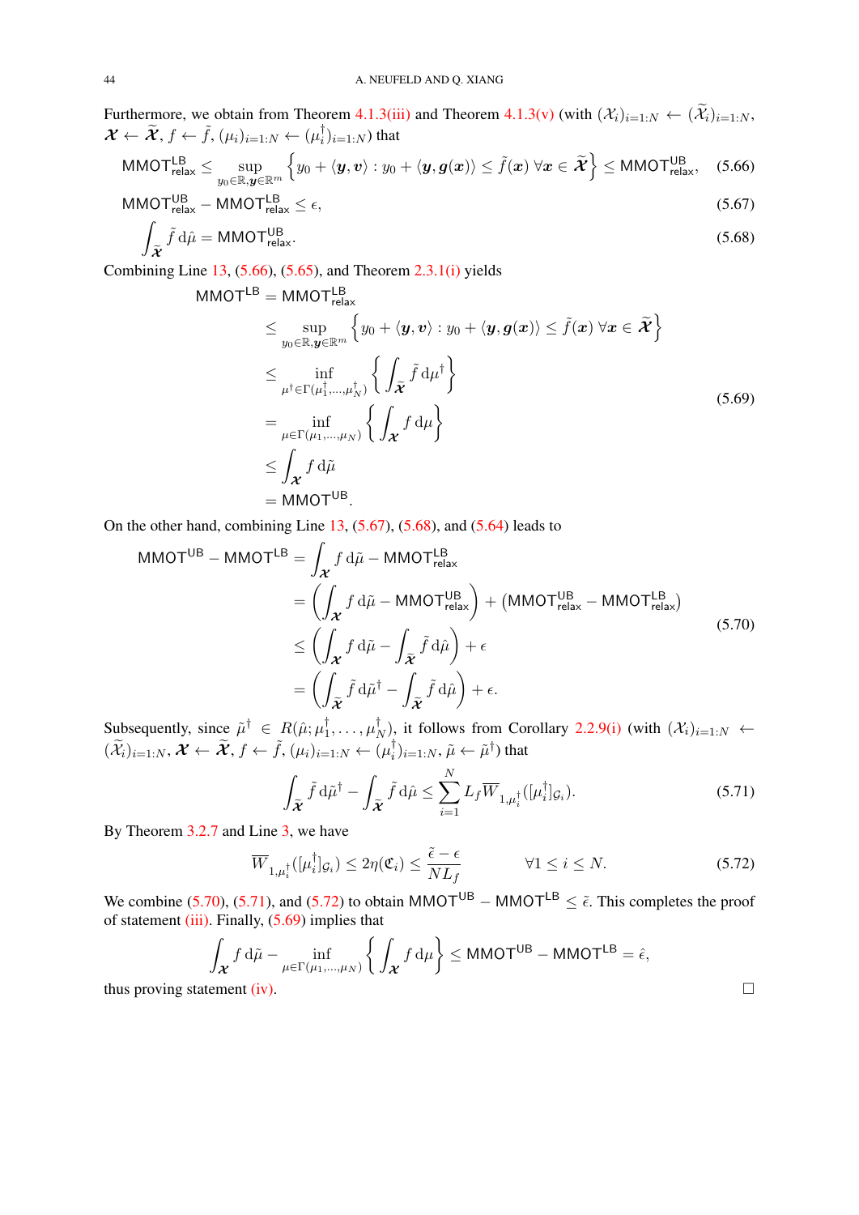Furthermore, we obtain from Theorem 4.1.3(iii) and Theorem 4.1.3(v) (with $(\mathcal{X}_i)_{i=1:N} \leftarrow (\widetilde{\mathcal{X}}_i)_{i=1:N}$, $\boldsymbol{\mathcal{X}} \leftarrow \widetilde{\boldsymbol{\mathcal{X}}}$, $f \leftarrow \tilde{f}$, $(\mu_i)_{i=1:N} \leftarrow (\mu_i^\dagger)_{i=1:N}$) that

$$\mathsf{MMOT}^{\mathsf{LB}}_{\mathsf{relax}} \leq \sup_{y_0\in\mathbb{R},\boldsymbol{y}\in\mathbb{R}^m} \Big\{ y_0 + \langle \boldsymbol{y}, \boldsymbol{v}\rangle : y_0 + \langle \boldsymbol{y}, \boldsymbol{g}(\boldsymbol{x})\rangle \leq \tilde{f}(\boldsymbol{x}) \ \forall \boldsymbol{x} \in \widetilde{\boldsymbol{\mathcal{X}}} \Big\} \leq \mathsf{MMOT}^{\mathsf{UB}}_{\mathsf{relax}}, \tag{5.66}$$

$$\mathsf{MMOT}^{\mathsf{UB}}_{\mathsf{relax}} - \mathsf{MMOT}^{\mathsf{LB}}_{\mathsf{relax}} \leq \epsilon, \tag{5.67}$$

$$\int_{\widetilde{\boldsymbol{\mathcal{X}}}} \tilde{f} \,\mathrm{d}\hat{\mu} = \mathsf{MMOT}^{\mathsf{UB}}_{\mathsf{relax}}. \tag{5.68}$$

Combining Line 13, (5.66), (5.65), and Theorem 2.3.1(i) yields

$$\begin{aligned}
\mathsf{MMOT}^{\mathsf{LB}} &= \mathsf{MMOT}^{\mathsf{LB}}_{\mathsf{relax}} \\
&\leq \sup_{y_0\in\mathbb{R},\boldsymbol{y}\in\mathbb{R}^m} \Big\{ y_0 + \langle \boldsymbol{y}, \boldsymbol{v}\rangle : y_0 + \langle \boldsymbol{y}, \boldsymbol{g}(\boldsymbol{x})\rangle \leq \tilde{f}(\boldsymbol{x}) \ \forall \boldsymbol{x} \in \widetilde{\boldsymbol{\mathcal{X}}} \Big\} \\
&\leq \inf_{\mu^\dagger\in\Gamma(\mu_1^\dagger,\ldots,\mu_N^\dagger)} \bigg\{ \int_{\widetilde{\boldsymbol{\mathcal{X}}}} \tilde{f} \,\mathrm{d}\mu^\dagger \bigg\} \\
&= \inf_{\mu\in\Gamma(\mu_1,\ldots,\mu_N)} \bigg\{ \int_{\boldsymbol{\mathcal{X}}} f \,\mathrm{d}\mu \bigg\} \\
&\leq \int_{\boldsymbol{\mathcal{X}}} f \,\mathrm{d}\tilde{\mu} \\
&= \mathsf{MMOT}^{\mathsf{UB}}.
\end{aligned} \tag{5.69}$$

On the other hand, combining Line 13, (5.67), (5.68), and (5.64) leads to

$$\begin{aligned}
\mathsf{MMOT}^{\mathsf{UB}} - \mathsf{MMOT}^{\mathsf{LB}} &= \int_{\boldsymbol{\mathcal{X}}} f \,\mathrm{d}\tilde{\mu} - \mathsf{MMOT}^{\mathsf{LB}}_{\mathsf{relax}} \\
&= \bigg( \int_{\boldsymbol{\mathcal{X}}} f \,\mathrm{d}\tilde{\mu} - \mathsf{MMOT}^{\mathsf{UB}}_{\mathsf{relax}} \bigg) + \big( \mathsf{MMOT}^{\mathsf{UB}}_{\mathsf{relax}} - \mathsf{MMOT}^{\mathsf{LB}}_{\mathsf{relax}} \big) \\
&\leq \bigg( \int_{\boldsymbol{\mathcal{X}}} f \,\mathrm{d}\tilde{\mu} - \int_{\widetilde{\boldsymbol{\mathcal{X}}}} \tilde{f} \,\mathrm{d}\hat{\mu} \bigg) + \epsilon \\
&= \bigg( \int_{\widetilde{\boldsymbol{\mathcal{X}}}} \tilde{f} \,\mathrm{d}\tilde{\mu}^\dagger - \int_{\widetilde{\boldsymbol{\mathcal{X}}}} \tilde{f} \,\mathrm{d}\hat{\mu} \bigg) + \epsilon.
\end{aligned} \tag{5.70}$$

Subsequently, since $\tilde{\mu}^\dagger \in R(\hat{\mu}; \mu_1^\dagger, \ldots, \mu_N^\dagger)$, it follows from Corollary 2.2.9(i) (with $(\mathcal{X}_i)_{i=1:N} \leftarrow (\widetilde{\mathcal{X}}_i)_{i=1:N}$, $\boldsymbol{\mathcal{X}} \leftarrow \widetilde{\boldsymbol{\mathcal{X}}}$, $f \leftarrow \tilde{f}$, $(\mu_i)_{i=1:N} \leftarrow (\mu_i^\dagger)_{i=1:N}$, $\tilde{\mu} \leftarrow \tilde{\mu}^\dagger$) that

$$\int_{\widetilde{\boldsymbol{\mathcal{X}}}} \tilde{f} \,\mathrm{d}\tilde{\mu}^\dagger - \int_{\widetilde{\boldsymbol{\mathcal{X}}}} \tilde{f} \,\mathrm{d}\hat{\mu} \leq \sum_{i=1}^N L_f \overline{W}_{1,\mu_i^\dagger}([\mu_i^\dagger]_{\mathcal{G}_i}). \tag{5.71}$$

By Theorem 3.2.7 and Line 3, we have

$$\overline{W}_{1,\mu_i^\dagger}([\mu_i^\dagger]_{\mathcal{G}_i}) \leq 2\eta(\mathfrak{C}_i) \leq \frac{\tilde{\epsilon} - \epsilon}{N L_f} \qquad \forall 1 \leq i \leq N. \tag{5.72}$$

We combine (5.70), (5.71), and (5.72) to obtain $\mathsf{MMOT}^{\mathsf{UB}} - \mathsf{MMOT}^{\mathsf{LB}} \leq \tilde{\epsilon}$. This completes the proof of statement (iii). Finally, (5.69) implies that

$$\int_{\boldsymbol{\mathcal{X}}} f \,\mathrm{d}\tilde{\mu} - \inf_{\mu\in\Gamma(\mu_1,\ldots,\mu_N)} \bigg\{ \int_{\boldsymbol{\mathcal{X}}} f \,\mathrm{d}\mu \bigg\} \leq \mathsf{MMOT}^{\mathsf{UB}} - \mathsf{MMOT}^{\mathsf{LB}} = \hat{\epsilon},$$

thus proving statement (iv). □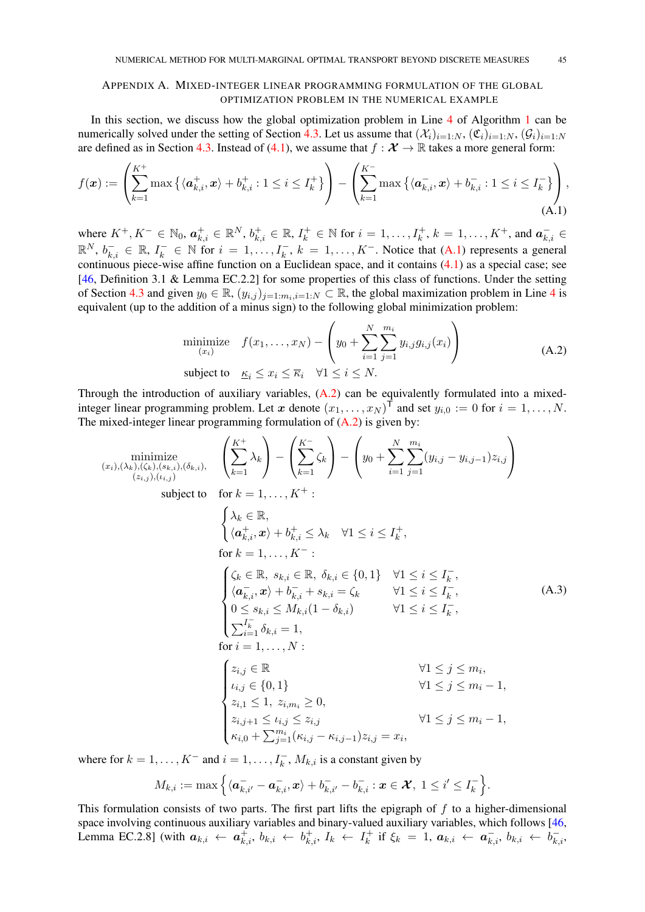## Appendix A. Mixed-integer linear programming formulation of the global optimization problem in the numerical example

In this section, we discuss how the global optimization problem in Line 4 of Algorithm 1 can be numerically solved under the setting of Section 4.3. Let us assume that $(\mathcal{X}_i)_{i=1:N}$, $(\mathfrak{C}_i)_{i=1:N}$, $(\mathcal{G}_i)_{i=1:N}$ are defined as in Section 4.3. Instead of (4.1), we assume that $f : \boldsymbol{\mathcal{X}} \to \mathbb{R}$ takes a more general form:

$$
f(\boldsymbol{x}) := \left( \sum_{k=1}^{K^+} \max \left\{ \langle \boldsymbol{a}^+_{k,i}, \boldsymbol{x} \rangle + b^+_{k,i} : 1 \le i \le I^+_k \right\} \right) - \left( \sum_{k=1}^{K^-} \max \left\{ \langle \boldsymbol{a}^-_{k,i}, \boldsymbol{x} \rangle + b^-_{k,i} : 1 \le i \le I^-_k \right\} \right), \tag{A.1}
$$

where $K^+, K^- \in \mathbb{N}_0$, $\boldsymbol{a}^+_{k,i} \in \mathbb{R}^N$, $b^+_{k,i} \in \mathbb{R}$, $I^+_k \in \mathbb{N}$ for $i = 1, \ldots, I^+_k$, $k = 1, \ldots, K^+$, and $\boldsymbol{a}^-_{k,i} \in \mathbb{R}^N$, $b^-_{k,i} \in \mathbb{R}$, $I^-_k \in \mathbb{N}$ for $i = 1, \ldots, I^-_k$, $k = 1, \ldots, K^-$. Notice that (A.1) represents a general continuous piece-wise affine function on a Euclidean space, and it contains (4.1) as a special case; see [46, Definition 3.1 & Lemma EC.2.2] for some properties of this class of functions. Under the setting of Section 4.3 and given $y_0 \in \mathbb{R}$, $(y_{i,j})_{j=1:m_i, i=1:N} \subset \mathbb{R}$, the global maximization problem in Line 4 is equivalent (up to the addition of a minus sign) to the following global minimization problem:

$$
\begin{aligned}
\underset{(x_i)}{\text{minimize}} \quad & f(x_1, \ldots, x_N) - \left( y_0 + \sum_{i=1}^{N} \sum_{j=1}^{m_i} y_{i,j} g_{i,j}(x_i) \right) \\
\text{subject to} \quad & \underline{\kappa}_i \le x_i \le \overline{\kappa}_i \quad \forall 1 \le i \le N.
\end{aligned} \tag{A.2}
$$

Through the introduction of auxiliary variables, (A.2) can be equivalently formulated into a mixed-integer linear programming problem. Let $\boldsymbol{x}$ denote $(x_1, \ldots, x_N)^\mathsf{T}$ and set $y_{i,0} := 0$ for $i = 1, \ldots, N$. The mixed-integer linear programming formulation of (A.2) is given by:

$$
\begin{aligned}
\underset{\substack{(x_i),(\lambda_k),(\zeta_k),(s_{k,i}),(\delta_{k,i}),\\(z_{i,j}),(\iota_{i,j})}}{\text{minimize}} \quad & \left( \sum_{k=1}^{K^+} \lambda_k \right) - \left( \sum_{k=1}^{K^-} \zeta_k \right) - \left( y_0 + \sum_{i=1}^{N} \sum_{j=1}^{m_i} (y_{i,j} - y_{i,j-1}) z_{i,j} \right) \\
\text{subject to} \quad & \text{for } k = 1, \ldots, K^+ : \\
& \begin{cases} \lambda_k \in \mathbb{R}, \\ \langle \boldsymbol{a}^+_{k,i}, \boldsymbol{x} \rangle + b^+_{k,i} \le \lambda_k \quad \forall 1 \le i \le I^+_k, \end{cases} \\
& \text{for } k = 1, \ldots, K^- : \\
& \begin{cases} \zeta_k \in \mathbb{R}, \ s_{k,i} \in \mathbb{R}, \ \delta_{k,i} \in \{0,1\} & \forall 1 \le i \le I^-_k, \\ \langle \boldsymbol{a}^-_{k,i}, \boldsymbol{x} \rangle + b^-_{k,i} + s_{k,i} = \zeta_k & \forall 1 \le i \le I^-_k, \\ 0 \le s_{k,i} \le M_{k,i}(1 - \delta_{k,i}) & \forall 1 \le i \le I^-_k, \\ \sum_{i=1}^{I^-_k} \delta_{k,i} = 1, \end{cases} \\
& \text{for } i = 1, \ldots, N : \\
& \begin{cases} z_{i,j} \in \mathbb{R} & \forall 1 \le j \le m_i, \\ \iota_{i,j} \in \{0,1\} & \forall 1 \le j \le m_i - 1, \\ z_{i,1} \le 1, \ z_{i,m_i} \ge 0, \\ z_{i,j+1} \le \iota_{i,j} \le z_{i,j} & \forall 1 \le j \le m_i - 1, \\ \kappa_{i,0} + \sum_{j=1}^{m_i} (\kappa_{i,j} - \kappa_{i,j-1}) z_{i,j} = x_i, \end{cases}
\end{aligned} \tag{A.3}
$$

where for $k = 1, \ldots, K^-$ and $i = 1, \ldots, I^-_k$, $M_{k,i}$ is a constant given by

$$
M_{k,i} := \max \left\{ \langle \boldsymbol{a}^-_{k,i'} - \boldsymbol{a}^-_{k,i}, \boldsymbol{x} \rangle + b^-_{k,i'} - b^-_{k,i} : \boldsymbol{x} \in \boldsymbol{\mathcal{X}}, \ 1 \le i' \le I^-_k \right\}.
$$

This formulation consists of two parts. The first part lifts the epigraph of $f$ to a higher-dimensional space involving continuous auxiliary variables and binary-valued auxiliary variables, which follows [46, Lemma EC.2.8] (with $\boldsymbol{a}_{k,i} \leftarrow \boldsymbol{a}^+_{k,i}$, $b_{k,i} \leftarrow b^+_{k,i}$, $I_k \leftarrow I^+_k$ if $\xi_k = 1$, $\boldsymbol{a}_{k,i} \leftarrow \boldsymbol{a}^-_{k,i}$, $b_{k,i} \leftarrow b^-_{k,i}$,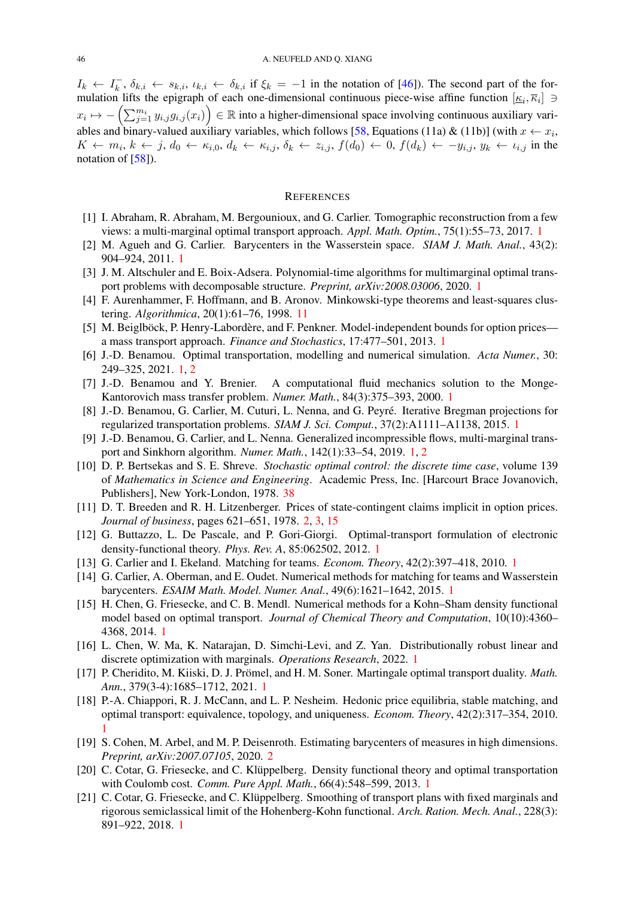$I_k \leftarrow I_k^-$, $\delta_{k,i} \leftarrow s_{k,i}$, $\iota_{k,i} \leftarrow \delta_{k,i}$ if $\xi_k = -1$ in the notation of [46]). The second part of the formulation lifts the epigraph of each one-dimensional continuous piece-wise affine function $[\underline{\kappa}_i, \overline{\kappa}_i] \ni x_i \mapsto -\left(\sum_{j=1}^{m_i} y_{i,j} g_{i,j}(x_i)\right) \in \mathbb{R}$ into a higher-dimensional space involving continuous auxiliary variables and binary-valued auxiliary variables, which follows [58, Equations (11a) & (11b)] (with $x \leftarrow x_i$, $K \leftarrow m_i$, $k \leftarrow j$, $d_0 \leftarrow \kappa_{i,0}$, $d_k \leftarrow \kappa_{i,j}$, $\delta_k \leftarrow z_{i,j}$, $f(d_0) \leftarrow 0$, $f(d_k) \leftarrow -y_{i,j}$, $y_k \leftarrow \iota_{i,j}$ in the notation of [58]).

## References

[1] I. Abraham, R. Abraham, M. Bergounioux, and G. Carlier. Tomographic reconstruction from a few views: a multi-marginal optimal transport approach. *Appl. Math. Optim.*, 75(1):55–73, 2017. 1

[2] M. Agueh and G. Carlier. Barycenters in the Wasserstein space. *SIAM J. Math. Anal.*, 43(2): 904–924, 2011. 1

[3] J. M. Altschuler and E. Boix-Adsera. Polynomial-time algorithms for multimarginal optimal transport problems with decomposable structure. *Preprint, arXiv:2008.03006*, 2020. 1

[4] F. Aurenhammer, F. Hoffmann, and B. Aronov. Minkowski-type theorems and least-squares clustering. *Algorithmica*, 20(1):61–76, 1998. 11

[5] M. Beiglböck, P. Henry-Labordère, and F. Penkner. Model-independent bounds for option prices—a mass transport approach. *Finance and Stochastics*, 17:477–501, 2013. 1

[6] J.-D. Benamou. Optimal transportation, modelling and numerical simulation. *Acta Numer.*, 30: 249–325, 2021. 1, 2

[7] J.-D. Benamou and Y. Brenier. A computational fluid mechanics solution to the Monge-Kantorovich mass transfer problem. *Numer. Math.*, 84(3):375–393, 2000. 1

[8] J.-D. Benamou, G. Carlier, M. Cuturi, L. Nenna, and G. Peyré. Iterative Bregman projections for regularized transportation problems. *SIAM J. Sci. Comput.*, 37(2):A1111–A1138, 2015. 1

[9] J.-D. Benamou, G. Carlier, and L. Nenna. Generalized incompressible flows, multi-marginal transport and Sinkhorn algorithm. *Numer. Math.*, 142(1):33–54, 2019. 1, 2

[10] D. P. Bertsekas and S. E. Shreve. *Stochastic optimal control: the discrete time case*, volume 139 of *Mathematics in Science and Engineering*. Academic Press, Inc. [Harcourt Brace Jovanovich, Publishers], New York-London, 1978. 38

[11] D. T. Breeden and R. H. Litzenberger. Prices of state-contingent claims implicit in option prices. *Journal of business*, pages 621–651, 1978. 2, 3, 15

[12] G. Buttazzo, L. De Pascale, and P. Gori-Giorgi. Optimal-transport formulation of electronic density-functional theory. *Phys. Rev. A*, 85:062502, 2012. 1

[13] G. Carlier and I. Ekeland. Matching for teams. *Econom. Theory*, 42(2):397–418, 2010. 1

[14] G. Carlier, A. Oberman, and E. Oudet. Numerical methods for matching for teams and Wasserstein barycenters. *ESAIM Math. Model. Numer. Anal.*, 49(6):1621–1642, 2015. 1

[15] H. Chen, G. Friesecke, and C. B. Mendl. Numerical methods for a Kohn–Sham density functional model based on optimal transport. *Journal of Chemical Theory and Computation*, 10(10):4360–4368, 2014. 1

[16] L. Chen, W. Ma, K. Natarajan, D. Simchi-Levi, and Z. Yan. Distributionally robust linear and discrete optimization with marginals. *Operations Research*, 2022. 1

[17] P. Cheridito, M. Kiiski, D. J. Prömel, and H. M. Soner. Martingale optimal transport duality. *Math. Ann.*, 379(3-4):1685–1712, 2021. 1

[18] P.-A. Chiappori, R. J. McCann, and L. P. Nesheim. Hedonic price equilibria, stable matching, and optimal transport: equivalence, topology, and uniqueness. *Econom. Theory*, 42(2):317–354, 2010. 1

[19] S. Cohen, M. Arbel, and M. P. Deisenroth. Estimating barycenters of measures in high dimensions. *Preprint, arXiv:2007.07105*, 2020. 2

[20] C. Cotar, G. Friesecke, and C. Klüppelberg. Density functional theory and optimal transportation with Coulomb cost. *Comm. Pure Appl. Math.*, 66(4):548–599, 2013. 1

[21] C. Cotar, G. Friesecke, and C. Klüppelberg. Smoothing of transport plans with fixed marginals and rigorous semiclassical limit of the Hohenberg-Kohn functional. *Arch. Ration. Mech. Anal.*, 228(3): 891–922, 2018. 1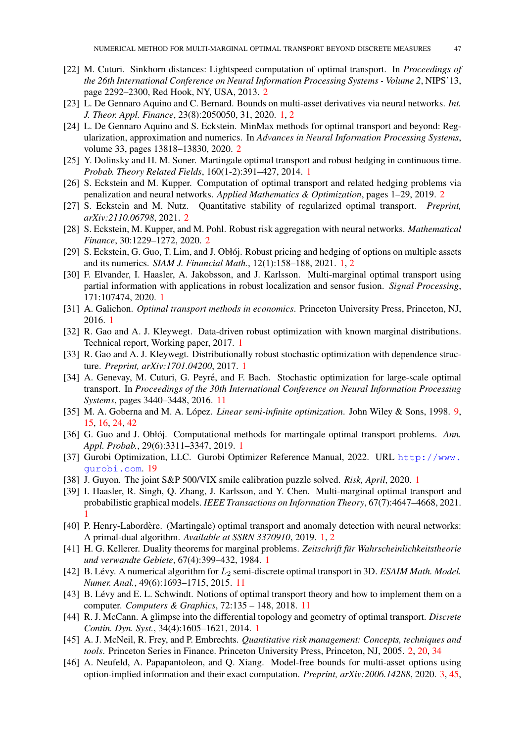[22] M. Cuturi. Sinkhorn distances: Lightspeed computation of optimal transport. In *Proceedings of the 26th International Conference on Neural Information Processing Systems - Volume 2*, NIPS'13, page 2292–2300, Red Hook, NY, USA, 2013. 2

[23] L. De Gennaro Aquino and C. Bernard. Bounds on multi-asset derivatives via neural networks. *Int. J. Theor. Appl. Finance*, 23(8):2050050, 31, 2020. 1, 2

[24] L. De Gennaro Aquino and S. Eckstein. MinMax methods for optimal transport and beyond: Regularization, approximation and numerics. In *Advances in Neural Information Processing Systems*, volume 33, pages 13818–13830, 2020. 2

[25] Y. Dolinsky and H. M. Soner. Martingale optimal transport and robust hedging in continuous time. *Probab. Theory Related Fields*, 160(1-2):391–427, 2014. 1

[26] S. Eckstein and M. Kupper. Computation of optimal transport and related hedging problems via penalization and neural networks. *Applied Mathematics & Optimization*, pages 1–29, 2019. 2

[27] S. Eckstein and M. Nutz. Quantitative stability of regularized optimal transport. *Preprint, arXiv:2110.06798*, 2021. 2

[28] S. Eckstein, M. Kupper, and M. Pohl. Robust risk aggregation with neural networks. *Mathematical Finance*, 30:1229–1272, 2020. 2

[29] S. Eckstein, G. Guo, T. Lim, and J. Obłój. Robust pricing and hedging of options on multiple assets and its numerics. *SIAM J. Financial Math.*, 12(1):158–188, 2021. 1, 2

[30] F. Elvander, I. Haasler, A. Jakobsson, and J. Karlsson. Multi-marginal optimal transport using partial information with applications in robust localization and sensor fusion. *Signal Processing*, 171:107474, 2020. 1

[31] A. Galichon. *Optimal transport methods in economics*. Princeton University Press, Princeton, NJ, 2016. 1

[32] R. Gao and A. J. Kleywegt. Data-driven robust optimization with known marginal distributions. Technical report, Working paper, 2017. 1

[33] R. Gao and A. J. Kleywegt. Distributionally robust stochastic optimization with dependence structure. *Preprint, arXiv:1701.04200*, 2017. 1

[34] A. Genevay, M. Cuturi, G. Peyré, and F. Bach. Stochastic optimization for large-scale optimal transport. In *Proceedings of the 30th International Conference on Neural Information Processing Systems*, pages 3440–3448, 2016. 11

[35] M. A. Goberna and M. A. López. *Linear semi-infinite optimization*. John Wiley & Sons, 1998. 9, 15, 16, 24, 42

[36] G. Guo and J. Obłój. Computational methods for martingale optimal transport problems. *Ann. Appl. Probab.*, 29(6):3311–3347, 2019. 1

[37] Gurobi Optimization, LLC. Gurobi Optimizer Reference Manual, 2022. URL http://www.gurobi.com. 19

[38] J. Guyon. The joint S&P 500/VIX smile calibration puzzle solved. *Risk, April*, 2020. 1

[39] I. Haasler, R. Singh, Q. Zhang, J. Karlsson, and Y. Chen. Multi-marginal optimal transport and probabilistic graphical models. *IEEE Transactions on Information Theory*, 67(7):4647–4668, 2021. 1

[40] P. Henry-Labordère. (Martingale) optimal transport and anomaly detection with neural networks: A primal-dual algorithm. *Available at SSRN 3370910*, 2019. 1, 2

[41] H. G. Kellerer. Duality theorems for marginal problems. *Zeitschrift für Wahrscheinlichkeitstheorie und verwandte Gebiete*, 67(4):399–432, 1984. 1

[42] B. Lévy. A numerical algorithm for $L_2$ semi-discrete optimal transport in 3D. *ESAIM Math. Model. Numer. Anal.*, 49(6):1693–1715, 2015. 11

[43] B. Lévy and E. L. Schwindt. Notions of optimal transport theory and how to implement them on a computer. *Computers & Graphics*, 72:135 – 148, 2018. 11

[44] R. J. McCann. A glimpse into the differential topology and geometry of optimal transport. *Discrete Contin. Dyn. Syst.*, 34(4):1605–1621, 2014. 1

[45] A. J. McNeil, R. Frey, and P. Embrechts. *Quantitative risk management: Concepts, techniques and tools*. Princeton Series in Finance. Princeton University Press, Princeton, NJ, 2005. 2, 20, 34

[46] A. Neufeld, A. Papapantoleon, and Q. Xiang. Model-free bounds for multi-asset options using option-implied information and their exact computation. *Preprint, arXiv:2006.14288*, 2020. 3, 45,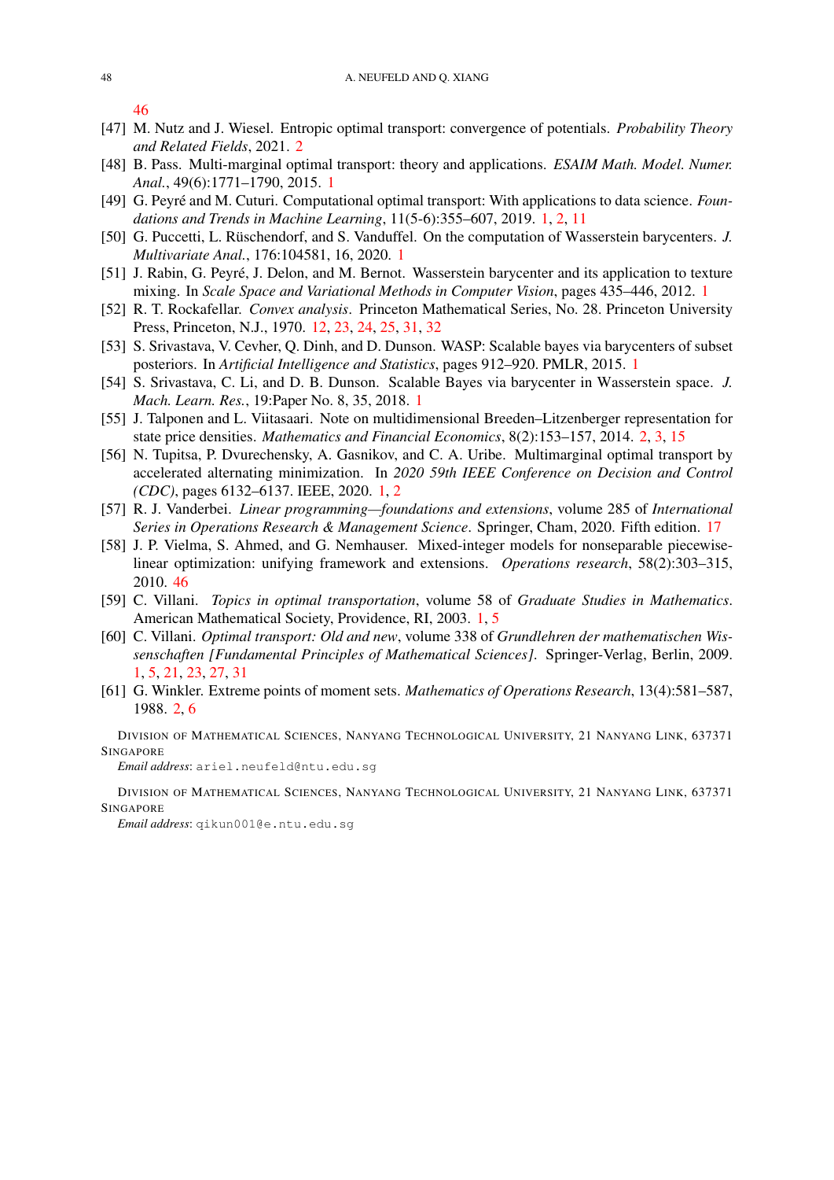46

[47] M. Nutz and J. Wiesel. Entropic optimal transport: convergence of potentials. *Probability Theory and Related Fields*, 2021. 2

[48] B. Pass. Multi-marginal optimal transport: theory and applications. *ESAIM Math. Model. Numer. Anal.*, 49(6):1771–1790, 2015. 1

[49] G. Peyré and M. Cuturi. Computational optimal transport: With applications to data science. *Foundations and Trends in Machine Learning*, 11(5-6):355–607, 2019. 1, 2, 11

[50] G. Puccetti, L. Rüschendorf, and S. Vanduffel. On the computation of Wasserstein barycenters. *J. Multivariate Anal.*, 176:104581, 16, 2020. 1

[51] J. Rabin, G. Peyré, J. Delon, and M. Bernot. Wasserstein barycenter and its application to texture mixing. In *Scale Space and Variational Methods in Computer Vision*, pages 435–446, 2012. 1

[52] R. T. Rockafellar. *Convex analysis*. Princeton Mathematical Series, No. 28. Princeton University Press, Princeton, N.J., 1970. 12, 23, 24, 25, 31, 32

[53] S. Srivastava, V. Cevher, Q. Dinh, and D. Dunson. WASP: Scalable bayes via barycenters of subset posteriors. In *Artificial Intelligence and Statistics*, pages 912–920. PMLR, 2015. 1

[54] S. Srivastava, C. Li, and D. B. Dunson. Scalable Bayes via barycenter in Wasserstein space. *J. Mach. Learn. Res.*, 19:Paper No. 8, 35, 2018. 1

[55] J. Talponen and L. Viitasaari. Note on multidimensional Breeden–Litzenberger representation for state price densities. *Mathematics and Financial Economics*, 8(2):153–157, 2014. 2, 3, 15

[56] N. Tupitsa, P. Dvurechensky, A. Gasnikov, and C. A. Uribe. Multimarginal optimal transport by accelerated alternating minimization. In *2020 59th IEEE Conference on Decision and Control (CDC)*, pages 6132–6137. IEEE, 2020. 1, 2

[57] R. J. Vanderbei. *Linear programming—foundations and extensions*, volume 285 of *International Series in Operations Research & Management Science*. Springer, Cham, 2020. Fifth edition. 17

[58] J. P. Vielma, S. Ahmed, and G. Nemhauser. Mixed-integer models for nonseparable piecewise-linear optimization: unifying framework and extensions. *Operations research*, 58(2):303–315, 2010. 46

[59] C. Villani. *Topics in optimal transportation*, volume 58 of *Graduate Studies in Mathematics*. American Mathematical Society, Providence, RI, 2003. 1, 5

[60] C. Villani. *Optimal transport: Old and new*, volume 338 of *Grundlehren der mathematischen Wissenschaften [Fundamental Principles of Mathematical Sciences]*. Springer-Verlag, Berlin, 2009. 1, 5, 21, 23, 27, 31

[61] G. Winkler. Extreme points of moment sets. *Mathematics of Operations Research*, 13(4):581–587, 1988. 2, 6

Division of Mathematical Sciences, Nanyang Technological University, 21 Nanyang Link, 637371 Singapore
*Email address*: ariel.neufeld@ntu.edu.sg

Division of Mathematical Sciences, Nanyang Technological University, 21 Nanyang Link, 637371 Singapore
*Email address*: qikun001@e.ntu.edu.sg